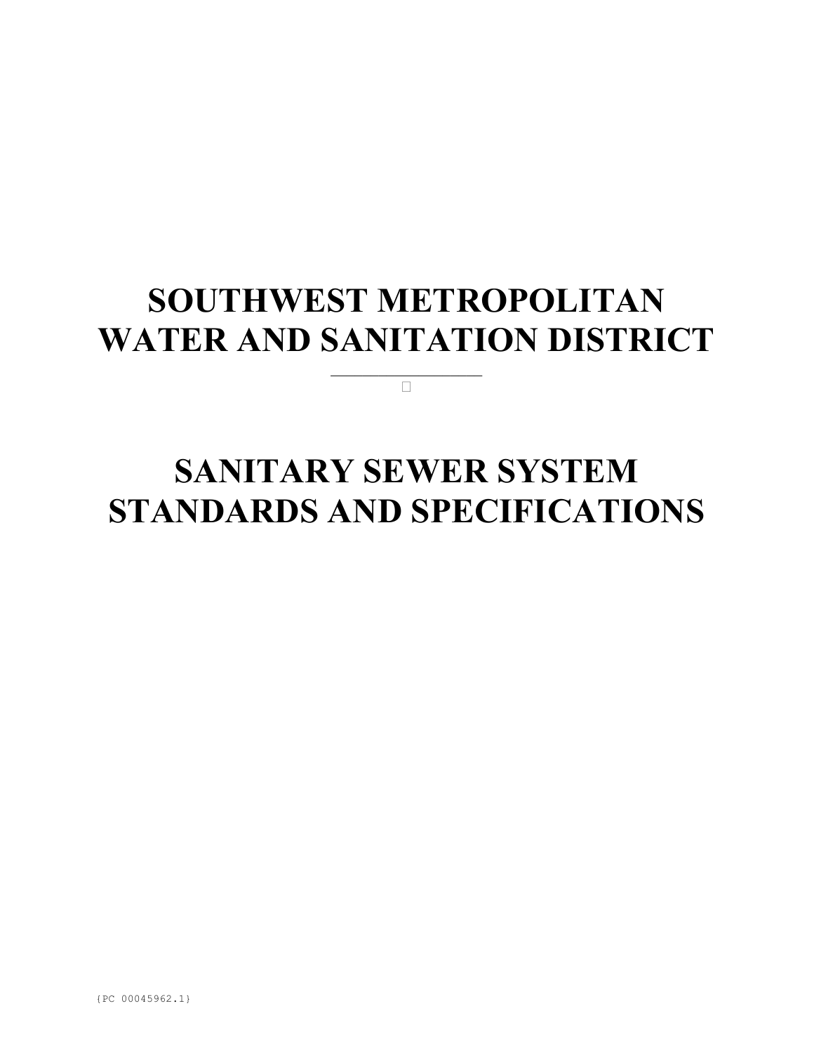# SOUTHWEST METROPOLITAN WATER AND SANITATION DISTRICT

---

# SANITARY SEWER SYSTEM STANDARDS AND SPECIFICATIONS

{PC 00045962.1}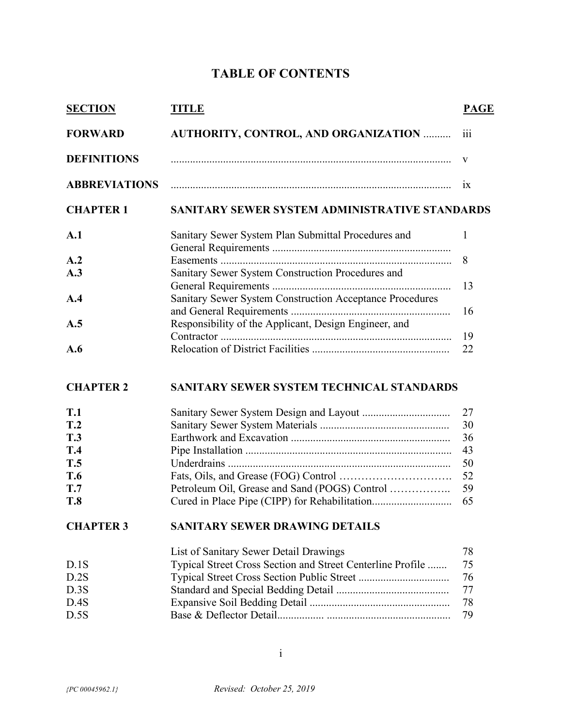# TABLE OF CONTENTS

| SECTION | TITLE | PAGE |
|---|---|---|
| **FORWARD** | **AUTHORITY, CONTROL, AND ORGANIZATION** .......... | iii |
| **DEFINITIONS** | ...................................................................................................... | v |
| **ABBREVIATIONS** | ...................................................................................................... | ix |
| **CHAPTER 1** | **SANITARY SEWER SYSTEM ADMINISTRATIVE STANDARDS** | |
| **A.1** | Sanitary Sewer System Plan Submittal Procedures and General Requirements ................................................................ | 1 |
| **A.2** | Easements .................................................................................... | 8 |
| **A.3** | Sanitary Sewer System Construction Procedures and General Requirements ................................................................ | 13 |
| **A.4** | Sanitary Sewer System Construction Acceptance Procedures and General Requirements .......................................................... | 16 |
| **A.5** | Responsibility of the Applicant, Design Engineer, and Contractor .................................................................................... | 19 |
| **A.6** | Relocation of District Facilities ................................................. | 22 |
| **CHAPTER 2** | **SANITARY SEWER SYSTEM TECHNICAL STANDARDS** | |
| **T.1** | Sanitary Sewer System Design and Layout ............................... | 27 |
| **T.2** | Sanitary Sewer System Materials .............................................. | 30 |
| **T.3** | Earthwork and Excavation ......................................................... | 36 |
| **T.4** | Pipe Installation .......................................................................... | 43 |
| **T.5** | Underdrains ................................................................................. | 50 |
| **T.6** | Fats, Oils, and Grease (FOG) Control …………………………. | 52 |
| **T.7** | Petroleum Oil, Grease and Sand (POGS) Control …………….. | 59 |
| **T.8** | Cured in Place Pipe (CIPP) for Rehabilitation............................ | 65 |
| **CHAPTER 3** | **SANITARY SEWER DRAWING DETAILS** | |
| | List of Sanitary Sewer Detail Drawings | 78 |
| D.1S | Typical Street Cross Section and Street Centerline Profile ....... | 75 |
| D.2S | Typical Street Cross Section Public Street ................................ | 76 |
| D.3S | Standard and Special Bedding Detail ........................................ | 77 |
| D.4S | Expansive Soil Bedding Detail .................................................. | 78 |
| D.5S | Base & Deflector Detail................ ............................................ | 79 |

*{PC 00045962.1}* *Revised: October 25, 2019*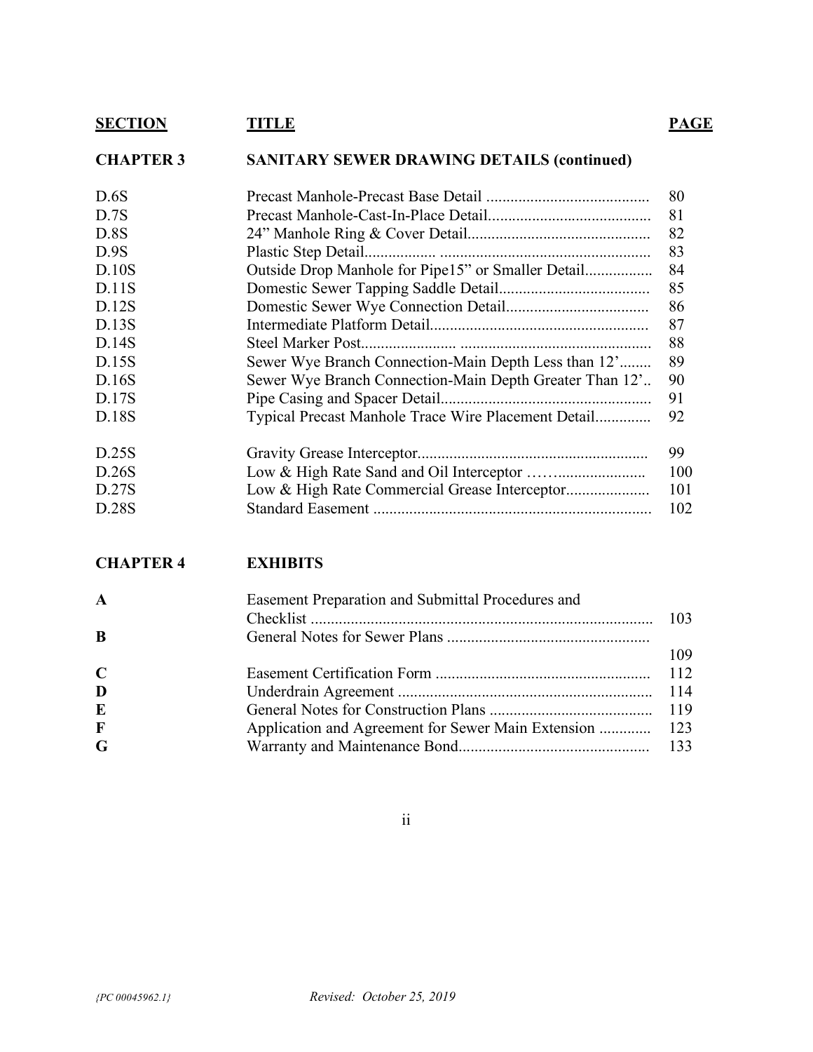| SECTION | TITLE | PAGE |
|---|---|---|
| **CHAPTER 3** | **SANITARY SEWER DRAWING DETAILS (continued)** | |
| D.6S | Precast Manhole-Precast Base Detail | 80 |
| D.7S | Precast Manhole-Cast-In-Place Detail | 81 |
| D.8S | 24" Manhole Ring & Cover Detail | 82 |
| D.9S | Plastic Step Detail | 83 |
| D.10S | Outside Drop Manhole for Pipe15" or Smaller Detail | 84 |
| D.11S | Domestic Sewer Tapping Saddle Detail | 85 |
| D.12S | Domestic Sewer Wye Connection Detail | 86 |
| D.13S | Intermediate Platform Detail | 87 |
| D.14S | Steel Marker Post | 88 |
| D.15S | Sewer Wye Branch Connection-Main Depth Less than 12' | 89 |
| D.16S | Sewer Wye Branch Connection-Main Depth Greater Than 12' | 90 |
| D.17S | Pipe Casing and Spacer Detail | 91 |
| D.18S | Typical Precast Manhole Trace Wire Placement Detail | 92 |
| D.25S | Gravity Grease Interceptor | 99 |
| D.26S | Low & High Rate Sand and Oil Interceptor | 100 |
| D.27S | Low & High Rate Commercial Grease Interceptor | 101 |
| D.28S | Standard Easement | 102 |
| **CHAPTER 4** | **EXHIBITS** | |
| **A** | Easement Preparation and Submittal Procedures and Checklist | 103 |
| **B** | General Notes for Sewer Plans | 109 |
| **C** | Easement Certification Form | 112 |
| **D** | Underdrain Agreement | 114 |
| **E** | General Notes for Construction Plans | 119 |
| **F** | Application and Agreement for Sewer Main Extension | 123 |
| **G** | Warranty and Maintenance Bond | 133 |

*{PC 00045962.1}* *Revised: October 25, 2019*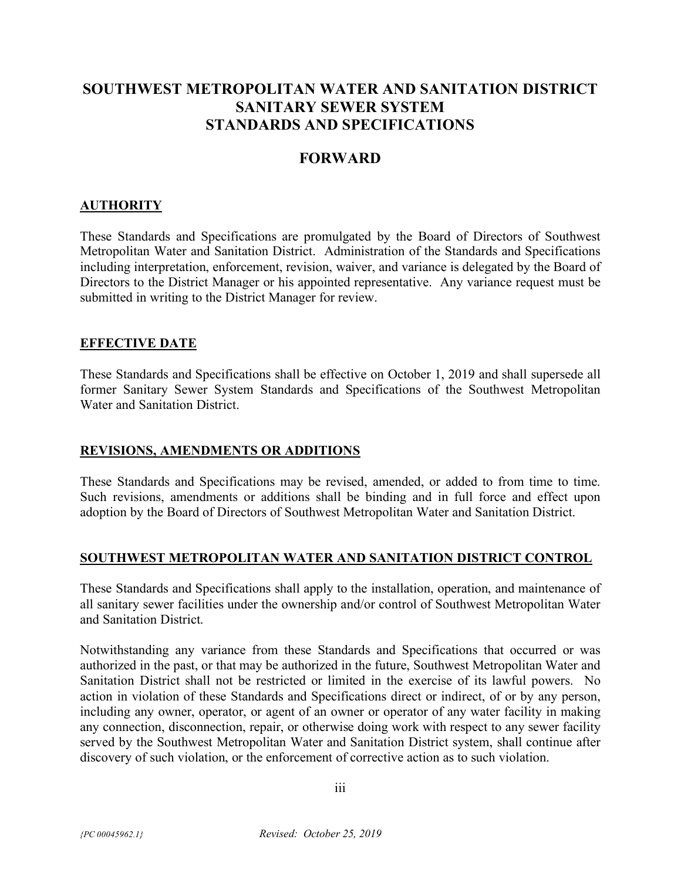# SOUTHWEST METROPOLITAN WATER AND SANITATION DISTRICT
# SANITARY SEWER SYSTEM
# STANDARDS AND SPECIFICATIONS

## FORWARD

### AUTHORITY

These Standards and Specifications are promulgated by the Board of Directors of Southwest Metropolitan Water and Sanitation District. Administration of the Standards and Specifications including interpretation, enforcement, revision, waiver, and variance is delegated by the Board of Directors to the District Manager or his appointed representative. Any variance request must be submitted in writing to the District Manager for review.

### EFFECTIVE DATE

These Standards and Specifications shall be effective on October 1, 2019 and shall supersede all former Sanitary Sewer System Standards and Specifications of the Southwest Metropolitan Water and Sanitation District.

### REVISIONS, AMENDMENTS OR ADDITIONS

These Standards and Specifications may be revised, amended, or added to from time to time. Such revisions, amendments or additions shall be binding and in full force and effect upon adoption by the Board of Directors of Southwest Metropolitan Water and Sanitation District.

### SOUTHWEST METROPOLITAN WATER AND SANITATION DISTRICT CONTROL

These Standards and Specifications shall apply to the installation, operation, and maintenance of all sanitary sewer facilities under the ownership and/or control of Southwest Metropolitan Water and Sanitation District.

Notwithstanding any variance from these Standards and Specifications that occurred or was authorized in the past, or that may be authorized in the future, Southwest Metropolitan Water and Sanitation District shall not be restricted or limited in the exercise of its lawful powers. No action in violation of these Standards and Specifications direct or indirect, of or by any person, including any owner, operator, or agent of an owner or operator of any water facility in making any connection, disconnection, repair, or otherwise doing work with respect to any sewer facility served by the Southwest Metropolitan Water and Sanitation District system, shall continue after discovery of such violation, or the enforcement of corrective action as to such violation.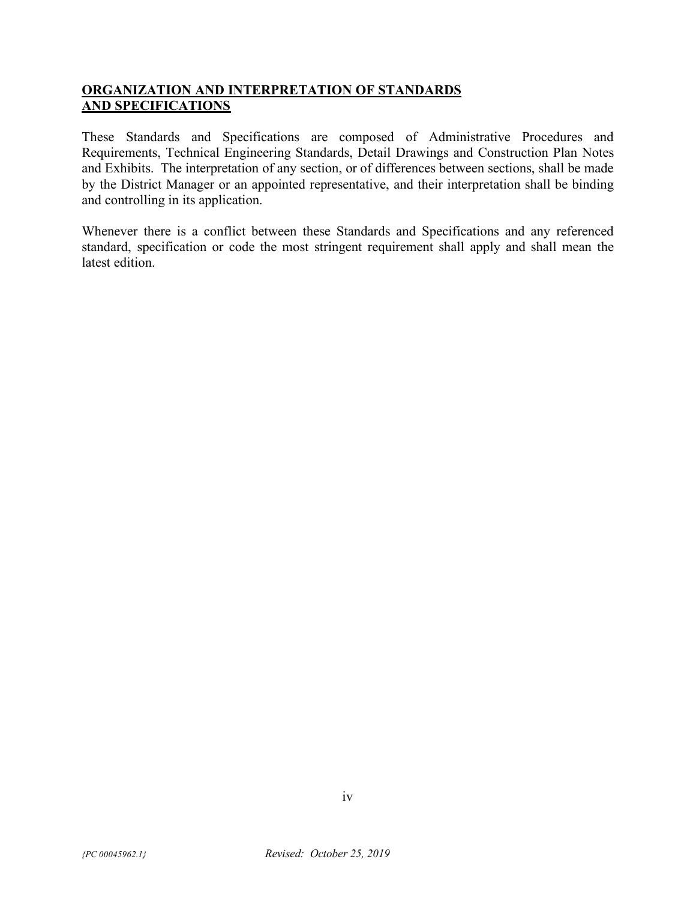## **ORGANIZATION AND INTERPRETATION OF STANDARDS AND SPECIFICATIONS**

These Standards and Specifications are composed of Administrative Procedures and Requirements, Technical Engineering Standards, Detail Drawings and Construction Plan Notes and Exhibits. The interpretation of any section, or of differences between sections, shall be made by the District Manager or an appointed representative, and their interpretation shall be binding and controlling in its application.

Whenever there is a conflict between these Standards and Specifications and any referenced standard, specification or code the most stringent requirement shall apply and shall mean the latest edition.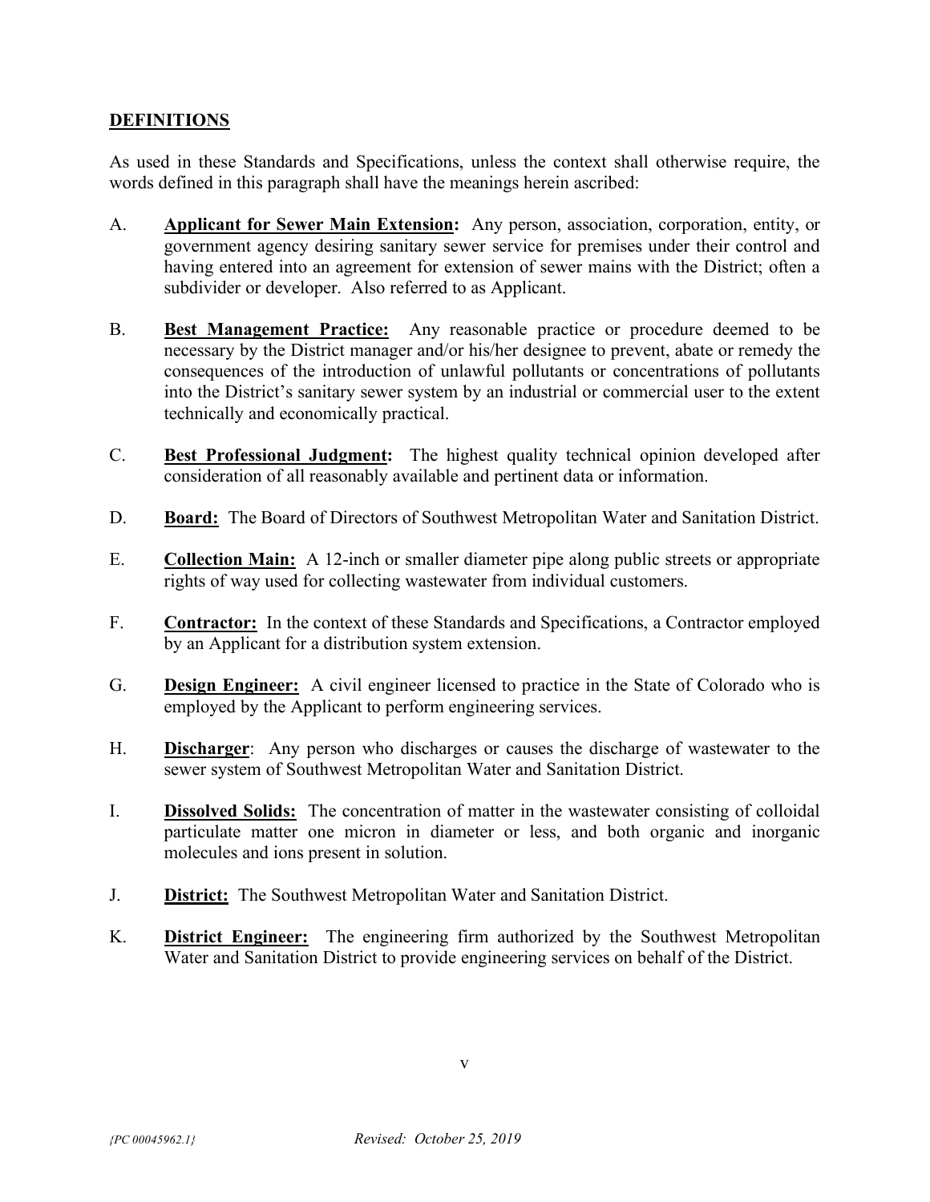## DEFINITIONS

As used in these Standards and Specifications, unless the context shall otherwise require, the words defined in this paragraph shall have the meanings herein ascribed:

A. **Applicant for Sewer Main Extension:** Any person, association, corporation, entity, or government agency desiring sanitary sewer service for premises under their control and having entered into an agreement for extension of sewer mains with the District; often a subdivider or developer. Also referred to as Applicant.

B. **Best Management Practice:** Any reasonable practice or procedure deemed to be necessary by the District manager and/or his/her designee to prevent, abate or remedy the consequences of the introduction of unlawful pollutants or concentrations of pollutants into the District's sanitary sewer system by an industrial or commercial user to the extent technically and economically practical.

C. **Best Professional Judgment:** The highest quality technical opinion developed after consideration of all reasonably available and pertinent data or information.

D. **Board:** The Board of Directors of Southwest Metropolitan Water and Sanitation District.

E. **Collection Main:** A 12-inch or smaller diameter pipe along public streets or appropriate rights of way used for collecting wastewater from individual customers.

F. **Contractor:** In the context of these Standards and Specifications, a Contractor employed by an Applicant for a distribution system extension.

G. **Design Engineer:** A civil engineer licensed to practice in the State of Colorado who is employed by the Applicant to perform engineering services.

H. **Discharger**: Any person who discharges or causes the discharge of wastewater to the sewer system of Southwest Metropolitan Water and Sanitation District.

I. **Dissolved Solids:** The concentration of matter in the wastewater consisting of colloidal particulate matter one micron in diameter or less, and both organic and inorganic molecules and ions present in solution.

J. **District:** The Southwest Metropolitan Water and Sanitation District.

K. **District Engineer:** The engineering firm authorized by the Southwest Metropolitan Water and Sanitation District to provide engineering services on behalf of the District.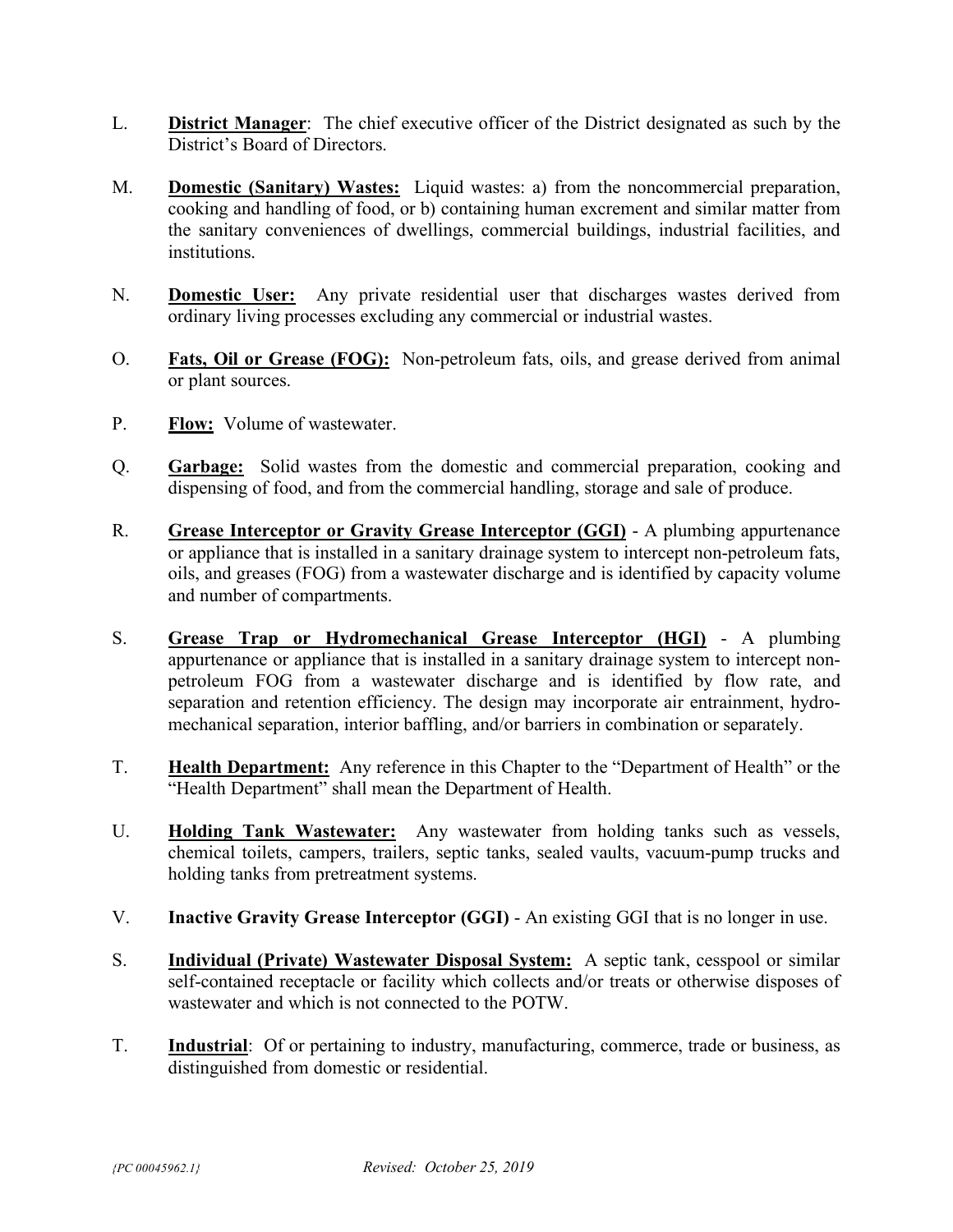L. **<u>District Manager</u>**: The chief executive officer of the District designated as such by the District's Board of Directors.

M. **<u>Domestic (Sanitary) Wastes:</u>** Liquid wastes: a) from the noncommercial preparation, cooking and handling of food, or b) containing human excrement and similar matter from the sanitary conveniences of dwellings, commercial buildings, industrial facilities, and institutions.

N. **<u>Domestic User:</u>** Any private residential user that discharges wastes derived from ordinary living processes excluding any commercial or industrial wastes.

O. **<u>Fats, Oil or Grease (FOG):</u>** Non-petroleum fats, oils, and grease derived from animal or plant sources.

P. **<u>Flow:</u>** Volume of wastewater.

Q. **<u>Garbage:</u>** Solid wastes from the domestic and commercial preparation, cooking and dispensing of food, and from the commercial handling, storage and sale of produce.

R. **<u>Grease Interceptor or Gravity Grease Interceptor (GGI)</u>** - A plumbing appurtenance or appliance that is installed in a sanitary drainage system to intercept non-petroleum fats, oils, and greases (FOG) from a wastewater discharge and is identified by capacity volume and number of compartments.

S. **<u>Grease Trap or Hydromechanical Grease Interceptor (HGI)</u>** - A plumbing appurtenance or appliance that is installed in a sanitary drainage system to intercept non-petroleum FOG from a wastewater discharge and is identified by flow rate, and separation and retention efficiency. The design may incorporate air entrainment, hydro-mechanical separation, interior baffling, and/or barriers in combination or separately.

T. **<u>Health Department:</u>** Any reference in this Chapter to the "Department of Health" or the "Health Department" shall mean the Department of Health.

U. **<u>Holding Tank Wastewater:</u>** Any wastewater from holding tanks such as vessels, chemical toilets, campers, trailers, septic tanks, sealed vaults, vacuum-pump trucks and holding tanks from pretreatment systems.

V. **Inactive Gravity Grease Interceptor (GGI)** - An existing GGI that is no longer in use.

S. **<u>Individual (Private) Wastewater Disposal System:</u>** A septic tank, cesspool or similar self-contained receptacle or facility which collects and/or treats or otherwise disposes of wastewater and which is not connected to the POTW.

T. **<u>Industrial</u>**: Of or pertaining to industry, manufacturing, commerce, trade or business, as distinguished from domestic or residential.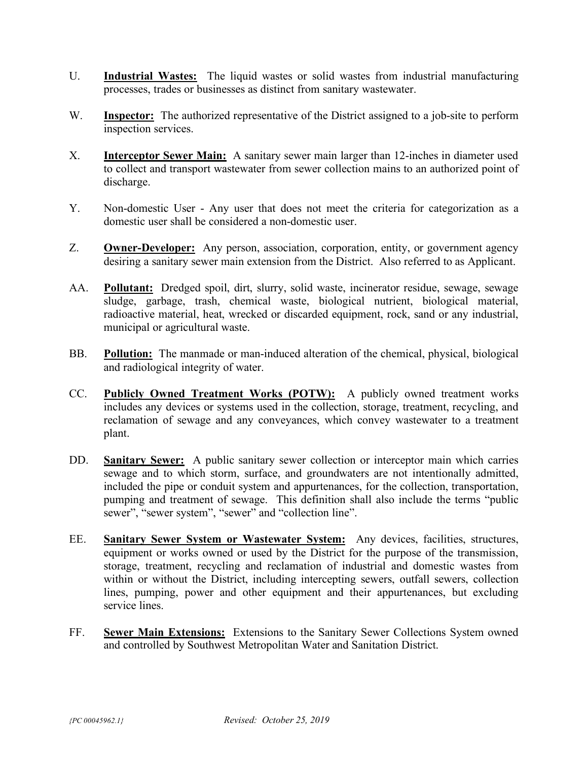U. **Industrial Wastes:** The liquid wastes or solid wastes from industrial manufacturing processes, trades or businesses as distinct from sanitary wastewater.

W. **Inspector:** The authorized representative of the District assigned to a job-site to perform inspection services.

X. **Interceptor Sewer Main:** A sanitary sewer main larger than 12-inches in diameter used to collect and transport wastewater from sewer collection mains to an authorized point of discharge.

Y. Non-domestic User - Any user that does not meet the criteria for categorization as a domestic user shall be considered a non-domestic user.

Z. **Owner-Developer:** Any person, association, corporation, entity, or government agency desiring a sanitary sewer main extension from the District. Also referred to as Applicant.

AA. **Pollutant:** Dredged spoil, dirt, slurry, solid waste, incinerator residue, sewage, sewage sludge, garbage, trash, chemical waste, biological nutrient, biological material, radioactive material, heat, wrecked or discarded equipment, rock, sand or any industrial, municipal or agricultural waste.

BB. **Pollution:** The manmade or man-induced alteration of the chemical, physical, biological and radiological integrity of water.

CC. **Publicly Owned Treatment Works (POTW):** A publicly owned treatment works includes any devices or systems used in the collection, storage, treatment, recycling, and reclamation of sewage and any conveyances, which convey wastewater to a treatment plant.

DD. **Sanitary Sewer:** A public sanitary sewer collection or interceptor main which carries sewage and to which storm, surface, and groundwaters are not intentionally admitted, included the pipe or conduit system and appurtenances, for the collection, transportation, pumping and treatment of sewage. This definition shall also include the terms "public sewer", "sewer system", "sewer" and "collection line".

EE. **Sanitary Sewer System or Wastewater System:** Any devices, facilities, structures, equipment or works owned or used by the District for the purpose of the transmission, storage, treatment, recycling and reclamation of industrial and domestic wastes from within or without the District, including intercepting sewers, outfall sewers, collection lines, pumping, power and other equipment and their appurtenances, but excluding service lines.

FF. **Sewer Main Extensions:** Extensions to the Sanitary Sewer Collections System owned and controlled by Southwest Metropolitan Water and Sanitation District.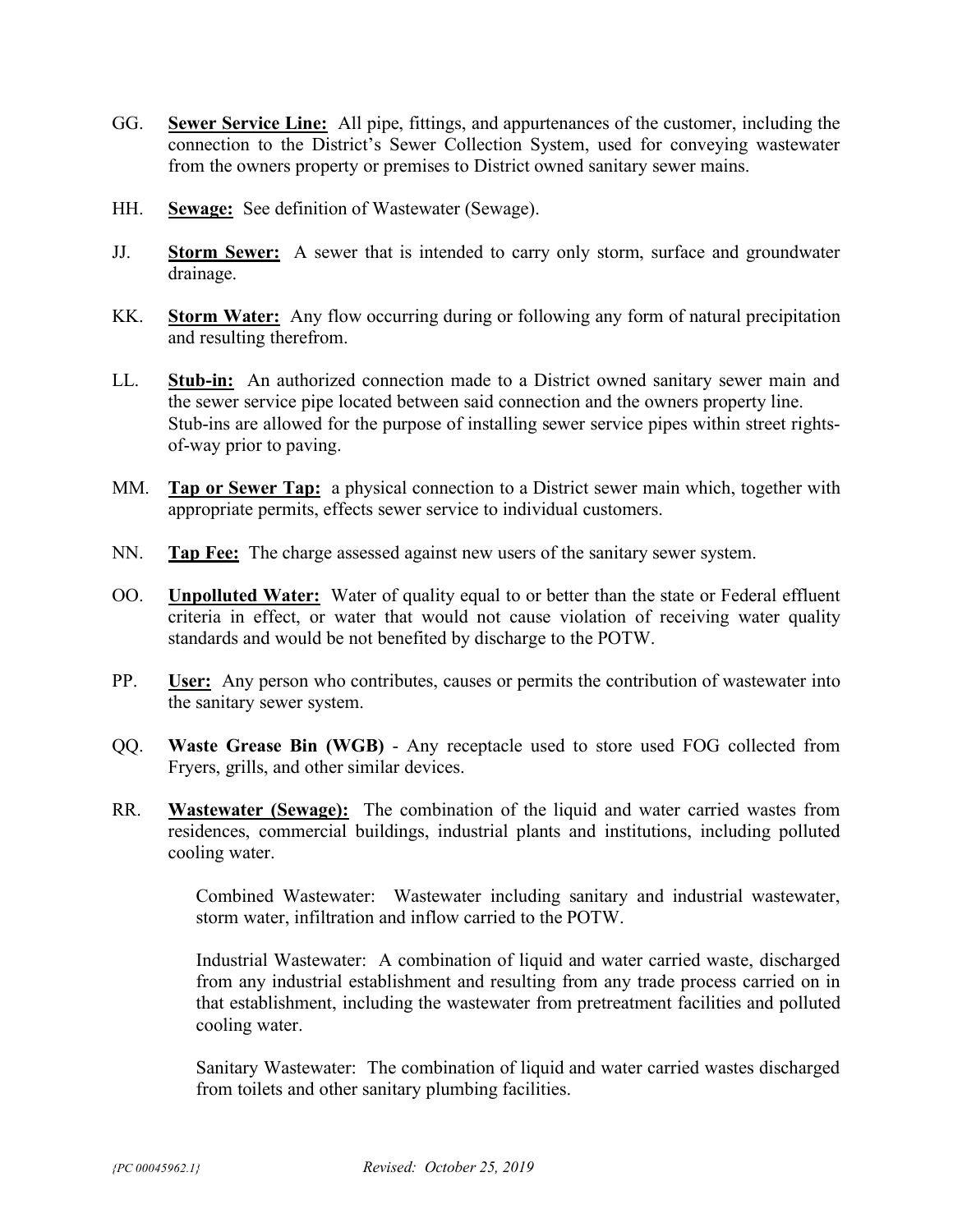GG. **<u>Sewer Service Line:</u>** All pipe, fittings, and appurtenances of the customer, including the connection to the District's Sewer Collection System, used for conveying wastewater from the owners property or premises to District owned sanitary sewer mains.

HH. **<u>Sewage:</u>** See definition of Wastewater (Sewage).

JJ. **<u>Storm Sewer:</u>** A sewer that is intended to carry only storm, surface and groundwater drainage.

KK. **<u>Storm Water:</u>** Any flow occurring during or following any form of natural precipitation and resulting therefrom.

LL. **<u>Stub-in:</u>** An authorized connection made to a District owned sanitary sewer main and the sewer service pipe located between said connection and the owners property line. Stub-ins are allowed for the purpose of installing sewer service pipes within street rights-of-way prior to paving.

MM. **<u>Tap or Sewer Tap:</u>** a physical connection to a District sewer main which, together with appropriate permits, effects sewer service to individual customers.

NN. **<u>Tap Fee:</u>** The charge assessed against new users of the sanitary sewer system.

OO. **<u>Unpolluted Water:</u>** Water of quality equal to or better than the state or Federal effluent criteria in effect, or water that would not cause violation of receiving water quality standards and would be not benefited by discharge to the POTW.

PP. **<u>User:</u>** Any person who contributes, causes or permits the contribution of wastewater into the sanitary sewer system.

QQ. **Waste Grease Bin (WGB)** - Any receptacle used to store used FOG collected from Fryers, grills, and other similar devices.

RR. **<u>Wastewater (Sewage):</u>** The combination of the liquid and water carried wastes from residences, commercial buildings, industrial plants and institutions, including polluted cooling water.

Combined Wastewater: Wastewater including sanitary and industrial wastewater, storm water, infiltration and inflow carried to the POTW.

Industrial Wastewater: A combination of liquid and water carried waste, discharged from any industrial establishment and resulting from any trade process carried on in that establishment, including the wastewater from pretreatment facilities and polluted cooling water.

Sanitary Wastewater: The combination of liquid and water carried wastes discharged from toilets and other sanitary plumbing facilities.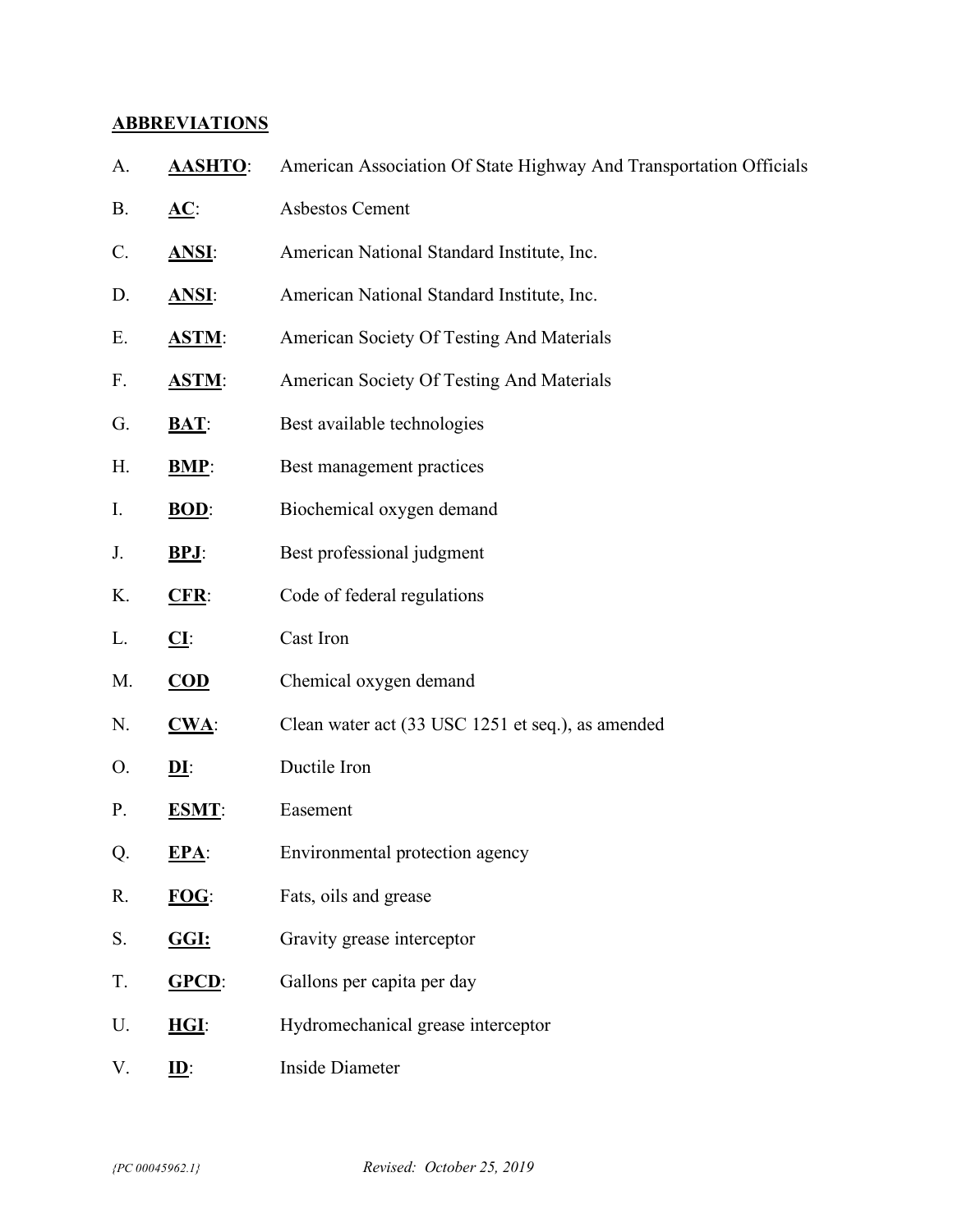## ABBREVIATIONS

A. **AASHTO**: American Association Of State Highway And Transportation Officials

B. **AC**: Asbestos Cement

C. **ANSI**: American National Standard Institute, Inc.

D. **ANSI**: American National Standard Institute, Inc.

E. **ASTM**: American Society Of Testing And Materials

F. **ASTM**: American Society Of Testing And Materials

G. **BAT**: Best available technologies

H. **BMP**: Best management practices

I. **BOD**: Biochemical oxygen demand

J. **BPJ**: Best professional judgment

K. **CFR**: Code of federal regulations

L. **CI**: Cast Iron

M. **COD** Chemical oxygen demand

N. **CWA**: Clean water act (33 USC 1251 et seq.), as amended

O. **DI**: Ductile Iron

P. **ESMT**: Easement

Q. **EPA**: Environmental protection agency

R. **FOG**: Fats, oils and grease

S. **GGI:** Gravity grease interceptor

T. **GPCD**: Gallons per capita per day

U. **HGI**: Hydromechanical grease interceptor

V. **ID**: Inside Diameter

*{PC 00045962.1}* *Revised: October 25, 2019*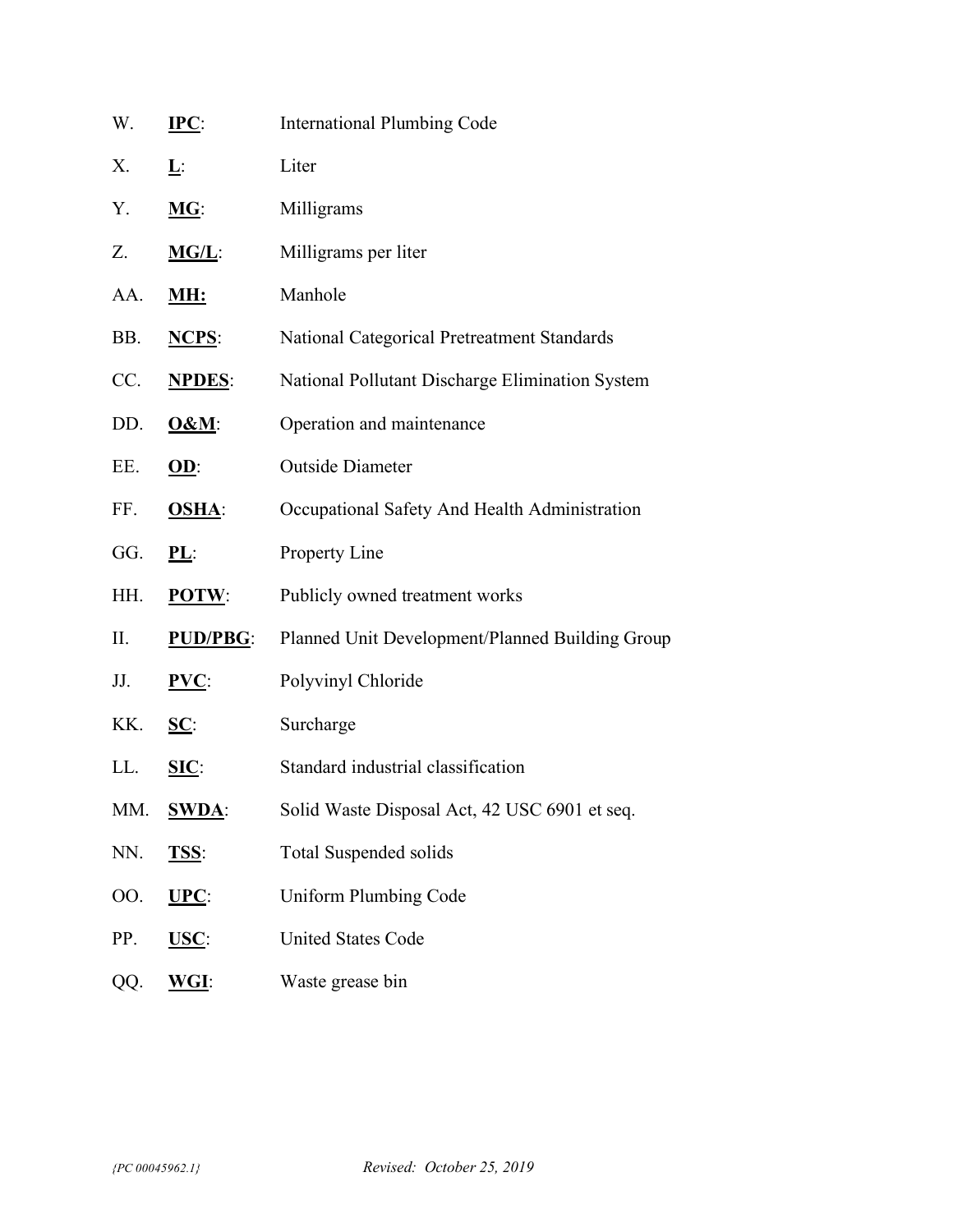W. **IPC**: International Plumbing Code

X. **L**: Liter

Y. **MG**: Milligrams

Z. **MG/L**: Milligrams per liter

AA. **MH:** Manhole

BB. **NCPS**: National Categorical Pretreatment Standards

CC. **NPDES**: National Pollutant Discharge Elimination System

DD. **O&M**: Operation and maintenance

EE. **OD**: Outside Diameter

FF. **OSHA**: Occupational Safety And Health Administration

GG. **PL**: Property Line

HH. **POTW**: Publicly owned treatment works

II. **PUD/PBG**: Planned Unit Development/Planned Building Group

JJ. **PVC**: Polyvinyl Chloride

KK. **SC**: Surcharge

LL. **SIC**: Standard industrial classification

MM. **SWDA**: Solid Waste Disposal Act, 42 USC 6901 et seq.

NN. **TSS**: Total Suspended solids

OO. **UPC**: Uniform Plumbing Code

PP. **USC**: United States Code

QQ. **WGI**: Waste grease bin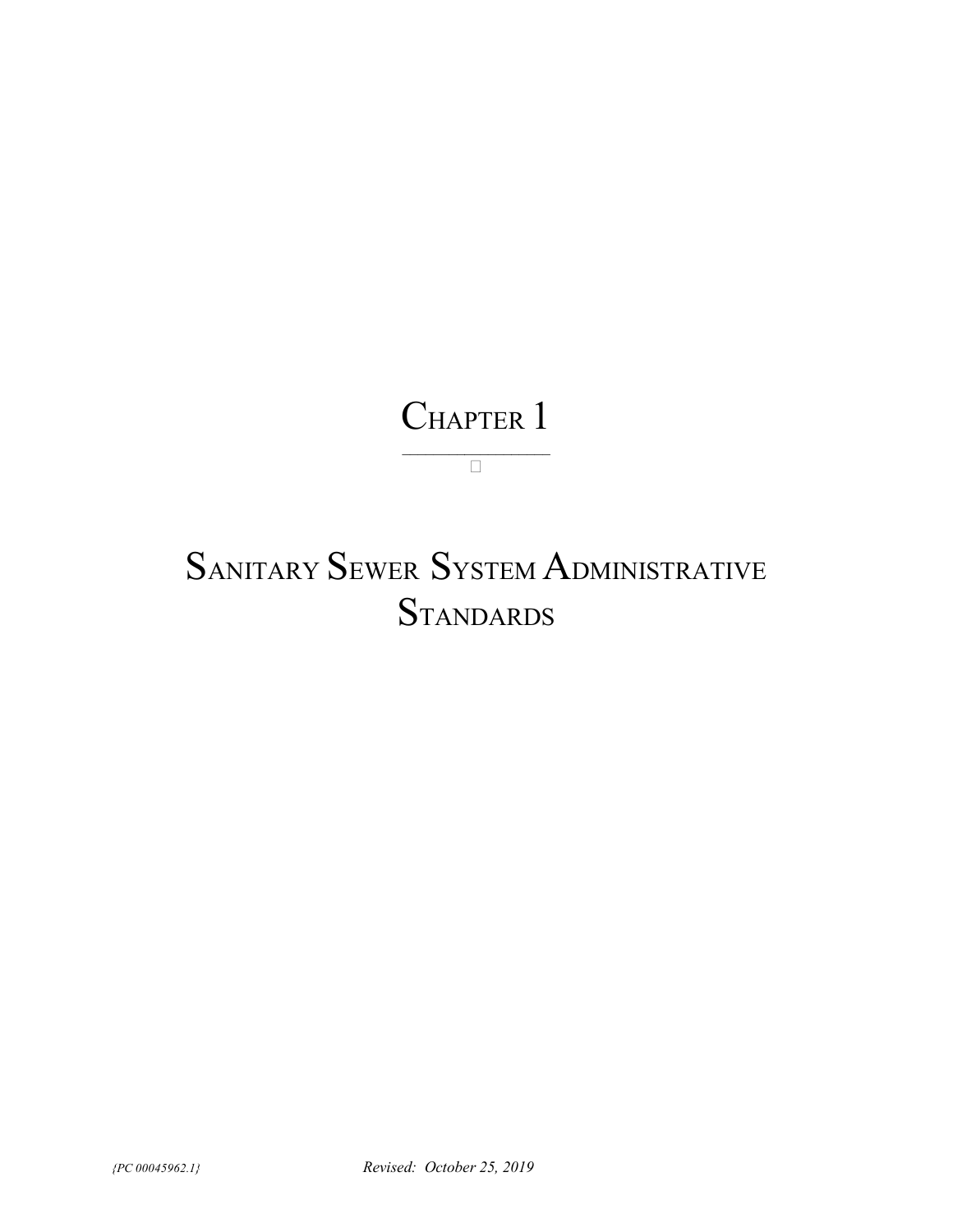# Chapter 1

# Sanitary Sewer System Administrative Standards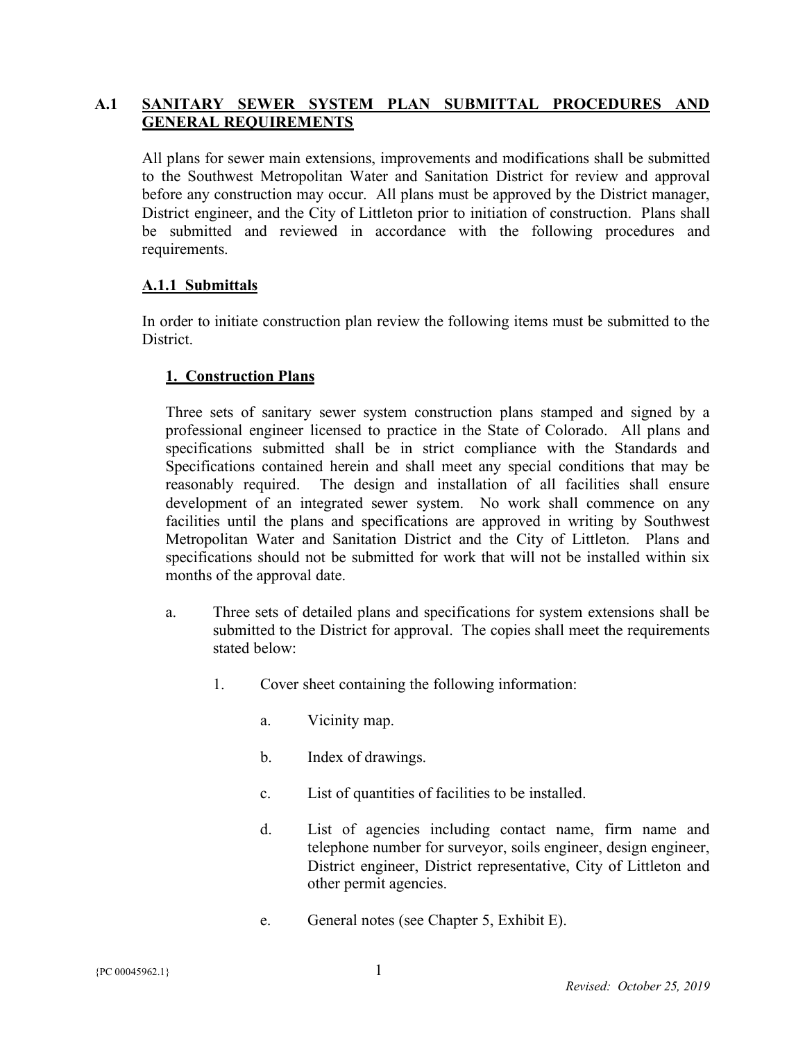## A.1 SANITARY SEWER SYSTEM PLAN SUBMITTAL PROCEDURES AND GENERAL REQUIREMENTS

All plans for sewer main extensions, improvements and modifications shall be submitted to the Southwest Metropolitan Water and Sanitation District for review and approval before any construction may occur. All plans must be approved by the District manager, District engineer, and the City of Littleton prior to initiation of construction. Plans shall be submitted and reviewed in accordance with the following procedures and requirements.

### A.1.1 Submittals

In order to initiate construction plan review the following items must be submitted to the District.

#### 1. Construction Plans

Three sets of sanitary sewer system construction plans stamped and signed by a professional engineer licensed to practice in the State of Colorado. All plans and specifications submitted shall be in strict compliance with the Standards and Specifications contained herein and shall meet any special conditions that may be reasonably required. The design and installation of all facilities shall ensure development of an integrated sewer system. No work shall commence on any facilities until the plans and specifications are approved in writing by Southwest Metropolitan Water and Sanitation District and the City of Littleton. Plans and specifications should not be submitted for work that will not be installed within six months of the approval date.

a. Three sets of detailed plans and specifications for system extensions shall be submitted to the District for approval. The copies shall meet the requirements stated below:

1. Cover sheet containing the following information:

   a. Vicinity map.

   b. Index of drawings.

   c. List of quantities of facilities to be installed.

   d. List of agencies including contact name, firm name and telephone number for surveyor, soils engineer, design engineer, District engineer, District representative, City of Littleton and other permit agencies.

   e. General notes (see Chapter 5, Exhibit E).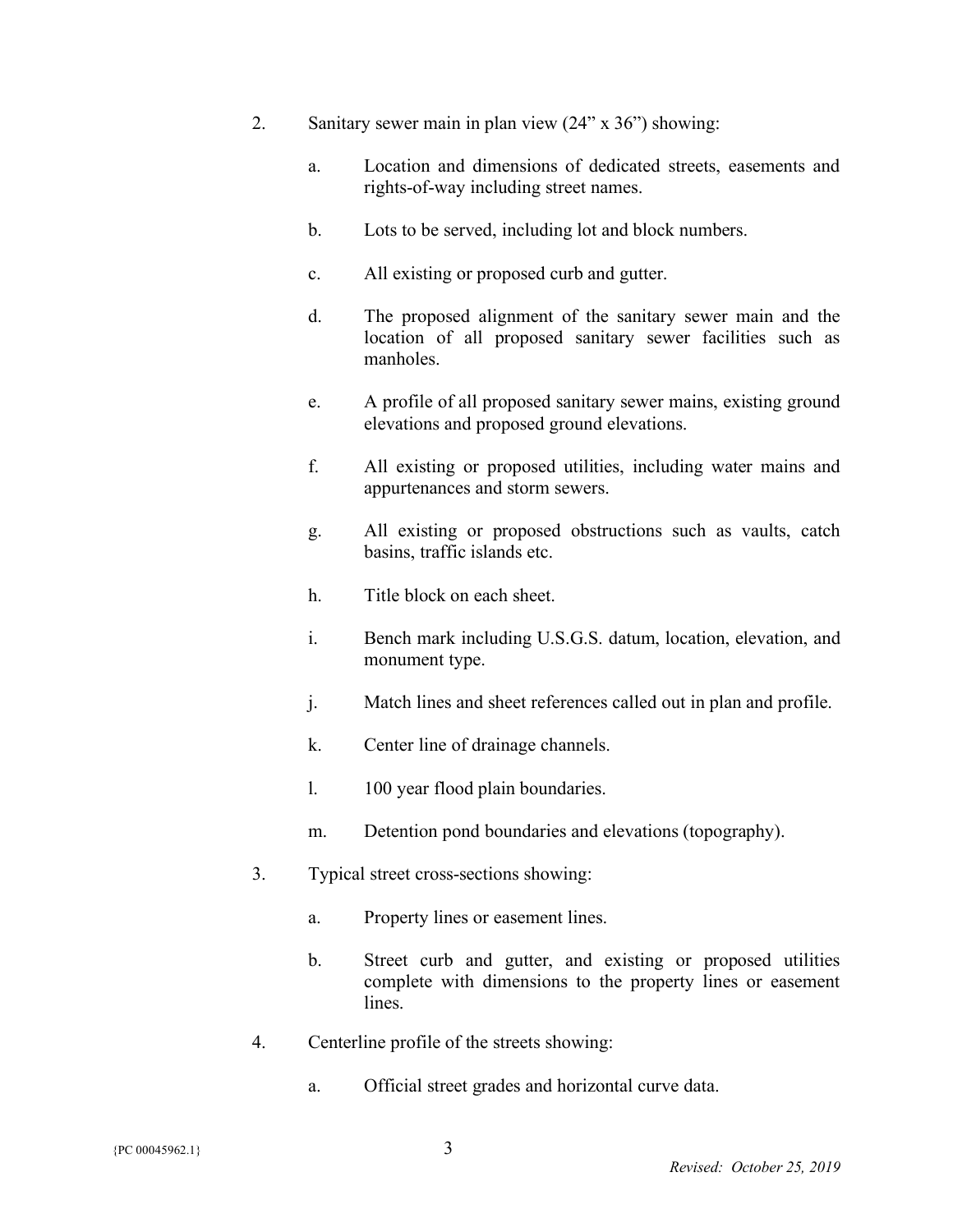2. Sanitary sewer main in plan view (24" x 36") showing:

   a. Location and dimensions of dedicated streets, easements and rights-of-way including street names.

   b. Lots to be served, including lot and block numbers.

   c. All existing or proposed curb and gutter.

   d. The proposed alignment of the sanitary sewer main and the location of all proposed sanitary sewer facilities such as manholes.

   e. A profile of all proposed sanitary sewer mains, existing ground elevations and proposed ground elevations.

   f. All existing or proposed utilities, including water mains and appurtenances and storm sewers.

   g. All existing or proposed obstructions such as vaults, catch basins, traffic islands etc.

   h. Title block on each sheet.

   i. Bench mark including U.S.G.S. datum, location, elevation, and monument type.

   j. Match lines and sheet references called out in plan and profile.

   k. Center line of drainage channels.

   l. 100 year flood plain boundaries.

   m. Detention pond boundaries and elevations (topography).

3. Typical street cross-sections showing:

   a. Property lines or easement lines.

   b. Street curb and gutter, and existing or proposed utilities complete with dimensions to the property lines or easement lines.

4. Centerline profile of the streets showing:

   a. Official street grades and horizontal curve data.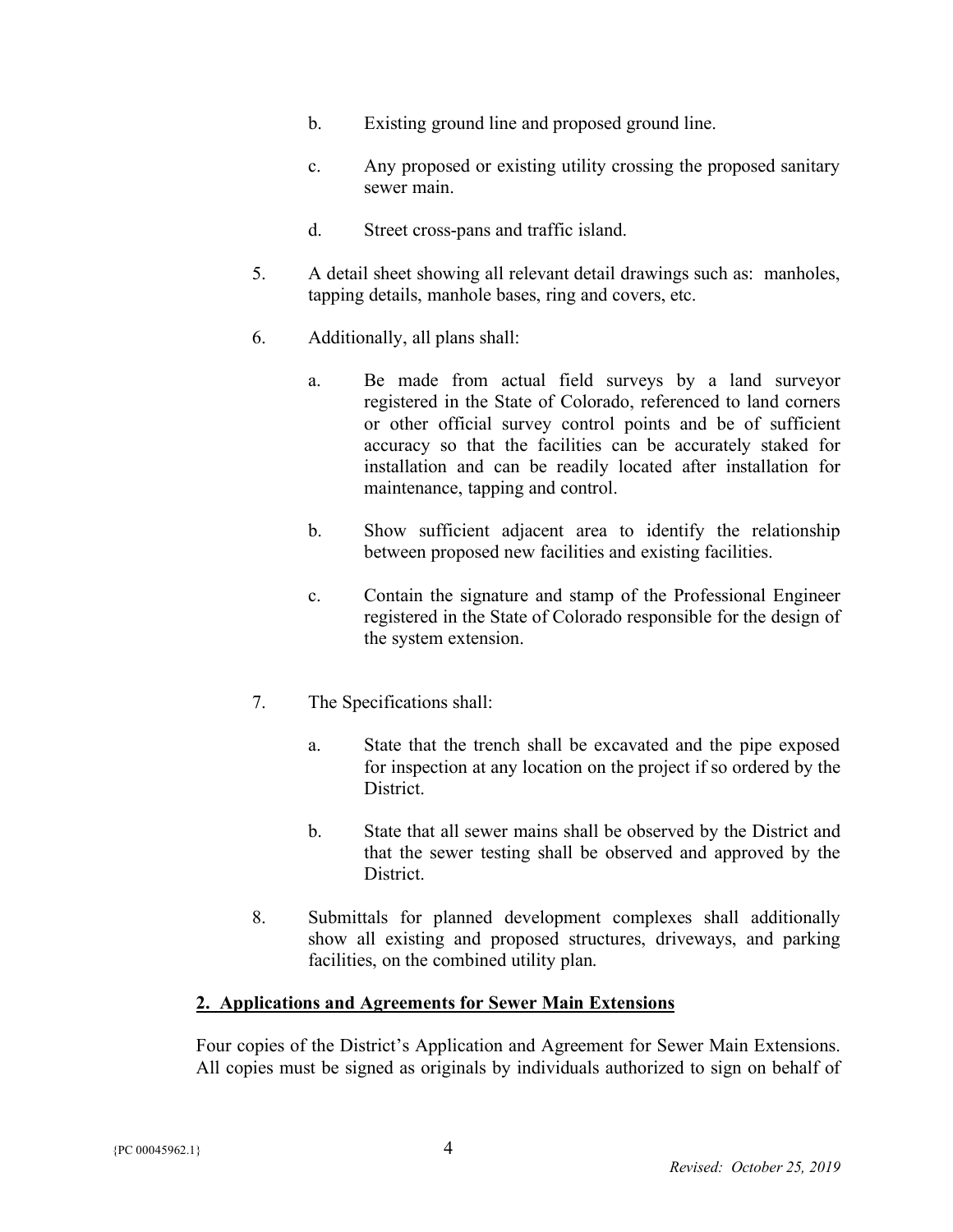b. Existing ground line and proposed ground line.

c. Any proposed or existing utility crossing the proposed sanitary sewer main.

d. Street cross-pans and traffic island.

5. A detail sheet showing all relevant detail drawings such as: manholes, tapping details, manhole bases, ring and covers, etc.

6. Additionally, all plans shall:

   a. Be made from actual field surveys by a land surveyor registered in the State of Colorado, referenced to land corners or other official survey control points and be of sufficient accuracy so that the facilities can be accurately staked for installation and can be readily located after installation for maintenance, tapping and control.

   b. Show sufficient adjacent area to identify the relationship between proposed new facilities and existing facilities.

   c. Contain the signature and stamp of the Professional Engineer registered in the State of Colorado responsible for the design of the system extension.

7. The Specifications shall:

   a. State that the trench shall be excavated and the pipe exposed for inspection at any location on the project if so ordered by the District.

   b. State that all sewer mains shall be observed by the District and that the sewer testing shall be observed and approved by the District.

8. Submittals for planned development complexes shall additionally show all existing and proposed structures, driveways, and parking facilities, on the combined utility plan.

## 2. Applications and Agreements for Sewer Main Extensions

Four copies of the District's Application and Agreement for Sewer Main Extensions. All copies must be signed as originals by individuals authorized to sign on behalf of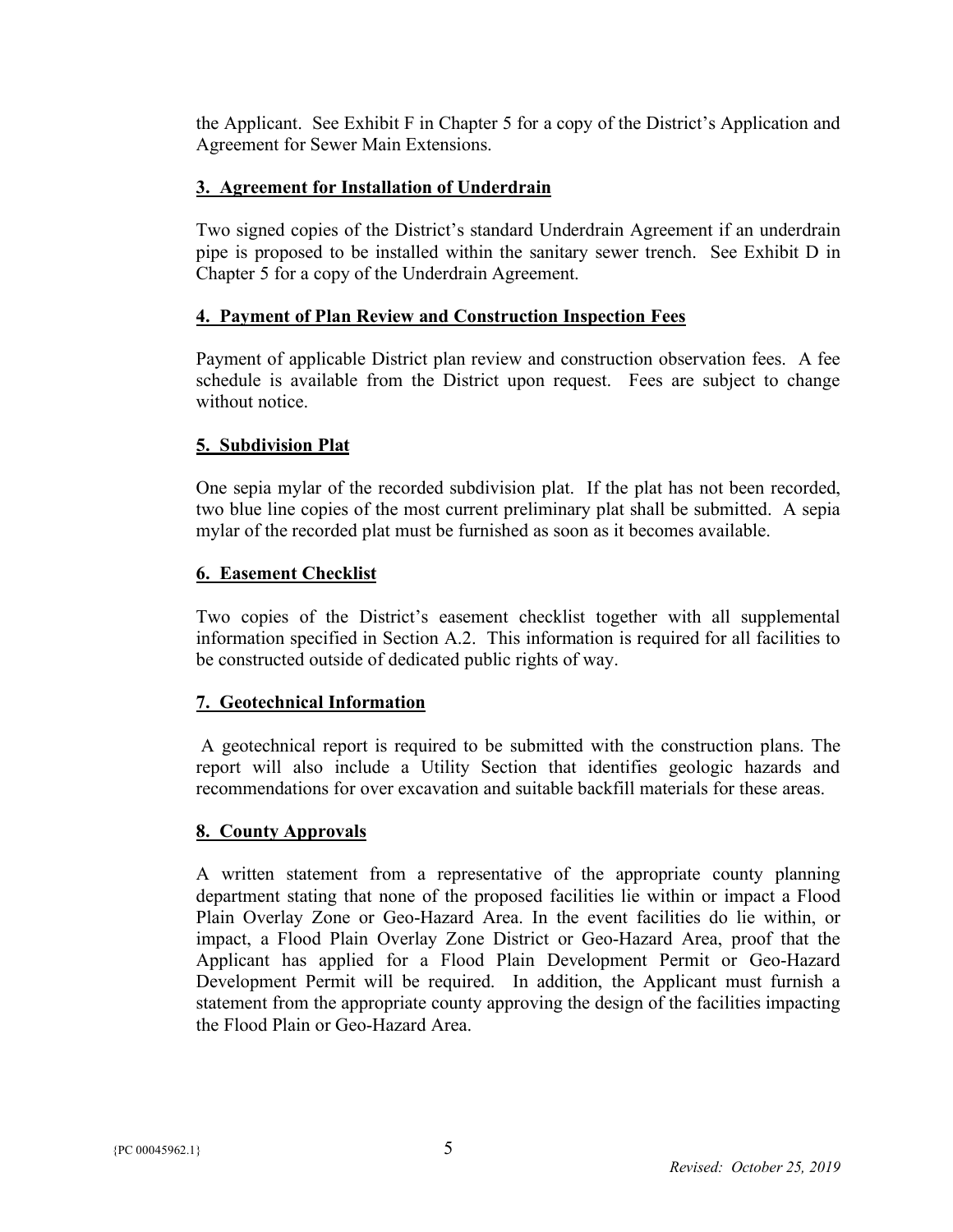the Applicant. See Exhibit F in Chapter 5 for a copy of the District's Application and Agreement for Sewer Main Extensions.

### 3. Agreement for Installation of Underdrain

Two signed copies of the District's standard Underdrain Agreement if an underdrain pipe is proposed to be installed within the sanitary sewer trench. See Exhibit D in Chapter 5 for a copy of the Underdrain Agreement.

### 4. Payment of Plan Review and Construction Inspection Fees

Payment of applicable District plan review and construction observation fees. A fee schedule is available from the District upon request. Fees are subject to change without notice.

### 5. Subdivision Plat

One sepia mylar of the recorded subdivision plat. If the plat has not been recorded, two blue line copies of the most current preliminary plat shall be submitted. A sepia mylar of the recorded plat must be furnished as soon as it becomes available.

### 6. Easement Checklist

Two copies of the District's easement checklist together with all supplemental information specified in Section A.2. This information is required for all facilities to be constructed outside of dedicated public rights of way.

### 7. Geotechnical Information

A geotechnical report is required to be submitted with the construction plans. The report will also include a Utility Section that identifies geologic hazards and recommendations for over excavation and suitable backfill materials for these areas.

### 8. County Approvals

A written statement from a representative of the appropriate county planning department stating that none of the proposed facilities lie within or impact a Flood Plain Overlay Zone or Geo-Hazard Area. In the event facilities do lie within, or impact, a Flood Plain Overlay Zone District or Geo-Hazard Area, proof that the Applicant has applied for a Flood Plain Development Permit or Geo-Hazard Development Permit will be required. In addition, the Applicant must furnish a statement from the appropriate county approving the design of the facilities impacting the Flood Plain or Geo-Hazard Area.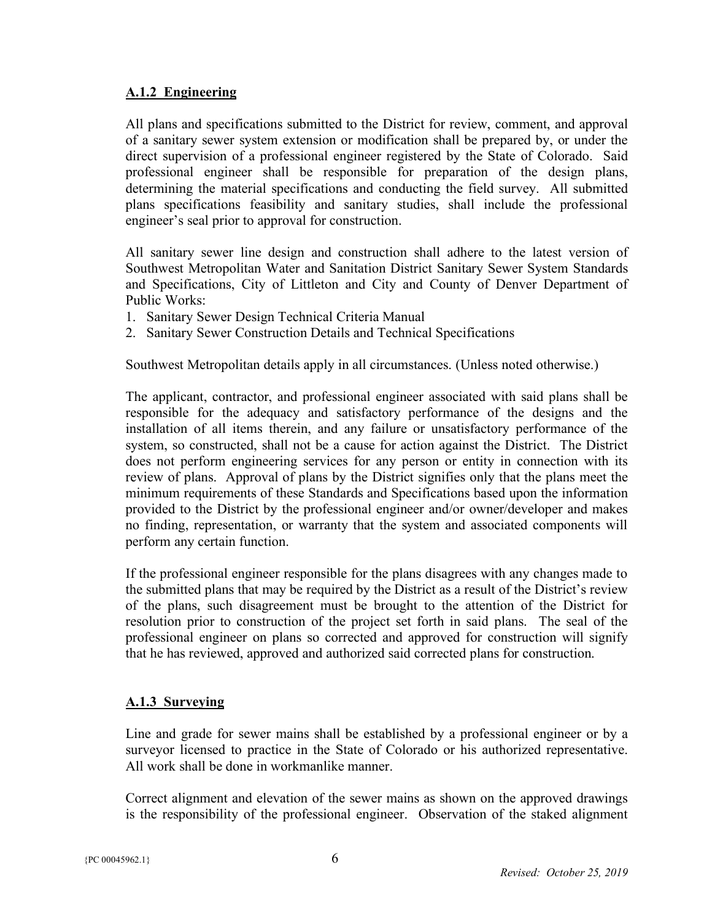### A.1.2 Engineering

All plans and specifications submitted to the District for review, comment, and approval of a sanitary sewer system extension or modification shall be prepared by, or under the direct supervision of a professional engineer registered by the State of Colorado. Said professional engineer shall be responsible for preparation of the design plans, determining the material specifications and conducting the field survey. All submitted plans specifications feasibility and sanitary studies, shall include the professional engineer's seal prior to approval for construction.

All sanitary sewer line design and construction shall adhere to the latest version of Southwest Metropolitan Water and Sanitation District Sanitary Sewer System Standards and Specifications, City of Littleton and City and County of Denver Department of Public Works:

1. Sanitary Sewer Design Technical Criteria Manual
2. Sanitary Sewer Construction Details and Technical Specifications

Southwest Metropolitan details apply in all circumstances. (Unless noted otherwise.)

The applicant, contractor, and professional engineer associated with said plans shall be responsible for the adequacy and satisfactory performance of the designs and the installation of all items therein, and any failure or unsatisfactory performance of the system, so constructed, shall not be a cause for action against the District. The District does not perform engineering services for any person or entity in connection with its review of plans. Approval of plans by the District signifies only that the plans meet the minimum requirements of these Standards and Specifications based upon the information provided to the District by the professional engineer and/or owner/developer and makes no finding, representation, or warranty that the system and associated components will perform any certain function.

If the professional engineer responsible for the plans disagrees with any changes made to the submitted plans that may be required by the District as a result of the District's review of the plans, such disagreement must be brought to the attention of the District for resolution prior to construction of the project set forth in said plans. The seal of the professional engineer on plans so corrected and approved for construction will signify that he has reviewed, approved and authorized said corrected plans for construction.

### A.1.3 Surveying

Line and grade for sewer mains shall be established by a professional engineer or by a surveyor licensed to practice in the State of Colorado or his authorized representative. All work shall be done in workmanlike manner.

Correct alignment and elevation of the sewer mains as shown on the approved drawings is the responsibility of the professional engineer. Observation of the staked alignment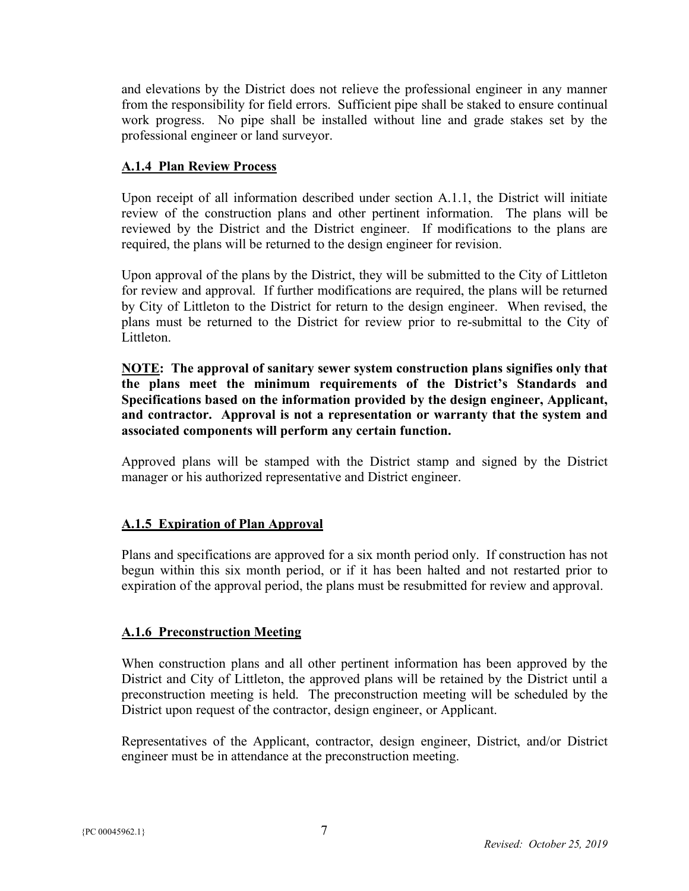and elevations by the District does not relieve the professional engineer in any manner from the responsibility for field errors. Sufficient pipe shall be staked to ensure continual work progress. No pipe shall be installed without line and grade stakes set by the professional engineer or land surveyor.

### A.1.4 Plan Review Process

Upon receipt of all information described under section A.1.1, the District will initiate review of the construction plans and other pertinent information. The plans will be reviewed by the District and the District engineer. If modifications to the plans are required, the plans will be returned to the design engineer for revision.

Upon approval of the plans by the District, they will be submitted to the City of Littleton for review and approval. If further modifications are required, the plans will be returned by City of Littleton to the District for return to the design engineer. When revised, the plans must be returned to the District for review prior to re-submittal to the City of Littleton.

**NOTE: The approval of sanitary sewer system construction plans signifies only that the plans meet the minimum requirements of the District's Standards and Specifications based on the information provided by the design engineer, Applicant, and contractor. Approval is not a representation or warranty that the system and associated components will perform any certain function.**

Approved plans will be stamped with the District stamp and signed by the District manager or his authorized representative and District engineer.

### A.1.5 Expiration of Plan Approval

Plans and specifications are approved for a six month period only. If construction has not begun within this six month period, or if it has been halted and not restarted prior to expiration of the approval period, the plans must be resubmitted for review and approval.

### A.1.6 Preconstruction Meeting

When construction plans and all other pertinent information has been approved by the District and City of Littleton, the approved plans will be retained by the District until a preconstruction meeting is held. The preconstruction meeting will be scheduled by the District upon request of the contractor, design engineer, or Applicant.

Representatives of the Applicant, contractor, design engineer, District, and/or District engineer must be in attendance at the preconstruction meeting.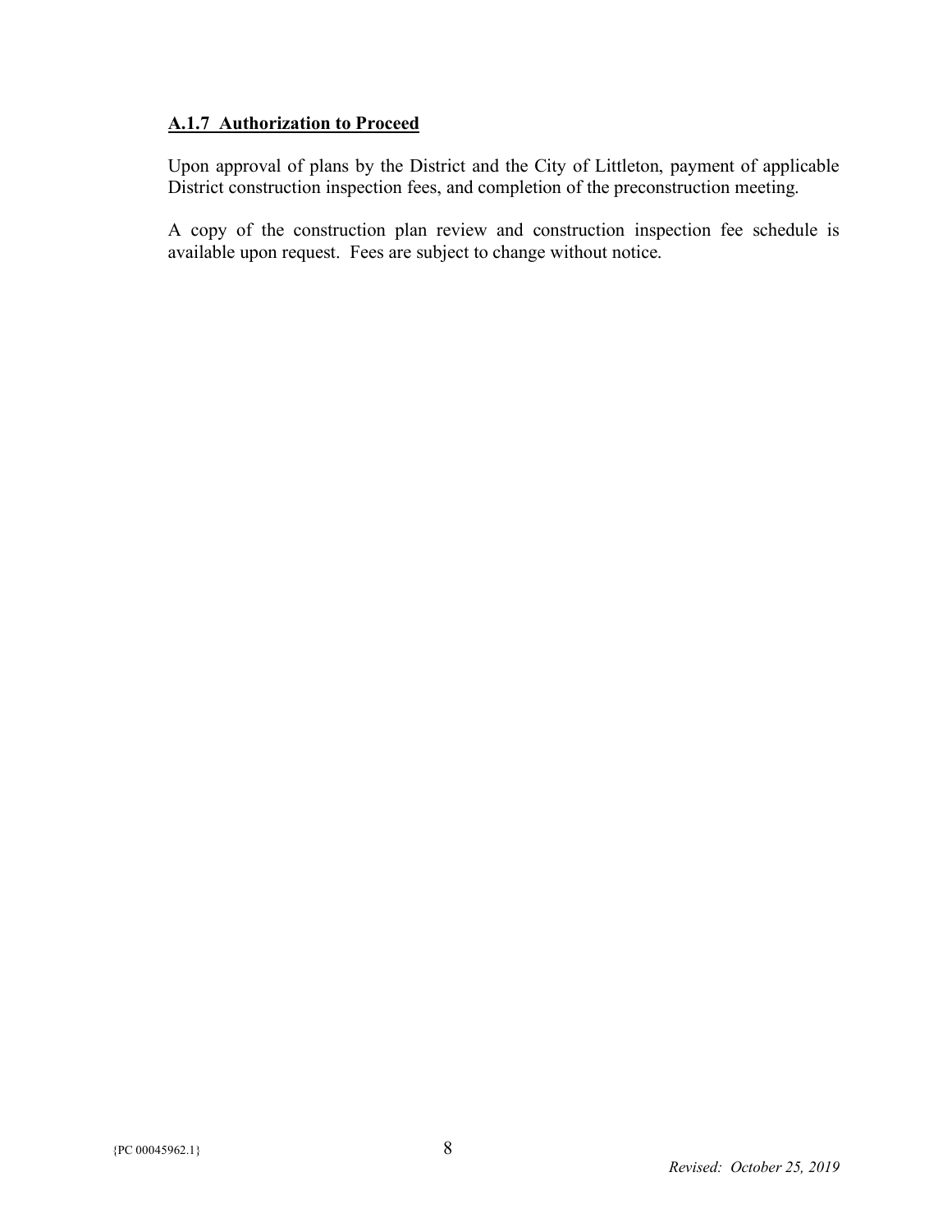### A.1.7 Authorization to Proceed

Upon approval of plans by the District and the City of Littleton, payment of applicable District construction inspection fees, and completion of the preconstruction meeting.

A copy of the construction plan review and construction inspection fee schedule is available upon request. Fees are subject to change without notice.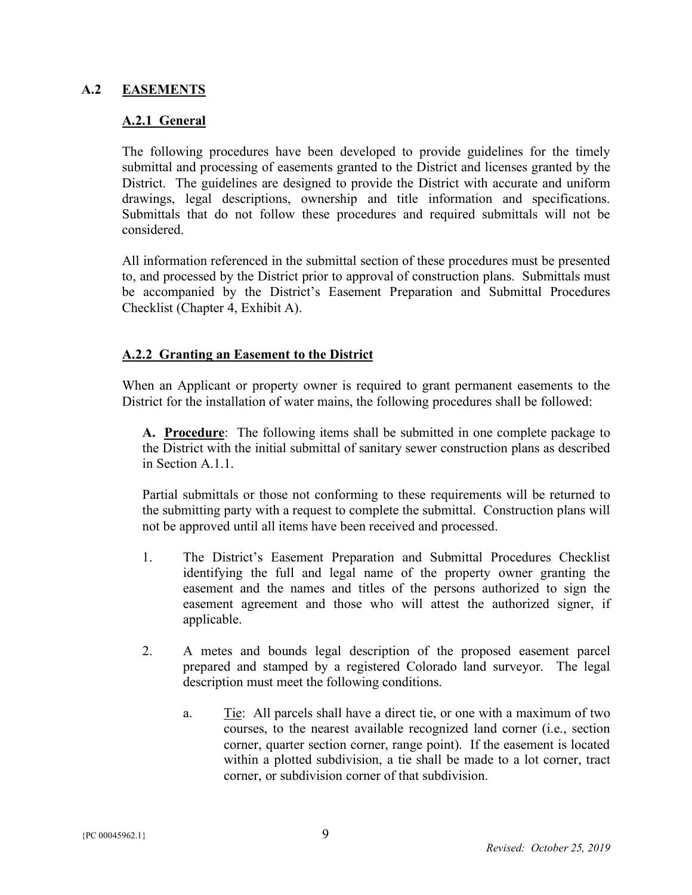## A.2 EASEMENTS

### A.2.1 General

The following procedures have been developed to provide guidelines for the timely submittal and processing of easements granted to the District and licenses granted by the District. The guidelines are designed to provide the District with accurate and uniform drawings, legal descriptions, ownership and title information and specifications. Submittals that do not follow these procedures and required submittals will not be considered.

All information referenced in the submittal section of these procedures must be presented to, and processed by the District prior to approval of construction plans. Submittals must be accompanied by the District's Easement Preparation and Submittal Procedures Checklist (Chapter 4, Exhibit A).

### A.2.2 Granting an Easement to the District

When an Applicant or property owner is required to grant permanent easements to the District for the installation of water mains, the following procedures shall be followed:

**A. Procedure**: The following items shall be submitted in one complete package to the District with the initial submittal of sanitary sewer construction plans as described in Section A.1.1.

Partial submittals or those not conforming to these requirements will be returned to the submitting party with a request to complete the submittal. Construction plans will not be approved until all items have been received and processed.

1. The District's Easement Preparation and Submittal Procedures Checklist identifying the full and legal name of the property owner granting the easement and the names and titles of the persons authorized to sign the easement agreement and those who will attest the authorized signer, if applicable.

2. A metes and bounds legal description of the proposed easement parcel prepared and stamped by a registered Colorado land surveyor. The legal description must meet the following conditions.

   a. Tie: All parcels shall have a direct tie, or one with a maximum of two courses, to the nearest available recognized land corner (i.e., section corner, quarter section corner, range point). If the easement is located within a plotted subdivision, a tie shall be made to a lot corner, tract corner, or subdivision corner of that subdivision.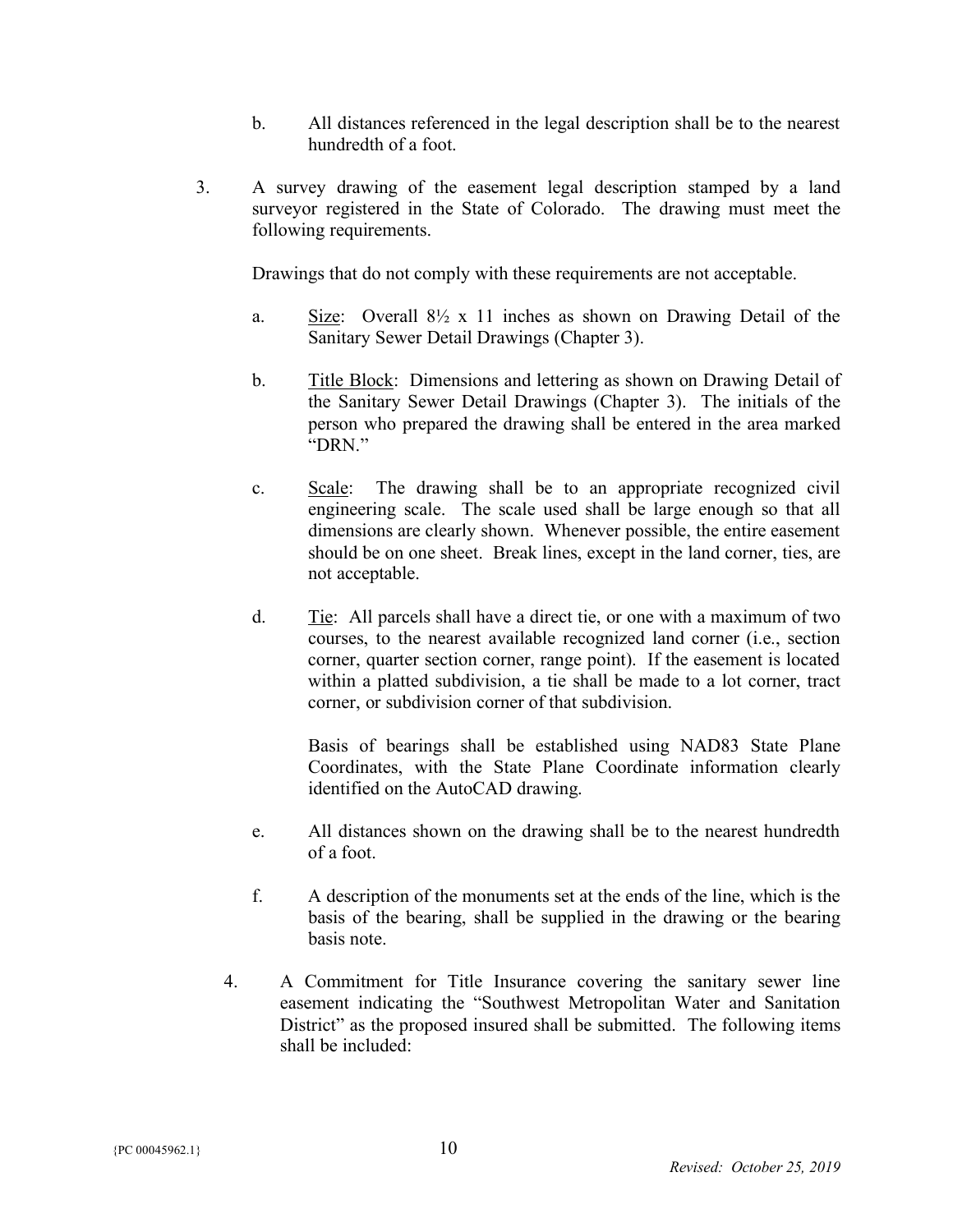b. All distances referenced in the legal description shall be to the nearest hundredth of a foot.

3. A survey drawing of the easement legal description stamped by a land surveyor registered in the State of Colorado. The drawing must meet the following requirements.

   Drawings that do not comply with these requirements are not acceptable.

   a. <u>Size</u>: Overall 8½ x 11 inches as shown on Drawing Detail of the Sanitary Sewer Detail Drawings (Chapter 3).

   b. <u>Title Block</u>: Dimensions and lettering as shown on Drawing Detail of the Sanitary Sewer Detail Drawings (Chapter 3). The initials of the person who prepared the drawing shall be entered in the area marked "DRN."

   c. <u>Scale</u>: The drawing shall be to an appropriate recognized civil engineering scale. The scale used shall be large enough so that all dimensions are clearly shown. Whenever possible, the entire easement should be on one sheet. Break lines, except in the land corner, ties, are not acceptable.

   d. <u>Tie</u>: All parcels shall have a direct tie, or one with a maximum of two courses, to the nearest available recognized land corner (i.e., section corner, quarter section corner, range point). If the easement is located within a platted subdivision, a tie shall be made to a lot corner, tract corner, or subdivision corner of that subdivision.

      Basis of bearings shall be established using NAD83 State Plane Coordinates, with the State Plane Coordinate information clearly identified on the AutoCAD drawing.

   e. All distances shown on the drawing shall be to the nearest hundredth of a foot.

   f. A description of the monuments set at the ends of the line, which is the basis of the bearing, shall be supplied in the drawing or the bearing basis note.

4. A Commitment for Title Insurance covering the sanitary sewer line easement indicating the "Southwest Metropolitan Water and Sanitation District" as the proposed insured shall be submitted. The following items shall be included: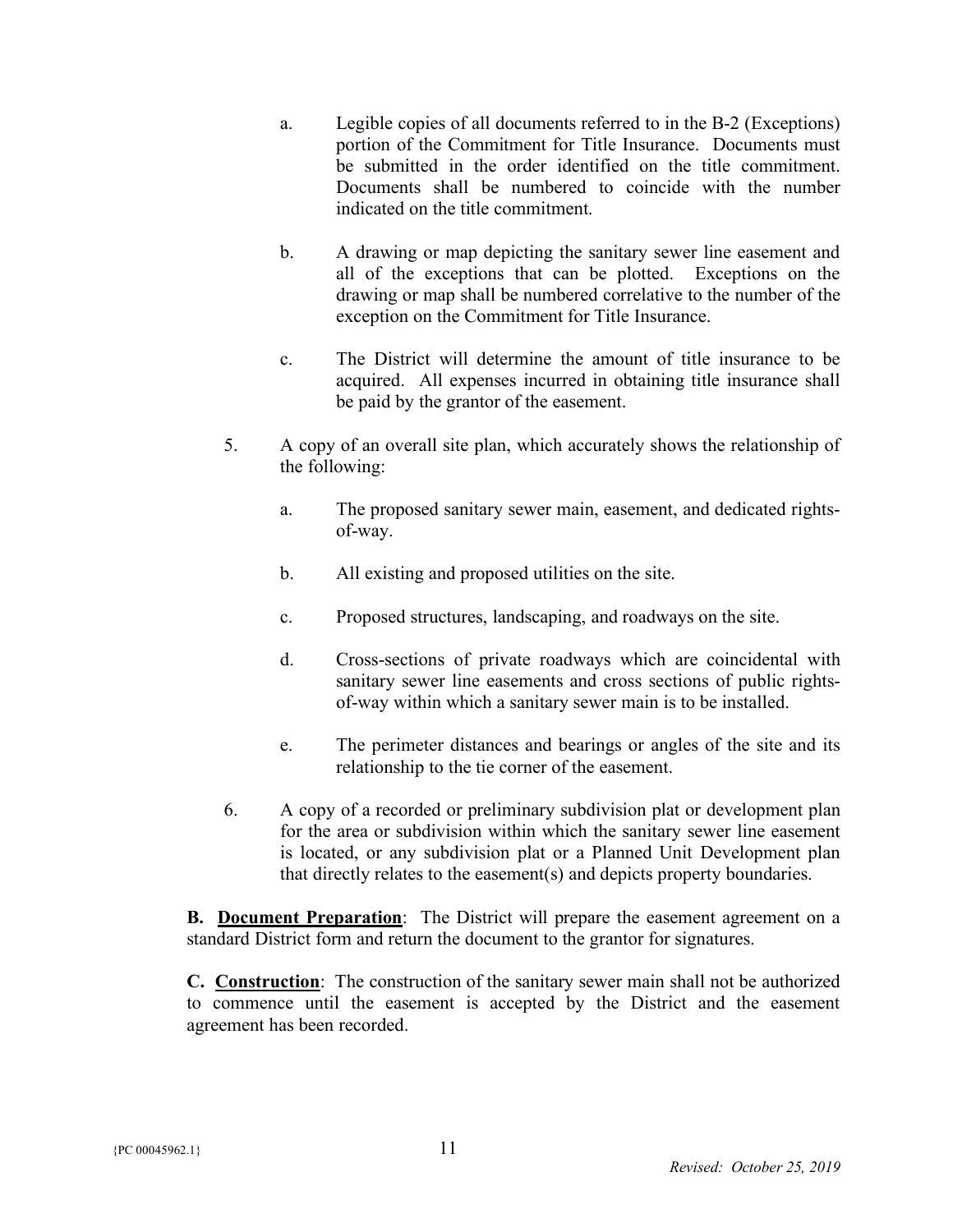a. Legible copies of all documents referred to in the B-2 (Exceptions) portion of the Commitment for Title Insurance. Documents must be submitted in the order identified on the title commitment. Documents shall be numbered to coincide with the number indicated on the title commitment.

b. A drawing or map depicting the sanitary sewer line easement and all of the exceptions that can be plotted. Exceptions on the drawing or map shall be numbered correlative to the number of the exception on the Commitment for Title Insurance.

c. The District will determine the amount of title insurance to be acquired. All expenses incurred in obtaining title insurance shall be paid by the grantor of the easement.

5. A copy of an overall site plan, which accurately shows the relationship of the following:

   a. The proposed sanitary sewer main, easement, and dedicated rights-of-way.

   b. All existing and proposed utilities on the site.

   c. Proposed structures, landscaping, and roadways on the site.

   d. Cross-sections of private roadways which are coincidental with sanitary sewer line easements and cross sections of public rights-of-way within which a sanitary sewer main is to be installed.

   e. The perimeter distances and bearings or angles of the site and its relationship to the tie corner of the easement.

6. A copy of a recorded or preliminary subdivision plat or development plan for the area or subdivision within which the sanitary sewer line easement is located, or any subdivision plat or a Planned Unit Development plan that directly relates to the easement(s) and depicts property boundaries.

**B. <u>Document Preparation</u>**: The District will prepare the easement agreement on a standard District form and return the document to the grantor for signatures.

**C. <u>Construction</u>**: The construction of the sanitary sewer main shall not be authorized to commence until the easement is accepted by the District and the easement agreement has been recorded.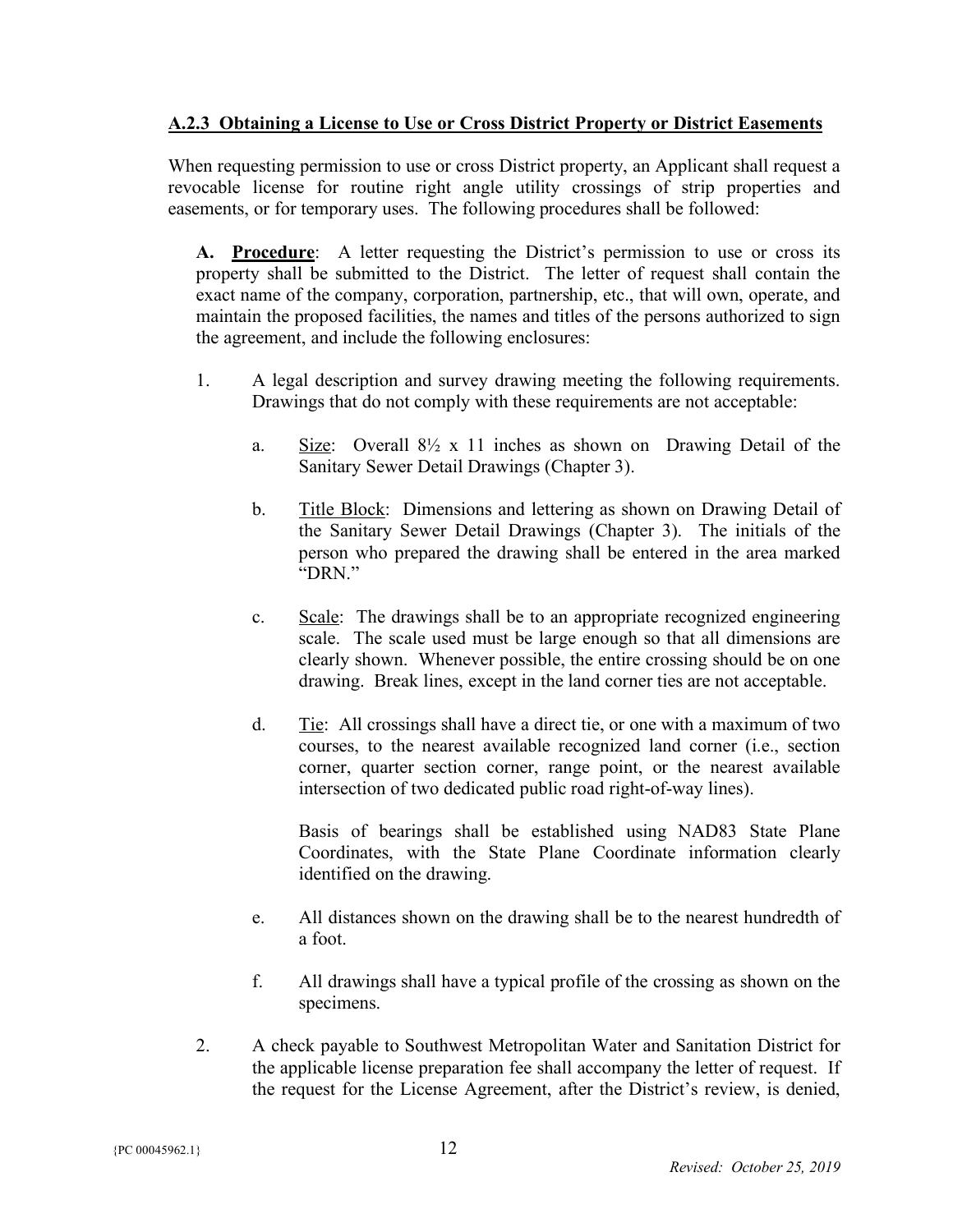### A.2.3 Obtaining a License to Use or Cross District Property or District Easements

When requesting permission to use or cross District property, an Applicant shall request a revocable license for routine right angle utility crossings of strip properties and easements, or for temporary uses. The following procedures shall be followed:

**A. Procedure**: A letter requesting the District's permission to use or cross its property shall be submitted to the District. The letter of request shall contain the exact name of the company, corporation, partnership, etc., that will own, operate, and maintain the proposed facilities, the names and titles of the persons authorized to sign the agreement, and include the following enclosures:

1. A legal description and survey drawing meeting the following requirements. Drawings that do not comply with these requirements are not acceptable:

   a. Size: Overall 8½ x 11 inches as shown on Drawing Detail of the Sanitary Sewer Detail Drawings (Chapter 3).

   b. Title Block: Dimensions and lettering as shown on Drawing Detail of the Sanitary Sewer Detail Drawings (Chapter 3). The initials of the person who prepared the drawing shall be entered in the area marked "DRN."

   c. Scale: The drawings shall be to an appropriate recognized engineering scale. The scale used must be large enough so that all dimensions are clearly shown. Whenever possible, the entire crossing should be on one drawing. Break lines, except in the land corner ties are not acceptable.

   d. Tie: All crossings shall have a direct tie, or one with a maximum of two courses, to the nearest available recognized land corner (i.e., section corner, quarter section corner, range point, or the nearest available intersection of two dedicated public road right-of-way lines).

      Basis of bearings shall be established using NAD83 State Plane Coordinates, with the State Plane Coordinate information clearly identified on the drawing.

   e. All distances shown on the drawing shall be to the nearest hundredth of a foot.

   f. All drawings shall have a typical profile of the crossing as shown on the specimens.

2. A check payable to Southwest Metropolitan Water and Sanitation District for the applicable license preparation fee shall accompany the letter of request. If the request for the License Agreement, after the District's review, is denied,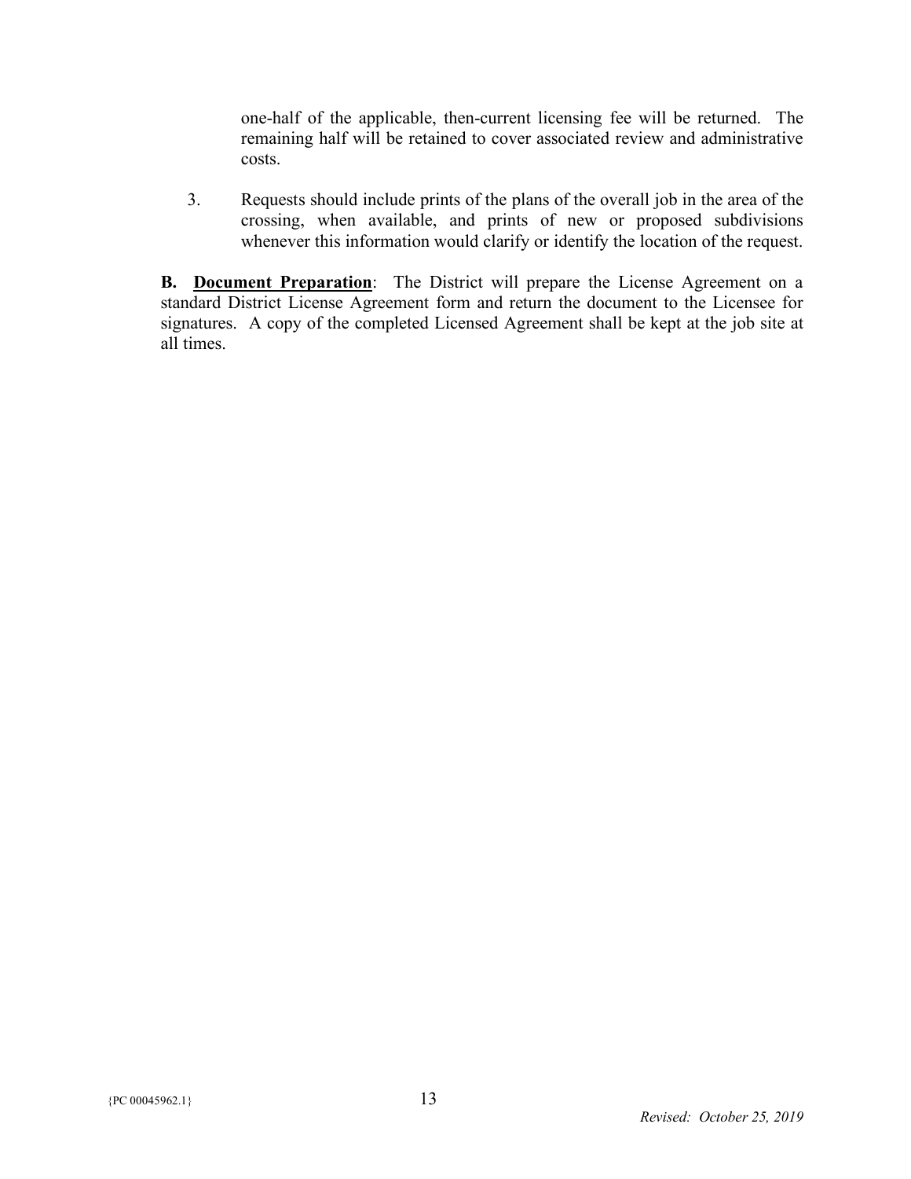one-half of the applicable, then-current licensing fee will be returned. The remaining half will be retained to cover associated review and administrative costs.

3. Requests should include prints of the plans of the overall job in the area of the crossing, when available, and prints of new or proposed subdivisions whenever this information would clarify or identify the location of the request.

**B. Document Preparation**: The District will prepare the License Agreement on a standard District License Agreement form and return the document to the Licensee for signatures. A copy of the completed Licensed Agreement shall be kept at the job site at all times.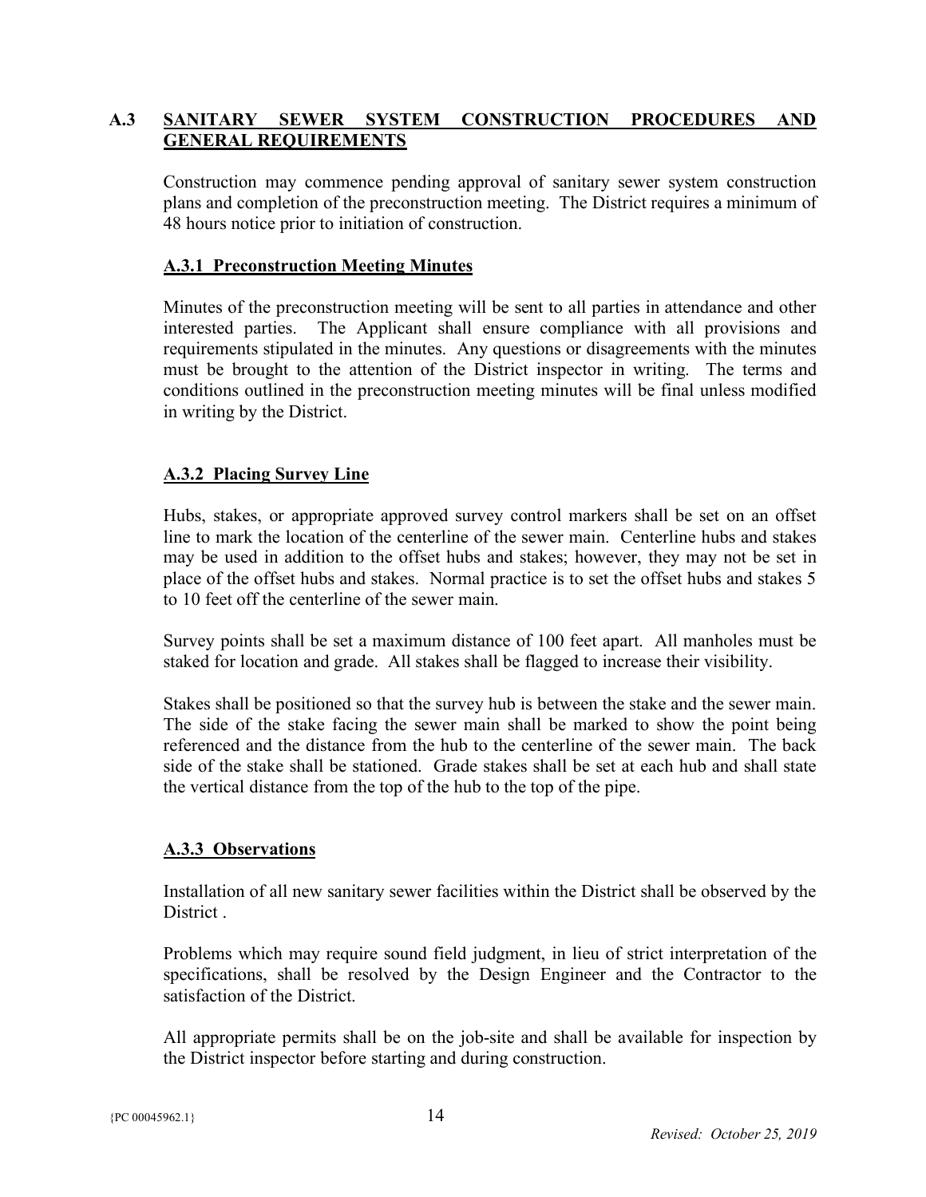## A.3 SANITARY SEWER SYSTEM CONSTRUCTION PROCEDURES AND GENERAL REQUIREMENTS

Construction may commence pending approval of sanitary sewer system construction plans and completion of the preconstruction meeting. The District requires a minimum of 48 hours notice prior to initiation of construction.

### A.3.1 Preconstruction Meeting Minutes

Minutes of the preconstruction meeting will be sent to all parties in attendance and other interested parties. The Applicant shall ensure compliance with all provisions and requirements stipulated in the minutes. Any questions or disagreements with the minutes must be brought to the attention of the District inspector in writing. The terms and conditions outlined in the preconstruction meeting minutes will be final unless modified in writing by the District.

### A.3.2 Placing Survey Line

Hubs, stakes, or appropriate approved survey control markers shall be set on an offset line to mark the location of the centerline of the sewer main. Centerline hubs and stakes may be used in addition to the offset hubs and stakes; however, they may not be set in place of the offset hubs and stakes. Normal practice is to set the offset hubs and stakes 5 to 10 feet off the centerline of the sewer main.

Survey points shall be set a maximum distance of 100 feet apart. All manholes must be staked for location and grade. All stakes shall be flagged to increase their visibility.

Stakes shall be positioned so that the survey hub is between the stake and the sewer main. The side of the stake facing the sewer main shall be marked to show the point being referenced and the distance from the hub to the centerline of the sewer main. The back side of the stake shall be stationed. Grade stakes shall be set at each hub and shall state the vertical distance from the top of the hub to the top of the pipe.

### A.3.3 Observations

Installation of all new sanitary sewer facilities within the District shall be observed by the District .

Problems which may require sound field judgment, in lieu of strict interpretation of the specifications, shall be resolved by the Design Engineer and the Contractor to the satisfaction of the District.

All appropriate permits shall be on the job-site and shall be available for inspection by the District inspector before starting and during construction.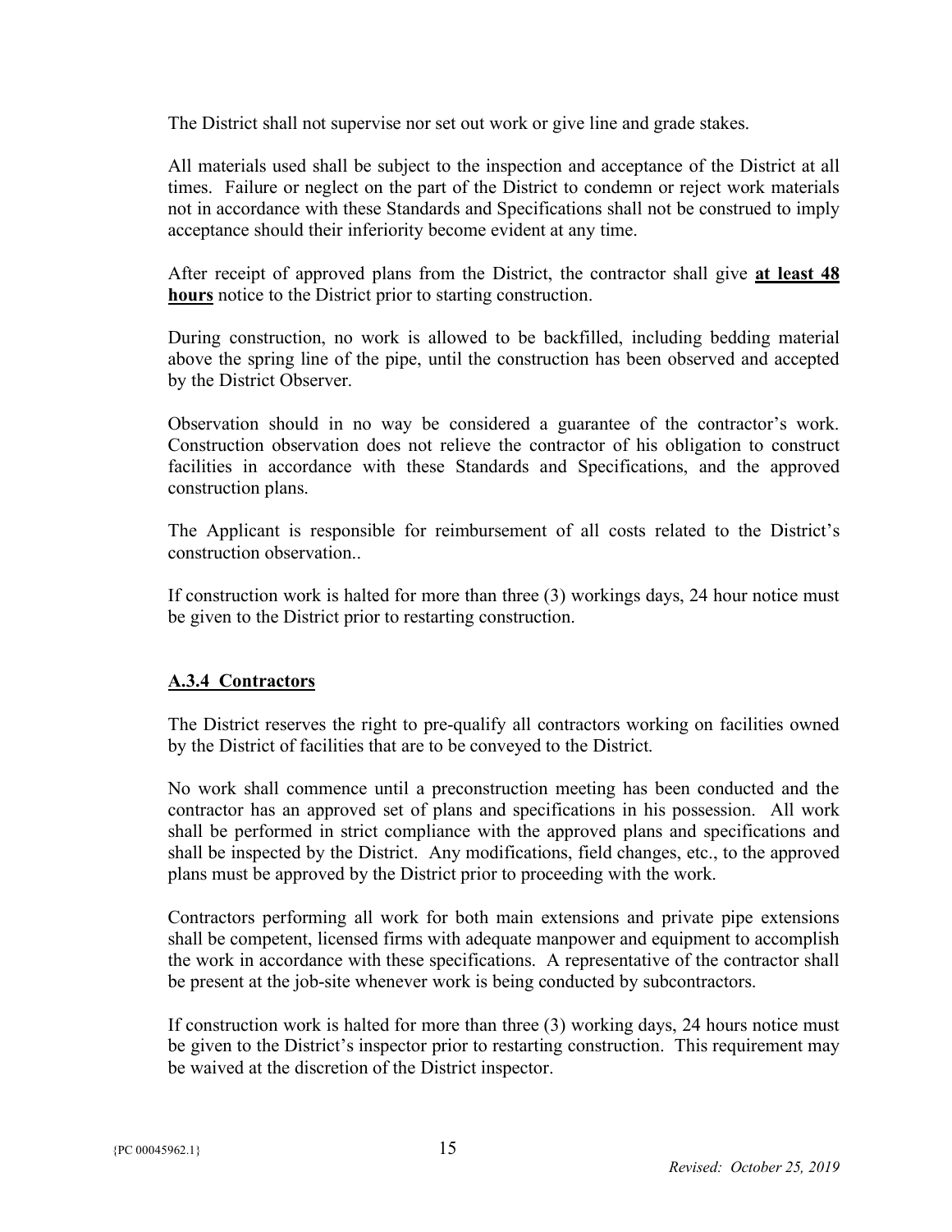The District shall not supervise nor set out work or give line and grade stakes.

All materials used shall be subject to the inspection and acceptance of the District at all times. Failure or neglect on the part of the District to condemn or reject work materials not in accordance with these Standards and Specifications shall not be construed to imply acceptance should their inferiority become evident at any time.

After receipt of approved plans from the District, the contractor shall give **at least 48 hours** notice to the District prior to starting construction.

During construction, no work is allowed to be backfilled, including bedding material above the spring line of the pipe, until the construction has been observed and accepted by the District Observer.

Observation should in no way be considered a guarantee of the contractor's work. Construction observation does not relieve the contractor of his obligation to construct facilities in accordance with these Standards and Specifications, and the approved construction plans.

The Applicant is responsible for reimbursement of all costs related to the District's construction observation..

If construction work is halted for more than three (3) workings days, 24 hour notice must be given to the District prior to restarting construction.

## A.3.4 Contractors

The District reserves the right to pre-qualify all contractors working on facilities owned by the District of facilities that are to be conveyed to the District.

No work shall commence until a preconstruction meeting has been conducted and the contractor has an approved set of plans and specifications in his possession. All work shall be performed in strict compliance with the approved plans and specifications and shall be inspected by the District. Any modifications, field changes, etc., to the approved plans must be approved by the District prior to proceeding with the work.

Contractors performing all work for both main extensions and private pipe extensions shall be competent, licensed firms with adequate manpower and equipment to accomplish the work in accordance with these specifications. A representative of the contractor shall be present at the job-site whenever work is being conducted by subcontractors.

If construction work is halted for more than three (3) working days, 24 hours notice must be given to the District's inspector prior to restarting construction. This requirement may be waived at the discretion of the District inspector.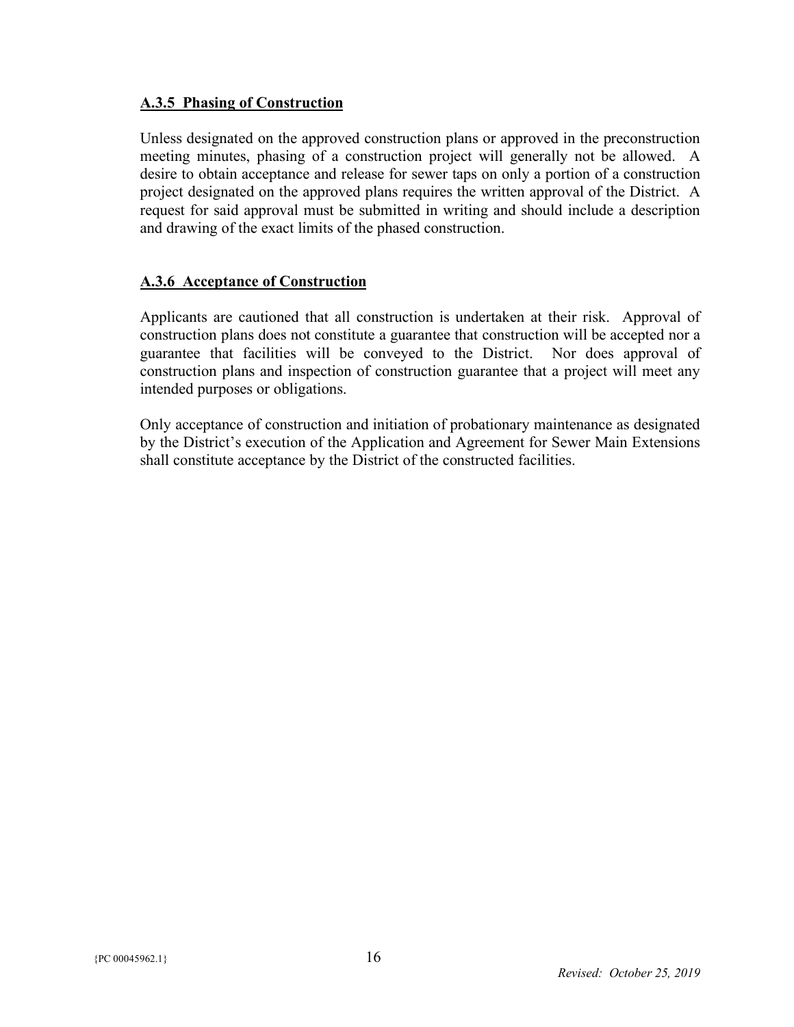### **A.3.5 Phasing of Construction**

Unless designated on the approved construction plans or approved in the preconstruction meeting minutes, phasing of a construction project will generally not be allowed. A desire to obtain acceptance and release for sewer taps on only a portion of a construction project designated on the approved plans requires the written approval of the District. A request for said approval must be submitted in writing and should include a description and drawing of the exact limits of the phased construction.

### **A.3.6 Acceptance of Construction**

Applicants are cautioned that all construction is undertaken at their risk. Approval of construction plans does not constitute a guarantee that construction will be accepted nor a guarantee that facilities will be conveyed to the District. Nor does approval of construction plans and inspection of construction guarantee that a project will meet any intended purposes or obligations.

Only acceptance of construction and initiation of probationary maintenance as designated by the District's execution of the Application and Agreement for Sewer Main Extensions shall constitute acceptance by the District of the constructed facilities.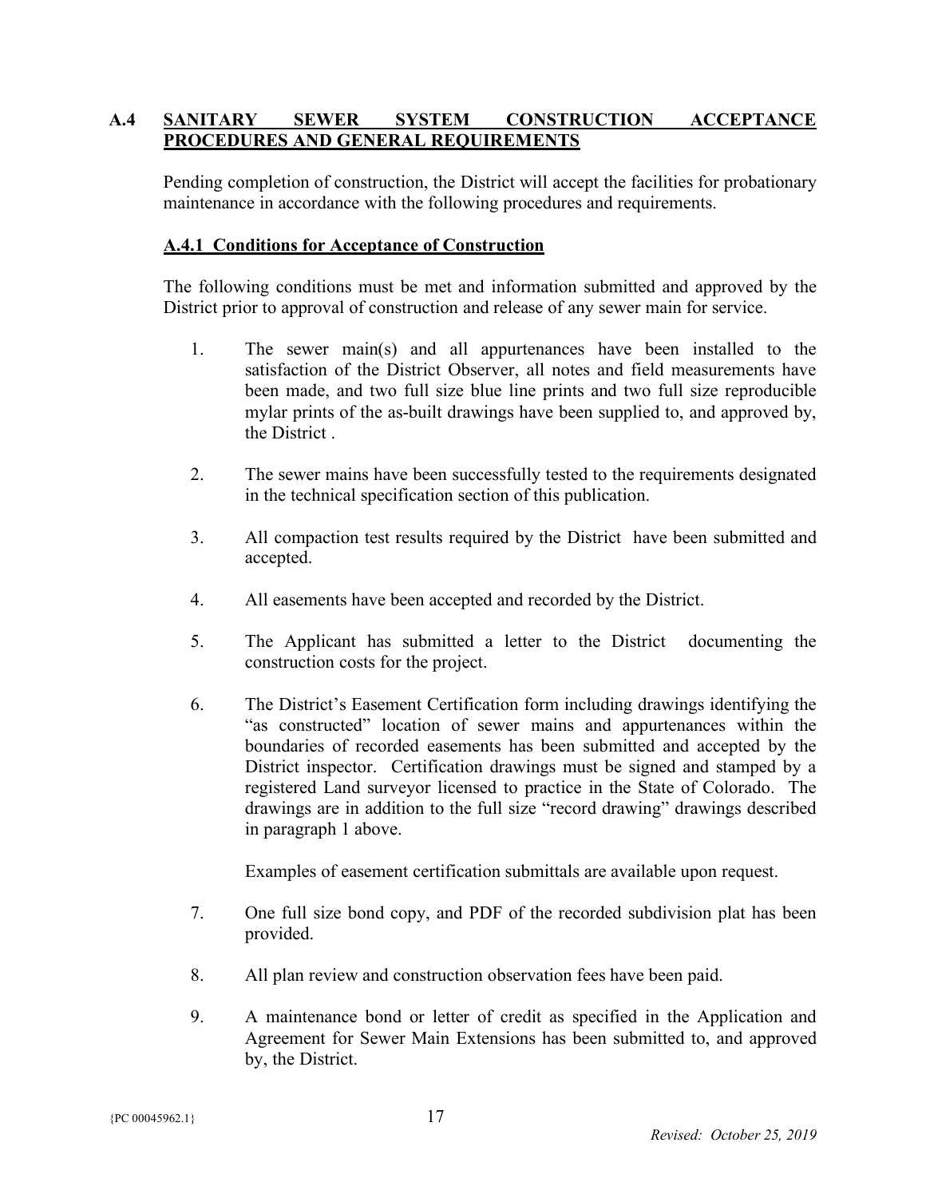## A.4 SANITARY SEWER SYSTEM CONSTRUCTION ACCEPTANCE PROCEDURES AND GENERAL REQUIREMENTS

Pending completion of construction, the District will accept the facilities for probationary maintenance in accordance with the following procedures and requirements.

### A.4.1 Conditions for Acceptance of Construction

The following conditions must be met and information submitted and approved by the District prior to approval of construction and release of any sewer main for service.

1. The sewer main(s) and all appurtenances have been installed to the satisfaction of the District Observer, all notes and field measurements have been made, and two full size blue line prints and two full size reproducible mylar prints of the as-built drawings have been supplied to, and approved by, the District .

2. The sewer mains have been successfully tested to the requirements designated in the technical specification section of this publication.

3. All compaction test results required by the District have been submitted and accepted.

4. All easements have been accepted and recorded by the District.

5. The Applicant has submitted a letter to the District documenting the construction costs for the project.

6. The District's Easement Certification form including drawings identifying the "as constructed" location of sewer mains and appurtenances within the boundaries of recorded easements has been submitted and accepted by the District inspector. Certification drawings must be signed and stamped by a registered Land surveyor licensed to practice in the State of Colorado. The drawings are in addition to the full size "record drawing" drawings described in paragraph 1 above.

   Examples of easement certification submittals are available upon request.

7. One full size bond copy, and PDF of the recorded subdivision plat has been provided.

8. All plan review and construction observation fees have been paid.

9. A maintenance bond or letter of credit as specified in the Application and Agreement for Sewer Main Extensions has been submitted to, and approved by, the District.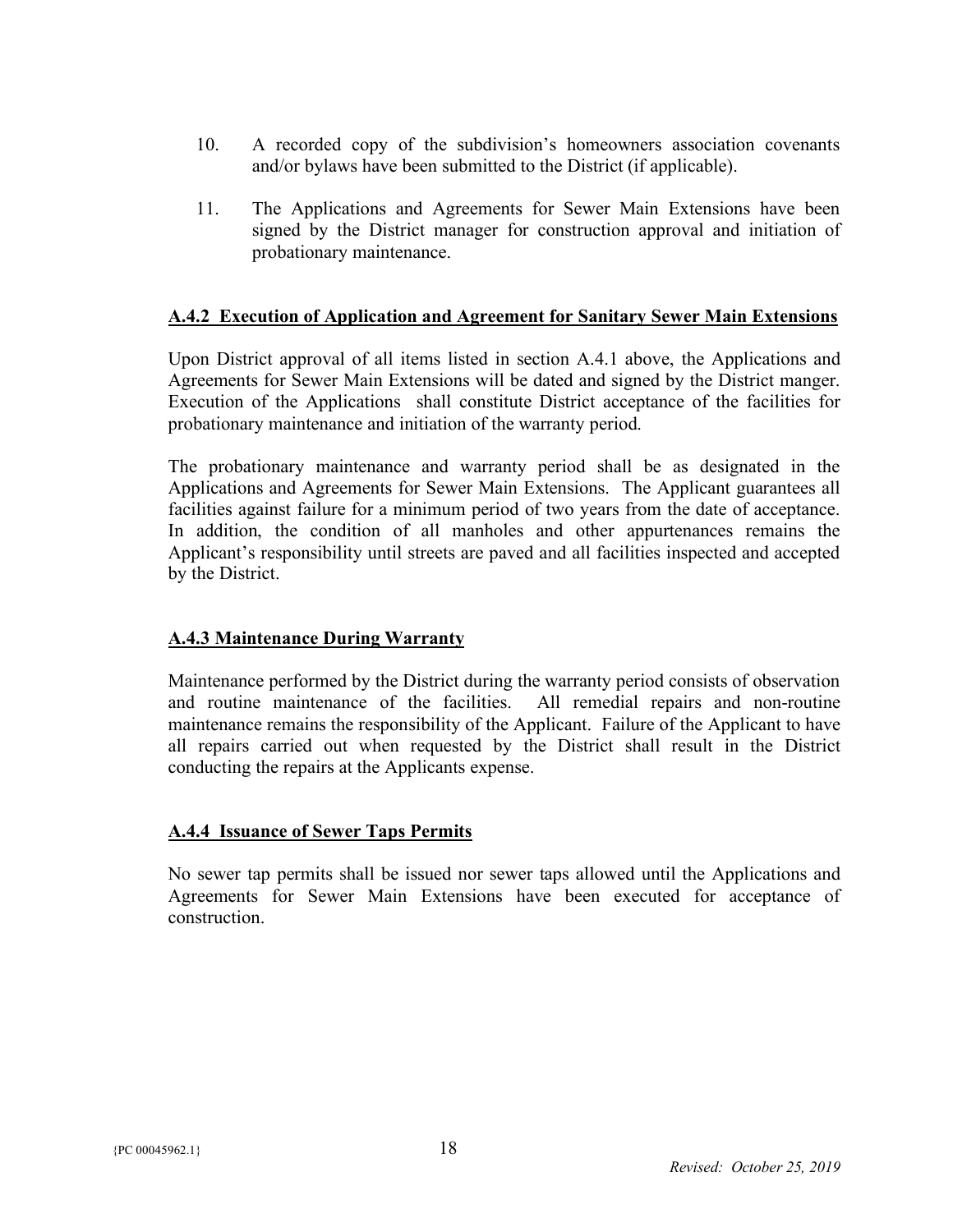10. A recorded copy of the subdivision's homeowners association covenants and/or bylaws have been submitted to the District (if applicable).

11. The Applications and Agreements for Sewer Main Extensions have been signed by the District manager for construction approval and initiation of probationary maintenance.

### A.4.2 Execution of Application and Agreement for Sanitary Sewer Main Extensions

Upon District approval of all items listed in section A.4.1 above, the Applications and Agreements for Sewer Main Extensions will be dated and signed by the District manger. Execution of the Applications shall constitute District acceptance of the facilities for probationary maintenance and initiation of the warranty period.

The probationary maintenance and warranty period shall be as designated in the Applications and Agreements for Sewer Main Extensions. The Applicant guarantees all facilities against failure for a minimum period of two years from the date of acceptance. In addition, the condition of all manholes and other appurtenances remains the Applicant's responsibility until streets are paved and all facilities inspected and accepted by the District.

### A.4.3 Maintenance During Warranty

Maintenance performed by the District during the warranty period consists of observation and routine maintenance of the facilities. All remedial repairs and non-routine maintenance remains the responsibility of the Applicant. Failure of the Applicant to have all repairs carried out when requested by the District shall result in the District conducting the repairs at the Applicants expense.

### A.4.4 Issuance of Sewer Taps Permits

No sewer tap permits shall be issued nor sewer taps allowed until the Applications and Agreements for Sewer Main Extensions have been executed for acceptance of construction.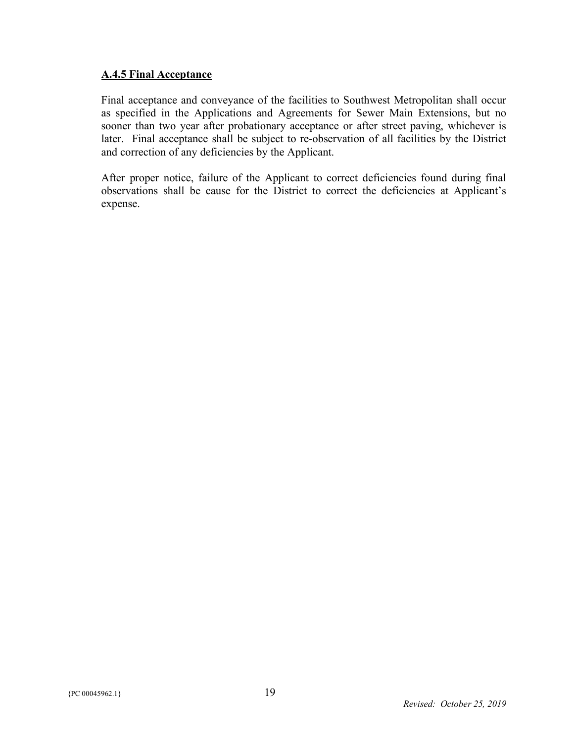**A.4.5 Final Acceptance**

Final acceptance and conveyance of the facilities to Southwest Metropolitan shall occur as specified in the Applications and Agreements for Sewer Main Extensions, but no sooner than two year after probationary acceptance or after street paving, whichever is later. Final acceptance shall be subject to re-observation of all facilities by the District and correction of any deficiencies by the Applicant.

After proper notice, failure of the Applicant to correct deficiencies found during final observations shall be cause for the District to correct the deficiencies at Applicant's expense.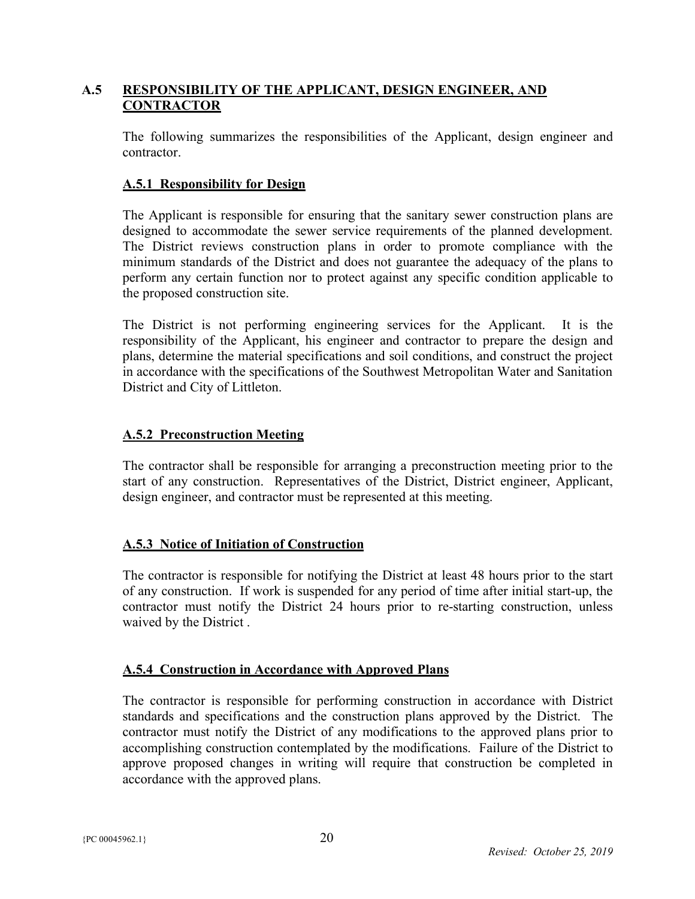## A.5 RESPONSIBILITY OF THE APPLICANT, DESIGN ENGINEER, AND CONTRACTOR

The following summarizes the responsibilities of the Applicant, design engineer and contractor.

### A.5.1 Responsibility for Design

The Applicant is responsible for ensuring that the sanitary sewer construction plans are designed to accommodate the sewer service requirements of the planned development. The District reviews construction plans in order to promote compliance with the minimum standards of the District and does not guarantee the adequacy of the plans to perform any certain function nor to protect against any specific condition applicable to the proposed construction site.

The District is not performing engineering services for the Applicant. It is the responsibility of the Applicant, his engineer and contractor to prepare the design and plans, determine the material specifications and soil conditions, and construct the project in accordance with the specifications of the Southwest Metropolitan Water and Sanitation District and City of Littleton.

### A.5.2 Preconstruction Meeting

The contractor shall be responsible for arranging a preconstruction meeting prior to the start of any construction. Representatives of the District, District engineer, Applicant, design engineer, and contractor must be represented at this meeting.

### A.5.3 Notice of Initiation of Construction

The contractor is responsible for notifying the District at least 48 hours prior to the start of any construction. If work is suspended for any period of time after initial start-up, the contractor must notify the District 24 hours prior to re-starting construction, unless waived by the District .

### A.5.4 Construction in Accordance with Approved Plans

The contractor is responsible for performing construction in accordance with District standards and specifications and the construction plans approved by the District. The contractor must notify the District of any modifications to the approved plans prior to accomplishing construction contemplated by the modifications. Failure of the District to approve proposed changes in writing will require that construction be completed in accordance with the approved plans.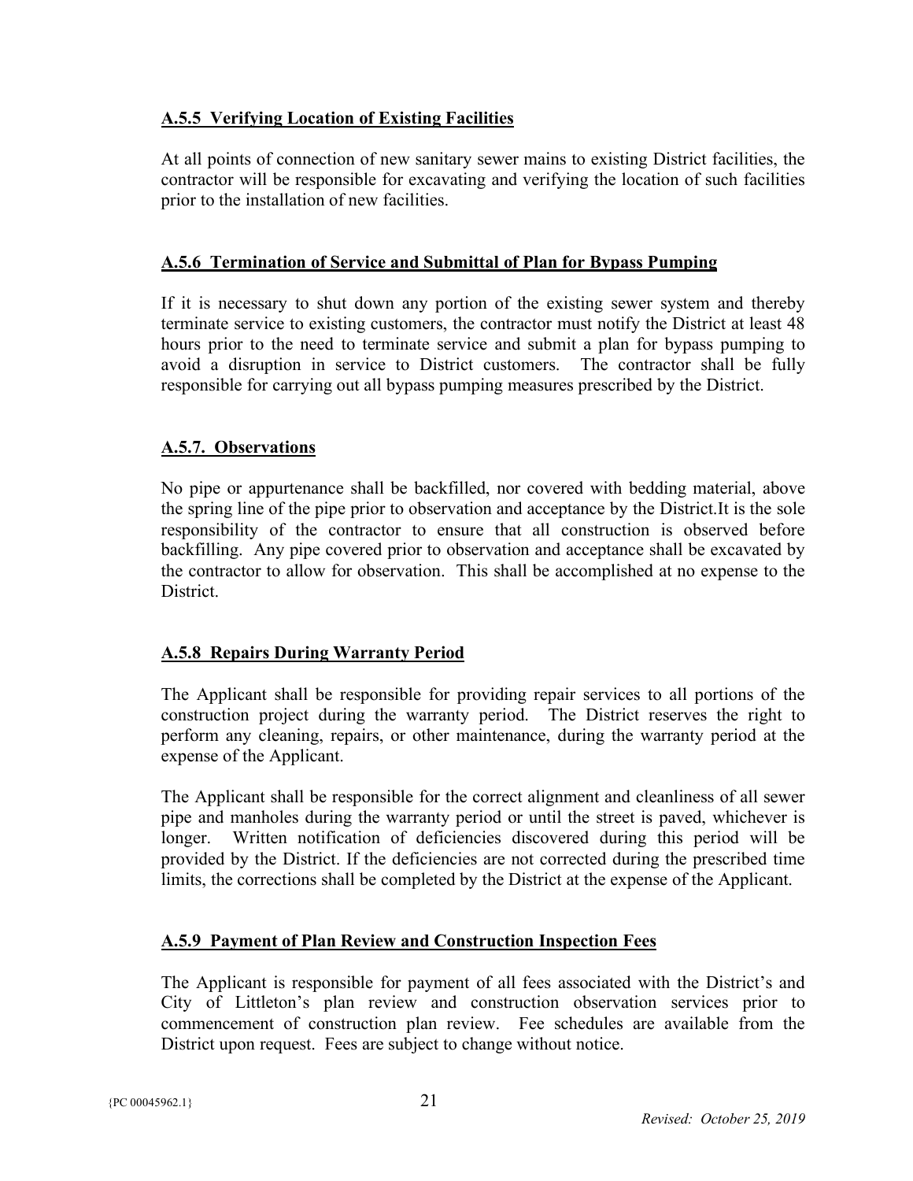### A.5.5 Verifying Location of Existing Facilities

At all points of connection of new sanitary sewer mains to existing District facilities, the contractor will be responsible for excavating and verifying the location of such facilities prior to the installation of new facilities.

### A.5.6 Termination of Service and Submittal of Plan for Bypass Pumping

If it is necessary to shut down any portion of the existing sewer system and thereby terminate service to existing customers, the contractor must notify the District at least 48 hours prior to the need to terminate service and submit a plan for bypass pumping to avoid a disruption in service to District customers. The contractor shall be fully responsible for carrying out all bypass pumping measures prescribed by the District.

### A.5.7. Observations

No pipe or appurtenance shall be backfilled, nor covered with bedding material, above the spring line of the pipe prior to observation and acceptance by the District.It is the sole responsibility of the contractor to ensure that all construction is observed before backfilling. Any pipe covered prior to observation and acceptance shall be excavated by the contractor to allow for observation. This shall be accomplished at no expense to the District.

### A.5.8 Repairs During Warranty Period

The Applicant shall be responsible for providing repair services to all portions of the construction project during the warranty period. The District reserves the right to perform any cleaning, repairs, or other maintenance, during the warranty period at the expense of the Applicant.

The Applicant shall be responsible for the correct alignment and cleanliness of all sewer pipe and manholes during the warranty period or until the street is paved, whichever is longer. Written notification of deficiencies discovered during this period will be provided by the District. If the deficiencies are not corrected during the prescribed time limits, the corrections shall be completed by the District at the expense of the Applicant.

### A.5.9 Payment of Plan Review and Construction Inspection Fees

The Applicant is responsible for payment of all fees associated with the District's and City of Littleton's plan review and construction observation services prior to commencement of construction plan review. Fee schedules are available from the District upon request. Fees are subject to change without notice.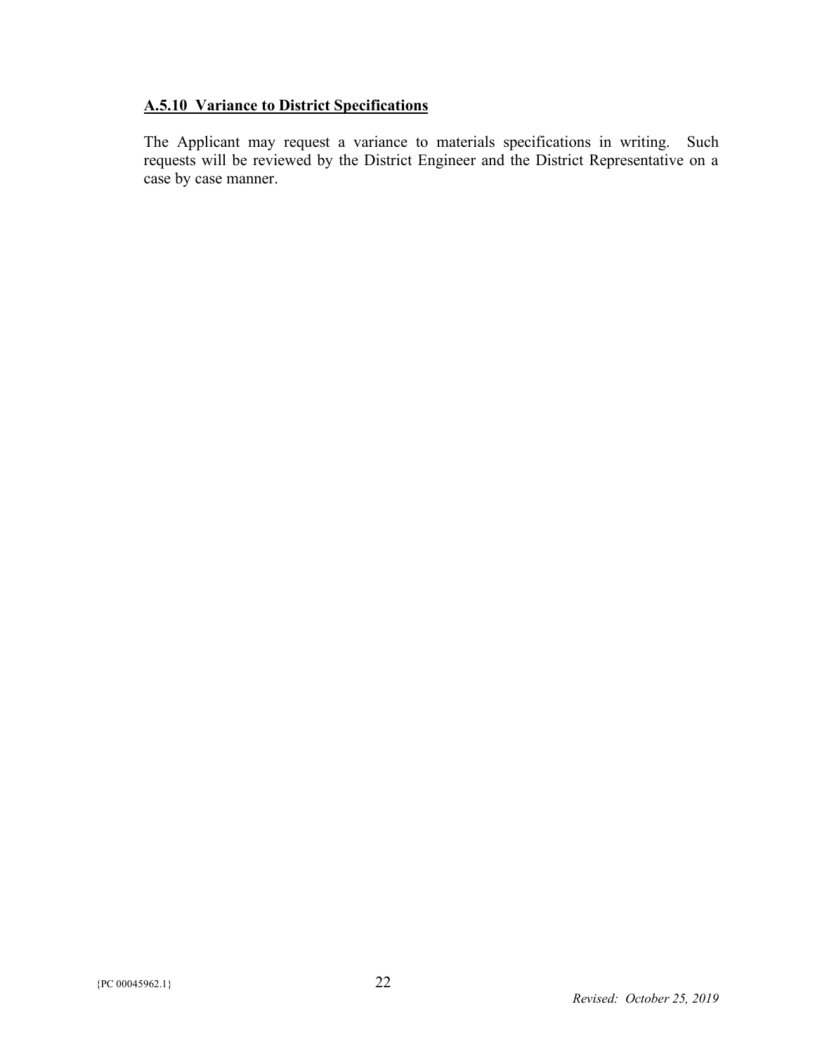### **A.5.10 Variance to District Specifications**

The Applicant may request a variance to materials specifications in writing. Such requests will be reviewed by the District Engineer and the District Representative on a case by case manner.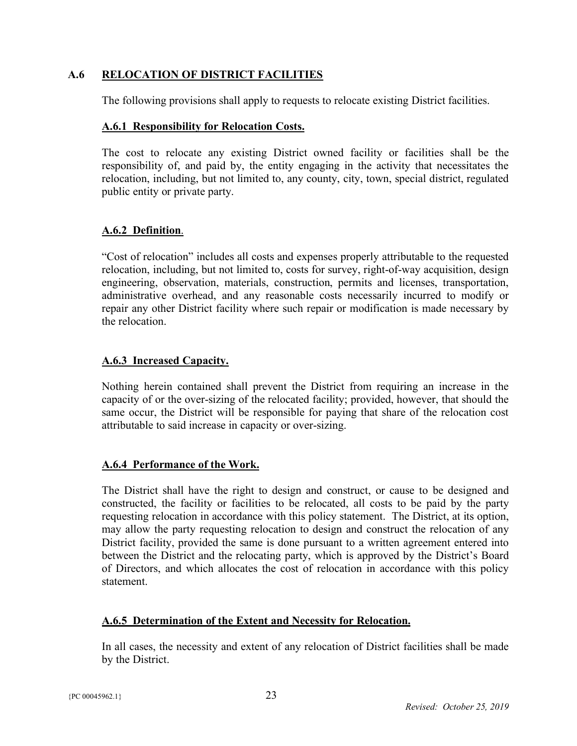## A.6 RELOCATION OF DISTRICT FACILITIES

The following provisions shall apply to requests to relocate existing District facilities.

### A.6.1 Responsibility for Relocation Costs.

The cost to relocate any existing District owned facility or facilities shall be the responsibility of, and paid by, the entity engaging in the activity that necessitates the relocation, including, but not limited to, any county, city, town, special district, regulated public entity or private party.

### A.6.2 Definition.

"Cost of relocation" includes all costs and expenses properly attributable to the requested relocation, including, but not limited to, costs for survey, right-of-way acquisition, design engineering, observation, materials, construction, permits and licenses, transportation, administrative overhead, and any reasonable costs necessarily incurred to modify or repair any other District facility where such repair or modification is made necessary by the relocation.

### A.6.3 Increased Capacity.

Nothing herein contained shall prevent the District from requiring an increase in the capacity of or the over-sizing of the relocated facility; provided, however, that should the same occur, the District will be responsible for paying that share of the relocation cost attributable to said increase in capacity or over-sizing.

### A.6.4 Performance of the Work.

The District shall have the right to design and construct, or cause to be designed and constructed, the facility or facilities to be relocated, all costs to be paid by the party requesting relocation in accordance with this policy statement. The District, at its option, may allow the party requesting relocation to design and construct the relocation of any District facility, provided the same is done pursuant to a written agreement entered into between the District and the relocating party, which is approved by the District's Board of Directors, and which allocates the cost of relocation in accordance with this policy statement.

### A.6.5 Determination of the Extent and Necessity for Relocation.

In all cases, the necessity and extent of any relocation of District facilities shall be made by the District.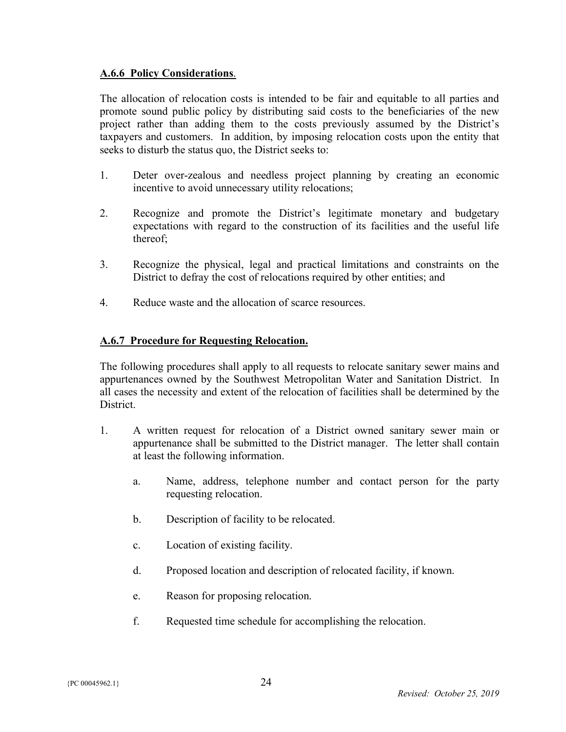### **A.6.6 Policy Considerations**.

The allocation of relocation costs is intended to be fair and equitable to all parties and promote sound public policy by distributing said costs to the beneficiaries of the new project rather than adding them to the costs previously assumed by the District's taxpayers and customers. In addition, by imposing relocation costs upon the entity that seeks to disturb the status quo, the District seeks to:

1. Deter over-zealous and needless project planning by creating an economic incentive to avoid unnecessary utility relocations;

2. Recognize and promote the District's legitimate monetary and budgetary expectations with regard to the construction of its facilities and the useful life thereof;

3. Recognize the physical, legal and practical limitations and constraints on the District to defray the cost of relocations required by other entities; and

4. Reduce waste and the allocation of scarce resources.

### **A.6.7 Procedure for Requesting Relocation.**

The following procedures shall apply to all requests to relocate sanitary sewer mains and appurtenances owned by the Southwest Metropolitan Water and Sanitation District. In all cases the necessity and extent of the relocation of facilities shall be determined by the District.

1. A written request for relocation of a District owned sanitary sewer main or appurtenance shall be submitted to the District manager. The letter shall contain at least the following information.

   a. Name, address, telephone number and contact person for the party requesting relocation.

   b. Description of facility to be relocated.

   c. Location of existing facility.

   d. Proposed location and description of relocated facility, if known.

   e. Reason for proposing relocation.

   f. Requested time schedule for accomplishing the relocation.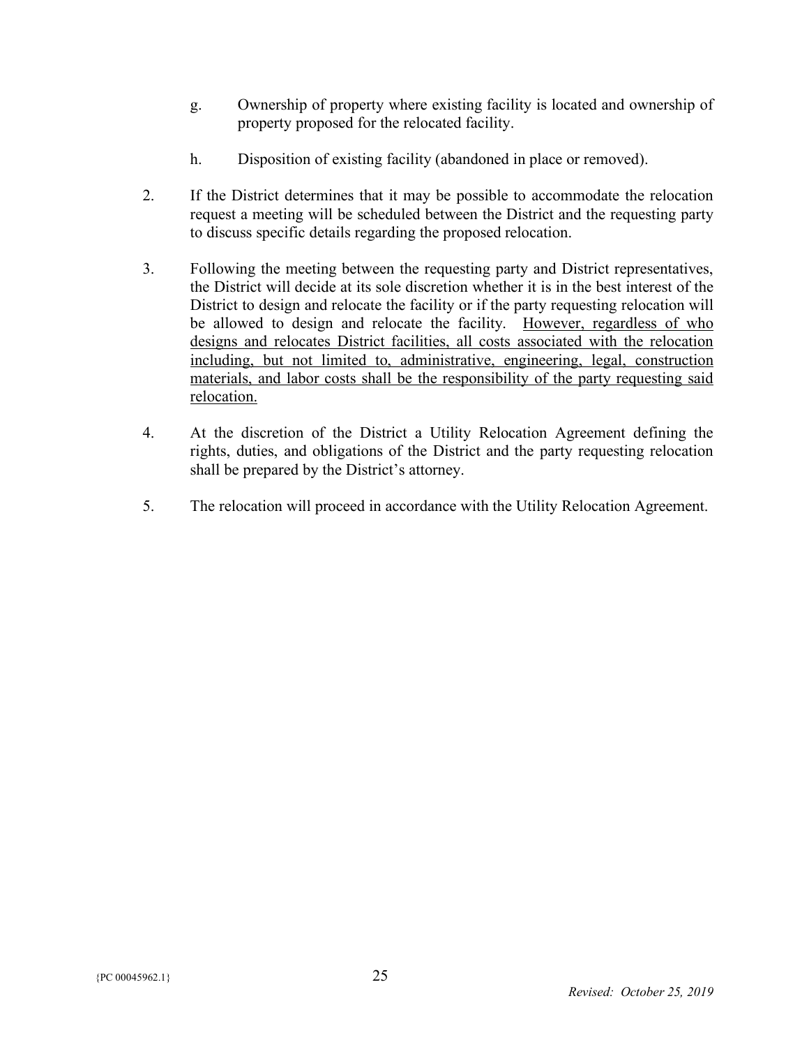g. Ownership of property where existing facility is located and ownership of property proposed for the relocated facility.

h. Disposition of existing facility (abandoned in place or removed).

2. If the District determines that it may be possible to accommodate the relocation request a meeting will be scheduled between the District and the requesting party to discuss specific details regarding the proposed relocation.

3. Following the meeting between the requesting party and District representatives, the District will decide at its sole discretion whether it is in the best interest of the District to design and relocate the facility or if the party requesting relocation will be allowed to design and relocate the facility. <u>However, regardless of who designs and relocates District facilities, all costs associated with the relocation including, but not limited to, administrative, engineering, legal, construction materials, and labor costs shall be the responsibility of the party requesting said relocation.</u>

4. At the discretion of the District a Utility Relocation Agreement defining the rights, duties, and obligations of the District and the party requesting relocation shall be prepared by the District's attorney.

5. The relocation will proceed in accordance with the Utility Relocation Agreement.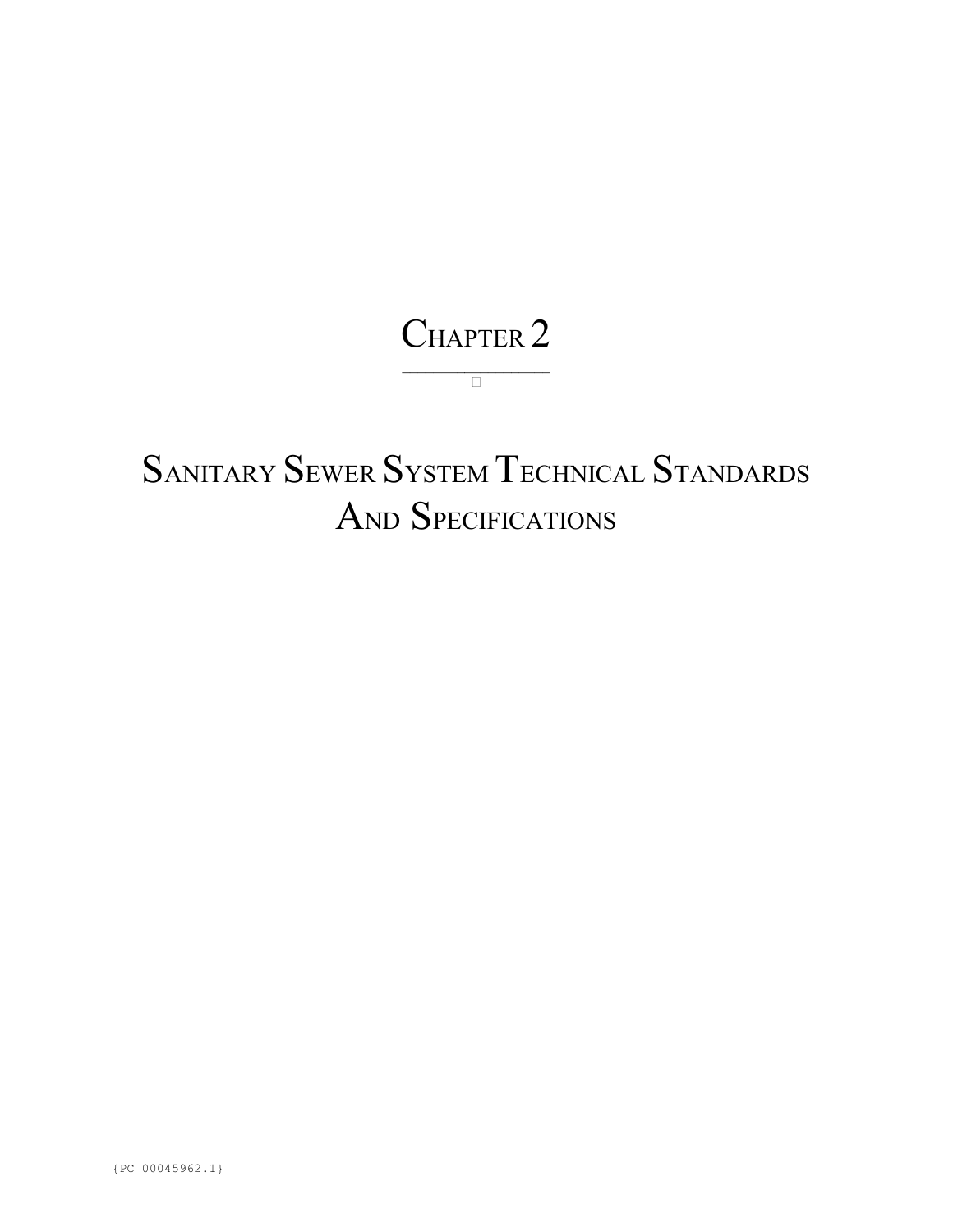# CHAPTER 2

# SANITARY SEWER SYSTEM TECHNICAL STANDARDS AND SPECIFICATIONS

{PC 00045962.1}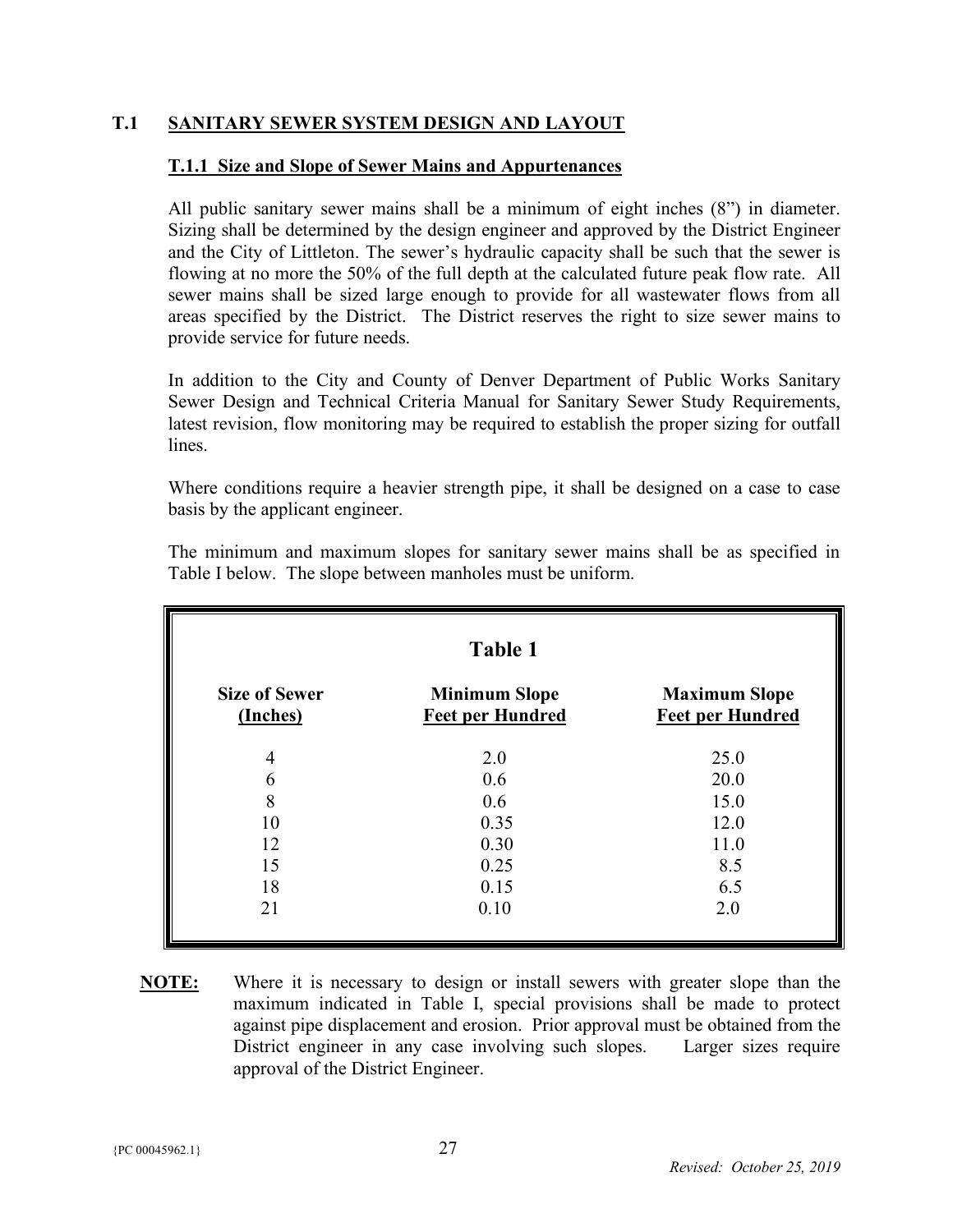## T.1 SANITARY SEWER SYSTEM DESIGN AND LAYOUT

### T.1.1 Size and Slope of Sewer Mains and Appurtenances

All public sanitary sewer mains shall be a minimum of eight inches (8") in diameter. Sizing shall be determined by the design engineer and approved by the District Engineer and the City of Littleton. The sewer's hydraulic capacity shall be such that the sewer is flowing at no more the 50% of the full depth at the calculated future peak flow rate. All sewer mains shall be sized large enough to provide for all wastewater flows from all areas specified by the District. The District reserves the right to size sewer mains to provide service for future needs.

In addition to the City and County of Denver Department of Public Works Sanitary Sewer Design and Technical Criteria Manual for Sanitary Sewer Study Requirements, latest revision, flow monitoring may be required to establish the proper sizing for outfall lines.

Where conditions require a heavier strength pipe, it shall be designed on a case to case basis by the applicant engineer.

The minimum and maximum slopes for sanitary sewer mains shall be as specified in Table I below. The slope between manholes must be uniform.

**Table 1**

| Size of Sewer (Inches) | Minimum Slope Feet per Hundred | Maximum Slope Feet per Hundred |
|---|---|---|
| 4 | 2.0 | 25.0 |
| 6 | 0.6 | 20.0 |
| 8 | 0.6 | 15.0 |
| 10 | 0.35 | 12.0 |
| 12 | 0.30 | 11.0 |
| 15 | 0.25 | 8.5 |
| 18 | 0.15 | 6.5 |
| 21 | 0.10 | 2.0 |

**NOTE:** Where it is necessary to design or install sewers with greater slope than the maximum indicated in Table I, special provisions shall be made to protect against pipe displacement and erosion. Prior approval must be obtained from the District engineer in any case involving such slopes. Larger sizes require approval of the District Engineer.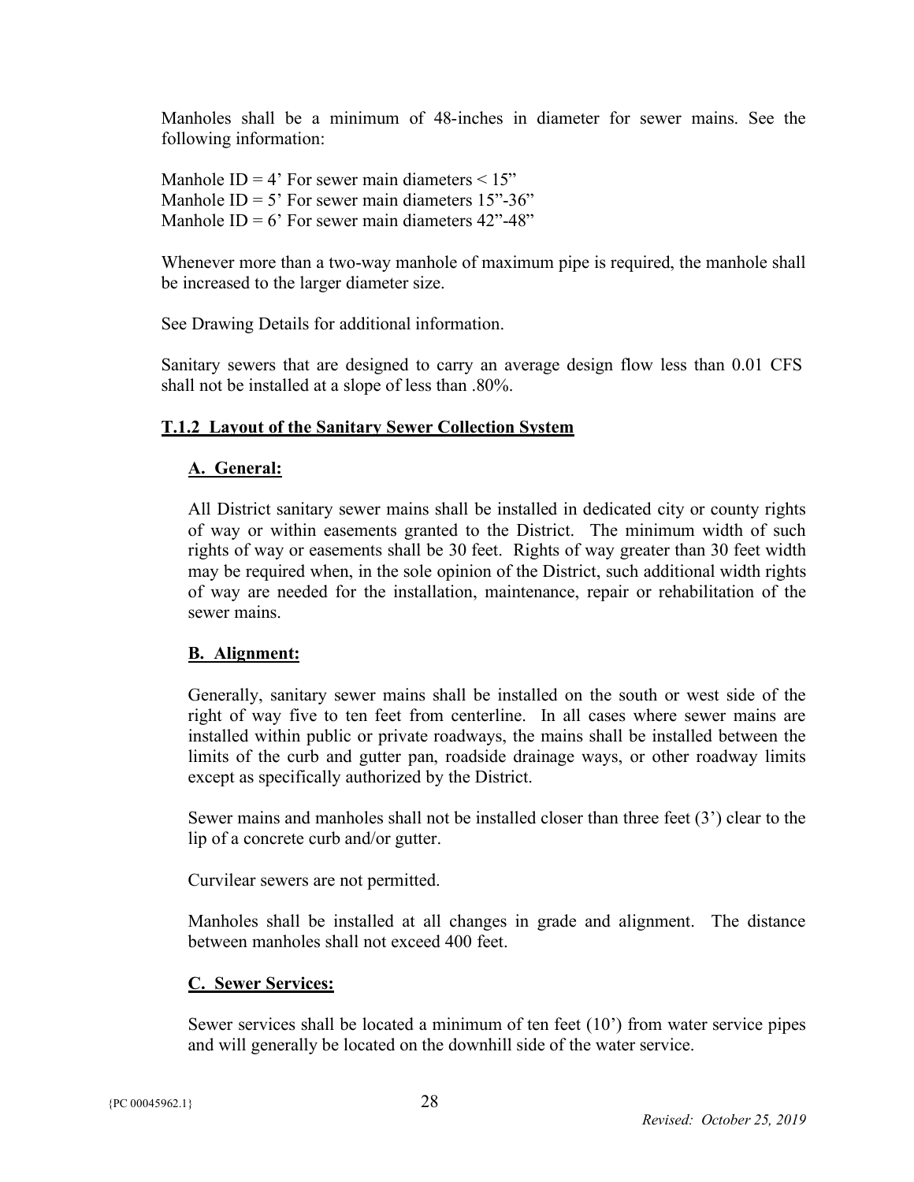Manholes shall be a minimum of 48-inches in diameter for sewer mains. See the following information:

Manhole ID = 4’ For sewer main diameters < 15”
Manhole ID = 5’ For sewer main diameters 15”-36”
Manhole ID = 6’ For sewer main diameters 42”-48”

Whenever more than a two-way manhole of maximum pipe is required, the manhole shall be increased to the larger diameter size.

See Drawing Details for additional information.

Sanitary sewers that are designed to carry an average design flow less than 0.01 CFS shall not be installed at a slope of less than .80%.

## T.1.2 Layout of the Sanitary Sewer Collection System

### A. General:

All District sanitary sewer mains shall be installed in dedicated city or county rights of way or within easements granted to the District. The minimum width of such rights of way or easements shall be 30 feet. Rights of way greater than 30 feet width may be required when, in the sole opinion of the District, such additional width rights of way are needed for the installation, maintenance, repair or rehabilitation of the sewer mains.

### B. Alignment:

Generally, sanitary sewer mains shall be installed on the south or west side of the right of way five to ten feet from centerline. In all cases where sewer mains are installed within public or private roadways, the mains shall be installed between the limits of the curb and gutter pan, roadside drainage ways, or other roadway limits except as specifically authorized by the District.

Sewer mains and manholes shall not be installed closer than three feet (3’) clear to the lip of a concrete curb and/or gutter.

Curvilear sewers are not permitted.

Manholes shall be installed at all changes in grade and alignment. The distance between manholes shall not exceed 400 feet.

### C. Sewer Services:

Sewer services shall be located a minimum of ten feet (10’) from water service pipes and will generally be located on the downhill side of the water service.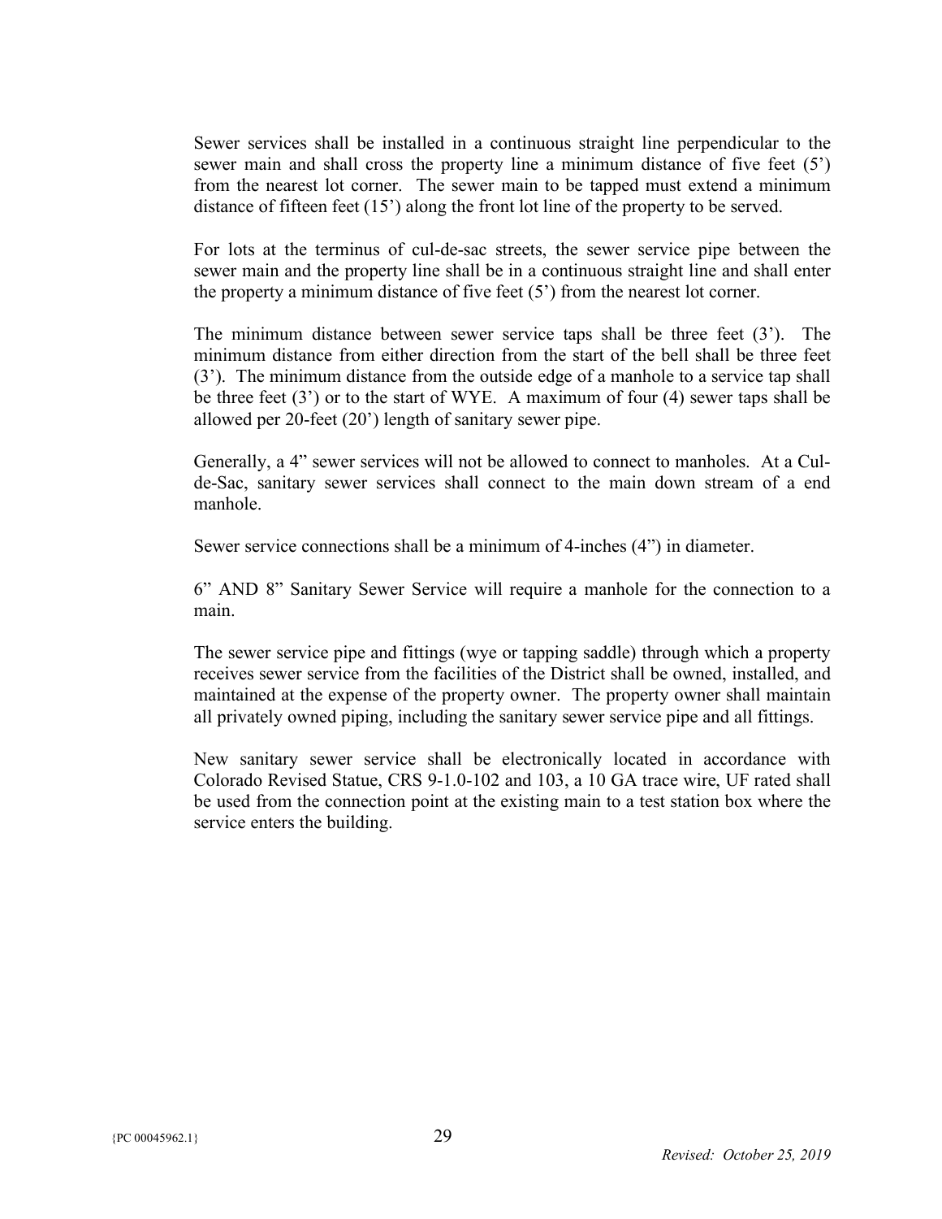Sewer services shall be installed in a continuous straight line perpendicular to the sewer main and shall cross the property line a minimum distance of five feet (5') from the nearest lot corner. The sewer main to be tapped must extend a minimum distance of fifteen feet (15') along the front lot line of the property to be served.

For lots at the terminus of cul-de-sac streets, the sewer service pipe between the sewer main and the property line shall be in a continuous straight line and shall enter the property a minimum distance of five feet (5') from the nearest lot corner.

The minimum distance between sewer service taps shall be three feet (3'). The minimum distance from either direction from the start of the bell shall be three feet (3'). The minimum distance from the outside edge of a manhole to a service tap shall be three feet (3') or to the start of WYE. A maximum of four (4) sewer taps shall be allowed per 20-feet (20') length of sanitary sewer pipe.

Generally, a 4" sewer services will not be allowed to connect to manholes. At a Cul-de-Sac, sanitary sewer services shall connect to the main down stream of a end manhole.

Sewer service connections shall be a minimum of 4-inches (4") in diameter.

6" AND 8" Sanitary Sewer Service will require a manhole for the connection to a main.

The sewer service pipe and fittings (wye or tapping saddle) through which a property receives sewer service from the facilities of the District shall be owned, installed, and maintained at the expense of the property owner. The property owner shall maintain all privately owned piping, including the sanitary sewer service pipe and all fittings.

New sanitary sewer service shall be electronically located in accordance with Colorado Revised Statue, CRS 9-1.0-102 and 103, a 10 GA trace wire, UF rated shall be used from the connection point at the existing main to a test station box where the service enters the building.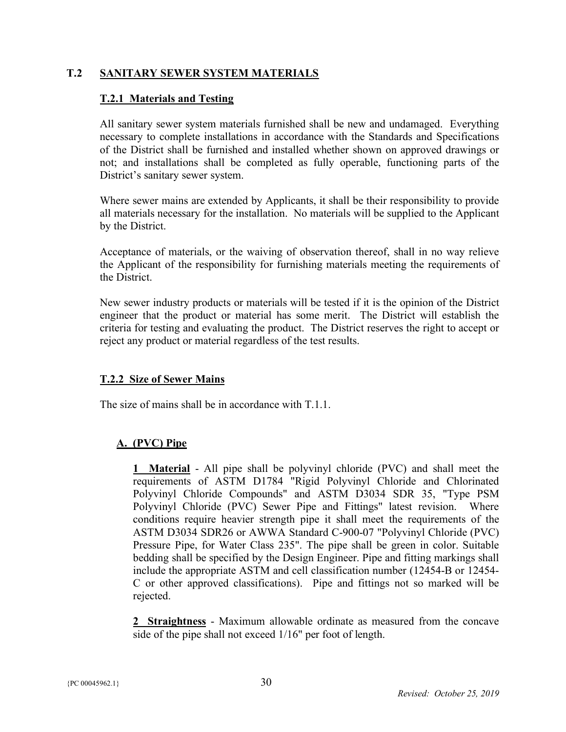## T.2 SANITARY SEWER SYSTEM MATERIALS

### T.2.1 Materials and Testing

All sanitary sewer system materials furnished shall be new and undamaged. Everything necessary to complete installations in accordance with the Standards and Specifications of the District shall be furnished and installed whether shown on approved drawings or not; and installations shall be completed as fully operable, functioning parts of the District's sanitary sewer system.

Where sewer mains are extended by Applicants, it shall be their responsibility to provide all materials necessary for the installation. No materials will be supplied to the Applicant by the District.

Acceptance of materials, or the waiving of observation thereof, shall in no way relieve the Applicant of the responsibility for furnishing materials meeting the requirements of the District.

New sewer industry products or materials will be tested if it is the opinion of the District engineer that the product or material has some merit. The District will establish the criteria for testing and evaluating the product. The District reserves the right to accept or reject any product or material regardless of the test results.

### T.2.2 Size of Sewer Mains

The size of mains shall be in accordance with T.1.1.

#### A. (PVC) Pipe

**1 Material** - All pipe shall be polyvinyl chloride (PVC) and shall meet the requirements of ASTM D1784 "Rigid Polyvinyl Chloride and Chlorinated Polyvinyl Chloride Compounds" and ASTM D3034 SDR 35, "Type PSM Polyvinyl Chloride (PVC) Sewer Pipe and Fittings" latest revision. Where conditions require heavier strength pipe it shall meet the requirements of the ASTM D3034 SDR26 or AWWA Standard C-900-07 "Polyvinyl Chloride (PVC) Pressure Pipe, for Water Class 235". The pipe shall be green in color. Suitable bedding shall be specified by the Design Engineer. Pipe and fitting markings shall include the appropriate ASTM and cell classification number (12454-B or 12454-C or other approved classifications). Pipe and fittings not so marked will be rejected.

**2 Straightness** - Maximum allowable ordinate as measured from the concave side of the pipe shall not exceed 1/16" per foot of length.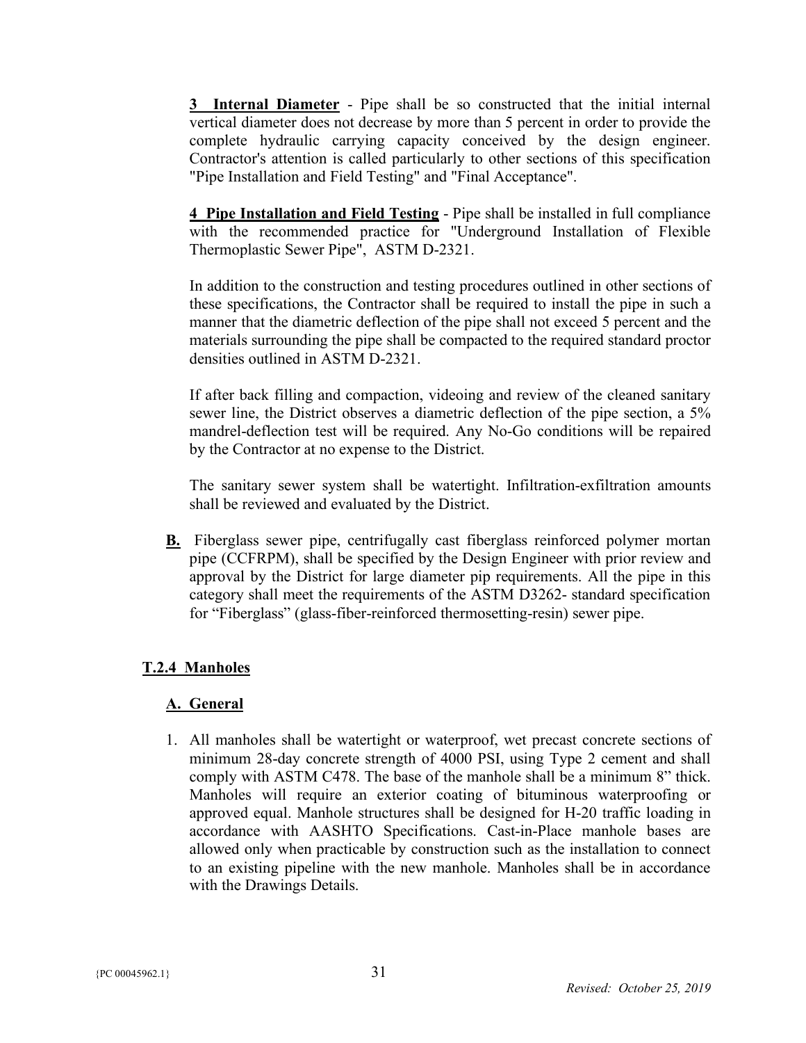**3 Internal Diameter** - Pipe shall be so constructed that the initial internal vertical diameter does not decrease by more than 5 percent in order to provide the complete hydraulic carrying capacity conceived by the design engineer. Contractor's attention is called particularly to other sections of this specification "Pipe Installation and Field Testing" and "Final Acceptance".

**4 Pipe Installation and Field Testing** - Pipe shall be installed in full compliance with the recommended practice for "Underground Installation of Flexible Thermoplastic Sewer Pipe", ASTM D-2321.

In addition to the construction and testing procedures outlined in other sections of these specifications, the Contractor shall be required to install the pipe in such a manner that the diametric deflection of the pipe shall not exceed 5 percent and the materials surrounding the pipe shall be compacted to the required standard proctor densities outlined in ASTM D-2321.

If after back filling and compaction, videoing and review of the cleaned sanitary sewer line, the District observes a diametric deflection of the pipe section, a 5% mandrel-deflection test will be required. Any No-Go conditions will be repaired by the Contractor at no expense to the District.

The sanitary sewer system shall be watertight. Infiltration-exfiltration amounts shall be reviewed and evaluated by the District.

**B.** Fiberglass sewer pipe, centrifugally cast fiberglass reinforced polymer mortan pipe (CCFRPM), shall be specified by the Design Engineer with prior review and approval by the District for large diameter pip requirements. All the pipe in this category shall meet the requirements of the ASTM D3262- standard specification for "Fiberglass" (glass-fiber-reinforced thermosetting-resin) sewer pipe.

### T.2.4 Manholes

#### A. General

1. All manholes shall be watertight or waterproof, wet precast concrete sections of minimum 28-day concrete strength of 4000 PSI, using Type 2 cement and shall comply with ASTM C478. The base of the manhole shall be a minimum 8" thick. Manholes will require an exterior coating of bituminous waterproofing or approved equal. Manhole structures shall be designed for H-20 traffic loading in accordance with AASHTO Specifications. Cast-in-Place manhole bases are allowed only when practicable by construction such as the installation to connect to an existing pipeline with the new manhole. Manholes shall be in accordance with the Drawings Details.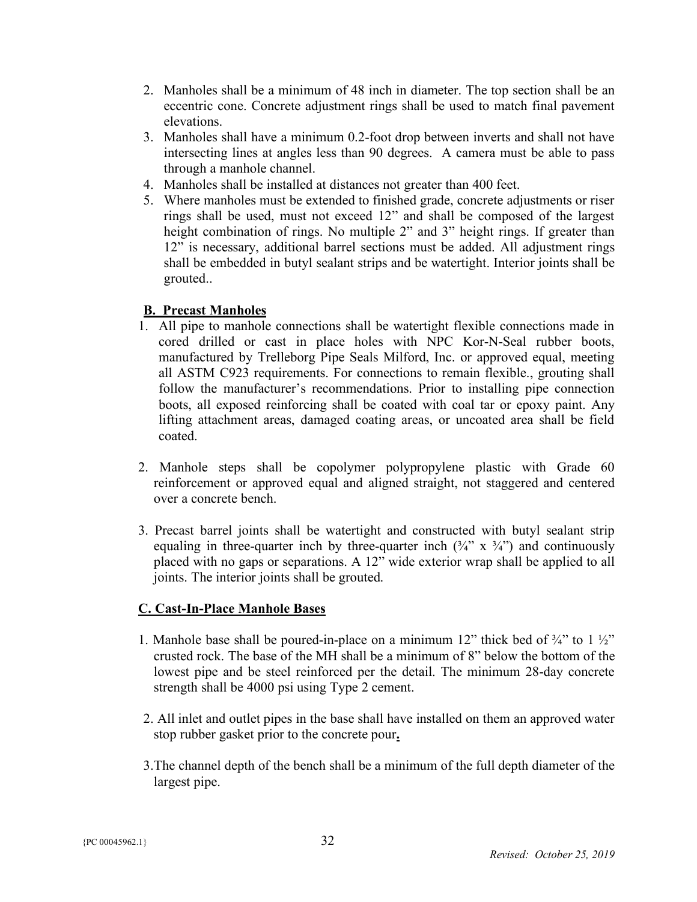2. Manholes shall be a minimum of 48 inch in diameter. The top section shall be an eccentric cone. Concrete adjustment rings shall be used to match final pavement elevations.
3. Manholes shall have a minimum 0.2-foot drop between inverts and shall not have intersecting lines at angles less than 90 degrees. A camera must be able to pass through a manhole channel.
4. Manholes shall be installed at distances not greater than 400 feet.
5. Where manholes must be extended to finished grade, concrete adjustments or riser rings shall be used, must not exceed 12" and shall be composed of the largest height combination of rings. No multiple 2" and 3" height rings. If greater than 12" is necessary, additional barrel sections must be added. All adjustment rings shall be embedded in butyl sealant strips and be watertight. Interior joints shall be grouted..

**B. Precast Manholes**

1. All pipe to manhole connections shall be watertight flexible connections made in cored drilled or cast in place holes with NPC Kor-N-Seal rubber boots, manufactured by Trelleborg Pipe Seals Milford, Inc. or approved equal, meeting all ASTM C923 requirements. For connections to remain flexible., grouting shall follow the manufacturer's recommendations. Prior to installing pipe connection boots, all exposed reinforcing shall be coated with coal tar or epoxy paint. Any lifting attachment areas, damaged coating areas, or uncoated area shall be field coated.

2. Manhole steps shall be copolymer polypropylene plastic with Grade 60 reinforcement or approved equal and aligned straight, not staggered and centered over a concrete bench.

3. Precast barrel joints shall be watertight and constructed with butyl sealant strip equaling in three-quarter inch by three-quarter inch (¾" x ¾") and continuously placed with no gaps or separations. A 12" wide exterior wrap shall be applied to all joints. The interior joints shall be grouted.

**C. Cast-In-Place Manhole Bases**

1. Manhole base shall be poured-in-place on a minimum 12" thick bed of ¾" to 1 ½" crusted rock. The base of the MH shall be a minimum of 8" below the bottom of the lowest pipe and be steel reinforced per the detail. The minimum 28-day concrete strength shall be 4000 psi using Type 2 cement.

2. All inlet and outlet pipes in the base shall have installed on them an approved water stop rubber gasket prior to the concrete pour**.**

3. The channel depth of the bench shall be a minimum of the full depth diameter of the largest pipe.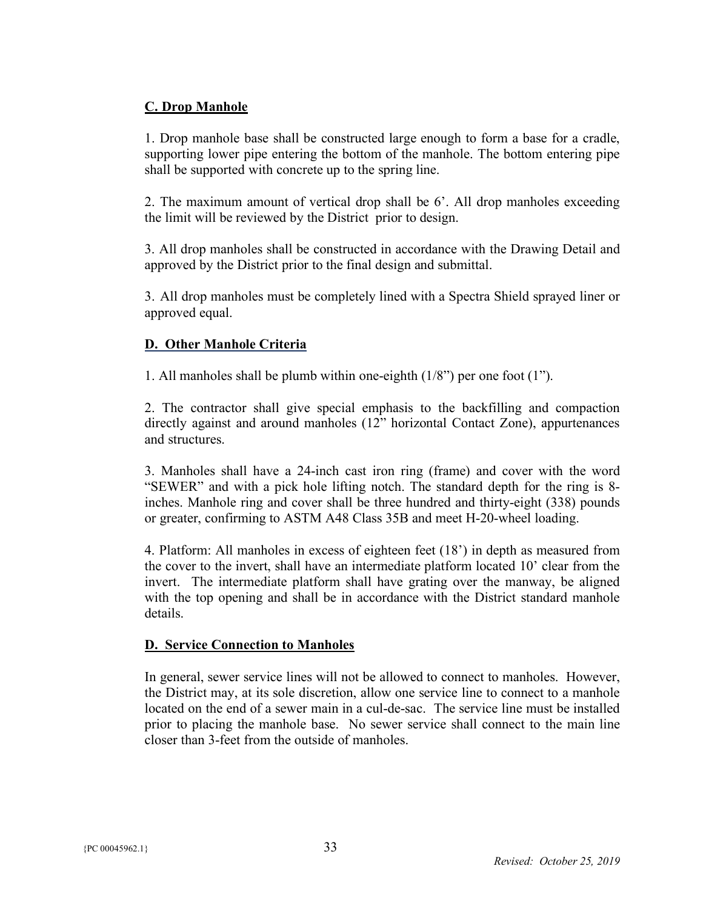## C. Drop Manhole

1. Drop manhole base shall be constructed large enough to form a base for a cradle, supporting lower pipe entering the bottom of the manhole. The bottom entering pipe shall be supported with concrete up to the spring line.

2. The maximum amount of vertical drop shall be 6'. All drop manholes exceeding the limit will be reviewed by the District prior to design.

3. All drop manholes shall be constructed in accordance with the Drawing Detail and approved by the District prior to the final design and submittal.

3. All drop manholes must be completely lined with a Spectra Shield sprayed liner or approved equal.

## D. Other Manhole Criteria

1. All manholes shall be plumb within one-eighth (1/8") per one foot (1").

2. The contractor shall give special emphasis to the backfilling and compaction directly against and around manholes (12" horizontal Contact Zone), appurtenances and structures.

3. Manholes shall have a 24-inch cast iron ring (frame) and cover with the word "SEWER" and with a pick hole lifting notch. The standard depth for the ring is 8-inches. Manhole ring and cover shall be three hundred and thirty-eight (338) pounds or greater, confirming to ASTM A48 Class 35B and meet H-20-wheel loading.

4. Platform: All manholes in excess of eighteen feet (18') in depth as measured from the cover to the invert, shall have an intermediate platform located 10' clear from the invert. The intermediate platform shall have grating over the manway, be aligned with the top opening and shall be in accordance with the District standard manhole details.

## D. Service Connection to Manholes

In general, sewer service lines will not be allowed to connect to manholes. However, the District may, at its sole discretion, allow one service line to connect to a manhole located on the end of a sewer main in a cul-de-sac. The service line must be installed prior to placing the manhole base. No sewer service shall connect to the main line closer than 3-feet from the outside of manholes.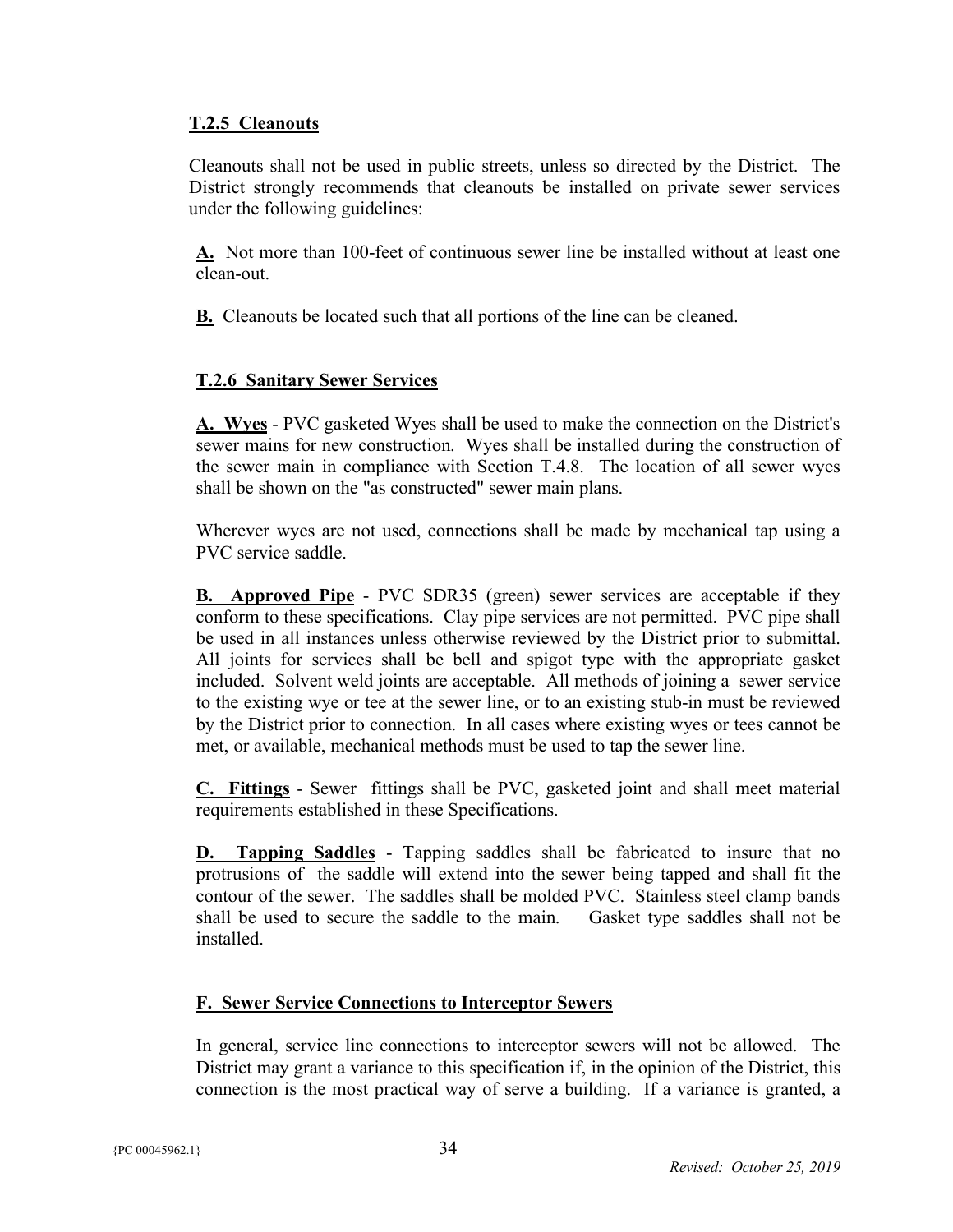### T.2.5 Cleanouts

Cleanouts shall not be used in public streets, unless so directed by the District. The District strongly recommends that cleanouts be installed on private sewer services under the following guidelines:

**A.** Not more than 100-feet of continuous sewer line be installed without at least one clean-out.

**B.** Cleanouts be located such that all portions of the line can be cleaned.

### T.2.6 Sanitary Sewer Services

**A. Wyes** - PVC gasketed Wyes shall be used to make the connection on the District's sewer mains for new construction. Wyes shall be installed during the construction of the sewer main in compliance with Section T.4.8. The location of all sewer wyes shall be shown on the "as constructed" sewer main plans.

Wherever wyes are not used, connections shall be made by mechanical tap using a PVC service saddle.

**B. Approved Pipe** - PVC SDR35 (green) sewer services are acceptable if they conform to these specifications. Clay pipe services are not permitted. PVC pipe shall be used in all instances unless otherwise reviewed by the District prior to submittal. All joints for services shall be bell and spigot type with the appropriate gasket included. Solvent weld joints are acceptable. All methods of joining a sewer service to the existing wye or tee at the sewer line, or to an existing stub-in must be reviewed by the District prior to connection. In all cases where existing wyes or tees cannot be met, or available, mechanical methods must be used to tap the sewer line.

**C. Fittings** - Sewer fittings shall be PVC, gasketed joint and shall meet material requirements established in these Specifications.

**D. Tapping Saddles** - Tapping saddles shall be fabricated to insure that no protrusions of the saddle will extend into the sewer being tapped and shall fit the contour of the sewer. The saddles shall be molded PVC. Stainless steel clamp bands shall be used to secure the saddle to the main. Gasket type saddles shall not be installed.

#### F. Sewer Service Connections to Interceptor Sewers

In general, service line connections to interceptor sewers will not be allowed. The District may grant a variance to this specification if, in the opinion of the District, this connection is the most practical way of serve a building. If a variance is granted, a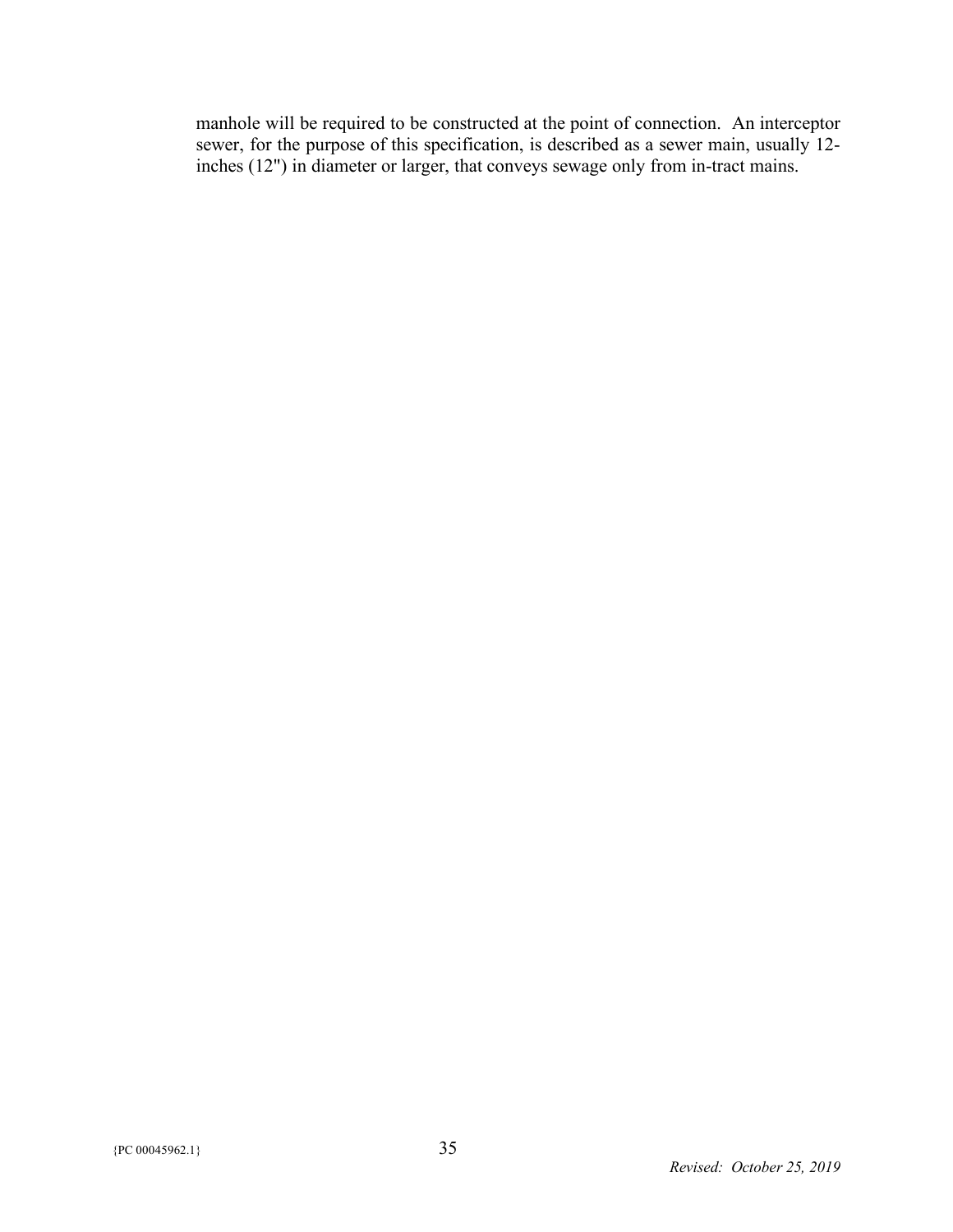manhole will be required to be constructed at the point of connection. An interceptor sewer, for the purpose of this specification, is described as a sewer main, usually 12-inches (12") in diameter or larger, that conveys sewage only from in-tract mains.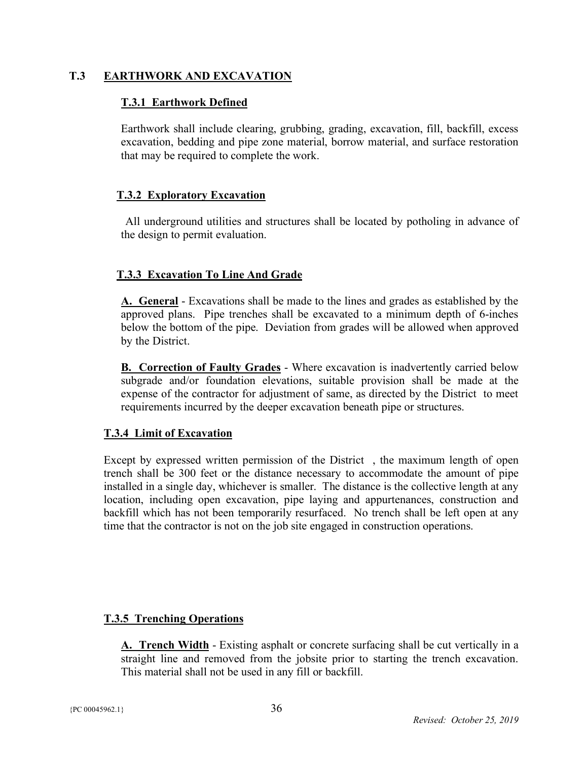## T.3 EARTHWORK AND EXCAVATION

### T.3.1 Earthwork Defined

Earthwork shall include clearing, grubbing, grading, excavation, fill, backfill, excess excavation, bedding and pipe zone material, borrow material, and surface restoration that may be required to complete the work.

### T.3.2 Exploratory Excavation

All underground utilities and structures shall be located by potholing in advance of the design to permit evaluation.

### T.3.3 Excavation To Line And Grade

**A. General** - Excavations shall be made to the lines and grades as established by the approved plans. Pipe trenches shall be excavated to a minimum depth of 6-inches below the bottom of the pipe. Deviation from grades will be allowed when approved by the District.

**B. Correction of Faulty Grades** - Where excavation is inadvertently carried below subgrade and/or foundation elevations, suitable provision shall be made at the expense of the contractor for adjustment of same, as directed by the District to meet requirements incurred by the deeper excavation beneath pipe or structures.

### T.3.4 Limit of Excavation

Except by expressed written permission of the District , the maximum length of open trench shall be 300 feet or the distance necessary to accommodate the amount of pipe installed in a single day, whichever is smaller. The distance is the collective length at any location, including open excavation, pipe laying and appurtenances, construction and backfill which has not been temporarily resurfaced. No trench shall be left open at any time that the contractor is not on the job site engaged in construction operations.

### T.3.5 Trenching Operations

**A. Trench Width** - Existing asphalt or concrete surfacing shall be cut vertically in a straight line and removed from the jobsite prior to starting the trench excavation. This material shall not be used in any fill or backfill.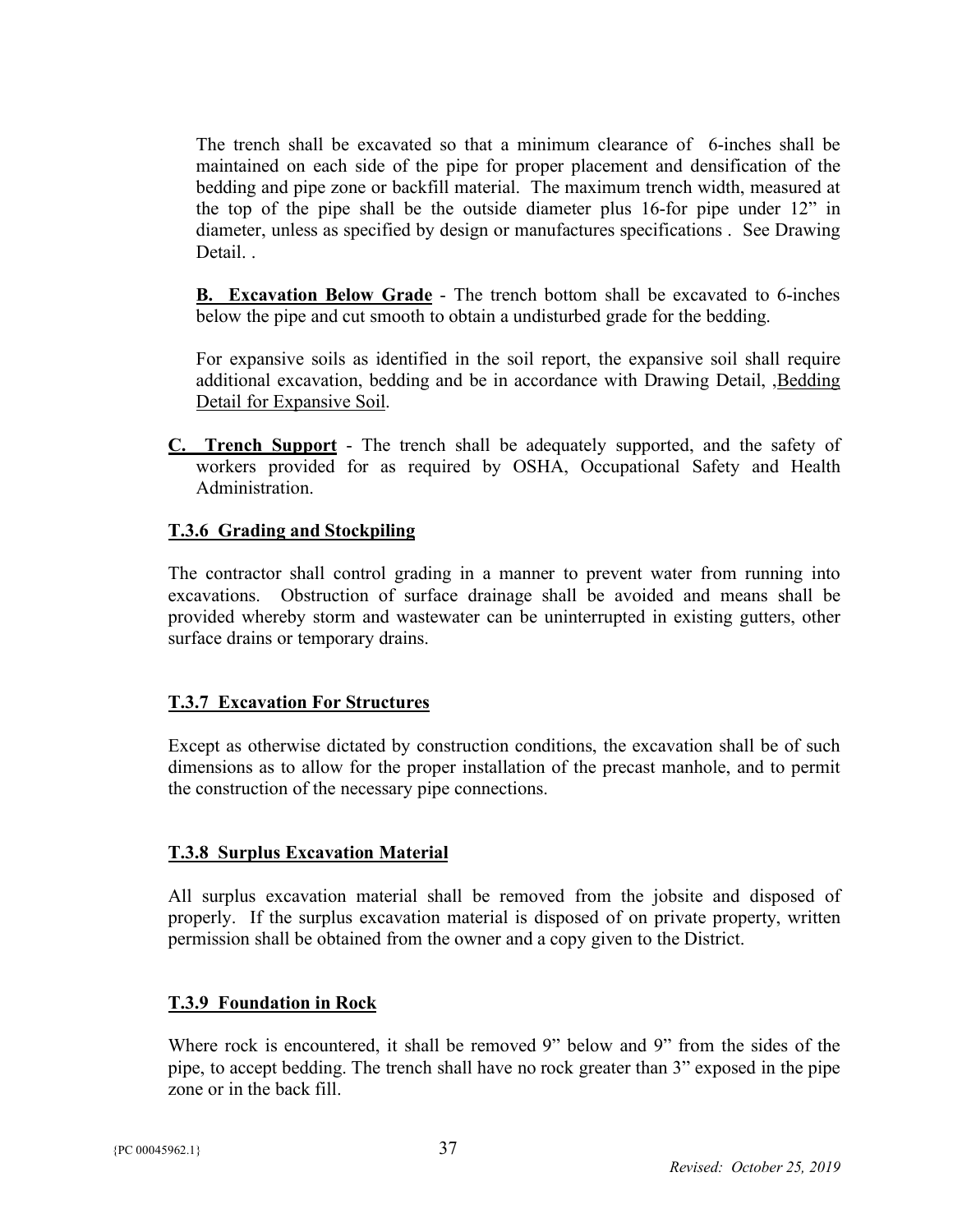The trench shall be excavated so that a minimum clearance of 6-inches shall be maintained on each side of the pipe for proper placement and densification of the bedding and pipe zone or backfill material. The maximum trench width, measured at the top of the pipe shall be the outside diameter plus 16-for pipe under 12" in diameter, unless as specified by design or manufactures specifications . See Drawing Detail. .

**B. Excavation Below Grade** - The trench bottom shall be excavated to 6-inches below the pipe and cut smooth to obtain a undisturbed grade for the bedding.

For expansive soils as identified in the soil report, the expansive soil shall require additional excavation, bedding and be in accordance with Drawing Detail, ,Bedding Detail for Expansive Soil.

**C. Trench Support** - The trench shall be adequately supported, and the safety of workers provided for as required by OSHA, Occupational Safety and Health Administration.

### T.3.6 Grading and Stockpiling

The contractor shall control grading in a manner to prevent water from running into excavations. Obstruction of surface drainage shall be avoided and means shall be provided whereby storm and wastewater can be uninterrupted in existing gutters, other surface drains or temporary drains.

### T.3.7 Excavation For Structures

Except as otherwise dictated by construction conditions, the excavation shall be of such dimensions as to allow for the proper installation of the precast manhole, and to permit the construction of the necessary pipe connections.

### T.3.8 Surplus Excavation Material

All surplus excavation material shall be removed from the jobsite and disposed of properly. If the surplus excavation material is disposed of on private property, written permission shall be obtained from the owner and a copy given to the District.

### T.3.9 Foundation in Rock

Where rock is encountered, it shall be removed 9" below and 9" from the sides of the pipe, to accept bedding. The trench shall have no rock greater than 3" exposed in the pipe zone or in the back fill.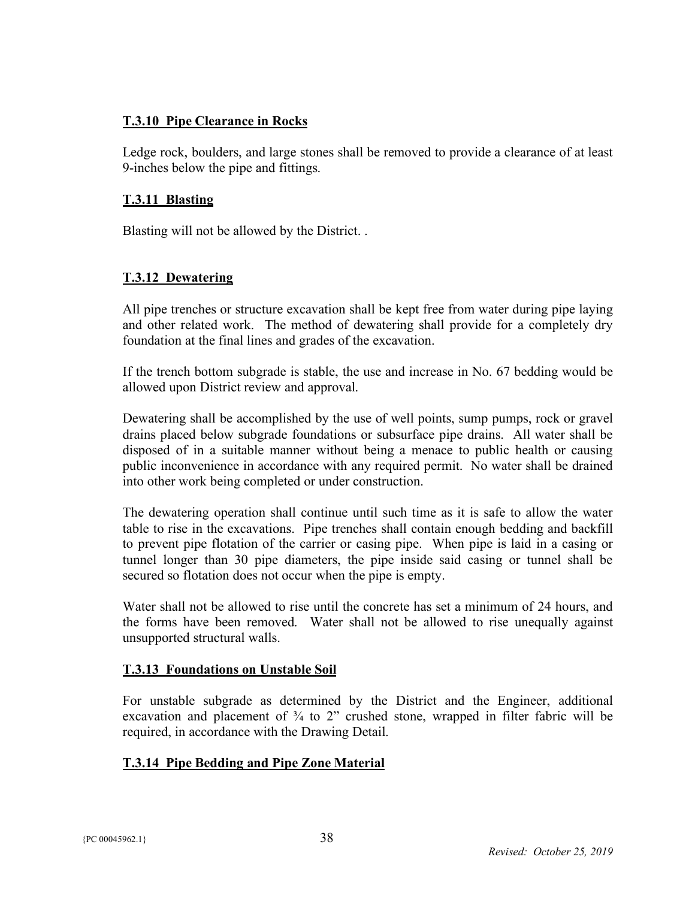**T.3.10 Pipe Clearance in Rocks**

Ledge rock, boulders, and large stones shall be removed to provide a clearance of at least 9-inches below the pipe and fittings.

**T.3.11 Blasting**

Blasting will not be allowed by the District. .

**T.3.12 Dewatering**

All pipe trenches or structure excavation shall be kept free from water during pipe laying and other related work. The method of dewatering shall provide for a completely dry foundation at the final lines and grades of the excavation.

If the trench bottom subgrade is stable, the use and increase in No. 67 bedding would be allowed upon District review and approval.

Dewatering shall be accomplished by the use of well points, sump pumps, rock or gravel drains placed below subgrade foundations or subsurface pipe drains. All water shall be disposed of in a suitable manner without being a menace to public health or causing public inconvenience in accordance with any required permit. No water shall be drained into other work being completed or under construction.

The dewatering operation shall continue until such time as it is safe to allow the water table to rise in the excavations. Pipe trenches shall contain enough bedding and backfill to prevent pipe flotation of the carrier or casing pipe. When pipe is laid in a casing or tunnel longer than 30 pipe diameters, the pipe inside said casing or tunnel shall be secured so flotation does not occur when the pipe is empty.

Water shall not be allowed to rise until the concrete has set a minimum of 24 hours, and the forms have been removed. Water shall not be allowed to rise unequally against unsupported structural walls.

**T.3.13 Foundations on Unstable Soil**

For unstable subgrade as determined by the District and the Engineer, additional excavation and placement of ¾ to 2" crushed stone, wrapped in filter fabric will be required, in accordance with the Drawing Detail.

**T.3.14 Pipe Bedding and Pipe Zone Material**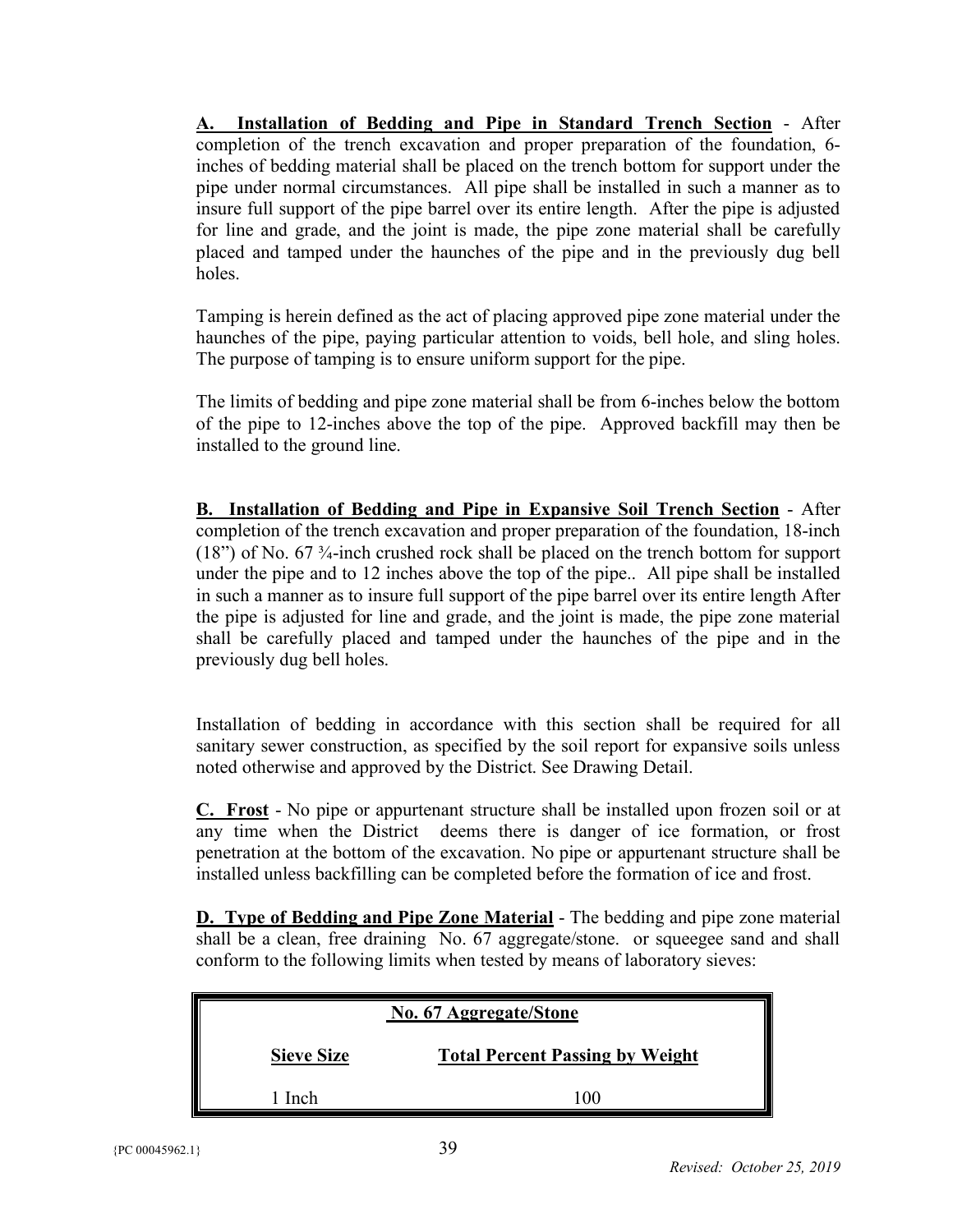**A. Installation of Bedding and Pipe in Standard Trench Section** - After completion of the trench excavation and proper preparation of the foundation, 6-inches of bedding material shall be placed on the trench bottom for support under the pipe under normal circumstances. All pipe shall be installed in such a manner as to insure full support of the pipe barrel over its entire length. After the pipe is adjusted for line and grade, and the joint is made, the pipe zone material shall be carefully placed and tamped under the haunches of the pipe and in the previously dug bell holes.

Tamping is herein defined as the act of placing approved pipe zone material under the haunches of the pipe, paying particular attention to voids, bell hole, and sling holes. The purpose of tamping is to ensure uniform support for the pipe.

The limits of bedding and pipe zone material shall be from 6-inches below the bottom of the pipe to 12-inches above the top of the pipe. Approved backfill may then be installed to the ground line.

**B. Installation of Bedding and Pipe in Expansive Soil Trench Section** - After completion of the trench excavation and proper preparation of the foundation, 18-inch (18") of No. 67 ¾-inch crushed rock shall be placed on the trench bottom for support under the pipe and to 12 inches above the top of the pipe.. All pipe shall be installed in such a manner as to insure full support of the pipe barrel over its entire length After the pipe is adjusted for line and grade, and the joint is made, the pipe zone material shall be carefully placed and tamped under the haunches of the pipe and in the previously dug bell holes.

Installation of bedding in accordance with this section shall be required for all sanitary sewer construction, as specified by the soil report for expansive soils unless noted otherwise and approved by the District. See Drawing Detail.

**C. Frost** - No pipe or appurtenant structure shall be installed upon frozen soil or at any time when the District deems there is danger of ice formation, or frost penetration at the bottom of the excavation. No pipe or appurtenant structure shall be installed unless backfilling can be completed before the formation of ice and frost.

**D. Type of Bedding and Pipe Zone Material** - The bedding and pipe zone material shall be a clean, free draining No. 67 aggregate/stone. or squeegee sand and shall conform to the following limits when tested by means of laboratory sieves:

| No. 67 Aggregate/Stone | |
|---|---|
| **Sieve Size** | **Total Percent Passing by Weight** |
| 1 Inch | 100 |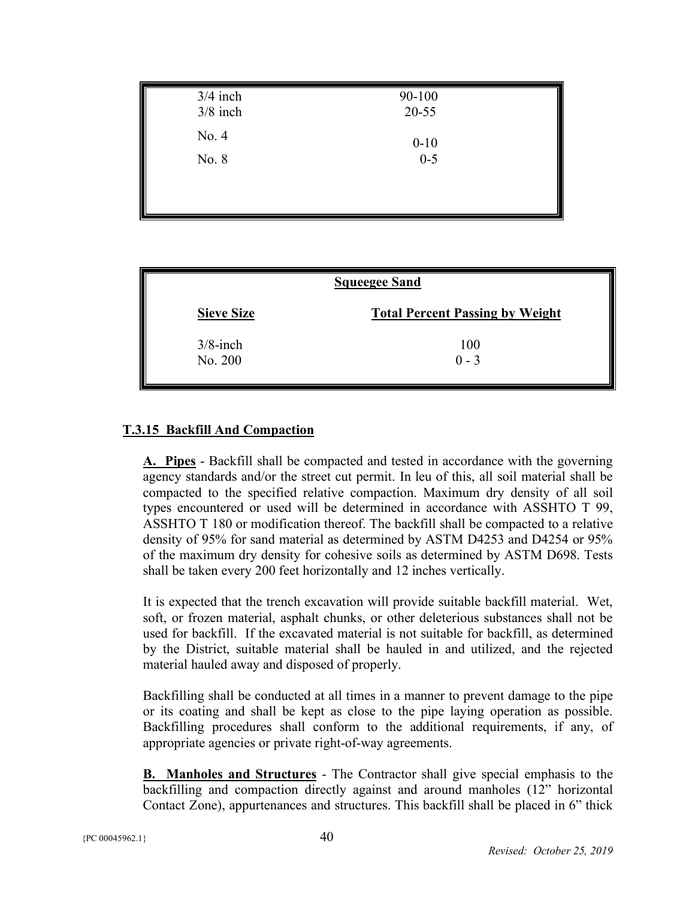| | |
|---|---|
| 3/4 inch | 90-100 |
| 3/8 inch | 20-55 |
| No. 4 | 0-10 |
| No. 8 | 0-5 |

| Squeegee Sand | |
|---|---|
| **Sieve Size** | **Total Percent Passing by Weight** |
| 3/8-inch | 100 |
| No. 200 | 0 - 3 |

## T.3.15 Backfill And Compaction

**A. Pipes** - Backfill shall be compacted and tested in accordance with the governing agency standards and/or the street cut permit. In leu of this, all soil material shall be compacted to the specified relative compaction. Maximum dry density of all soil types encountered or used will be determined in accordance with ASSHTO T 99, ASSHTO T 180 or modification thereof. The backfill shall be compacted to a relative density of 95% for sand material as determined by ASTM D4253 and D4254 or 95% of the maximum dry density for cohesive soils as determined by ASTM D698. Tests shall be taken every 200 feet horizontally and 12 inches vertically.

It is expected that the trench excavation will provide suitable backfill material. Wet, soft, or frozen material, asphalt chunks, or other deleterious substances shall not be used for backfill. If the excavated material is not suitable for backfill, as determined by the District, suitable material shall be hauled in and utilized, and the rejected material hauled away and disposed of properly.

Backfilling shall be conducted at all times in a manner to prevent damage to the pipe or its coating and shall be kept as close to the pipe laying operation as possible. Backfilling procedures shall conform to the additional requirements, if any, of appropriate agencies or private right-of-way agreements.

**B. Manholes and Structures** - The Contractor shall give special emphasis to the backfilling and compaction directly against and around manholes (12" horizontal Contact Zone), appurtenances and structures. This backfill shall be placed in 6" thick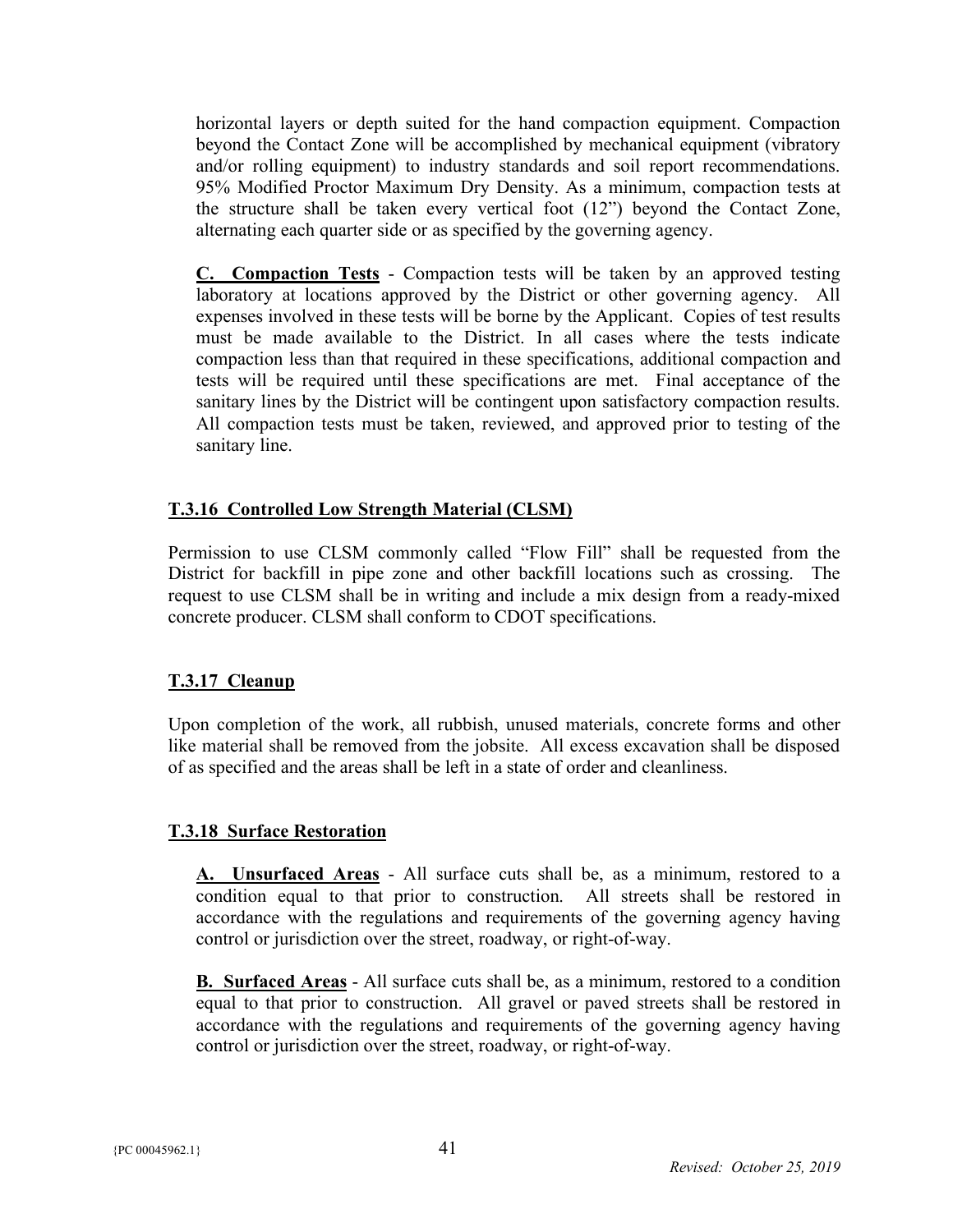horizontal layers or depth suited for the hand compaction equipment. Compaction beyond the Contact Zone will be accomplished by mechanical equipment (vibratory and/or rolling equipment) to industry standards and soil report recommendations. 95% Modified Proctor Maximum Dry Density. As a minimum, compaction tests at the structure shall be taken every vertical foot (12") beyond the Contact Zone, alternating each quarter side or as specified by the governing agency.

**C. Compaction Tests** - Compaction tests will be taken by an approved testing laboratory at locations approved by the District or other governing agency. All expenses involved in these tests will be borne by the Applicant. Copies of test results must be made available to the District. In all cases where the tests indicate compaction less than that required in these specifications, additional compaction and tests will be required until these specifications are met. Final acceptance of the sanitary lines by the District will be contingent upon satisfactory compaction results. All compaction tests must be taken, reviewed, and approved prior to testing of the sanitary line.

### T.3.16 Controlled Low Strength Material (CLSM)

Permission to use CLSM commonly called "Flow Fill" shall be requested from the District for backfill in pipe zone and other backfill locations such as crossing. The request to use CLSM shall be in writing and include a mix design from a ready-mixed concrete producer. CLSM shall conform to CDOT specifications.

### T.3.17 Cleanup

Upon completion of the work, all rubbish, unused materials, concrete forms and other like material shall be removed from the jobsite. All excess excavation shall be disposed of as specified and the areas shall be left in a state of order and cleanliness.

### T.3.18 Surface Restoration

**A. Unsurfaced Areas** - All surface cuts shall be, as a minimum, restored to a condition equal to that prior to construction. All streets shall be restored in accordance with the regulations and requirements of the governing agency having control or jurisdiction over the street, roadway, or right-of-way.

**B. Surfaced Areas** - All surface cuts shall be, as a minimum, restored to a condition equal to that prior to construction. All gravel or paved streets shall be restored in accordance with the regulations and requirements of the governing agency having control or jurisdiction over the street, roadway, or right-of-way.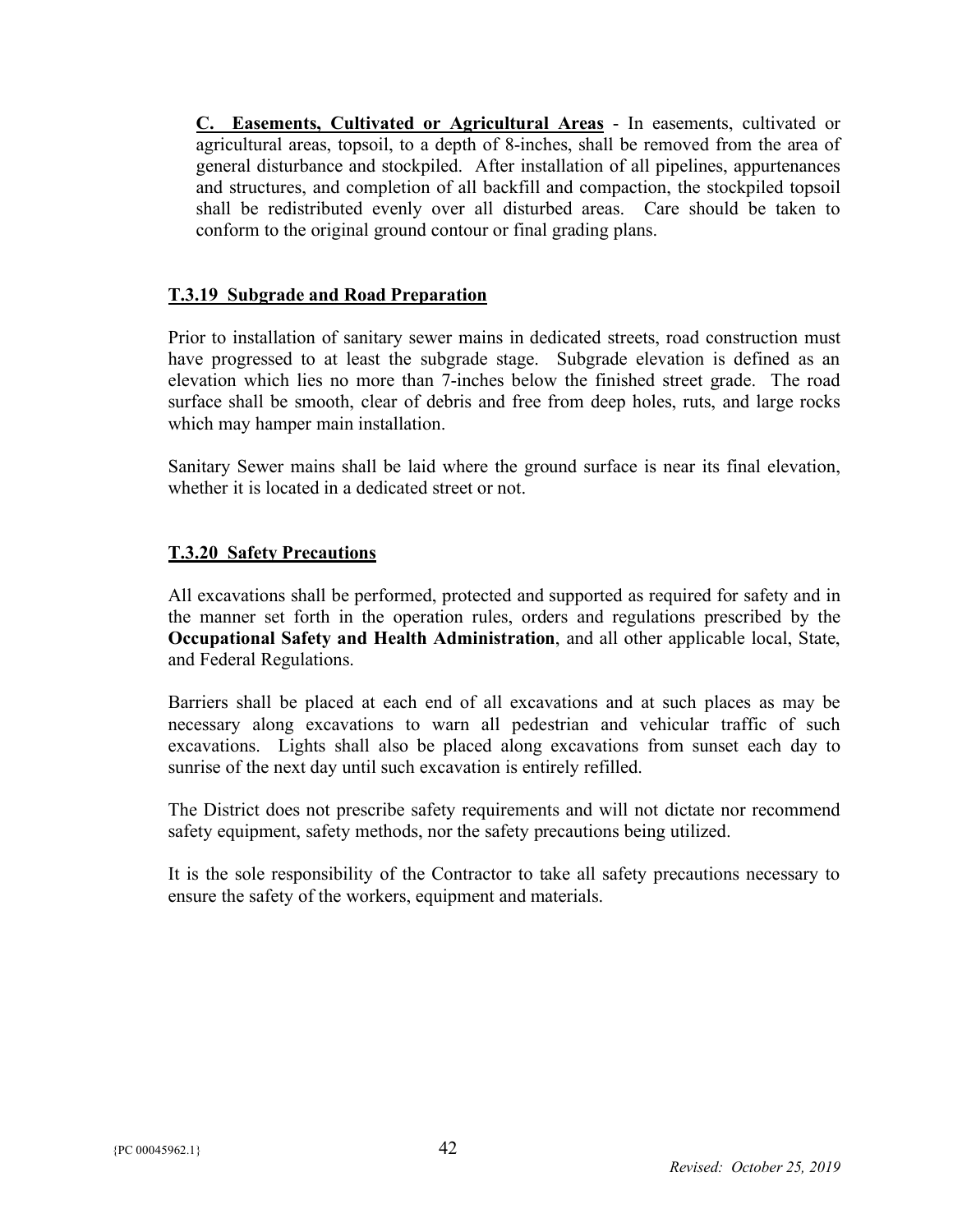**C. Easements, Cultivated or Agricultural Areas** - In easements, cultivated or agricultural areas, topsoil, to a depth of 8-inches, shall be removed from the area of general disturbance and stockpiled. After installation of all pipelines, appurtenances and structures, and completion of all backfill and compaction, the stockpiled topsoil shall be redistributed evenly over all disturbed areas. Care should be taken to conform to the original ground contour or final grading plans.

## T.3.19 Subgrade and Road Preparation

Prior to installation of sanitary sewer mains in dedicated streets, road construction must have progressed to at least the subgrade stage. Subgrade elevation is defined as an elevation which lies no more than 7-inches below the finished street grade. The road surface shall be smooth, clear of debris and free from deep holes, ruts, and large rocks which may hamper main installation.

Sanitary Sewer mains shall be laid where the ground surface is near its final elevation, whether it is located in a dedicated street or not.

## T.3.20 Safety Precautions

All excavations shall be performed, protected and supported as required for safety and in the manner set forth in the operation rules, orders and regulations prescribed by the **Occupational Safety and Health Administration**, and all other applicable local, State, and Federal Regulations.

Barriers shall be placed at each end of all excavations and at such places as may be necessary along excavations to warn all pedestrian and vehicular traffic of such excavations. Lights shall also be placed along excavations from sunset each day to sunrise of the next day until such excavation is entirely refilled.

The District does not prescribe safety requirements and will not dictate nor recommend safety equipment, safety methods, nor the safety precautions being utilized.

It is the sole responsibility of the Contractor to take all safety precautions necessary to ensure the safety of the workers, equipment and materials.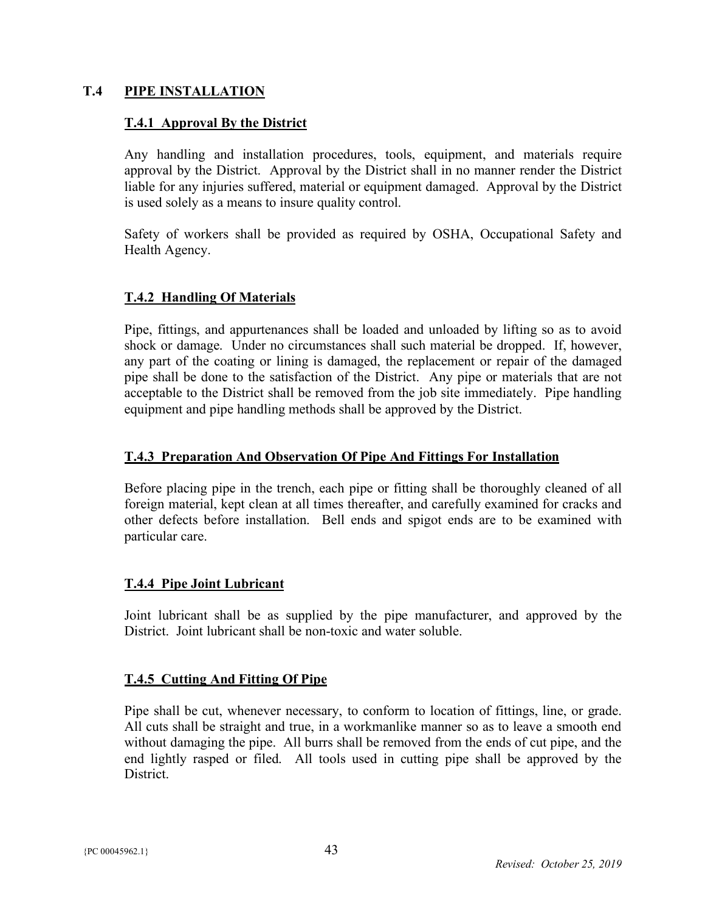## T.4 PIPE INSTALLATION

### T.4.1 Approval By the District

Any handling and installation procedures, tools, equipment, and materials require approval by the District. Approval by the District shall in no manner render the District liable for any injuries suffered, material or equipment damaged. Approval by the District is used solely as a means to insure quality control.

Safety of workers shall be provided as required by OSHA, Occupational Safety and Health Agency.

### T.4.2 Handling Of Materials

Pipe, fittings, and appurtenances shall be loaded and unloaded by lifting so as to avoid shock or damage. Under no circumstances shall such material be dropped. If, however, any part of the coating or lining is damaged, the replacement or repair of the damaged pipe shall be done to the satisfaction of the District. Any pipe or materials that are not acceptable to the District shall be removed from the job site immediately. Pipe handling equipment and pipe handling methods shall be approved by the District.

### T.4.3 Preparation And Observation Of Pipe And Fittings For Installation

Before placing pipe in the trench, each pipe or fitting shall be thoroughly cleaned of all foreign material, kept clean at all times thereafter, and carefully examined for cracks and other defects before installation. Bell ends and spigot ends are to be examined with particular care.

### T.4.4 Pipe Joint Lubricant

Joint lubricant shall be as supplied by the pipe manufacturer, and approved by the District. Joint lubricant shall be non-toxic and water soluble.

### T.4.5 Cutting And Fitting Of Pipe

Pipe shall be cut, whenever necessary, to conform to location of fittings, line, or grade. All cuts shall be straight and true, in a workmanlike manner so as to leave a smooth end without damaging the pipe. All burrs shall be removed from the ends of cut pipe, and the end lightly rasped or filed. All tools used in cutting pipe shall be approved by the District.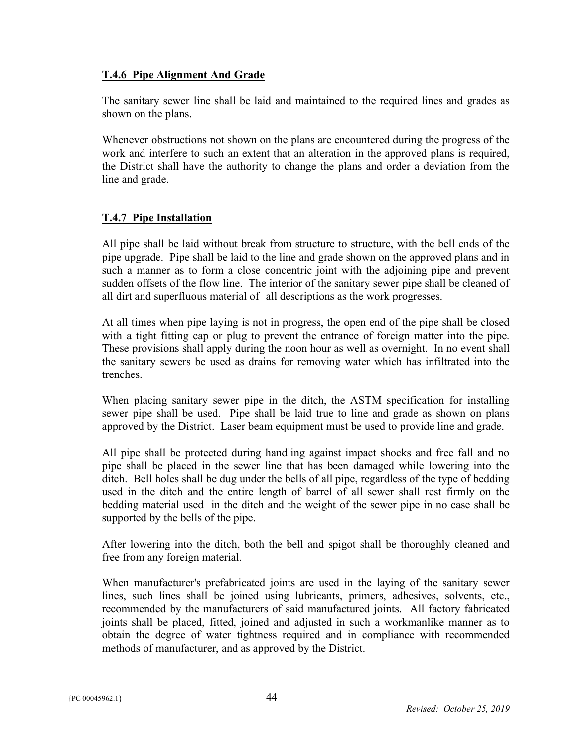## **T.4.6 Pipe Alignment And Grade**

The sanitary sewer line shall be laid and maintained to the required lines and grades as shown on the plans.

Whenever obstructions not shown on the plans are encountered during the progress of the work and interfere to such an extent that an alteration in the approved plans is required, the District shall have the authority to change the plans and order a deviation from the line and grade.

## **T.4.7 Pipe Installation**

All pipe shall be laid without break from structure to structure, with the bell ends of the pipe upgrade. Pipe shall be laid to the line and grade shown on the approved plans and in such a manner as to form a close concentric joint with the adjoining pipe and prevent sudden offsets of the flow line. The interior of the sanitary sewer pipe shall be cleaned of all dirt and superfluous material of all descriptions as the work progresses.

At all times when pipe laying is not in progress, the open end of the pipe shall be closed with a tight fitting cap or plug to prevent the entrance of foreign matter into the pipe. These provisions shall apply during the noon hour as well as overnight. In no event shall the sanitary sewers be used as drains for removing water which has infiltrated into the trenches.

When placing sanitary sewer pipe in the ditch, the ASTM specification for installing sewer pipe shall be used. Pipe shall be laid true to line and grade as shown on plans approved by the District. Laser beam equipment must be used to provide line and grade.

All pipe shall be protected during handling against impact shocks and free fall and no pipe shall be placed in the sewer line that has been damaged while lowering into the ditch. Bell holes shall be dug under the bells of all pipe, regardless of the type of bedding used in the ditch and the entire length of barrel of all sewer shall rest firmly on the bedding material used in the ditch and the weight of the sewer pipe in no case shall be supported by the bells of the pipe.

After lowering into the ditch, both the bell and spigot shall be thoroughly cleaned and free from any foreign material.

When manufacturer's prefabricated joints are used in the laying of the sanitary sewer lines, such lines shall be joined using lubricants, primers, adhesives, solvents, etc., recommended by the manufacturers of said manufactured joints. All factory fabricated joints shall be placed, fitted, joined and adjusted in such a workmanlike manner as to obtain the degree of water tightness required and in compliance with recommended methods of manufacturer, and as approved by the District.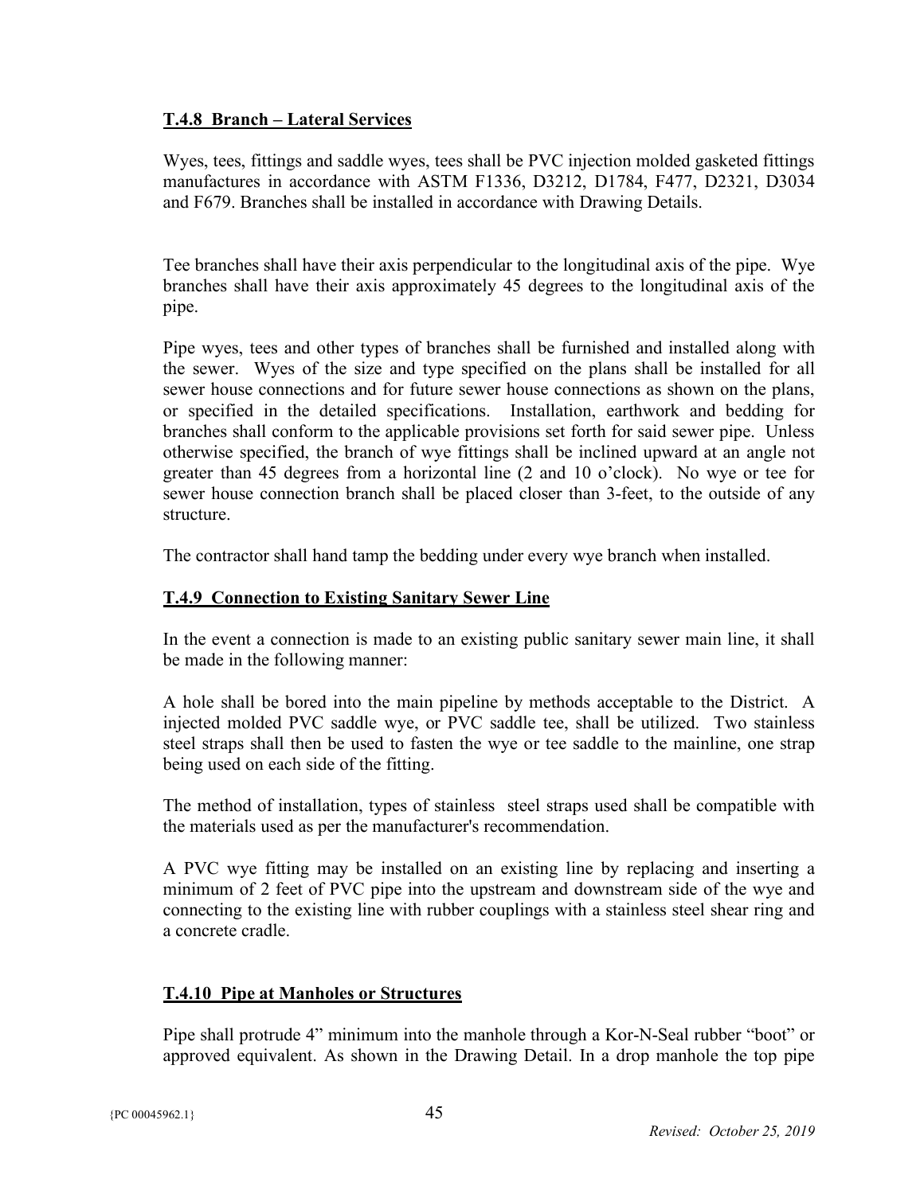### T.4.8 Branch – Lateral Services

Wyes, tees, fittings and saddle wyes, tees shall be PVC injection molded gasketed fittings manufactures in accordance with ASTM F1336, D3212, D1784, F477, D2321, D3034 and F679. Branches shall be installed in accordance with Drawing Details.

Tee branches shall have their axis perpendicular to the longitudinal axis of the pipe. Wye branches shall have their axis approximately 45 degrees to the longitudinal axis of the pipe.

Pipe wyes, tees and other types of branches shall be furnished and installed along with the sewer. Wyes of the size and type specified on the plans shall be installed for all sewer house connections and for future sewer house connections as shown on the plans, or specified in the detailed specifications. Installation, earthwork and bedding for branches shall conform to the applicable provisions set forth for said sewer pipe. Unless otherwise specified, the branch of wye fittings shall be inclined upward at an angle not greater than 45 degrees from a horizontal line (2 and 10 o'clock). No wye or tee for sewer house connection branch shall be placed closer than 3-feet, to the outside of any structure.

The contractor shall hand tamp the bedding under every wye branch when installed.

### T.4.9 Connection to Existing Sanitary Sewer Line

In the event a connection is made to an existing public sanitary sewer main line, it shall be made in the following manner:

A hole shall be bored into the main pipeline by methods acceptable to the District. A injected molded PVC saddle wye, or PVC saddle tee, shall be utilized. Two stainless steel straps shall then be used to fasten the wye or tee saddle to the mainline, one strap being used on each side of the fitting.

The method of installation, types of stainless steel straps used shall be compatible with the materials used as per the manufacturer's recommendation.

A PVC wye fitting may be installed on an existing line by replacing and inserting a minimum of 2 feet of PVC pipe into the upstream and downstream side of the wye and connecting to the existing line with rubber couplings with a stainless steel shear ring and a concrete cradle.

### T.4.10 Pipe at Manholes or Structures

Pipe shall protrude 4" minimum into the manhole through a Kor-N-Seal rubber "boot" or approved equivalent. As shown in the Drawing Detail. In a drop manhole the top pipe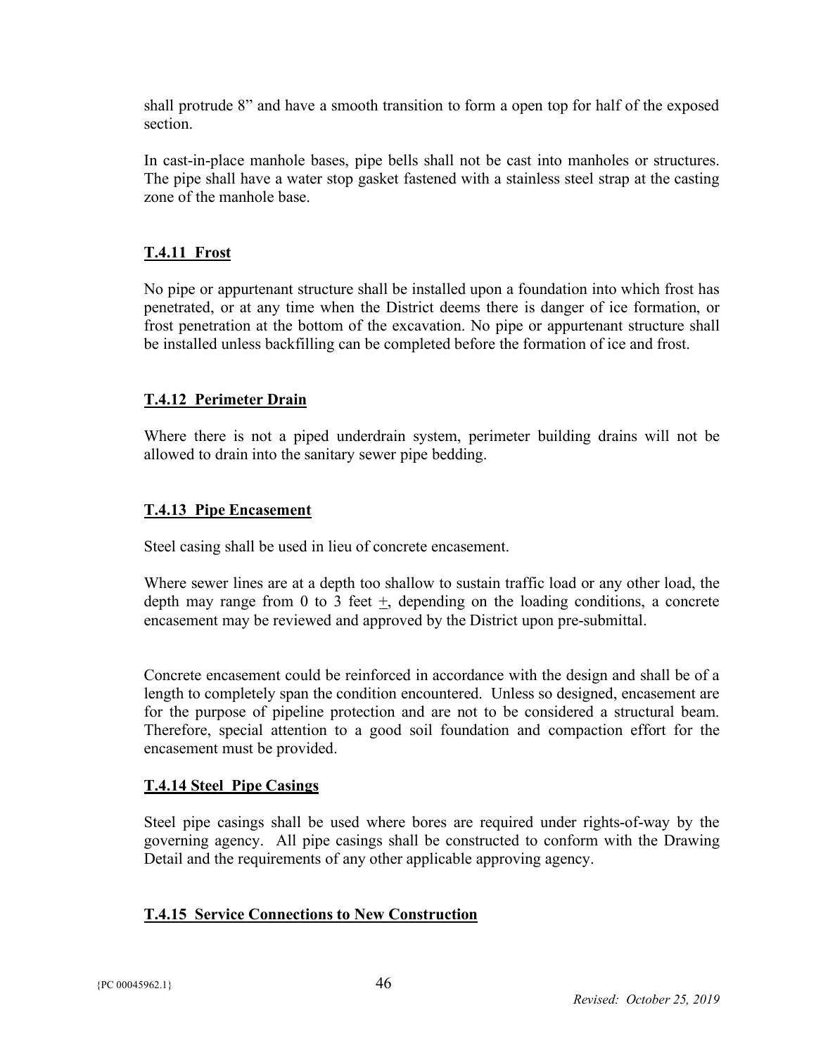shall protrude 8" and have a smooth transition to form a open top for half of the exposed section.

In cast-in-place manhole bases, pipe bells shall not be cast into manholes or structures. The pipe shall have a water stop gasket fastened with a stainless steel strap at the casting zone of the manhole base.

## T.4.11 Frost

No pipe or appurtenant structure shall be installed upon a foundation into which frost has penetrated, or at any time when the District deems there is danger of ice formation, or frost penetration at the bottom of the excavation. No pipe or appurtenant structure shall be installed unless backfilling can be completed before the formation of ice and frost.

## T.4.12 Perimeter Drain

Where there is not a piped underdrain system, perimeter building drains will not be allowed to drain into the sanitary sewer pipe bedding.

## T.4.13 Pipe Encasement

Steel casing shall be used in lieu of concrete encasement.

Where sewer lines are at a depth too shallow to sustain traffic load or any other load, the depth may range from 0 to 3 feet ±, depending on the loading conditions, a concrete encasement may be reviewed and approved by the District upon pre-submittal.

Concrete encasement could be reinforced in accordance with the design and shall be of a length to completely span the condition encountered. Unless so designed, encasement are for the purpose of pipeline protection and are not to be considered a structural beam. Therefore, special attention to a good soil foundation and compaction effort for the encasement must be provided.

## T.4.14 Steel Pipe Casings

Steel pipe casings shall be used where bores are required under rights-of-way by the governing agency. All pipe casings shall be constructed to conform with the Drawing Detail and the requirements of any other applicable approving agency.

## T.4.15 Service Connections to New Construction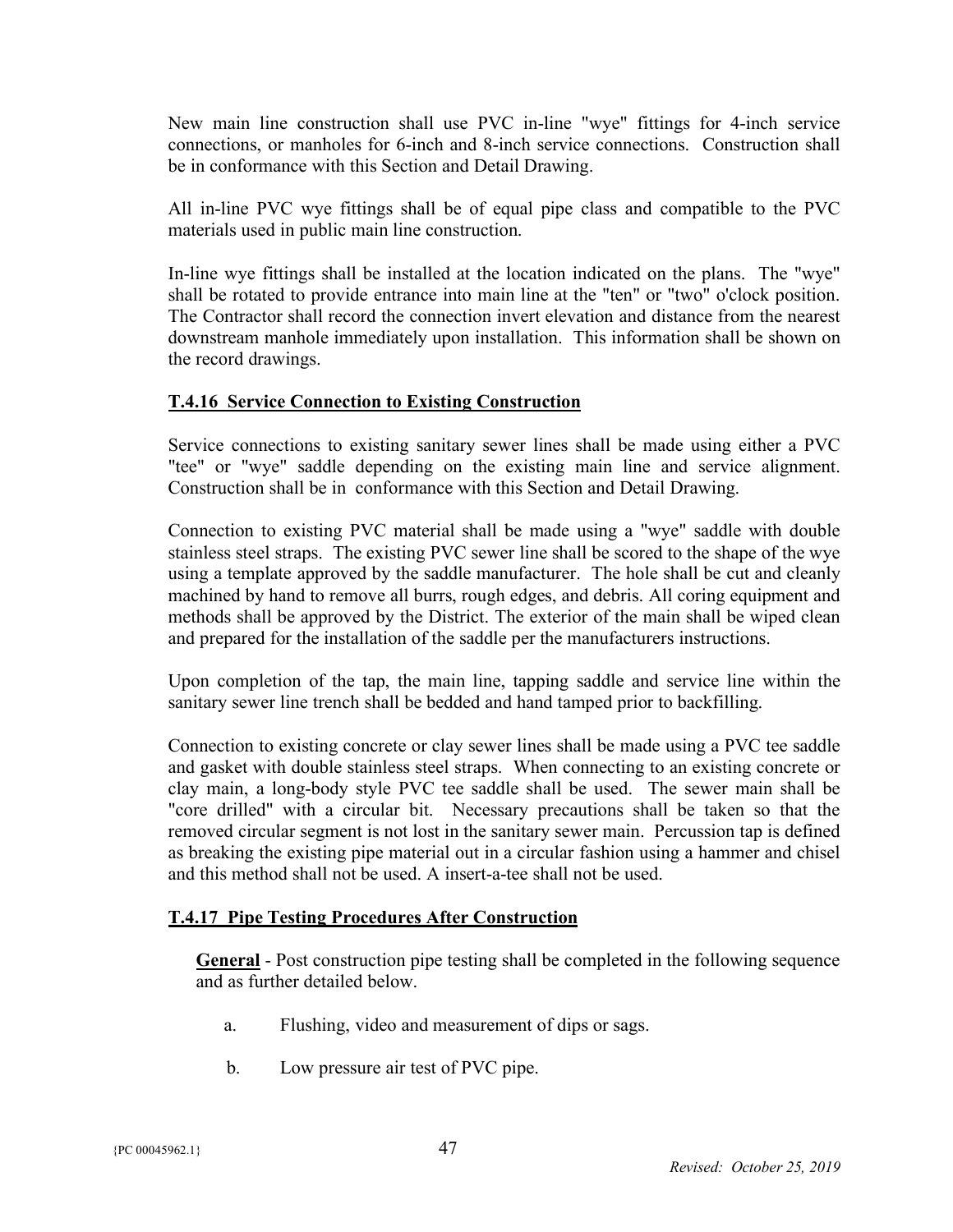New main line construction shall use PVC in-line "wye" fittings for 4-inch service connections, or manholes for 6-inch and 8-inch service connections. Construction shall be in conformance with this Section and Detail Drawing.

All in-line PVC wye fittings shall be of equal pipe class and compatible to the PVC materials used in public main line construction.

In-line wye fittings shall be installed at the location indicated on the plans. The "wye" shall be rotated to provide entrance into main line at the "ten" or "two" o'clock position. The Contractor shall record the connection invert elevation and distance from the nearest downstream manhole immediately upon installation. This information shall be shown on the record drawings.

## T.4.16 Service Connection to Existing Construction

Service connections to existing sanitary sewer lines shall be made using either a PVC "tee" or "wye" saddle depending on the existing main line and service alignment. Construction shall be in conformance with this Section and Detail Drawing.

Connection to existing PVC material shall be made using a "wye" saddle with double stainless steel straps. The existing PVC sewer line shall be scored to the shape of the wye using a template approved by the saddle manufacturer. The hole shall be cut and cleanly machined by hand to remove all burrs, rough edges, and debris. All coring equipment and methods shall be approved by the District. The exterior of the main shall be wiped clean and prepared for the installation of the saddle per the manufacturers instructions.

Upon completion of the tap, the main line, tapping saddle and service line within the sanitary sewer line trench shall be bedded and hand tamped prior to backfilling.

Connection to existing concrete or clay sewer lines shall be made using a PVC tee saddle and gasket with double stainless steel straps. When connecting to an existing concrete or clay main, a long-body style PVC tee saddle shall be used. The sewer main shall be "core drilled" with a circular bit. Necessary precautions shall be taken so that the removed circular segment is not lost in the sanitary sewer main. Percussion tap is defined as breaking the existing pipe material out in a circular fashion using a hammer and chisel and this method shall not be used. A insert-a-tee shall not be used.

## T.4.17 Pipe Testing Procedures After Construction

**General** - Post construction pipe testing shall be completed in the following sequence and as further detailed below.

a. Flushing, video and measurement of dips or sags.

b. Low pressure air test of PVC pipe.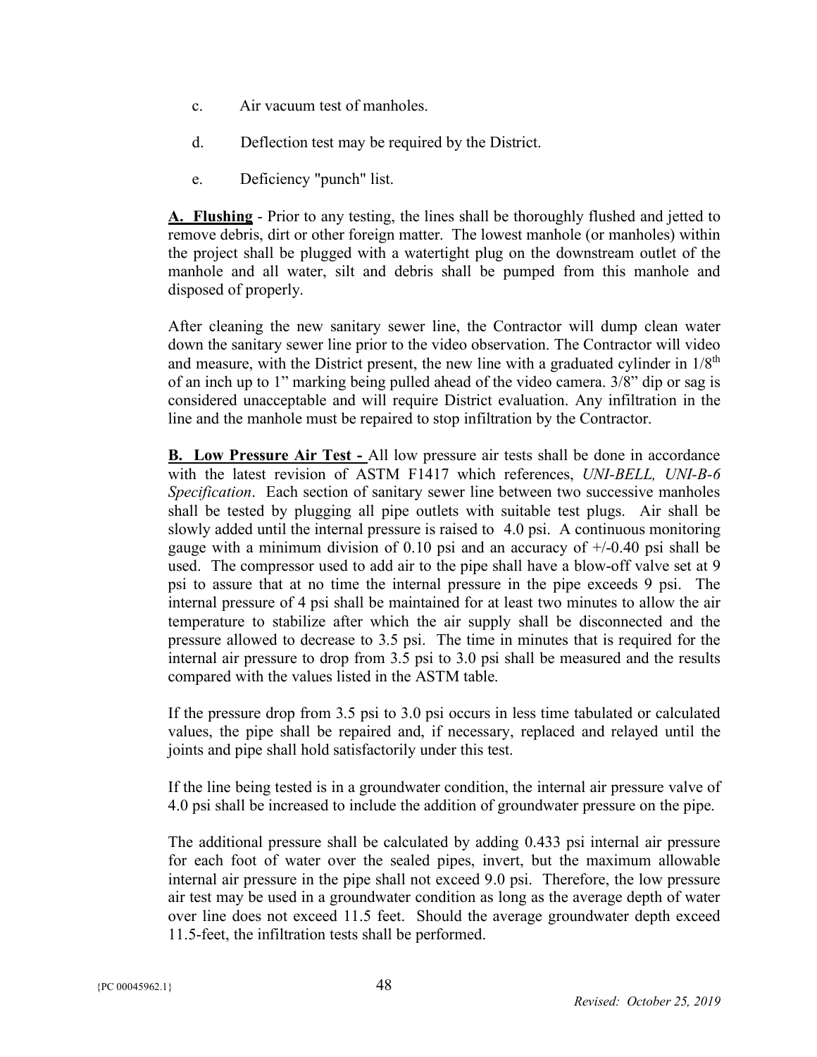c. Air vacuum test of manholes.

d. Deflection test may be required by the District.

e. Deficiency "punch" list.

**A. Flushing** - Prior to any testing, the lines shall be thoroughly flushed and jetted to remove debris, dirt or other foreign matter. The lowest manhole (or manholes) within the project shall be plugged with a watertight plug on the downstream outlet of the manhole and all water, silt and debris shall be pumped from this manhole and disposed of properly.

After cleaning the new sanitary sewer line, the Contractor will dump clean water down the sanitary sewer line prior to the video observation. The Contractor will video and measure, with the District present, the new line with a graduated cylinder in 1/8th of an inch up to 1" marking being pulled ahead of the video camera. 3/8" dip or sag is considered unacceptable and will require District evaluation. Any infiltration in the line and the manhole must be repaired to stop infiltration by the Contractor.

**B. Low Pressure Air Test -** All low pressure air tests shall be done in accordance with the latest revision of ASTM F1417 which references, *UNI-BELL, UNI-B-6 Specification*. Each section of sanitary sewer line between two successive manholes shall be tested by plugging all pipe outlets with suitable test plugs. Air shall be slowly added until the internal pressure is raised to 4.0 psi. A continuous monitoring gauge with a minimum division of 0.10 psi and an accuracy of +/-0.40 psi shall be used. The compressor used to add air to the pipe shall have a blow-off valve set at 9 psi to assure that at no time the internal pressure in the pipe exceeds 9 psi. The internal pressure of 4 psi shall be maintained for at least two minutes to allow the air temperature to stabilize after which the air supply shall be disconnected and the pressure allowed to decrease to 3.5 psi. The time in minutes that is required for the internal air pressure to drop from 3.5 psi to 3.0 psi shall be measured and the results compared with the values listed in the ASTM table.

If the pressure drop from 3.5 psi to 3.0 psi occurs in less time tabulated or calculated values, the pipe shall be repaired and, if necessary, replaced and relayed until the joints and pipe shall hold satisfactorily under this test.

If the line being tested is in a groundwater condition, the internal air pressure valve of 4.0 psi shall be increased to include the addition of groundwater pressure on the pipe.

The additional pressure shall be calculated by adding 0.433 psi internal air pressure for each foot of water over the sealed pipes, invert, but the maximum allowable internal air pressure in the pipe shall not exceed 9.0 psi. Therefore, the low pressure air test may be used in a groundwater condition as long as the average depth of water over line does not exceed 11.5 feet. Should the average groundwater depth exceed 11.5-feet, the infiltration tests shall be performed.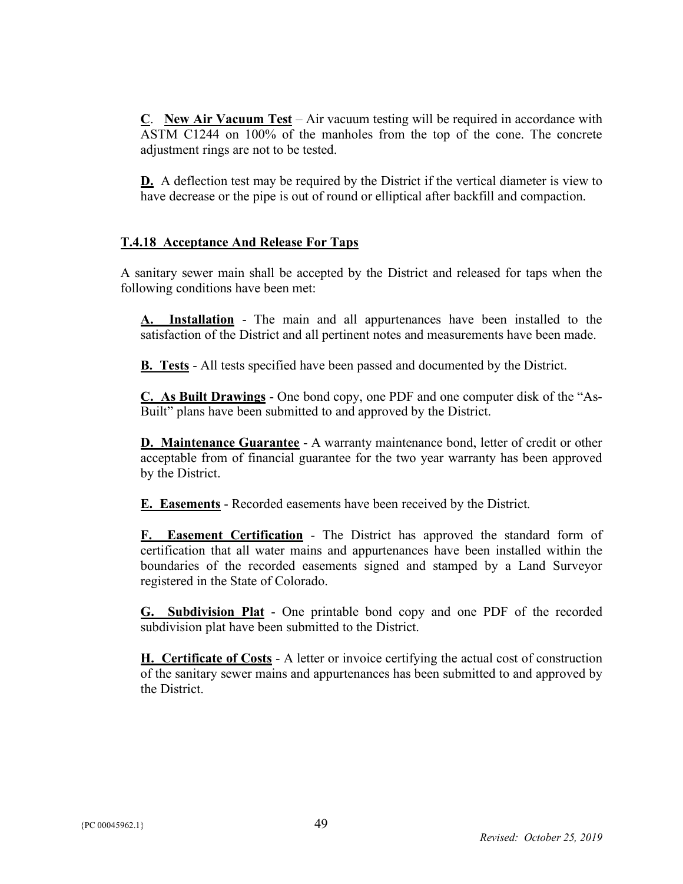**C**. **New Air Vacuum Test** – Air vacuum testing will be required in accordance with ASTM C1244 on 100% of the manholes from the top of the cone. The concrete adjustment rings are not to be tested.

**D.** A deflection test may be required by the District if the vertical diameter is view to have decrease or the pipe is out of round or elliptical after backfill and compaction.

### T.4.18 Acceptance And Release For Taps

A sanitary sewer main shall be accepted by the District and released for taps when the following conditions have been met:

**A. Installation** - The main and all appurtenances have been installed to the satisfaction of the District and all pertinent notes and measurements have been made.

**B. Tests** - All tests specified have been passed and documented by the District.

**C. As Built Drawings** - One bond copy, one PDF and one computer disk of the "As-Built" plans have been submitted to and approved by the District.

**D. Maintenance Guarantee** - A warranty maintenance bond, letter of credit or other acceptable from of financial guarantee for the two year warranty has been approved by the District.

**E. Easements** - Recorded easements have been received by the District.

**F. Easement Certification** - The District has approved the standard form of certification that all water mains and appurtenances have been installed within the boundaries of the recorded easements signed and stamped by a Land Surveyor registered in the State of Colorado.

**G. Subdivision Plat** - One printable bond copy and one PDF of the recorded subdivision plat have been submitted to the District.

**H. Certificate of Costs** - A letter or invoice certifying the actual cost of construction of the sanitary sewer mains and appurtenances has been submitted to and approved by the District.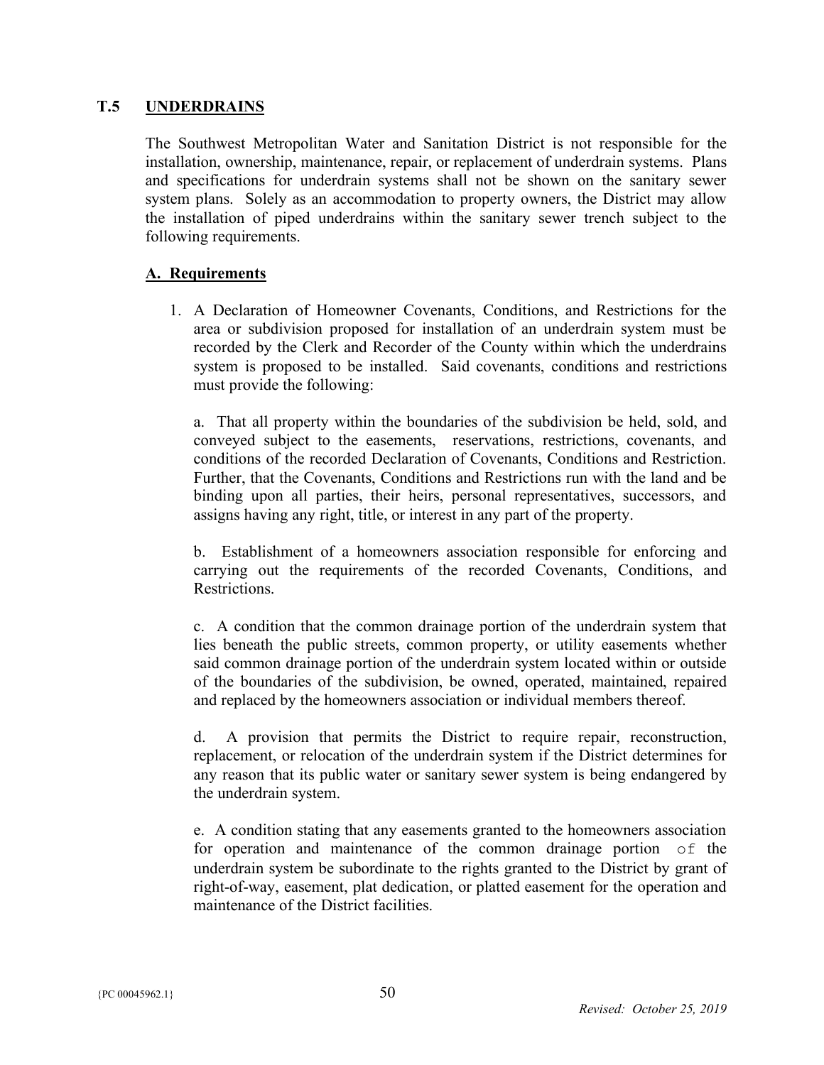## T.5 UNDERDRAINS

The Southwest Metropolitan Water and Sanitation District is not responsible for the installation, ownership, maintenance, repair, or replacement of underdrain systems. Plans and specifications for underdrain systems shall not be shown on the sanitary sewer system plans. Solely as an accommodation to property owners, the District may allow the installation of piped underdrains within the sanitary sewer trench subject to the following requirements.

### A. Requirements

1. A Declaration of Homeowner Covenants, Conditions, and Restrictions for the area or subdivision proposed for installation of an underdrain system must be recorded by the Clerk and Recorder of the County within which the underdrains system is proposed to be installed. Said covenants, conditions and restrictions must provide the following:

   a. That all property within the boundaries of the subdivision be held, sold, and conveyed subject to the easements, reservations, restrictions, covenants, and conditions of the recorded Declaration of Covenants, Conditions and Restriction. Further, that the Covenants, Conditions and Restrictions run with the land and be binding upon all parties, their heirs, personal representatives, successors, and assigns having any right, title, or interest in any part of the property.

   b. Establishment of a homeowners association responsible for enforcing and carrying out the requirements of the recorded Covenants, Conditions, and Restrictions.

   c. A condition that the common drainage portion of the underdrain system that lies beneath the public streets, common property, or utility easements whether said common drainage portion of the underdrain system located within or outside of the boundaries of the subdivision, be owned, operated, maintained, repaired and replaced by the homeowners association or individual members thereof.

   d. A provision that permits the District to require repair, reconstruction, replacement, or relocation of the underdrain system if the District determines for any reason that its public water or sanitary sewer system is being endangered by the underdrain system.

   e. A condition stating that any easements granted to the homeowners association for operation and maintenance of the common drainage portion of the underdrain system be subordinate to the rights granted to the District by grant of right-of-way, easement, plat dedication, or platted easement for the operation and maintenance of the District facilities.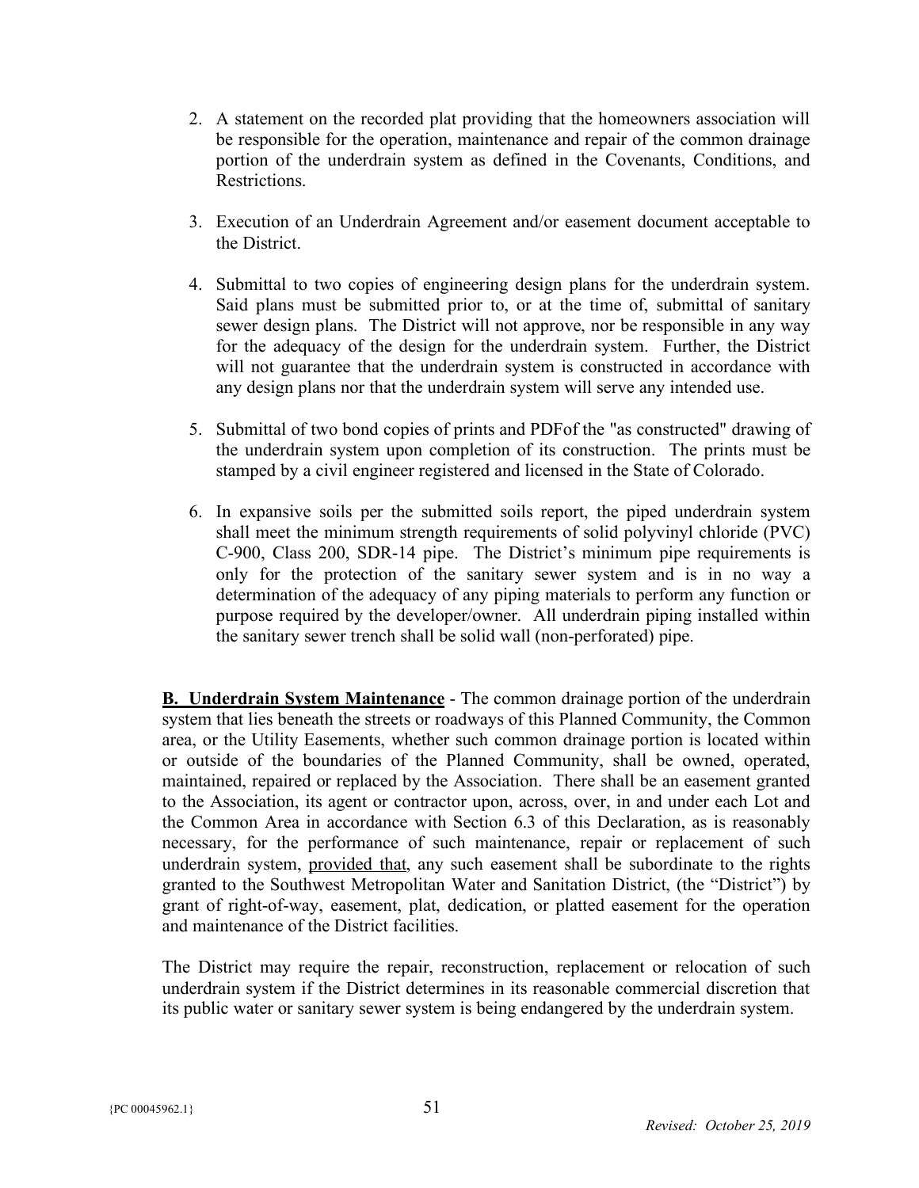2. A statement on the recorded plat providing that the homeowners association will be responsible for the operation, maintenance and repair of the common drainage portion of the underdrain system as defined in the Covenants, Conditions, and Restrictions.

3. Execution of an Underdrain Agreement and/or easement document acceptable to the District.

4. Submittal to two copies of engineering design plans for the underdrain system. Said plans must be submitted prior to, or at the time of, submittal of sanitary sewer design plans. The District will not approve, nor be responsible in any way for the adequacy of the design for the underdrain system. Further, the District will not guarantee that the underdrain system is constructed in accordance with any design plans nor that the underdrain system will serve any intended use.

5. Submittal of two bond copies of prints and PDFof the "as constructed" drawing of the underdrain system upon completion of its construction. The prints must be stamped by a civil engineer registered and licensed in the State of Colorado.

6. In expansive soils per the submitted soils report, the piped underdrain system shall meet the minimum strength requirements of solid polyvinyl chloride (PVC) C-900, Class 200, SDR-14 pipe. The District's minimum pipe requirements is only for the protection of the sanitary sewer system and is in no way a determination of the adequacy of any piping materials to perform any function or purpose required by the developer/owner. All underdrain piping installed within the sanitary sewer trench shall be solid wall (non-perforated) pipe.

**B. Underdrain System Maintenance** - The common drainage portion of the underdrain system that lies beneath the streets or roadways of this Planned Community, the Common area, or the Utility Easements, whether such common drainage portion is located within or outside of the boundaries of the Planned Community, shall be owned, operated, maintained, repaired or replaced by the Association. There shall be an easement granted to the Association, its agent or contractor upon, across, over, in and under each Lot and the Common Area in accordance with Section 6.3 of this Declaration, as is reasonably necessary, for the performance of such maintenance, repair or replacement of such underdrain system, provided that, any such easement shall be subordinate to the rights granted to the Southwest Metropolitan Water and Sanitation District, (the "District") by grant of right-of-way, easement, plat, dedication, or platted easement for the operation and maintenance of the District facilities.

The District may require the repair, reconstruction, replacement or relocation of such underdrain system if the District determines in its reasonable commercial discretion that its public water or sanitary sewer system is being endangered by the underdrain system.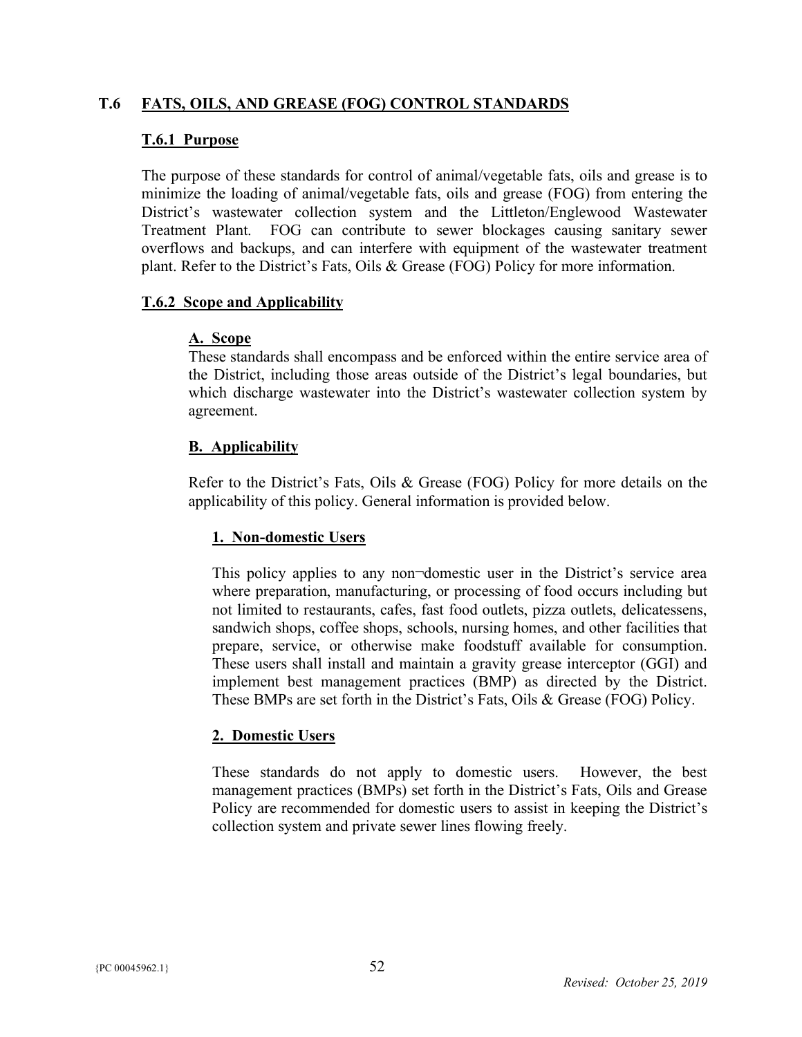## T.6 FATS, OILS, AND GREASE (FOG) CONTROL STANDARDS

### T.6.1 Purpose

The purpose of these standards for control of animal/vegetable fats, oils and grease is to minimize the loading of animal/vegetable fats, oils and grease (FOG) from entering the District's wastewater collection system and the Littleton/Englewood Wastewater Treatment Plant. FOG can contribute to sewer blockages causing sanitary sewer overflows and backups, and can interfere with equipment of the wastewater treatment plant. Refer to the District's Fats, Oils & Grease (FOG) Policy for more information.

### T.6.2 Scope and Applicability

#### A. Scope

These standards shall encompass and be enforced within the entire service area of the District, including those areas outside of the District's legal boundaries, but which discharge wastewater into the District's wastewater collection system by agreement.

#### B. Applicability

Refer to the District's Fats, Oils & Grease (FOG) Policy for more details on the applicability of this policy. General information is provided below.

##### 1. Non-domestic Users

This policy applies to any non¬domestic user in the District's service area where preparation, manufacturing, or processing of food occurs including but not limited to restaurants, cafes, fast food outlets, pizza outlets, delicatessens, sandwich shops, coffee shops, schools, nursing homes, and other facilities that prepare, service, or otherwise make foodstuff available for consumption. These users shall install and maintain a gravity grease interceptor (GGI) and implement best management practices (BMP) as directed by the District. These BMPs are set forth in the District's Fats, Oils & Grease (FOG) Policy.

##### 2. Domestic Users

These standards do not apply to domestic users. However, the best management practices (BMPs) set forth in the District's Fats, Oils and Grease Policy are recommended for domestic users to assist in keeping the District's collection system and private sewer lines flowing freely.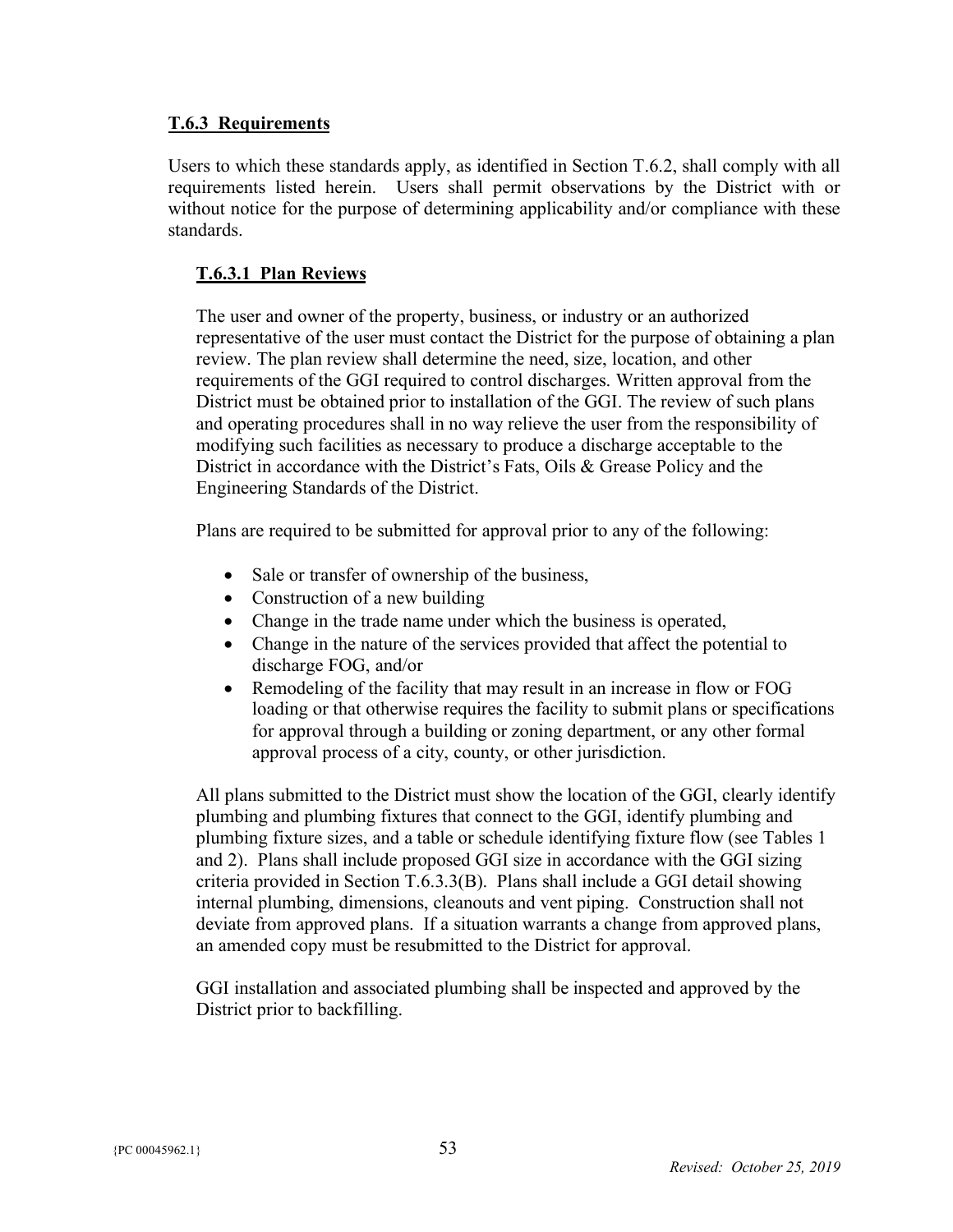## T.6.3 Requirements

Users to which these standards apply, as identified in Section T.6.2, shall comply with all requirements listed herein. Users shall permit observations by the District with or without notice for the purpose of determining applicability and/or compliance with these standards.

### T.6.3.1 Plan Reviews

The user and owner of the property, business, or industry or an authorized representative of the user must contact the District for the purpose of obtaining a plan review. The plan review shall determine the need, size, location, and other requirements of the GGI required to control discharges. Written approval from the District must be obtained prior to installation of the GGI. The review of such plans and operating procedures shall in no way relieve the user from the responsibility of modifying such facilities as necessary to produce a discharge acceptable to the District in accordance with the District's Fats, Oils & Grease Policy and the Engineering Standards of the District.

Plans are required to be submitted for approval prior to any of the following:

- Sale or transfer of ownership of the business,
- Construction of a new building
- Change in the trade name under which the business is operated,
- Change in the nature of the services provided that affect the potential to discharge FOG, and/or
- Remodeling of the facility that may result in an increase in flow or FOG loading or that otherwise requires the facility to submit plans or specifications for approval through a building or zoning department, or any other formal approval process of a city, county, or other jurisdiction.

All plans submitted to the District must show the location of the GGI, clearly identify plumbing and plumbing fixtures that connect to the GGI, identify plumbing and plumbing fixture sizes, and a table or schedule identifying fixture flow (see Tables 1 and 2). Plans shall include proposed GGI size in accordance with the GGI sizing criteria provided in Section T.6.3.3(B). Plans shall include a GGI detail showing internal plumbing, dimensions, cleanouts and vent piping. Construction shall not deviate from approved plans. If a situation warrants a change from approved plans, an amended copy must be resubmitted to the District for approval.

GGI installation and associated plumbing shall be inspected and approved by the District prior to backfilling.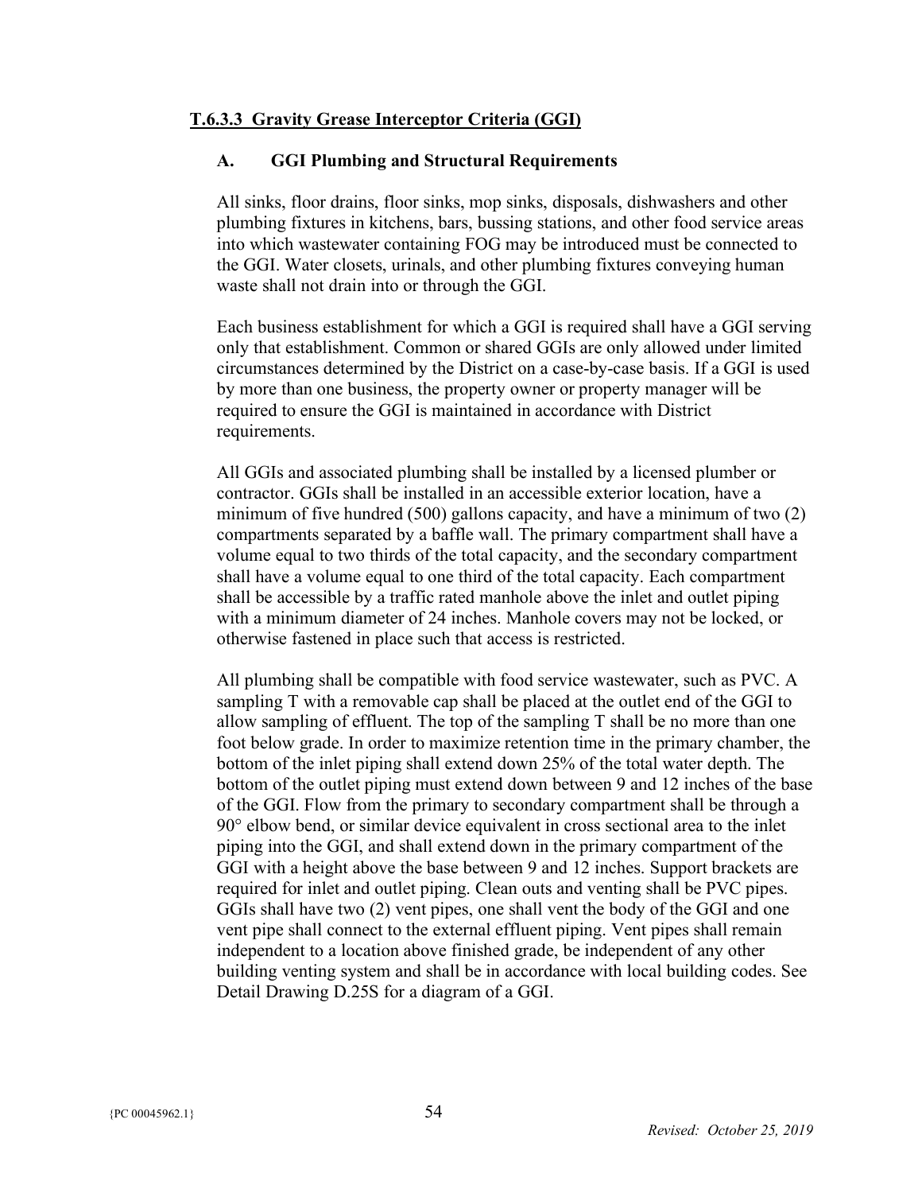### T.6.3.3 Gravity Grease Interceptor Criteria (GGI)

#### A. GGI Plumbing and Structural Requirements

All sinks, floor drains, floor sinks, mop sinks, disposals, dishwashers and other plumbing fixtures in kitchens, bars, bussing stations, and other food service areas into which wastewater containing FOG may be introduced must be connected to the GGI. Water closets, urinals, and other plumbing fixtures conveying human waste shall not drain into or through the GGI.

Each business establishment for which a GGI is required shall have a GGI serving only that establishment. Common or shared GGIs are only allowed under limited circumstances determined by the District on a case-by-case basis. If a GGI is used by more than one business, the property owner or property manager will be required to ensure the GGI is maintained in accordance with District requirements.

All GGIs and associated plumbing shall be installed by a licensed plumber or contractor. GGIs shall be installed in an accessible exterior location, have a minimum of five hundred (500) gallons capacity, and have a minimum of two (2) compartments separated by a baffle wall. The primary compartment shall have a volume equal to two thirds of the total capacity, and the secondary compartment shall have a volume equal to one third of the total capacity. Each compartment shall be accessible by a traffic rated manhole above the inlet and outlet piping with a minimum diameter of 24 inches. Manhole covers may not be locked, or otherwise fastened in place such that access is restricted.

All plumbing shall be compatible with food service wastewater, such as PVC. A sampling T with a removable cap shall be placed at the outlet end of the GGI to allow sampling of effluent. The top of the sampling T shall be no more than one foot below grade. In order to maximize retention time in the primary chamber, the bottom of the inlet piping shall extend down 25% of the total water depth. The bottom of the outlet piping must extend down between 9 and 12 inches of the base of the GGI. Flow from the primary to secondary compartment shall be through a 90° elbow bend, or similar device equivalent in cross sectional area to the inlet piping into the GGI, and shall extend down in the primary compartment of the GGI with a height above the base between 9 and 12 inches. Support brackets are required for inlet and outlet piping. Clean outs and venting shall be PVC pipes. GGIs shall have two (2) vent pipes, one shall vent the body of the GGI and one vent pipe shall connect to the external effluent piping. Vent pipes shall remain independent to a location above finished grade, be independent of any other building venting system and shall be in accordance with local building codes. See Detail Drawing D.25S for a diagram of a GGI.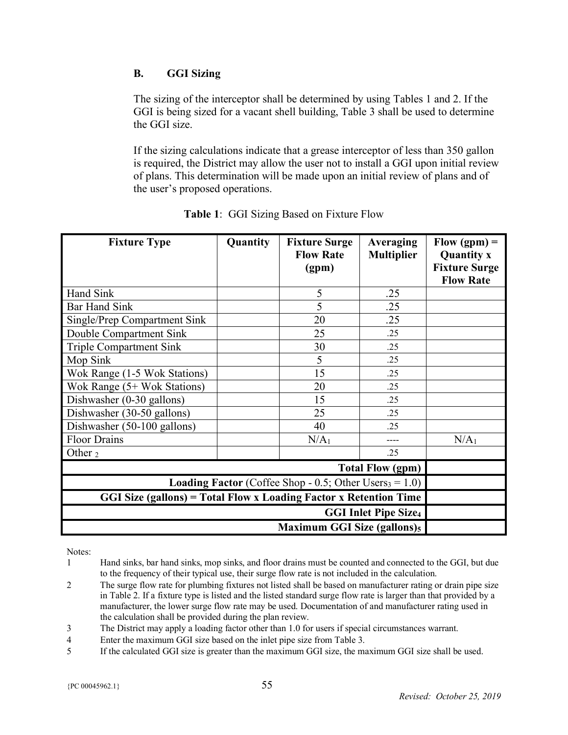### B. GGI Sizing

The sizing of the interceptor shall be determined by using Tables 1 and 2. If the GGI is being sized for a vacant shell building, Table 3 shall be used to determine the GGI size.

If the sizing calculations indicate that a grease interceptor of less than 350 gallon is required, the District may allow the user not to install a GGI upon initial review of plans. This determination will be made upon an initial review of plans and of the user's proposed operations.

**Table 1**: GGI Sizing Based on Fixture Flow

| Fixture Type | Quantity | Fixture Surge Flow Rate (gpm) | Averaging Multiplier | Flow (gpm) = Quantity x Fixture Surge Flow Rate |
|---|---|---|---|---|
| Hand Sink | | 5 | .25 | |
| Bar Hand Sink | | 5 | .25 | |
| Single/Prep Compartment Sink | | 20 | .25 | |
| Double Compartment Sink | | 25 | .25 | |
| Triple Compartment Sink | | 30 | .25 | |
| Mop Sink | | 5 | .25 | |
| Wok Range (1-5 Wok Stations) | | 15 | .25 | |
| Wok Range (5+ Wok Stations) | | 20 | .25 | |
| Dishwasher (0-30 gallons) | | 15 | .25 | |
| Dishwasher (30-50 gallons) | | 25 | .25 | |
| Dishwasher (50-100 gallons) | | 40 | .25 | |
| Floor Drains | | N/A[1] | ---- | N/A[1] |
| Other [2] | | | .25 | |
| **Total Flow (gpm)** | | | | |
| **Loading Factor** (Coffee Shop - 0.5; Other Users[3] = 1.0) | | | | |
| **GGI Size (gallons) = Total Flow x Loading Factor x Retention Time** | | | | |
| **GGI Inlet Pipe Size[4]** | | | | |
| **Maximum GGI Size (gallons)[5]** | | | | |

Notes:

1. Hand sinks, bar hand sinks, mop sinks, and floor drains must be counted and connected to the GGI, but due to the frequency of their typical use, their surge flow rate is not included in the calculation.
2. The surge flow rate for plumbing fixtures not listed shall be based on manufacturer rating or drain pipe size in Table 2. If a fixture type is listed and the listed standard surge flow rate is larger than that provided by a manufacturer, the lower surge flow rate may be used. Documentation of and manufacturer rating used in the calculation shall be provided during the plan review.
3. The District may apply a loading factor other than 1.0 for users if special circumstances warrant.
4. Enter the maximum GGI size based on the inlet pipe size from Table 3.
5. If the calculated GGI size is greater than the maximum GGI size, the maximum GGI size shall be used.

{PC 00045962.1}

*Revised: October 25, 2019*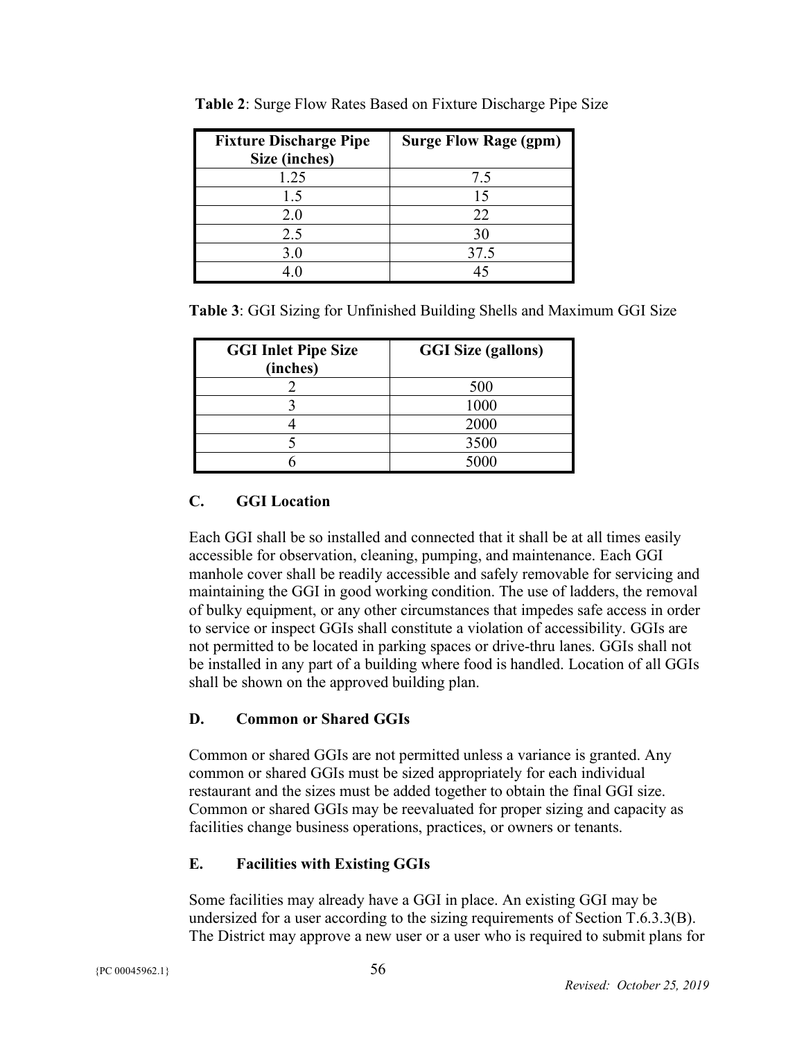**Table 2**: Surge Flow Rates Based on Fixture Discharge Pipe Size

| Fixture Discharge Pipe Size (inches) | Surge Flow Rage (gpm) |
|---|---|
| 1.25 | 7.5 |
| 1.5 | 15 |
| 2.0 | 22 |
| 2.5 | 30 |
| 3.0 | 37.5 |
| 4.0 | 45 |

**Table 3**: GGI Sizing for Unfinished Building Shells and Maximum GGI Size

| GGI Inlet Pipe Size (inches) | GGI Size (gallons) |
|---|---|
| 2 | 500 |
| 3 | 1000 |
| 4 | 2000 |
| 5 | 3500 |
| 6 | 5000 |

### C. GGI Location

Each GGI shall be so installed and connected that it shall be at all times easily accessible for observation, cleaning, pumping, and maintenance. Each GGI manhole cover shall be readily accessible and safely removable for servicing and maintaining the GGI in good working condition. The use of ladders, the removal of bulky equipment, or any other circumstances that impedes safe access in order to service or inspect GGIs shall constitute a violation of accessibility. GGIs are not permitted to be located in parking spaces or drive-thru lanes. GGIs shall not be installed in any part of a building where food is handled. Location of all GGIs shall be shown on the approved building plan.

### D. Common or Shared GGIs

Common or shared GGIs are not permitted unless a variance is granted. Any common or shared GGIs must be sized appropriately for each individual restaurant and the sizes must be added together to obtain the final GGI size. Common or shared GGIs may be reevaluated for proper sizing and capacity as facilities change business operations, practices, or owners or tenants.

### E. Facilities with Existing GGIs

Some facilities may already have a GGI in place. An existing GGI may be undersized for a user according to the sizing requirements of Section T.6.3.3(B). The District may approve a new user or a user who is required to submit plans for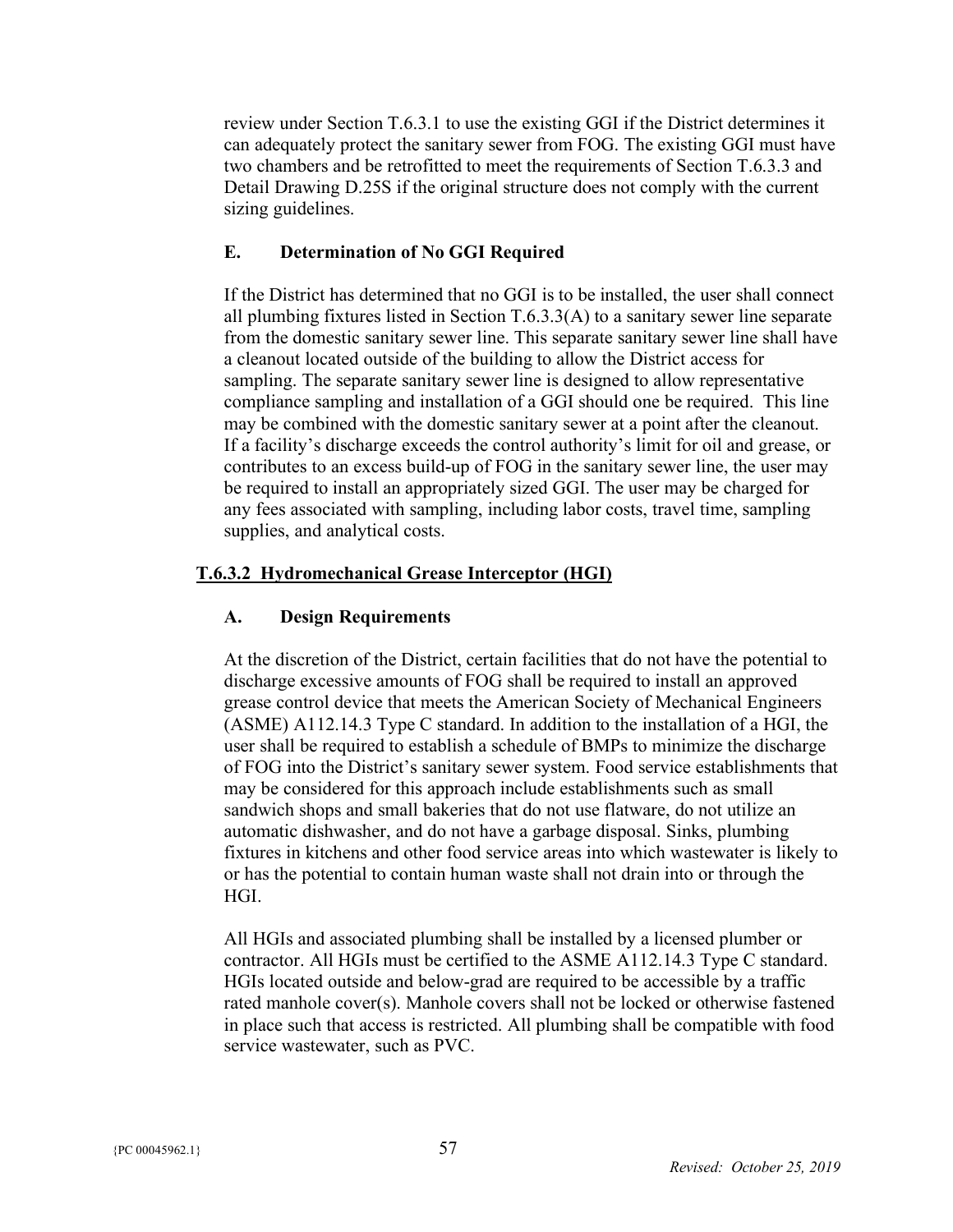review under Section T.6.3.1 to use the existing GGI if the District determines it can adequately protect the sanitary sewer from FOG. The existing GGI must have two chambers and be retrofitted to meet the requirements of Section T.6.3.3 and Detail Drawing D.25S if the original structure does not comply with the current sizing guidelines.

### E. Determination of No GGI Required

If the District has determined that no GGI is to be installed, the user shall connect all plumbing fixtures listed in Section T.6.3.3(A) to a sanitary sewer line separate from the domestic sanitary sewer line. This separate sanitary sewer line shall have a cleanout located outside of the building to allow the District access for sampling. The separate sanitary sewer line is designed to allow representative compliance sampling and installation of a GGI should one be required. This line may be combined with the domestic sanitary sewer at a point after the cleanout. If a facility's discharge exceeds the control authority's limit for oil and grease, or contributes to an excess build-up of FOG in the sanitary sewer line, the user may be required to install an appropriately sized GGI. The user may be charged for any fees associated with sampling, including labor costs, travel time, sampling supplies, and analytical costs.

## T.6.3.2 Hydromechanical Grease Interceptor (HGI)

### A. Design Requirements

At the discretion of the District, certain facilities that do not have the potential to discharge excessive amounts of FOG shall be required to install an approved grease control device that meets the American Society of Mechanical Engineers (ASME) A112.14.3 Type C standard. In addition to the installation of a HGI, the user shall be required to establish a schedule of BMPs to minimize the discharge of FOG into the District's sanitary sewer system. Food service establishments that may be considered for this approach include establishments such as small sandwich shops and small bakeries that do not use flatware, do not utilize an automatic dishwasher, and do not have a garbage disposal. Sinks, plumbing fixtures in kitchens and other food service areas into which wastewater is likely to or has the potential to contain human waste shall not drain into or through the HGI.

All HGIs and associated plumbing shall be installed by a licensed plumber or contractor. All HGIs must be certified to the ASME A112.14.3 Type C standard. HGIs located outside and below-grad are required to be accessible by a traffic rated manhole cover(s). Manhole covers shall not be locked or otherwise fastened in place such that access is restricted. All plumbing shall be compatible with food service wastewater, such as PVC.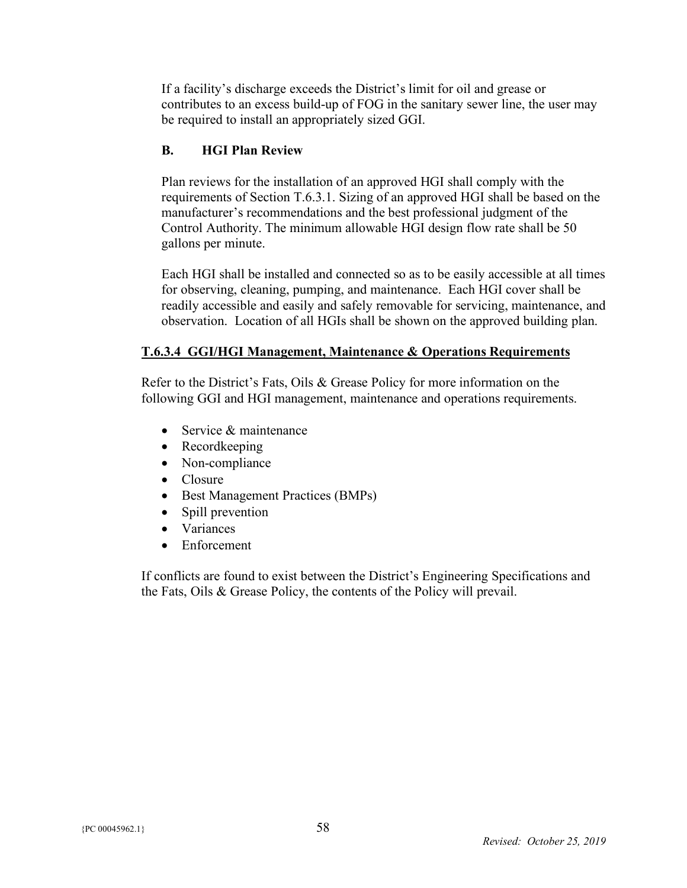If a facility's discharge exceeds the District's limit for oil and grease or contributes to an excess build-up of FOG in the sanitary sewer line, the user may be required to install an appropriately sized GGI.

**B. HGI Plan Review**

Plan reviews for the installation of an approved HGI shall comply with the requirements of Section T.6.3.1. Sizing of an approved HGI shall be based on the manufacturer's recommendations and the best professional judgment of the Control Authority. The minimum allowable HGI design flow rate shall be 50 gallons per minute.

Each HGI shall be installed and connected so as to be easily accessible at all times for observing, cleaning, pumping, and maintenance. Each HGI cover shall be readily accessible and easily and safely removable for servicing, maintenance, and observation. Location of all HGIs shall be shown on the approved building plan.

### T.6.3.4 GGI/HGI Management, Maintenance & Operations Requirements

Refer to the District's Fats, Oils & Grease Policy for more information on the following GGI and HGI management, maintenance and operations requirements.

- Service & maintenance
- Recordkeeping
- Non-compliance
- Closure
- Best Management Practices (BMPs)
- Spill prevention
- Variances
- Enforcement

If conflicts are found to exist between the District's Engineering Specifications and the Fats, Oils & Grease Policy, the contents of the Policy will prevail.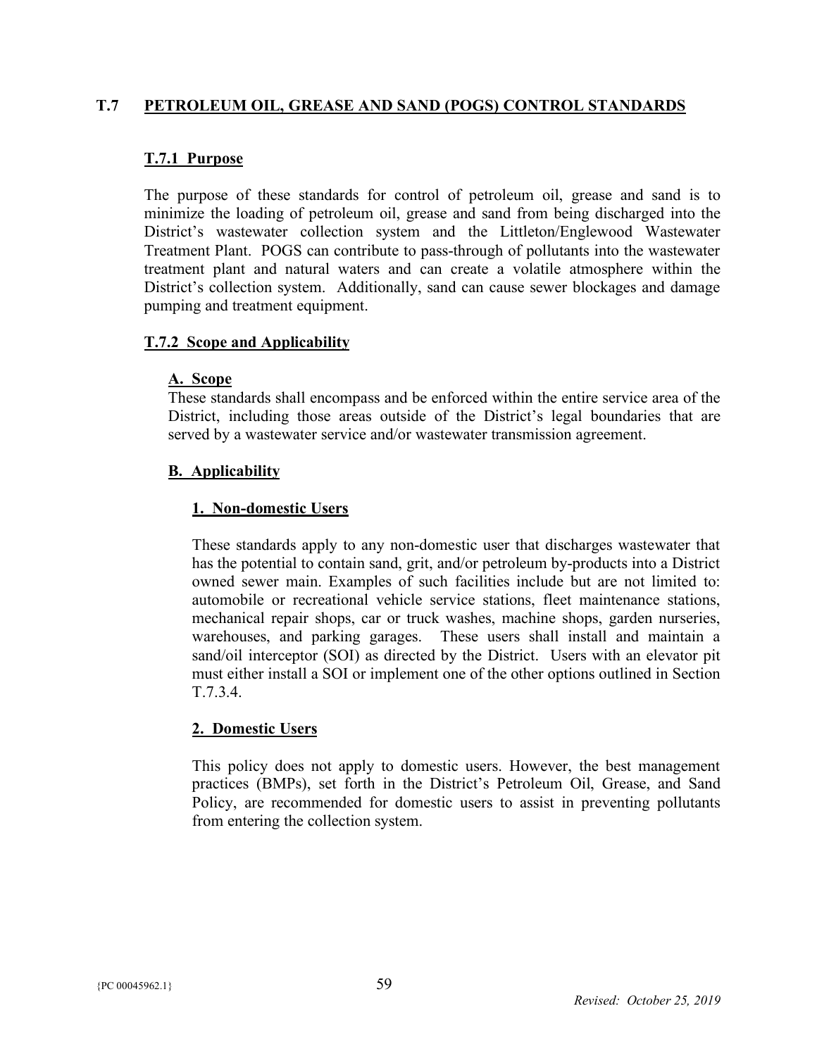## T.7 PETROLEUM OIL, GREASE AND SAND (POGS) CONTROL STANDARDS

### T.7.1 Purpose

The purpose of these standards for control of petroleum oil, grease and sand is to minimize the loading of petroleum oil, grease and sand from being discharged into the District's wastewater collection system and the Littleton/Englewood Wastewater Treatment Plant. POGS can contribute to pass-through of pollutants into the wastewater treatment plant and natural waters and can create a volatile atmosphere within the District's collection system. Additionally, sand can cause sewer blockages and damage pumping and treatment equipment.

### T.7.2 Scope and Applicability

#### A. Scope

These standards shall encompass and be enforced within the entire service area of the District, including those areas outside of the District's legal boundaries that are served by a wastewater service and/or wastewater transmission agreement.

#### B. Applicability

##### 1. Non-domestic Users

These standards apply to any non-domestic user that discharges wastewater that has the potential to contain sand, grit, and/or petroleum by-products into a District owned sewer main. Examples of such facilities include but are not limited to: automobile or recreational vehicle service stations, fleet maintenance stations, mechanical repair shops, car or truck washes, machine shops, garden nurseries, warehouses, and parking garages. These users shall install and maintain a sand/oil interceptor (SOI) as directed by the District. Users with an elevator pit must either install a SOI or implement one of the other options outlined in Section T.7.3.4.

##### 2. Domestic Users

This policy does not apply to domestic users. However, the best management practices (BMPs), set forth in the District's Petroleum Oil, Grease, and Sand Policy, are recommended for domestic users to assist in preventing pollutants from entering the collection system.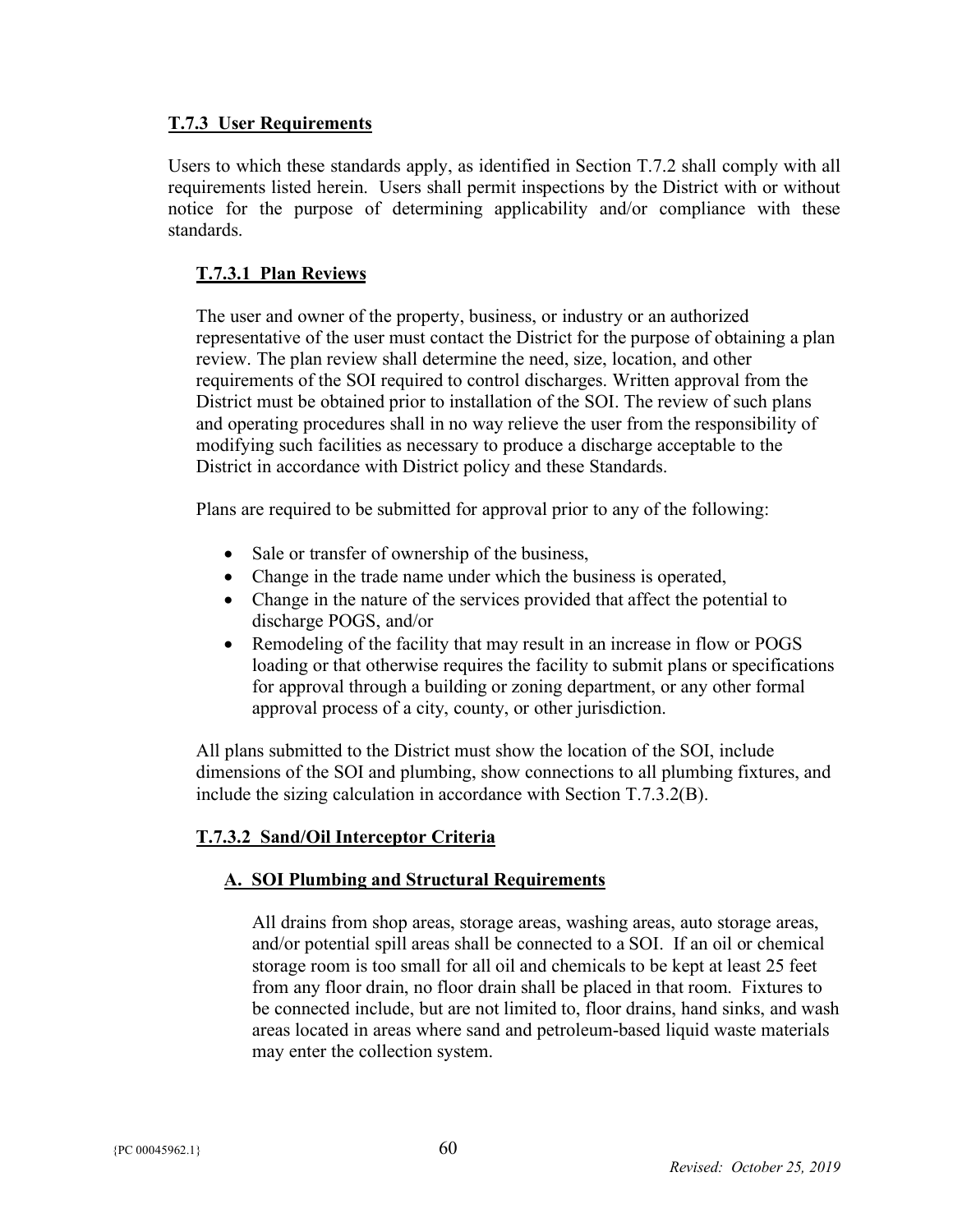## T.7.3 User Requirements

Users to which these standards apply, as identified in Section T.7.2 shall comply with all requirements listed herein. Users shall permit inspections by the District with or without notice for the purpose of determining applicability and/or compliance with these standards.

### T.7.3.1 Plan Reviews

The user and owner of the property, business, or industry or an authorized representative of the user must contact the District for the purpose of obtaining a plan review. The plan review shall determine the need, size, location, and other requirements of the SOI required to control discharges. Written approval from the District must be obtained prior to installation of the SOI. The review of such plans and operating procedures shall in no way relieve the user from the responsibility of modifying such facilities as necessary to produce a discharge acceptable to the District in accordance with District policy and these Standards.

Plans are required to be submitted for approval prior to any of the following:

- Sale or transfer of ownership of the business,
- Change in the trade name under which the business is operated,
- Change in the nature of the services provided that affect the potential to discharge POGS, and/or
- Remodeling of the facility that may result in an increase in flow or POGS loading or that otherwise requires the facility to submit plans or specifications for approval through a building or zoning department, or any other formal approval process of a city, county, or other jurisdiction.

All plans submitted to the District must show the location of the SOI, include dimensions of the SOI and plumbing, show connections to all plumbing fixtures, and include the sizing calculation in accordance with Section T.7.3.2(B).

### T.7.3.2 Sand/Oil Interceptor Criteria

#### A. SOI Plumbing and Structural Requirements

All drains from shop areas, storage areas, washing areas, auto storage areas, and/or potential spill areas shall be connected to a SOI. If an oil or chemical storage room is too small for all oil and chemicals to be kept at least 25 feet from any floor drain, no floor drain shall be placed in that room. Fixtures to be connected include, but are not limited to, floor drains, hand sinks, and wash areas located in areas where sand and petroleum-based liquid waste materials may enter the collection system.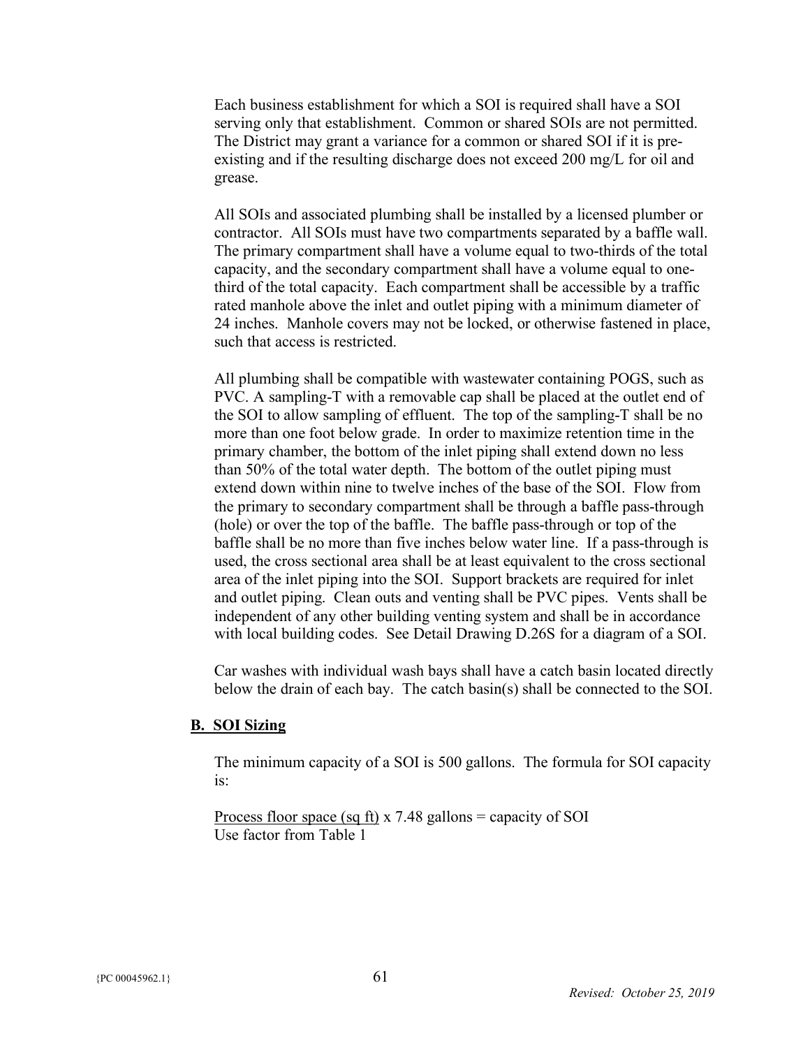Each business establishment for which a SOI is required shall have a SOI serving only that establishment. Common or shared SOIs are not permitted. The District may grant a variance for a common or shared SOI if it is pre-existing and if the resulting discharge does not exceed 200 mg/L for oil and grease.

All SOIs and associated plumbing shall be installed by a licensed plumber or contractor. All SOIs must have two compartments separated by a baffle wall. The primary compartment shall have a volume equal to two-thirds of the total capacity, and the secondary compartment shall have a volume equal to one-third of the total capacity. Each compartment shall be accessible by a traffic rated manhole above the inlet and outlet piping with a minimum diameter of 24 inches. Manhole covers may not be locked, or otherwise fastened in place, such that access is restricted.

All plumbing shall be compatible with wastewater containing POGS, such as PVC. A sampling-T with a removable cap shall be placed at the outlet end of the SOI to allow sampling of effluent. The top of the sampling-T shall be no more than one foot below grade. In order to maximize retention time in the primary chamber, the bottom of the inlet piping shall extend down no less than 50% of the total water depth. The bottom of the outlet piping must extend down within nine to twelve inches of the base of the SOI. Flow from the primary to secondary compartment shall be through a baffle pass-through (hole) or over the top of the baffle. The baffle pass-through or top of the baffle shall be no more than five inches below water line. If a pass-through is used, the cross sectional area shall be at least equivalent to the cross sectional area of the inlet piping into the SOI. Support brackets are required for inlet and outlet piping. Clean outs and venting shall be PVC pipes. Vents shall be independent of any other building venting system and shall be in accordance with local building codes. See Detail Drawing D.26S for a diagram of a SOI.

Car washes with individual wash bays shall have a catch basin located directly below the drain of each bay. The catch basin(s) shall be connected to the SOI.

## B. SOI Sizing

The minimum capacity of a SOI is 500 gallons. The formula for SOI capacity is:

$$\frac{\text{Process floor space (sq ft)}}{\text{Use factor from Table 1}} \times 7.48 \text{ gallons} = \text{capacity of SOI}$$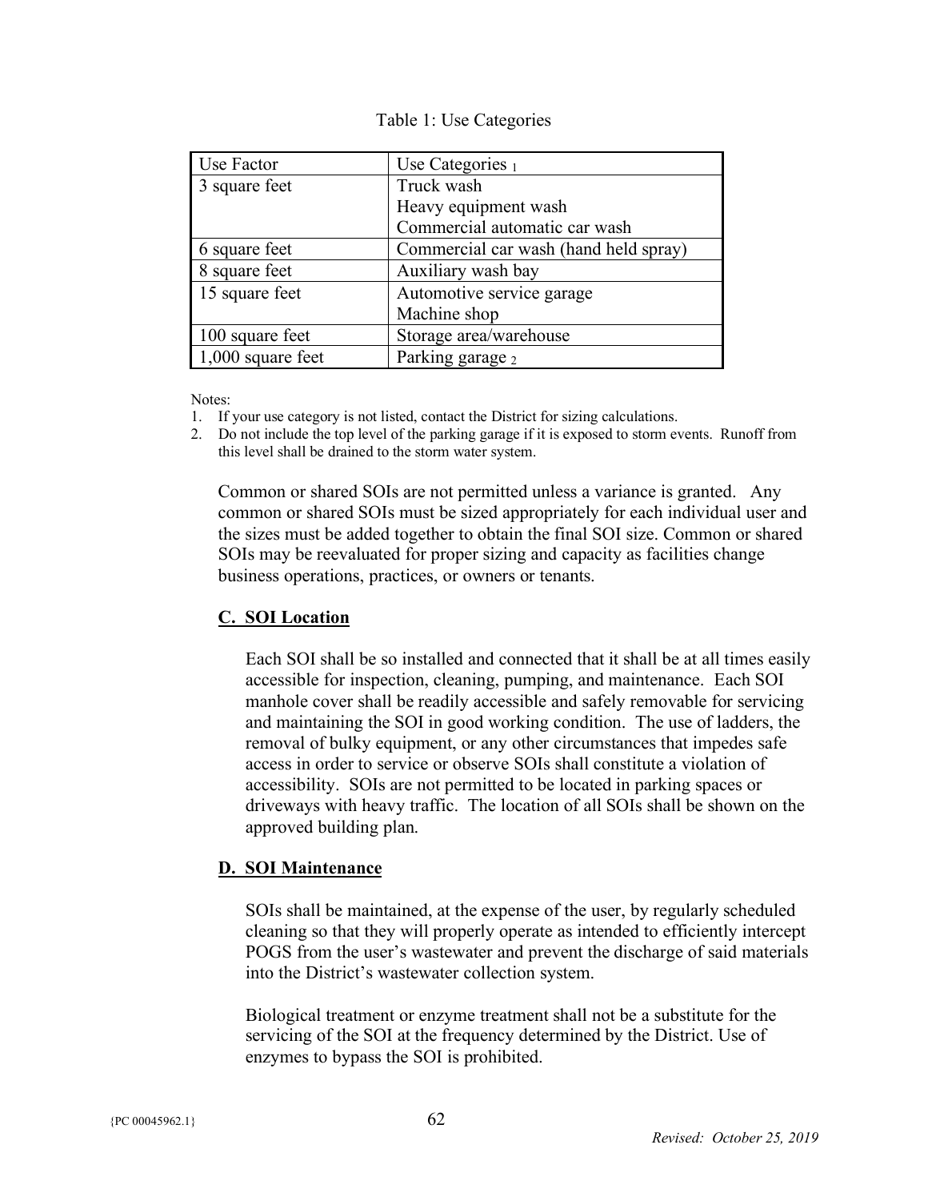Table 1: Use Categories

| Use Factor | Use Categories [1] |
|---|---|
| 3 square feet | Truck wash<br>Heavy equipment wash<br>Commercial automatic car wash |
| 6 square feet | Commercial car wash (hand held spray) |
| 8 square feet | Auxiliary wash bay |
| 15 square feet | Automotive service garage<br>Machine shop |
| 100 square feet | Storage area/warehouse |
| 1,000 square feet | Parking garage [2] |

Notes:

1. If your use category is not listed, contact the District for sizing calculations.
2. Do not include the top level of the parking garage if it is exposed to storm events. Runoff from this level shall be drained to the storm water system.

Common or shared SOIs are not permitted unless a variance is granted. Any common or shared SOIs must be sized appropriately for each individual user and the sizes must be added together to obtain the final SOI size. Common or shared SOIs may be reevaluated for proper sizing and capacity as facilities change business operations, practices, or owners or tenants.

### C. SOI Location

Each SOI shall be so installed and connected that it shall be at all times easily accessible for inspection, cleaning, pumping, and maintenance. Each SOI manhole cover shall be readily accessible and safely removable for servicing and maintaining the SOI in good working condition. The use of ladders, the removal of bulky equipment, or any other circumstances that impedes safe access in order to service or observe SOIs shall constitute a violation of accessibility. SOIs are not permitted to be located in parking spaces or driveways with heavy traffic. The location of all SOIs shall be shown on the approved building plan.

### D. SOI Maintenance

SOIs shall be maintained, at the expense of the user, by regularly scheduled cleaning so that they will properly operate as intended to efficiently intercept POGS from the user's wastewater and prevent the discharge of said materials into the District's wastewater collection system.

Biological treatment or enzyme treatment shall not be a substitute for the servicing of the SOI at the frequency determined by the District. Use of enzymes to bypass the SOI is prohibited.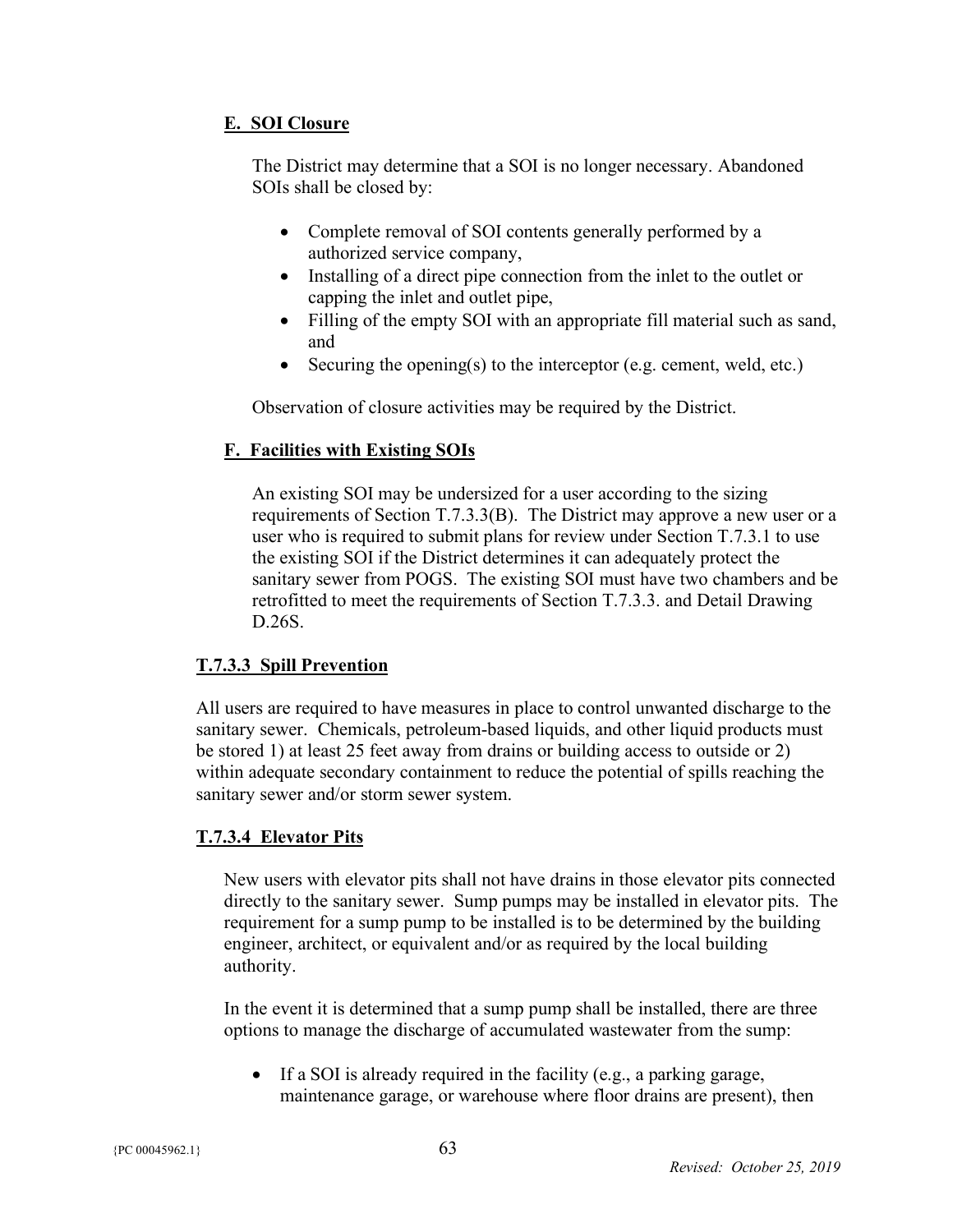**E. SOI Closure**

The District may determine that a SOI is no longer necessary. Abandoned SOIs shall be closed by:

- Complete removal of SOI contents generally performed by a authorized service company,
- Installing of a direct pipe connection from the inlet to the outlet or capping the inlet and outlet pipe,
- Filling of the empty SOI with an appropriate fill material such as sand, and
- Securing the opening(s) to the interceptor (e.g. cement, weld, etc.)

Observation of closure activities may be required by the District.

**F. Facilities with Existing SOIs**

An existing SOI may be undersized for a user according to the sizing requirements of Section T.7.3.3(B). The District may approve a new user or a user who is required to submit plans for review under Section T.7.3.1 to use the existing SOI if the District determines it can adequately protect the sanitary sewer from POGS. The existing SOI must have two chambers and be retrofitted to meet the requirements of Section T.7.3.3. and Detail Drawing D.26S.

**T.7.3.3 Spill Prevention**

All users are required to have measures in place to control unwanted discharge to the sanitary sewer. Chemicals, petroleum-based liquids, and other liquid products must be stored 1) at least 25 feet away from drains or building access to outside or 2) within adequate secondary containment to reduce the potential of spills reaching the sanitary sewer and/or storm sewer system.

**T.7.3.4 Elevator Pits**

New users with elevator pits shall not have drains in those elevator pits connected directly to the sanitary sewer. Sump pumps may be installed in elevator pits. The requirement for a sump pump to be installed is to be determined by the building engineer, architect, or equivalent and/or as required by the local building authority.

In the event it is determined that a sump pump shall be installed, there are three options to manage the discharge of accumulated wastewater from the sump:

- If a SOI is already required in the facility (e.g., a parking garage, maintenance garage, or warehouse where floor drains are present), then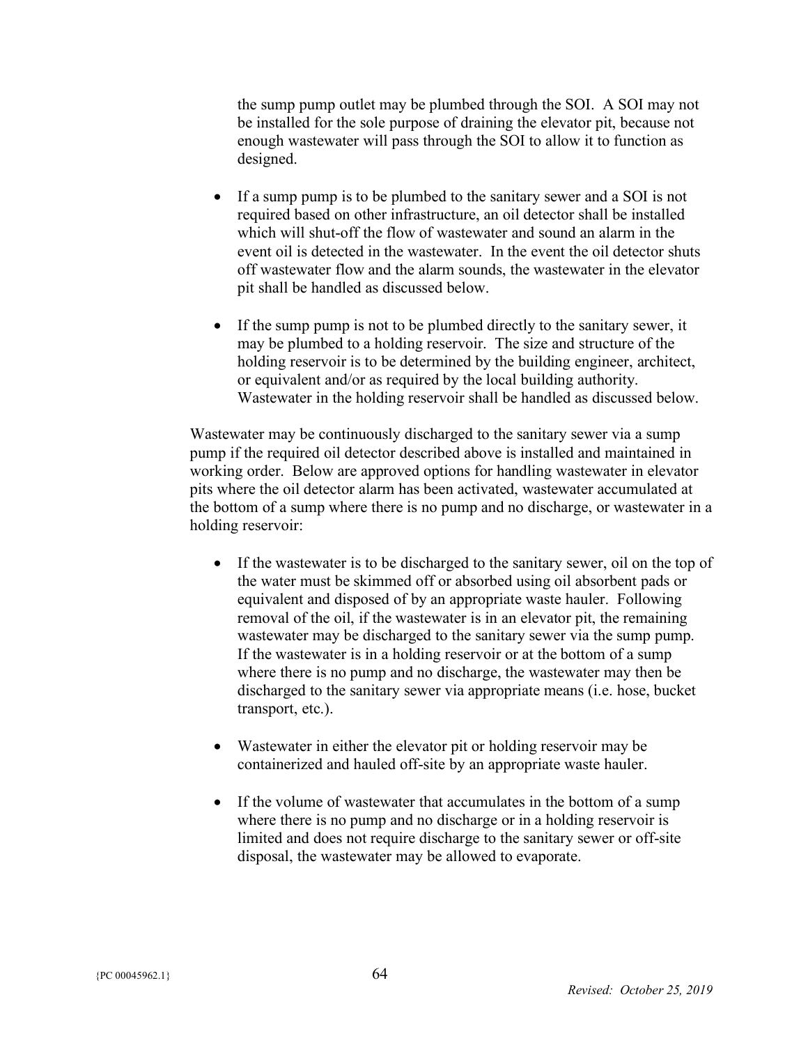the sump pump outlet may be plumbed through the SOI. A SOI may not be installed for the sole purpose of draining the elevator pit, because not enough wastewater will pass through the SOI to allow it to function as designed.

- If a sump pump is to be plumbed to the sanitary sewer and a SOI is not required based on other infrastructure, an oil detector shall be installed which will shut-off the flow of wastewater and sound an alarm in the event oil is detected in the wastewater. In the event the oil detector shuts off wastewater flow and the alarm sounds, the wastewater in the elevator pit shall be handled as discussed below.

- If the sump pump is not to be plumbed directly to the sanitary sewer, it may be plumbed to a holding reservoir. The size and structure of the holding reservoir is to be determined by the building engineer, architect, or equivalent and/or as required by the local building authority. Wastewater in the holding reservoir shall be handled as discussed below.

Wastewater may be continuously discharged to the sanitary sewer via a sump pump if the required oil detector described above is installed and maintained in working order. Below are approved options for handling wastewater in elevator pits where the oil detector alarm has been activated, wastewater accumulated at the bottom of a sump where there is no pump and no discharge, or wastewater in a holding reservoir:

- If the wastewater is to be discharged to the sanitary sewer, oil on the top of the water must be skimmed off or absorbed using oil absorbent pads or equivalent and disposed of by an appropriate waste hauler. Following removal of the oil, if the wastewater is in an elevator pit, the remaining wastewater may be discharged to the sanitary sewer via the sump pump. If the wastewater is in a holding reservoir or at the bottom of a sump where there is no pump and no discharge, the wastewater may then be discharged to the sanitary sewer via appropriate means (i.e. hose, bucket transport, etc.).

- Wastewater in either the elevator pit or holding reservoir may be containerized and hauled off-site by an appropriate waste hauler.

- If the volume of wastewater that accumulates in the bottom of a sump where there is no pump and no discharge or in a holding reservoir is limited and does not require discharge to the sanitary sewer or off-site disposal, the wastewater may be allowed to evaporate.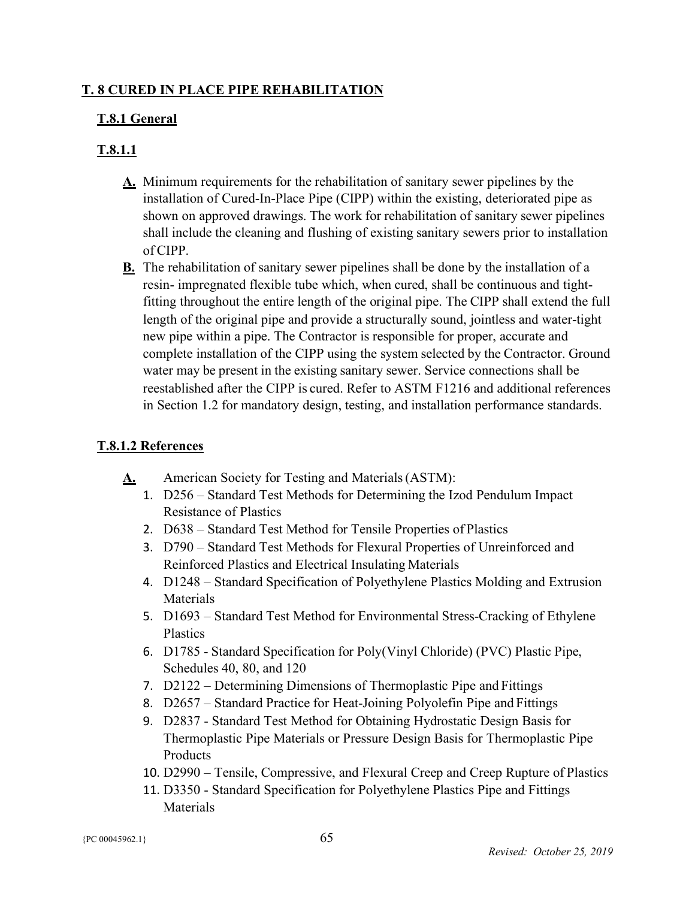## **T. 8 CURED IN PLACE PIPE REHABILITATION**

### **T.8.1 General**

### **T.8.1.1**

**A.** Minimum requirements for the rehabilitation of sanitary sewer pipelines by the installation of Cured-In-Place Pipe (CIPP) within the existing, deteriorated pipe as shown on approved drawings. The work for rehabilitation of sanitary sewer pipelines shall include the cleaning and flushing of existing sanitary sewers prior to installation of CIPP.

**B.** The rehabilitation of sanitary sewer pipelines shall be done by the installation of a resin- impregnated flexible tube which, when cured, shall be continuous and tight-fitting throughout the entire length of the original pipe. The CIPP shall extend the full length of the original pipe and provide a structurally sound, jointless and water-tight new pipe within a pipe. The Contractor is responsible for proper, accurate and complete installation of the CIPP using the system selected by the Contractor. Ground water may be present in the existing sanitary sewer. Service connections shall be reestablished after the CIPP is cured. Refer to ASTM F1216 and additional references in Section 1.2 for mandatory design, testing, and installation performance standards.

### **T.8.1.2 References**

**A.** American Society for Testing and Materials (ASTM):

1. D256 – Standard Test Methods for Determining the Izod Pendulum Impact Resistance of Plastics
2. D638 – Standard Test Method for Tensile Properties of Plastics
3. D790 – Standard Test Methods for Flexural Properties of Unreinforced and Reinforced Plastics and Electrical Insulating Materials
4. D1248 – Standard Specification of Polyethylene Plastics Molding and Extrusion Materials
5. D1693 – Standard Test Method for Environmental Stress-Cracking of Ethylene Plastics
6. D1785 - Standard Specification for Poly(Vinyl Chloride) (PVC) Plastic Pipe, Schedules 40, 80, and 120
7. D2122 – Determining Dimensions of Thermoplastic Pipe and Fittings
8. D2657 – Standard Practice for Heat-Joining Polyolefin Pipe and Fittings
9. D2837 - Standard Test Method for Obtaining Hydrostatic Design Basis for Thermoplastic Pipe Materials or Pressure Design Basis for Thermoplastic Pipe Products
10. D2990 – Tensile, Compressive, and Flexural Creep and Creep Rupture of Plastics
11. D3350 - Standard Specification for Polyethylene Plastics Pipe and Fittings Materials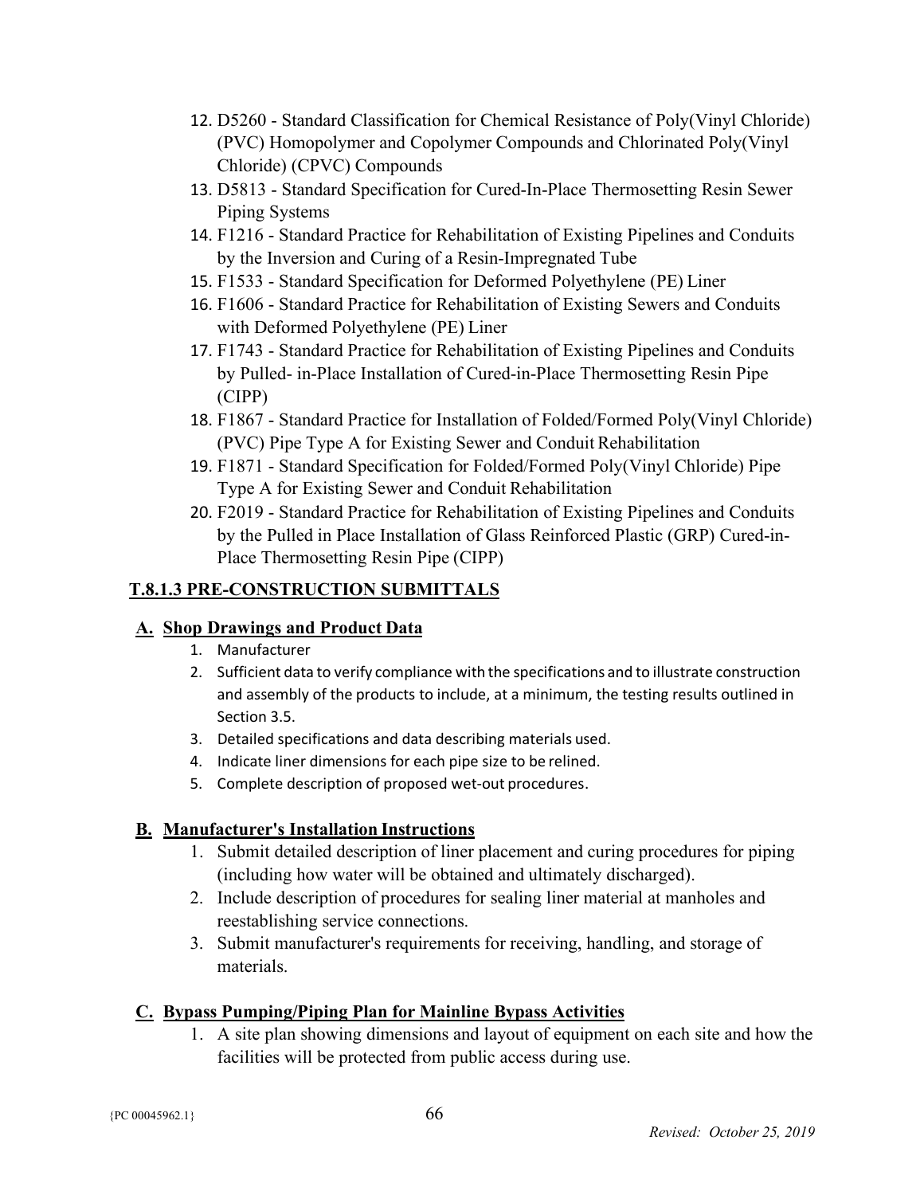12. D5260 - Standard Classification for Chemical Resistance of Poly(Vinyl Chloride) (PVC) Homopolymer and Copolymer Compounds and Chlorinated Poly(Vinyl Chloride) (CPVC) Compounds
13. D5813 - Standard Specification for Cured-In-Place Thermosetting Resin Sewer Piping Systems
14. F1216 - Standard Practice for Rehabilitation of Existing Pipelines and Conduits by the Inversion and Curing of a Resin-Impregnated Tube
15. F1533 - Standard Specification for Deformed Polyethylene (PE) Liner
16. F1606 - Standard Practice for Rehabilitation of Existing Sewers and Conduits with Deformed Polyethylene (PE) Liner
17. F1743 - Standard Practice for Rehabilitation of Existing Pipelines and Conduits by Pulled- in-Place Installation of Cured-in-Place Thermosetting Resin Pipe (CIPP)
18. F1867 - Standard Practice for Installation of Folded/Formed Poly(Vinyl Chloride) (PVC) Pipe Type A for Existing Sewer and Conduit Rehabilitation
19. F1871 - Standard Specification for Folded/Formed Poly(Vinyl Chloride) Pipe Type A for Existing Sewer and Conduit Rehabilitation
20. F2019 - Standard Practice for Rehabilitation of Existing Pipelines and Conduits by the Pulled in Place Installation of Glass Reinforced Plastic (GRP) Cured-in-Place Thermosetting Resin Pipe (CIPP)

## T.8.1.3 PRE-CONSTRUCTION SUBMITTALS

### A. Shop Drawings and Product Data

1. Manufacturer
2. Sufficient data to verify compliance with the specifications and to illustrate construction and assembly of the products to include, at a minimum, the testing results outlined in Section 3.5.
3. Detailed specifications and data describing materials used.
4. Indicate liner dimensions for each pipe size to be relined.
5. Complete description of proposed wet-out procedures.

### B. Manufacturer's Installation Instructions

1. Submit detailed description of liner placement and curing procedures for piping (including how water will be obtained and ultimately discharged).
2. Include description of procedures for sealing liner material at manholes and reestablishing service connections.
3. Submit manufacturer's requirements for receiving, handling, and storage of materials.

### C. Bypass Pumping/Piping Plan for Mainline Bypass Activities

1. A site plan showing dimensions and layout of equipment on each site and how the facilities will be protected from public access during use.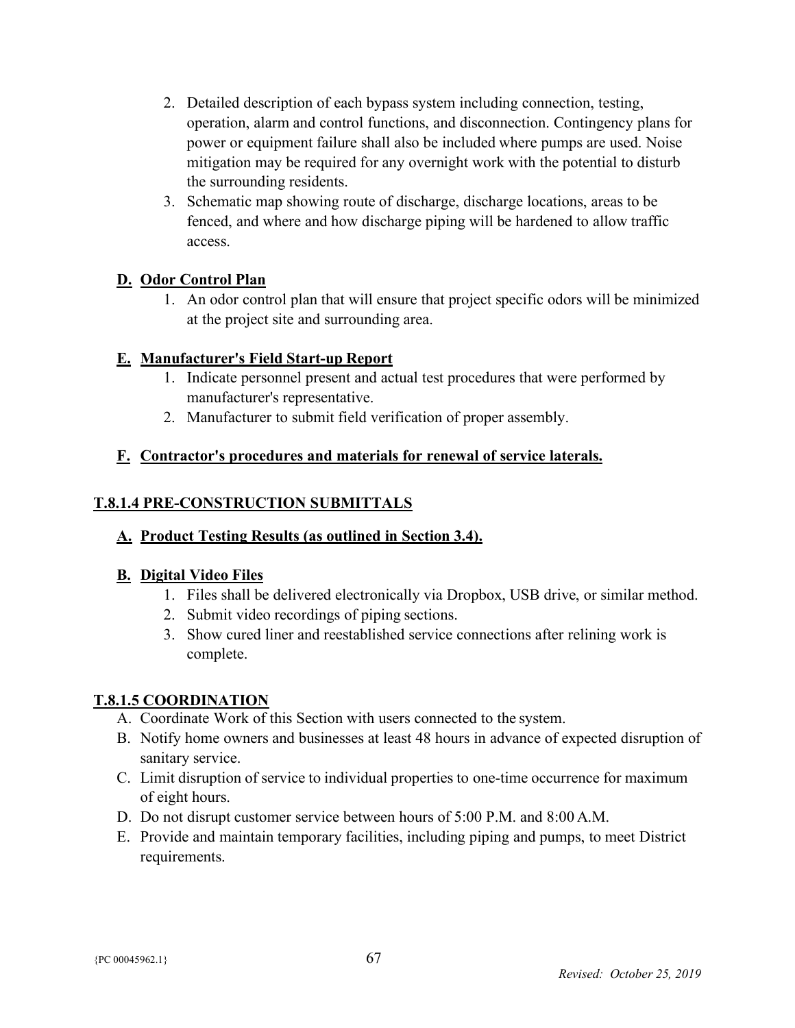2. Detailed description of each bypass system including connection, testing, operation, alarm and control functions, and disconnection. Contingency plans for power or equipment failure shall also be included where pumps are used. Noise mitigation may be required for any overnight work with the potential to disturb the surrounding residents.
3. Schematic map showing route of discharge, discharge locations, areas to be fenced, and where and how discharge piping will be hardened to allow traffic access.

**D. Odor Control Plan**

1. An odor control plan that will ensure that project specific odors will be minimized at the project site and surrounding area.

**E. Manufacturer's Field Start-up Report**

1. Indicate personnel present and actual test procedures that were performed by manufacturer's representative.
2. Manufacturer to submit field verification of proper assembly.

**F. Contractor's procedures and materials for renewal of service laterals.**

## T.8.1.4 PRE-CONSTRUCTION SUBMITTALS

**A. Product Testing Results (as outlined in Section 3.4).**

**B. Digital Video Files**

1. Files shall be delivered electronically via Dropbox, USB drive, or similar method.
2. Submit video recordings of piping sections.
3. Show cured liner and reestablished service connections after relining work is complete.

## T.8.1.5 COORDINATION

A. Coordinate Work of this Section with users connected to the system.

B. Notify home owners and businesses at least 48 hours in advance of expected disruption of sanitary service.

C. Limit disruption of service to individual properties to one-time occurrence for maximum of eight hours.

D. Do not disrupt customer service between hours of 5:00 P.M. and 8:00 A.M.

E. Provide and maintain temporary facilities, including piping and pumps, to meet District requirements.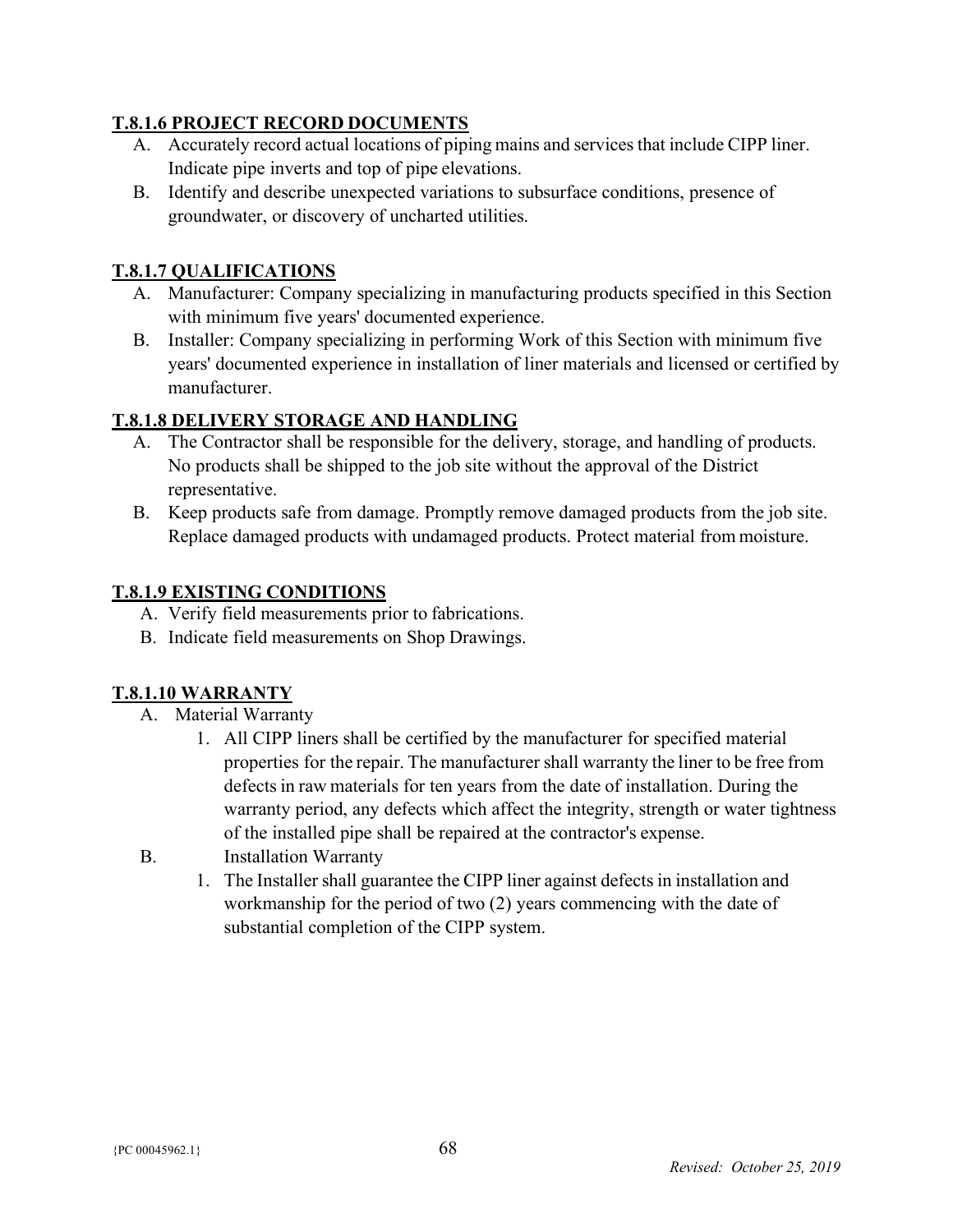### T.8.1.6 PROJECT RECORD DOCUMENTS

A. Accurately record actual locations of piping mains and services that include CIPP liner. Indicate pipe inverts and top of pipe elevations.

B. Identify and describe unexpected variations to subsurface conditions, presence of groundwater, or discovery of uncharted utilities.

### T.8.1.7 QUALIFICATIONS

A. Manufacturer: Company specializing in manufacturing products specified in this Section with minimum five years' documented experience.

B. Installer: Company specializing in performing Work of this Section with minimum five years' documented experience in installation of liner materials and licensed or certified by manufacturer.

### T.8.1.8 DELIVERY STORAGE AND HANDLING

A. The Contractor shall be responsible for the delivery, storage, and handling of products. No products shall be shipped to the job site without the approval of the District representative.

B. Keep products safe from damage. Promptly remove damaged products from the job site. Replace damaged products with undamaged products. Protect material from moisture.

### T.8.1.9 EXISTING CONDITIONS

A. Verify field measurements prior to fabrications.

B. Indicate field measurements on Shop Drawings.

### T.8.1.10 WARRANTY

A. Material Warranty

1. All CIPP liners shall be certified by the manufacturer for specified material properties for the repair. The manufacturer shall warranty the liner to be free from defects in raw materials for ten years from the date of installation. During the warranty period, any defects which affect the integrity, strength or water tightness of the installed pipe shall be repaired at the contractor's expense.

B. Installation Warranty

1. The Installer shall guarantee the CIPP liner against defects in installation and workmanship for the period of two (2) years commencing with the date of substantial completion of the CIPP system.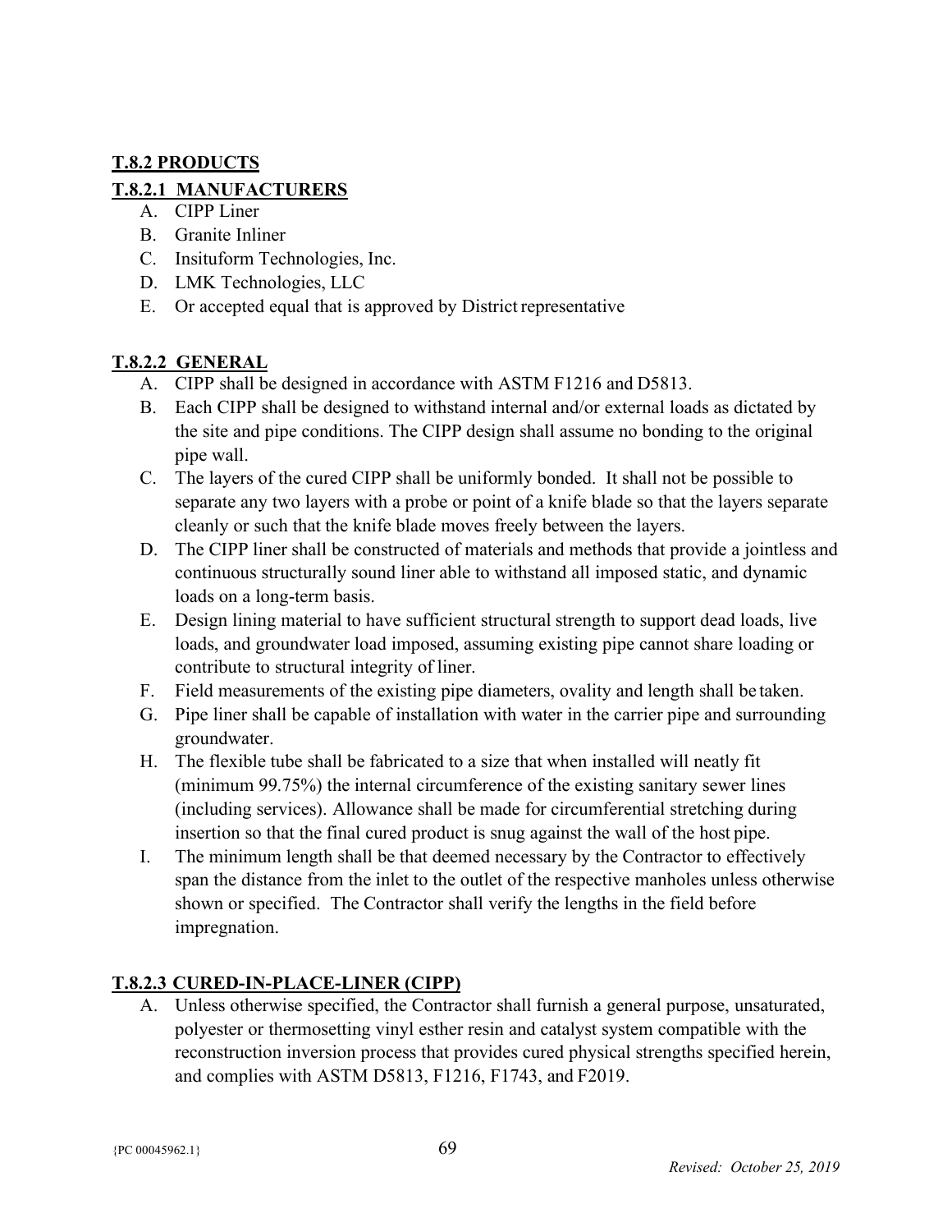## **T.8.2 PRODUCTS**

### **T.8.2.1 MANUFACTURERS**

A. CIPP Liner
B. Granite Inliner
C. Insituform Technologies, Inc.
D. LMK Technologies, LLC
E. Or accepted equal that is approved by District representative

### **T.8.2.2 GENERAL**

A. CIPP shall be designed in accordance with ASTM F1216 and D5813.
B. Each CIPP shall be designed to withstand internal and/or external loads as dictated by the site and pipe conditions. The CIPP design shall assume no bonding to the original pipe wall.
C. The layers of the cured CIPP shall be uniformly bonded. It shall not be possible to separate any two layers with a probe or point of a knife blade so that the layers separate cleanly or such that the knife blade moves freely between the layers.
D. The CIPP liner shall be constructed of materials and methods that provide a jointless and continuous structurally sound liner able to withstand all imposed static, and dynamic loads on a long-term basis.
E. Design lining material to have sufficient structural strength to support dead loads, live loads, and groundwater load imposed, assuming existing pipe cannot share loading or contribute to structural integrity of liner.
F. Field measurements of the existing pipe diameters, ovality and length shall be taken.
G. Pipe liner shall be capable of installation with water in the carrier pipe and surrounding groundwater.
H. The flexible tube shall be fabricated to a size that when installed will neatly fit (minimum 99.75%) the internal circumference of the existing sanitary sewer lines (including services). Allowance shall be made for circumferential stretching during insertion so that the final cured product is snug against the wall of the host pipe.
I. The minimum length shall be that deemed necessary by the Contractor to effectively span the distance from the inlet to the outlet of the respective manholes unless otherwise shown or specified. The Contractor shall verify the lengths in the field before impregnation.

### **T.8.2.3 CURED-IN-PLACE-LINER (CIPP)**

A. Unless otherwise specified, the Contractor shall furnish a general purpose, unsaturated, polyester or thermosetting vinyl esther resin and catalyst system compatible with the reconstruction inversion process that provides cured physical strengths specified herein, and complies with ASTM D5813, F1216, F1743, and F2019.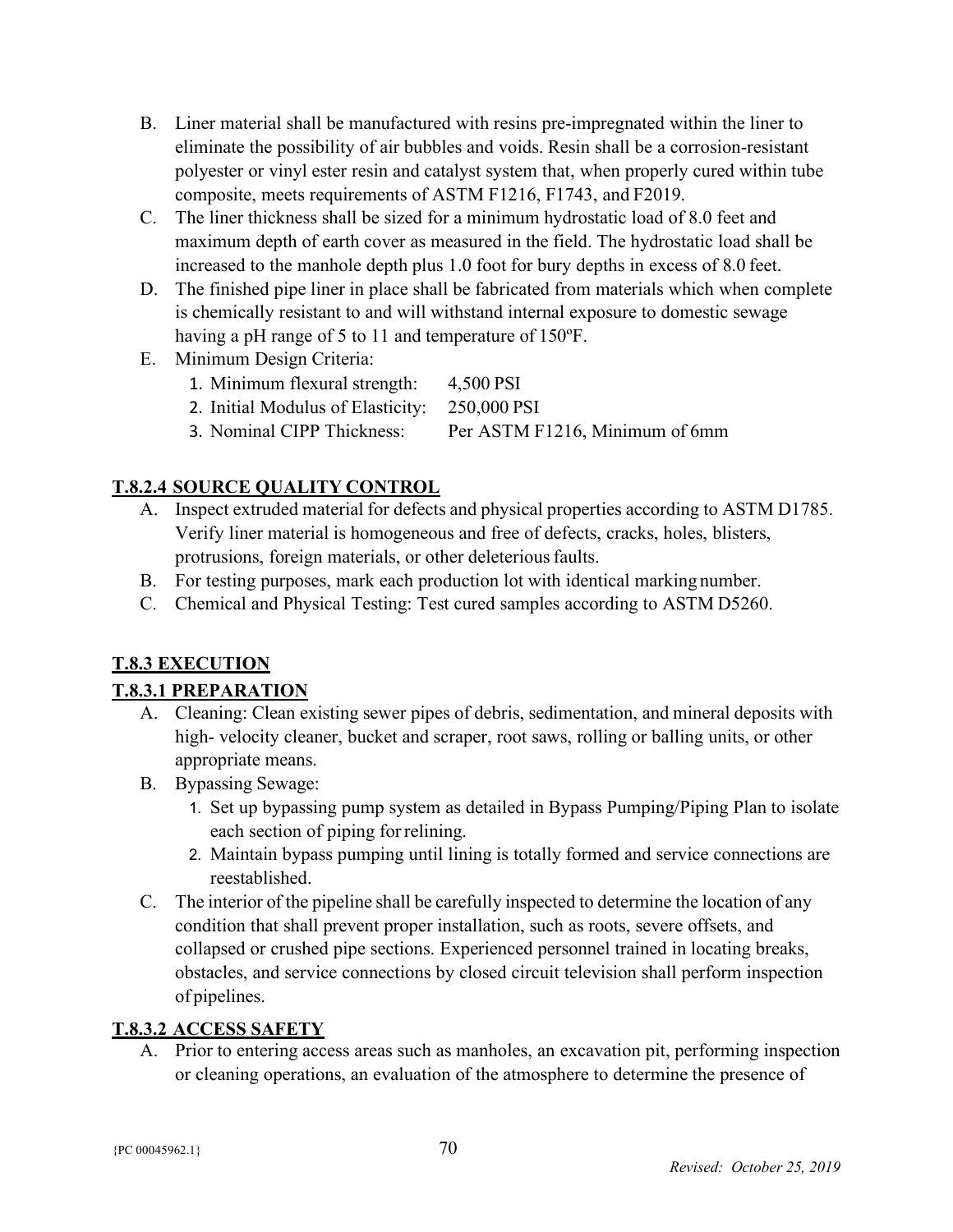B. Liner material shall be manufactured with resins pre-impregnated within the liner to eliminate the possibility of air bubbles and voids. Resin shall be a corrosion-resistant polyester or vinyl ester resin and catalyst system that, when properly cured within tube composite, meets requirements of ASTM F1216, F1743, and F2019.

C. The liner thickness shall be sized for a minimum hydrostatic load of 8.0 feet and maximum depth of earth cover as measured in the field. The hydrostatic load shall be increased to the manhole depth plus 1.0 foot for bury depths in excess of 8.0 feet.

D. The finished pipe liner in place shall be fabricated from materials which when complete is chemically resistant to and will withstand internal exposure to domestic sewage having a pH range of 5 to 11 and temperature of 150ºF.

E. Minimum Design Criteria:

1. Minimum flexural strength: 4,500 PSI
2. Initial Modulus of Elasticity: 250,000 PSI
3. Nominal CIPP Thickness: Per ASTM F1216, Minimum of 6mm

## T.8.2.4 SOURCE QUALITY CONTROL

A. Inspect extruded material for defects and physical properties according to ASTM D1785. Verify liner material is homogeneous and free of defects, cracks, holes, blisters, protrusions, foreign materials, or other deleterious faults.

B. For testing purposes, mark each production lot with identical marking number.

C. Chemical and Physical Testing: Test cured samples according to ASTM D5260.

## T.8.3 EXECUTION

## T.8.3.1 PREPARATION

A. Cleaning: Clean existing sewer pipes of debris, sedimentation, and mineral deposits with high- velocity cleaner, bucket and scraper, root saws, rolling or balling units, or other appropriate means.

B. Bypassing Sewage:

1. Set up bypassing pump system as detailed in Bypass Pumping/Piping Plan to isolate each section of piping for relining.
2. Maintain bypass pumping until lining is totally formed and service connections are reestablished.

C. The interior of the pipeline shall be carefully inspected to determine the location of any condition that shall prevent proper installation, such as roots, severe offsets, and collapsed or crushed pipe sections. Experienced personnel trained in locating breaks, obstacles, and service connections by closed circuit television shall perform inspection of pipelines.

## T.8.3.2 ACCESS SAFETY

A. Prior to entering access areas such as manholes, an excavation pit, performing inspection or cleaning operations, an evaluation of the atmosphere to determine the presence of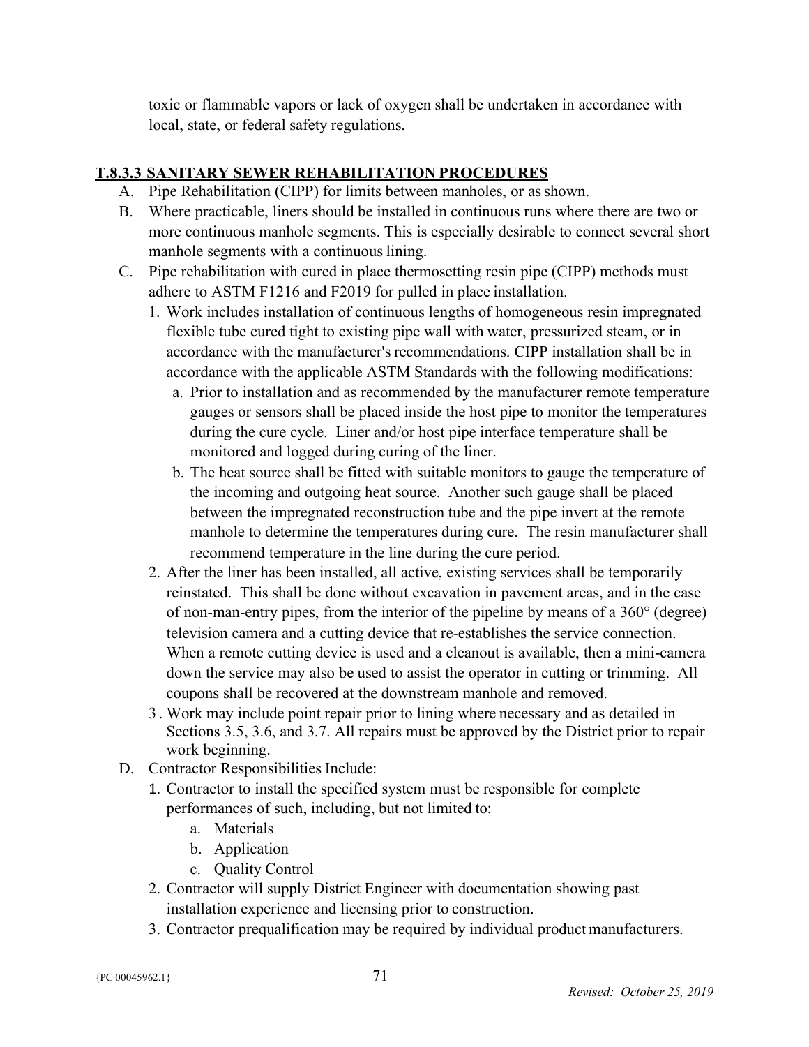toxic or flammable vapors or lack of oxygen shall be undertaken in accordance with local, state, or federal safety regulations.

## T.8.3.3 SANITARY SEWER REHABILITATION PROCEDURES

A. Pipe Rehabilitation (CIPP) for limits between manholes, or as shown.

B. Where practicable, liners should be installed in continuous runs where there are two or more continuous manhole segments. This is especially desirable to connect several short manhole segments with a continuous lining.

C. Pipe rehabilitation with cured in place thermosetting resin pipe (CIPP) methods must adhere to ASTM F1216 and F2019 for pulled in place installation.

   1. Work includes installation of continuous lengths of homogeneous resin impregnated flexible tube cured tight to existing pipe wall with water, pressurized steam, or in accordance with the manufacturer's recommendations. CIPP installation shall be in accordance with the applicable ASTM Standards with the following modifications:

      a. Prior to installation and as recommended by the manufacturer remote temperature gauges or sensors shall be placed inside the host pipe to monitor the temperatures during the cure cycle. Liner and/or host pipe interface temperature shall be monitored and logged during curing of the liner.

      b. The heat source shall be fitted with suitable monitors to gauge the temperature of the incoming and outgoing heat source. Another such gauge shall be placed between the impregnated reconstruction tube and the pipe invert at the remote manhole to determine the temperatures during cure. The resin manufacturer shall recommend temperature in the line during the cure period.

   2. After the liner has been installed, all active, existing services shall be temporarily reinstated. This shall be done without excavation in pavement areas, and in the case of non-man-entry pipes, from the interior of the pipeline by means of a 360° (degree) television camera and a cutting device that re-establishes the service connection. When a remote cutting device is used and a cleanout is available, then a mini-camera down the service may also be used to assist the operator in cutting or trimming. All coupons shall be recovered at the downstream manhole and removed.

   3. Work may include point repair prior to lining where necessary and as detailed in Sections 3.5, 3.6, and 3.7. All repairs must be approved by the District prior to repair work beginning.

D. Contractor Responsibilities Include:

   1. Contractor to install the specified system must be responsible for complete performances of such, including, but not limited to:

      a. Materials
      b. Application
      c. Quality Control

   2. Contractor will supply District Engineer with documentation showing past installation experience and licensing prior to construction.

   3. Contractor prequalification may be required by individual product manufacturers.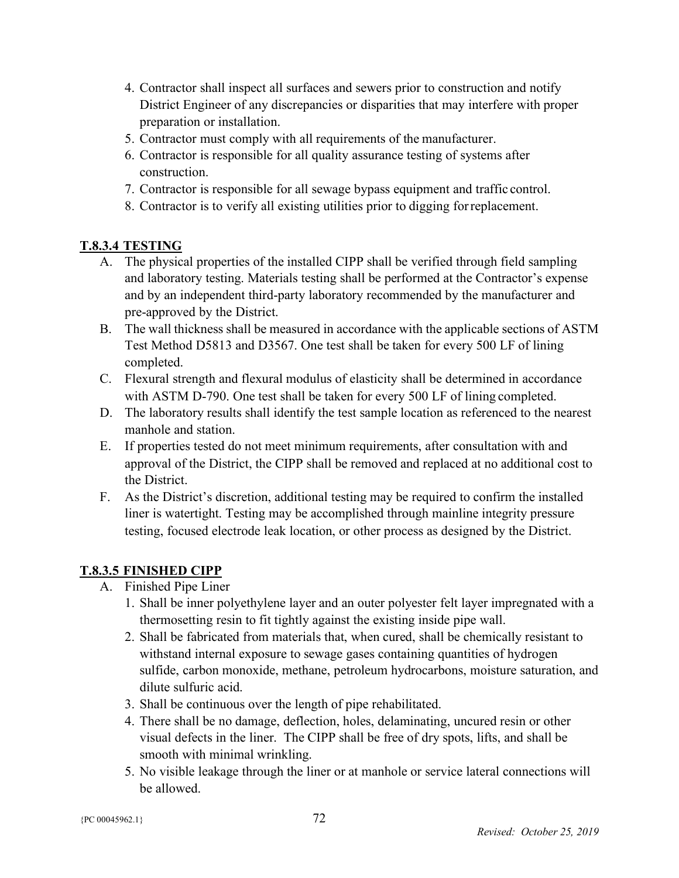4. Contractor shall inspect all surfaces and sewers prior to construction and notify District Engineer of any discrepancies or disparities that may interfere with proper preparation or installation.
5. Contractor must comply with all requirements of the manufacturer.
6. Contractor is responsible for all quality assurance testing of systems after construction.
7. Contractor is responsible for all sewage bypass equipment and traffic control.
8. Contractor is to verify all existing utilities prior to digging for replacement.

### T.8.3.4 TESTING

A. The physical properties of the installed CIPP shall be verified through field sampling and laboratory testing. Materials testing shall be performed at the Contractor's expense and by an independent third-party laboratory recommended by the manufacturer and pre-approved by the District.

B. The wall thickness shall be measured in accordance with the applicable sections of ASTM Test Method D5813 and D3567. One test shall be taken for every 500 LF of lining completed.

C. Flexural strength and flexural modulus of elasticity shall be determined in accordance with ASTM D-790. One test shall be taken for every 500 LF of lining completed.

D. The laboratory results shall identify the test sample location as referenced to the nearest manhole and station.

E. If properties tested do not meet minimum requirements, after consultation with and approval of the District, the CIPP shall be removed and replaced at no additional cost to the District.

F. As the District's discretion, additional testing may be required to confirm the installed liner is watertight. Testing may be accomplished through mainline integrity pressure testing, focused electrode leak location, or other process as designed by the District.

### T.8.3.5 FINISHED CIPP

A. Finished Pipe Liner
1. Shall be inner polyethylene layer and an outer polyester felt layer impregnated with a thermosetting resin to fit tightly against the existing inside pipe wall.
2. Shall be fabricated from materials that, when cured, shall be chemically resistant to withstand internal exposure to sewage gases containing quantities of hydrogen sulfide, carbon monoxide, methane, petroleum hydrocarbons, moisture saturation, and dilute sulfuric acid.
3. Shall be continuous over the length of pipe rehabilitated.
4. There shall be no damage, deflection, holes, delaminating, uncured resin or other visual defects in the liner. The CIPP shall be free of dry spots, lifts, and shall be smooth with minimal wrinkling.
5. No visible leakage through the liner or at manhole or service lateral connections will be allowed.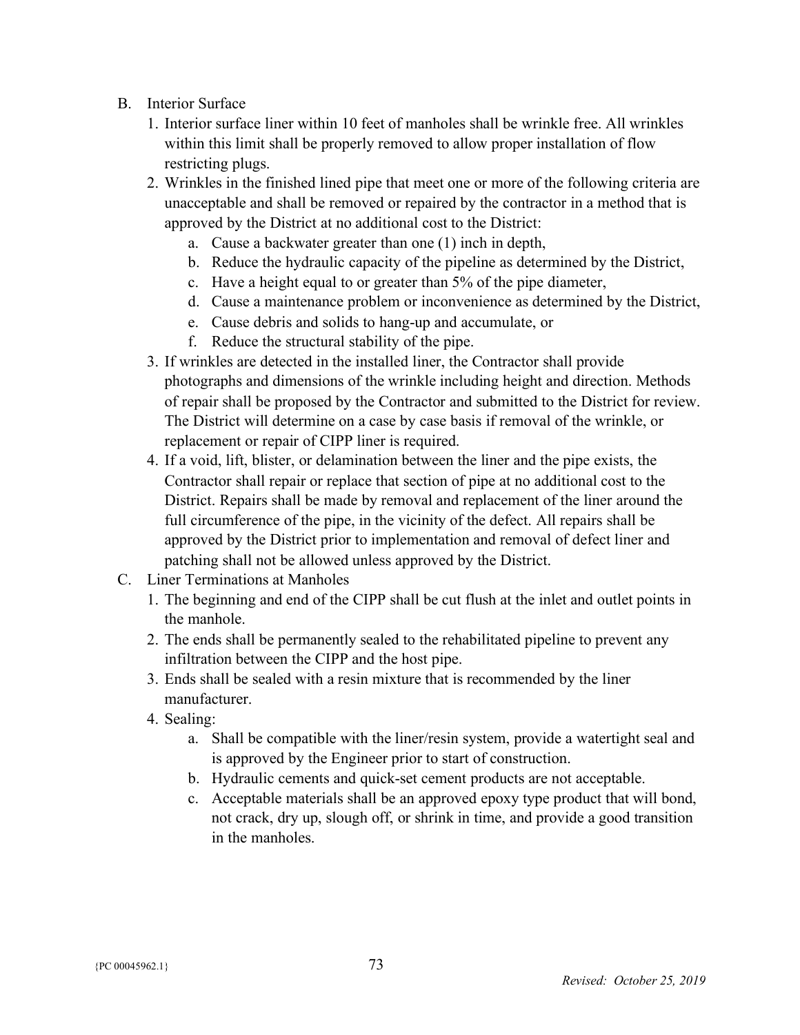B. Interior Surface

1. Interior surface liner within 10 feet of manholes shall be wrinkle free. All wrinkles within this limit shall be properly removed to allow proper installation of flow restricting plugs.
2. Wrinkles in the finished lined pipe that meet one or more of the following criteria are unacceptable and shall be removed or repaired by the contractor in a method that is approved by the District at no additional cost to the District:
   a. Cause a backwater greater than one (1) inch in depth,
   b. Reduce the hydraulic capacity of the pipeline as determined by the District,
   c. Have a height equal to or greater than 5% of the pipe diameter,
   d. Cause a maintenance problem or inconvenience as determined by the District,
   e. Cause debris and solids to hang-up and accumulate, or
   f. Reduce the structural stability of the pipe.
3. If wrinkles are detected in the installed liner, the Contractor shall provide photographs and dimensions of the wrinkle including height and direction. Methods of repair shall be proposed by the Contractor and submitted to the District for review. The District will determine on a case by case basis if removal of the wrinkle, or replacement or repair of CIPP liner is required.
4. If a void, lift, blister, or delamination between the liner and the pipe exists, the Contractor shall repair or replace that section of pipe at no additional cost to the District. Repairs shall be made by removal and replacement of the liner around the full circumference of the pipe, in the vicinity of the defect. All repairs shall be approved by the District prior to implementation and removal of defect liner and patching shall not be allowed unless approved by the District.

C. Liner Terminations at Manholes

1. The beginning and end of the CIPP shall be cut flush at the inlet and outlet points in the manhole.
2. The ends shall be permanently sealed to the rehabilitated pipeline to prevent any infiltration between the CIPP and the host pipe.
3. Ends shall be sealed with a resin mixture that is recommended by the liner manufacturer.
4. Sealing:
   a. Shall be compatible with the liner/resin system, provide a watertight seal and is approved by the Engineer prior to start of construction.
   b. Hydraulic cements and quick-set cement products are not acceptable.
   c. Acceptable materials shall be an approved epoxy type product that will bond, not crack, dry up, slough off, or shrink in time, and provide a good transition in the manholes.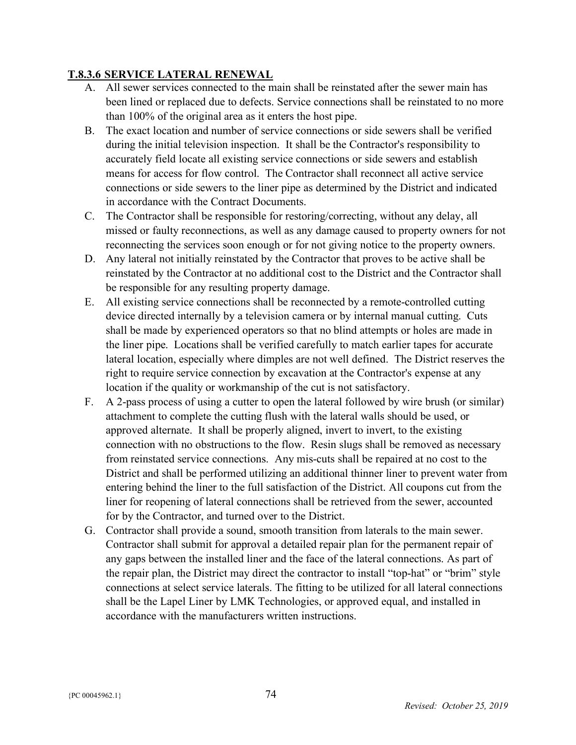## T.8.3.6 SERVICE LATERAL RENEWAL

A. All sewer services connected to the main shall be reinstated after the sewer main has been lined or replaced due to defects. Service connections shall be reinstated to no more than 100% of the original area as it enters the host pipe.

B. The exact location and number of service connections or side sewers shall be verified during the initial television inspection. It shall be the Contractor's responsibility to accurately field locate all existing service connections or side sewers and establish means for access for flow control. The Contractor shall reconnect all active service connections or side sewers to the liner pipe as determined by the District and indicated in accordance with the Contract Documents.

C. The Contractor shall be responsible for restoring/correcting, without any delay, all missed or faulty reconnections, as well as any damage caused to property owners for not reconnecting the services soon enough or for not giving notice to the property owners.

D. Any lateral not initially reinstated by the Contractor that proves to be active shall be reinstated by the Contractor at no additional cost to the District and the Contractor shall be responsible for any resulting property damage.

E. All existing service connections shall be reconnected by a remote-controlled cutting device directed internally by a television camera or by internal manual cutting. Cuts shall be made by experienced operators so that no blind attempts or holes are made in the liner pipe. Locations shall be verified carefully to match earlier tapes for accurate lateral location, especially where dimples are not well defined. The District reserves the right to require service connection by excavation at the Contractor's expense at any location if the quality or workmanship of the cut is not satisfactory.

F. A 2-pass process of using a cutter to open the lateral followed by wire brush (or similar) attachment to complete the cutting flush with the lateral walls should be used, or approved alternate. It shall be properly aligned, invert to invert, to the existing connection with no obstructions to the flow. Resin slugs shall be removed as necessary from reinstated service connections. Any mis-cuts shall be repaired at no cost to the District and shall be performed utilizing an additional thinner liner to prevent water from entering behind the liner to the full satisfaction of the District. All coupons cut from the liner for reopening of lateral connections shall be retrieved from the sewer, accounted for by the Contractor, and turned over to the District.

G. Contractor shall provide a sound, smooth transition from laterals to the main sewer. Contractor shall submit for approval a detailed repair plan for the permanent repair of any gaps between the installed liner and the face of the lateral connections. As part of the repair plan, the District may direct the contractor to install "top-hat" or "brim" style connections at select service laterals. The fitting to be utilized for all lateral connections shall be the Lapel Liner by LMK Technologies, or approved equal, and installed in accordance with the manufacturers written instructions.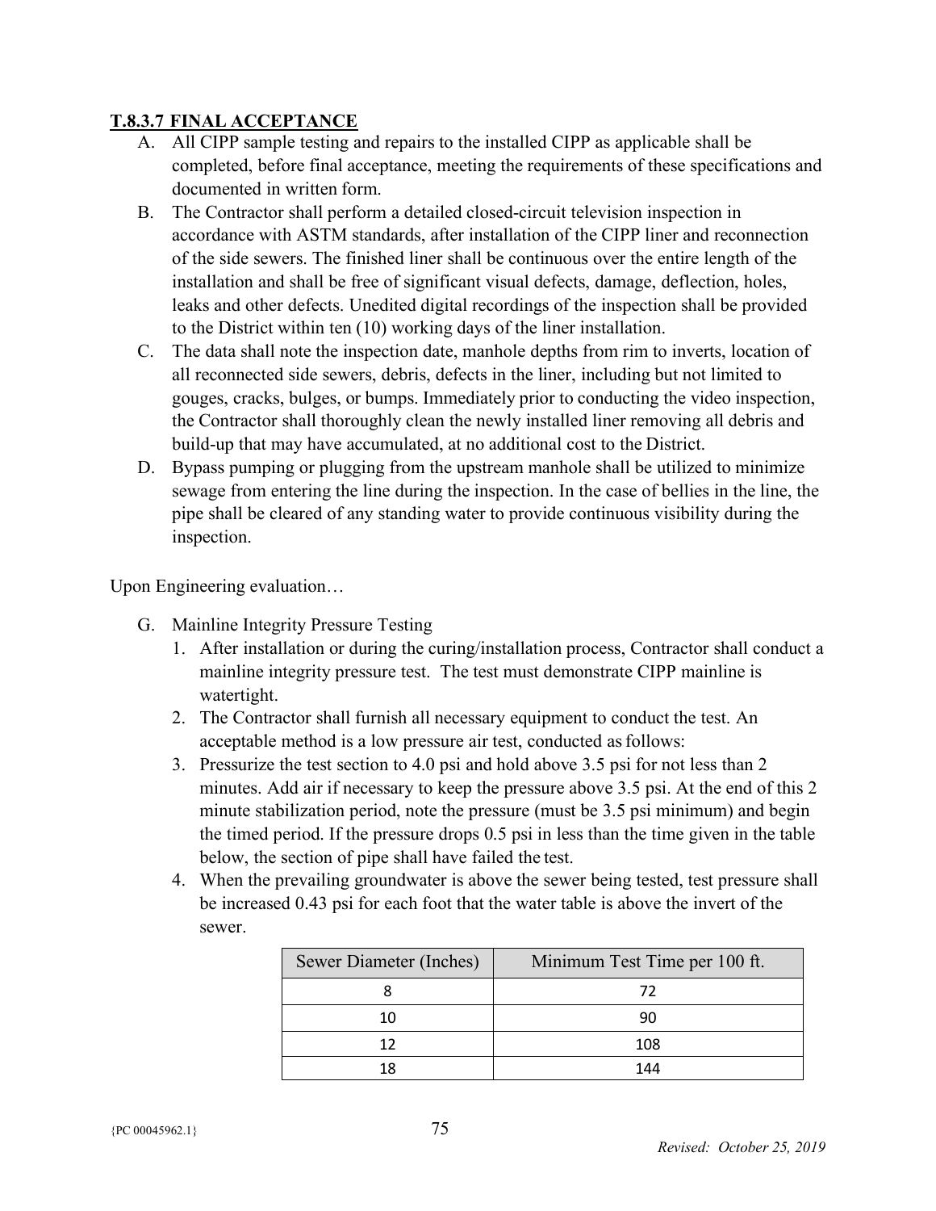## T.8.3.7 FINAL ACCEPTANCE

A. All CIPP sample testing and repairs to the installed CIPP as applicable shall be completed, before final acceptance, meeting the requirements of these specifications and documented in written form.

B. The Contractor shall perform a detailed closed-circuit television inspection in accordance with ASTM standards, after installation of the CIPP liner and reconnection of the side sewers. The finished liner shall be continuous over the entire length of the installation and shall be free of significant visual defects, damage, deflection, holes, leaks and other defects. Unedited digital recordings of the inspection shall be provided to the District within ten (10) working days of the liner installation.

C. The data shall note the inspection date, manhole depths from rim to inverts, location of all reconnected side sewers, debris, defects in the liner, including but not limited to gouges, cracks, bulges, or bumps. Immediately prior to conducting the video inspection, the Contractor shall thoroughly clean the newly installed liner removing all debris and build-up that may have accumulated, at no additional cost to the District.

D. Bypass pumping or plugging from the upstream manhole shall be utilized to minimize sewage from entering the line during the inspection. In the case of bellies in the line, the pipe shall be cleared of any standing water to provide continuous visibility during the inspection.

Upon Engineering evaluation…

G. Mainline Integrity Pressure Testing

1. After installation or during the curing/installation process, Contractor shall conduct a mainline integrity pressure test. The test must demonstrate CIPP mainline is watertight.
2. The Contractor shall furnish all necessary equipment to conduct the test. An acceptable method is a low pressure air test, conducted as follows:
3. Pressurize the test section to 4.0 psi and hold above 3.5 psi for not less than 2 minutes. Add air if necessary to keep the pressure above 3.5 psi. At the end of this 2 minute stabilization period, note the pressure (must be 3.5 psi minimum) and begin the timed period. If the pressure drops 0.5 psi in less than the time given in the table below, the section of pipe shall have failed the test.
4. When the prevailing groundwater is above the sewer being tested, test pressure shall be increased 0.43 psi for each foot that the water table is above the invert of the sewer.

| Sewer Diameter (Inches) | Minimum Test Time per 100 ft. |
|---|---|
| 8 | 72 |
| 10 | 90 |
| 12 | 108 |
| 18 | 144 |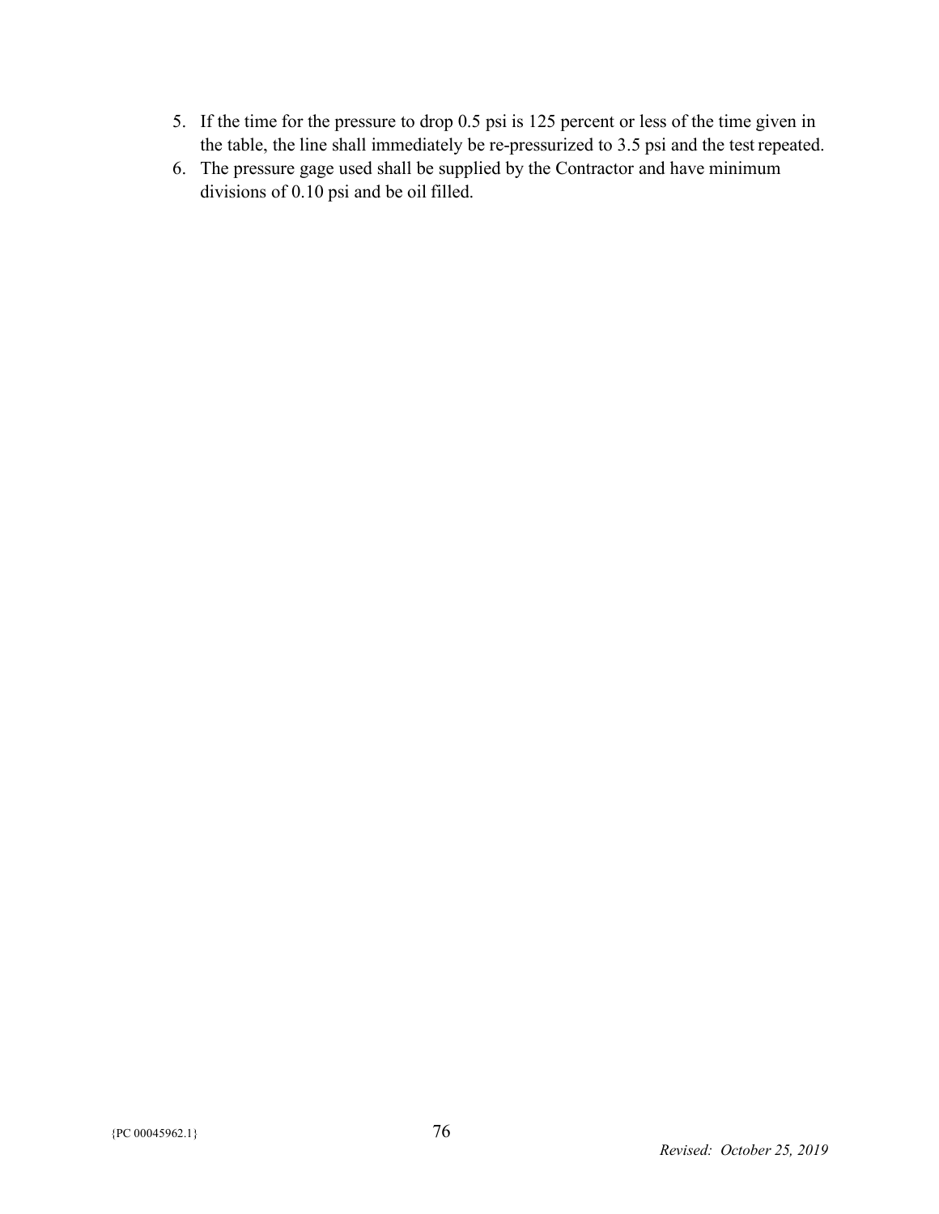5. If the time for the pressure to drop 0.5 psi is 125 percent or less of the time given in the table, the line shall immediately be re-pressurized to 3.5 psi and the test repeated.
6. The pressure gage used shall be supplied by the Contractor and have minimum divisions of 0.10 psi and be oil filled.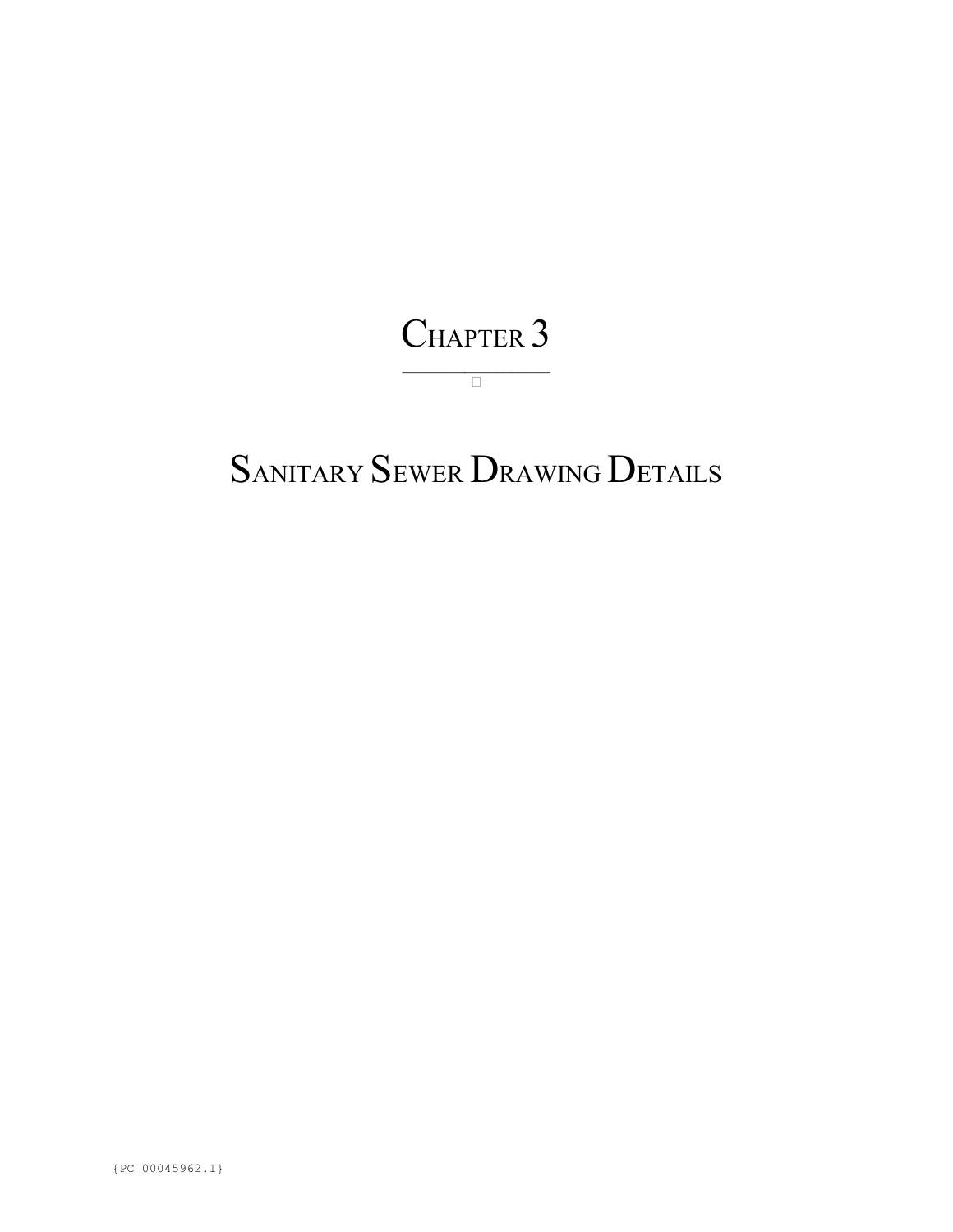# Chapter 3

# Sanitary Sewer Drawing Details

{PC 00045962.1}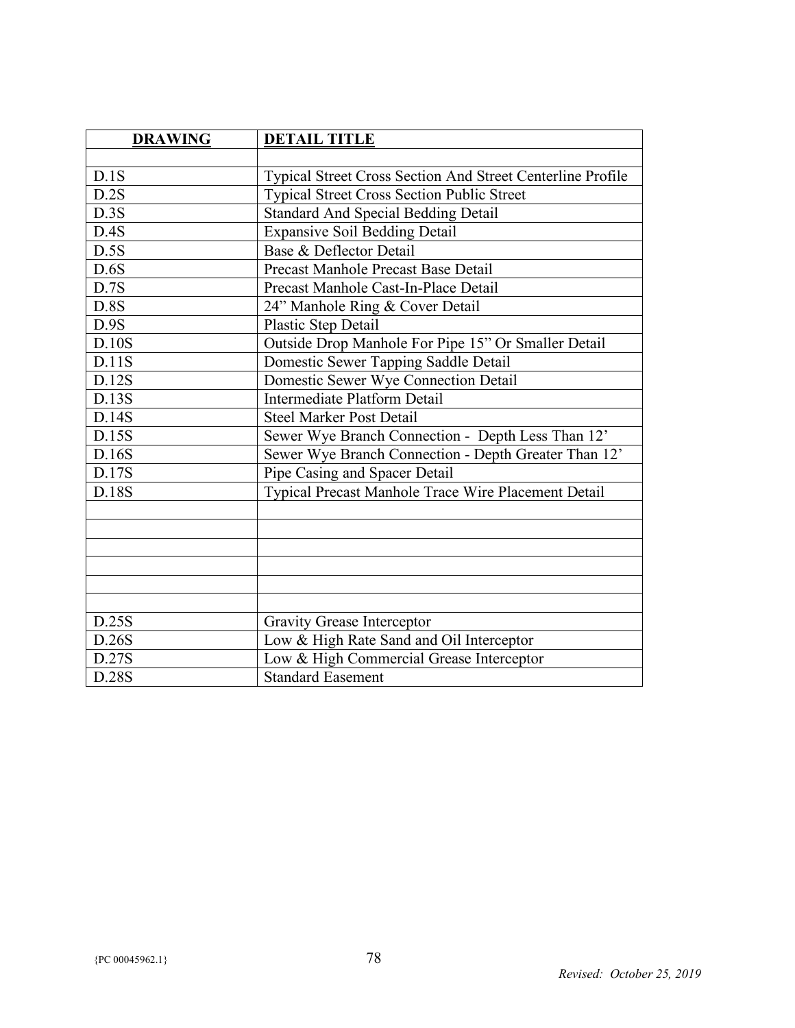| **DRAWING** | **DETAIL TITLE** |
| --- | --- |
| | |
| D.1S | Typical Street Cross Section And Street Centerline Profile |
| D.2S | Typical Street Cross Section Public Street |
| D.3S | Standard And Special Bedding Detail |
| D.4S | Expansive Soil Bedding Detail |
| D.5S | Base & Deflector Detail |
| D.6S | Precast Manhole Precast Base Detail |
| D.7S | Precast Manhole Cast-In-Place Detail |
| D.8S | 24" Manhole Ring & Cover Detail |
| D.9S | Plastic Step Detail |
| D.10S | Outside Drop Manhole For Pipe 15" Or Smaller Detail |
| D.11S | Domestic Sewer Tapping Saddle Detail |
| D.12S | Domestic Sewer Wye Connection Detail |
| D.13S | Intermediate Platform Detail |
| D.14S | Steel Marker Post Detail |
| D.15S | Sewer Wye Branch Connection - Depth Less Than 12' |
| D.16S | Sewer Wye Branch Connection - Depth Greater Than 12' |
| D.17S | Pipe Casing and Spacer Detail |
| D.18S | Typical Precast Manhole Trace Wire Placement Detail |
| | |
| | |
| | |
| | |
| | |
| | |
| D.25S | Gravity Grease Interceptor |
| D.26S | Low & High Rate Sand and Oil Interceptor |
| D.27S | Low & High Commercial Grease Interceptor |
| D.28S | Standard Easement |

{PC 00045962.1}

*Revised: October 25, 2019*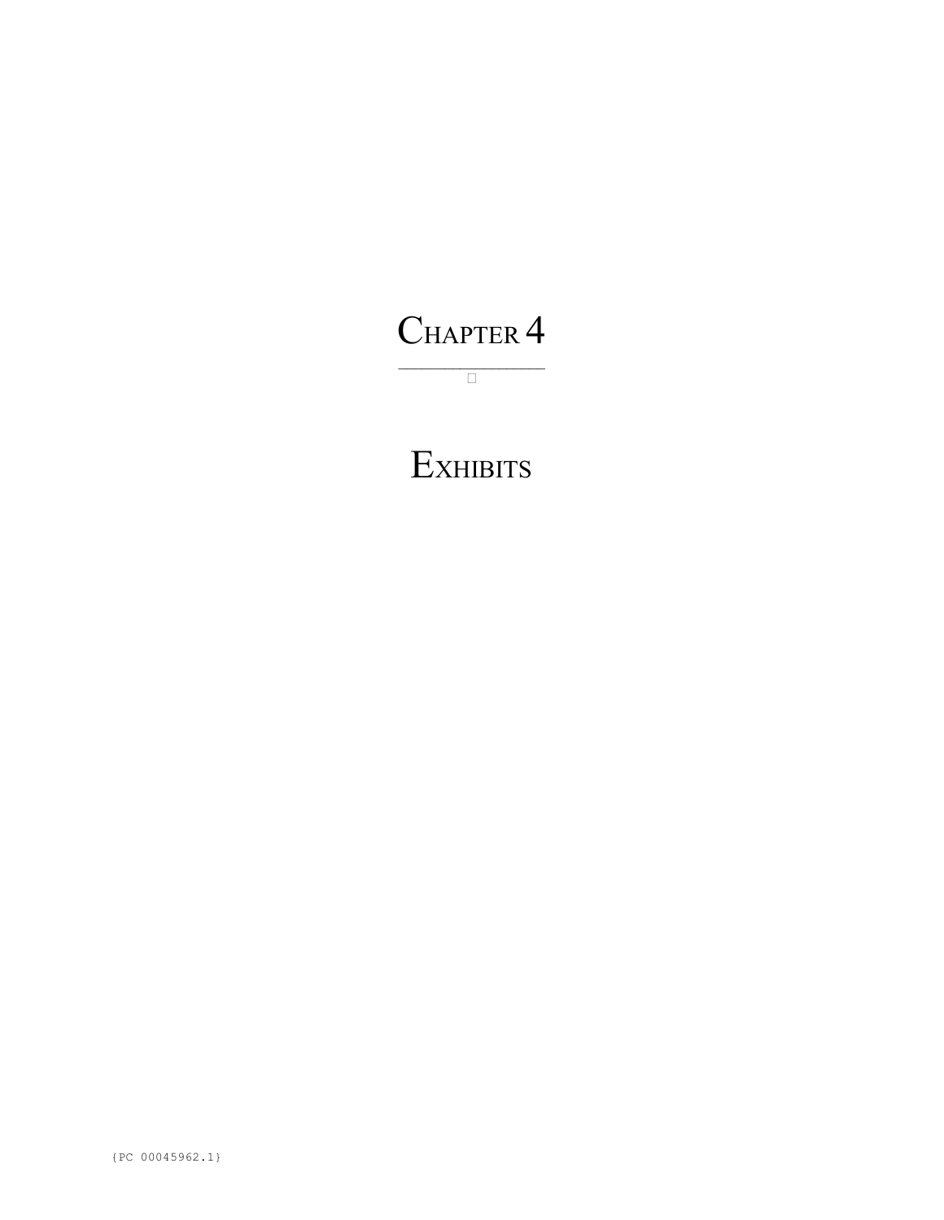# CHAPTER 4

# EXHIBITS

{PC 00045962.1}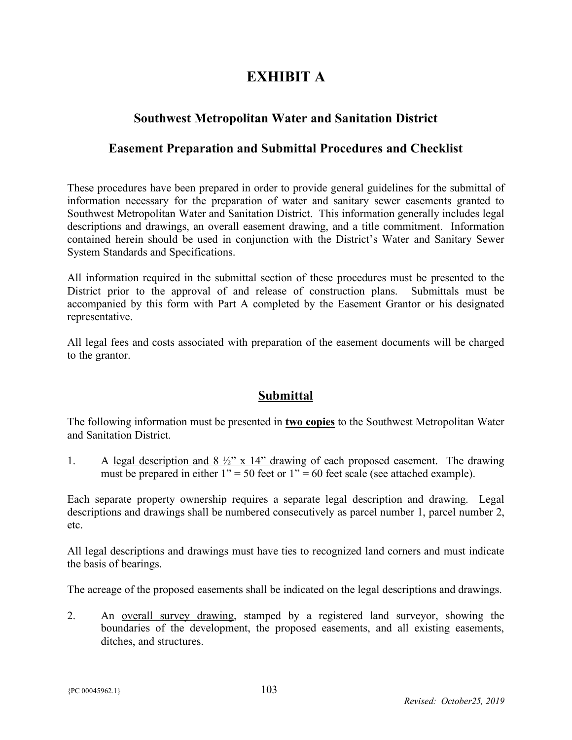# EXHIBIT A

## Southwest Metropolitan Water and Sanitation District

## Easement Preparation and Submittal Procedures and Checklist

These procedures have been prepared in order to provide general guidelines for the submittal of information necessary for the preparation of water and sanitary sewer easements granted to Southwest Metropolitan Water and Sanitation District. This information generally includes legal descriptions and drawings, an overall easement drawing, and a title commitment. Information contained herein should be used in conjunction with the District's Water and Sanitary Sewer System Standards and Specifications.

All information required in the submittal section of these procedures must be presented to the District prior to the approval of and release of construction plans. Submittals must be accompanied by this form with Part A completed by the Easement Grantor or his designated representative.

All legal fees and costs associated with preparation of the easement documents will be charged to the grantor.

## Submittal

The following information must be presented in **two copies** to the Southwest Metropolitan Water and Sanitation District.

1. A legal description and 8 ½" x 14" drawing of each proposed easement. The drawing must be prepared in either 1" = 50 feet or 1" = 60 feet scale (see attached example).

Each separate property ownership requires a separate legal description and drawing. Legal descriptions and drawings shall be numbered consecutively as parcel number 1, parcel number 2, etc.

All legal descriptions and drawings must have ties to recognized land corners and must indicate the basis of bearings.

The acreage of the proposed easements shall be indicated on the legal descriptions and drawings.

2. An overall survey drawing, stamped by a registered land surveyor, showing the boundaries of the development, the proposed easements, and all existing easements, ditches, and structures.

{PC 00045962.1}

*Revised: October25, 2019*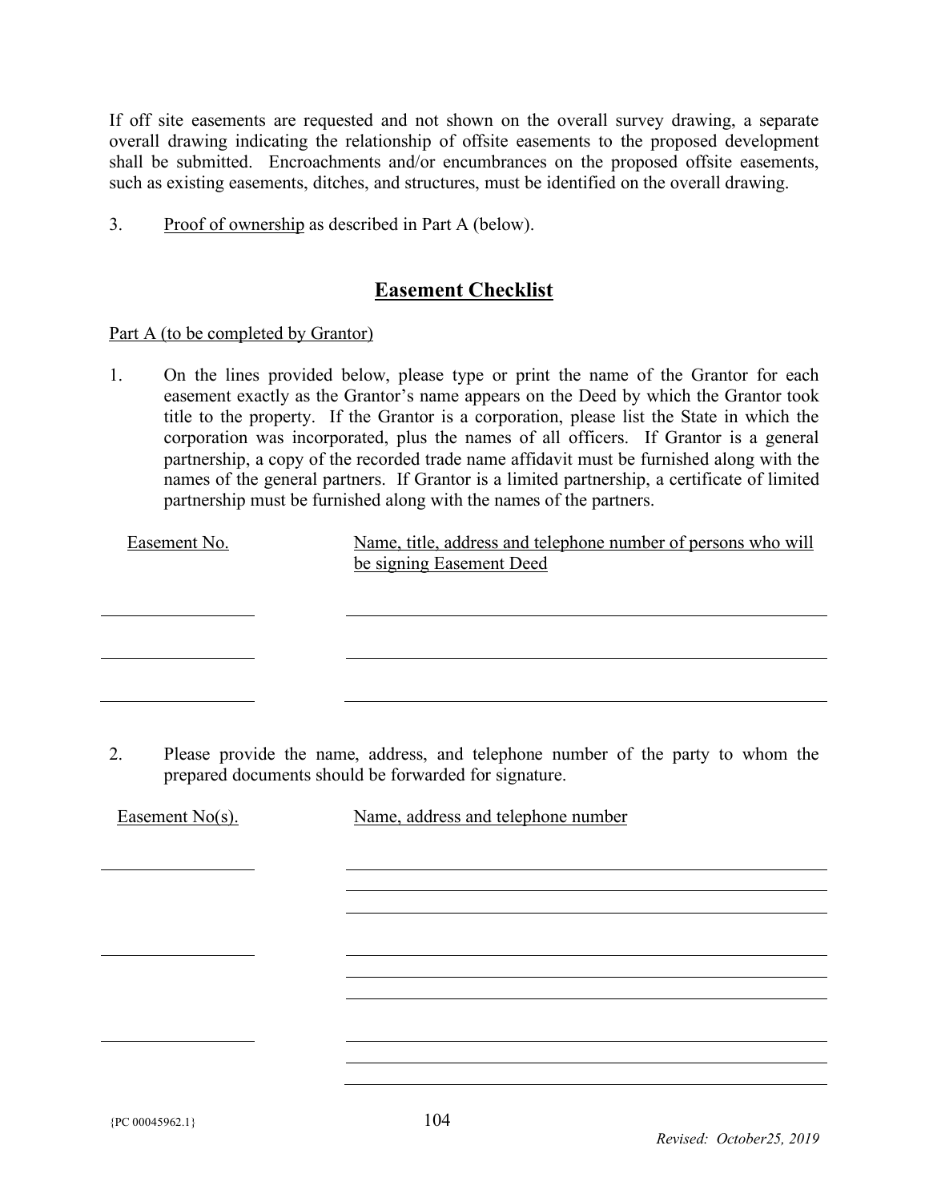If off site easements are requested and not shown on the overall survey drawing, a separate overall drawing indicating the relationship of offsite easements to the proposed development shall be submitted. Encroachments and/or encumbrances on the proposed offsite easements, such as existing easements, ditches, and structures, must be identified on the overall drawing.

3. Proof of ownership as described in Part A (below).

## Easement Checklist

Part A (to be completed by Grantor)

1. On the lines provided below, please type or print the name of the Grantor for each easement exactly as the Grantor's name appears on the Deed by which the Grantor took title to the property. If the Grantor is a corporation, please list the State in which the corporation was incorporated, plus the names of all officers. If Grantor is a general partnership, a copy of the recorded trade name affidavit must be furnished along with the names of the general partners. If Grantor is a limited partnership, a certificate of limited partnership must be furnished along with the names of the partners.

| Easement No. | Name, title, address and telephone number of persons who will be signing Easement Deed |
|---|---|
| | |
| | |
| | |

2. Please provide the name, address, and telephone number of the party to whom the prepared documents should be forwarded for signature.

| Easement No(s). | Name, address and telephone number |
|---|---|
| | |
| | |
| | |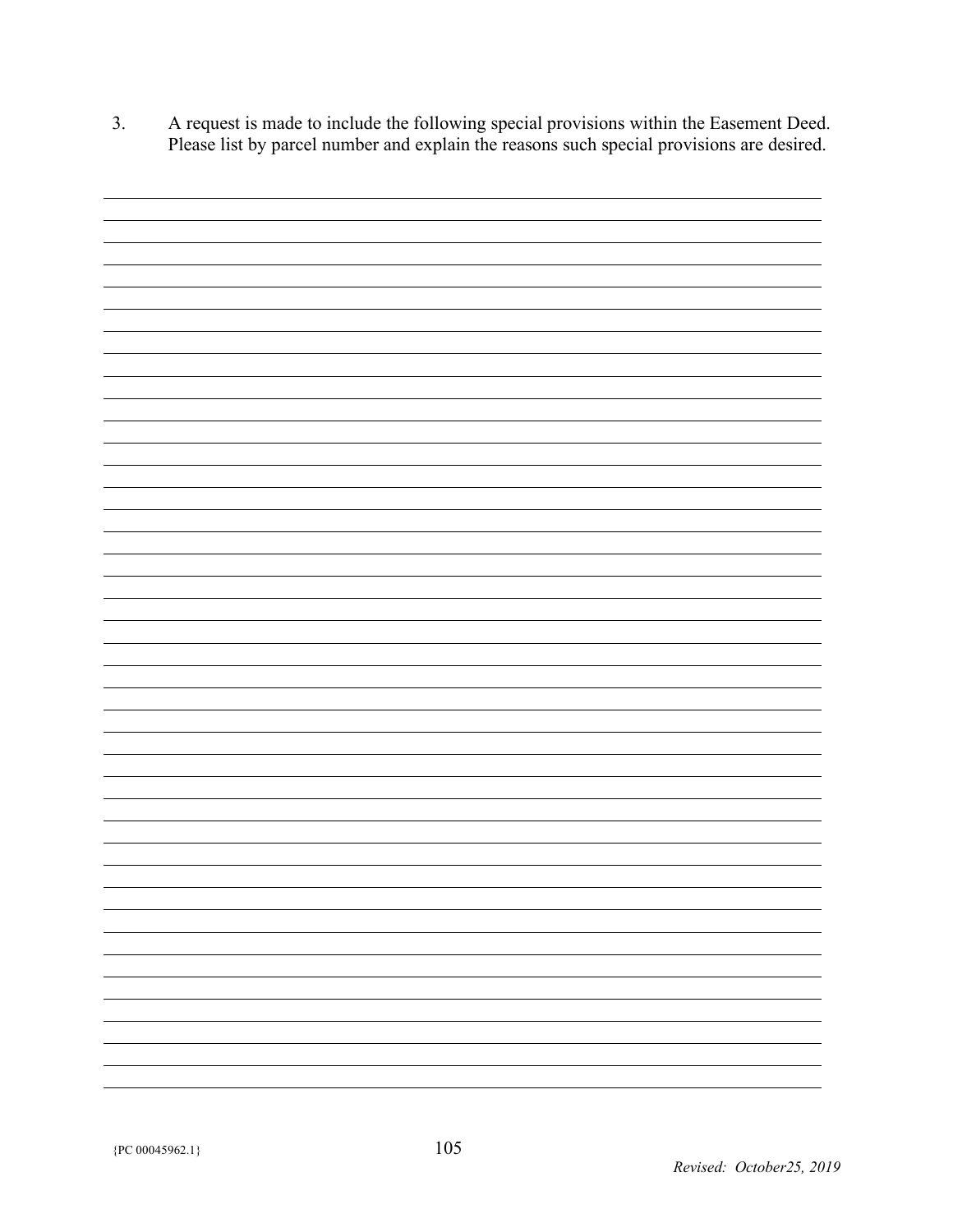3. A request is made to include the following special provisions within the Easement Deed. Please list by parcel number and explain the reasons such special provisions are desired.

\_\_\_\_\_\_\_\_\_\_\_\_\_\_\_\_\_\_\_\_\_\_\_\_\_\_\_\_\_\_\_\_\_\_\_\_\_\_\_\_\_\_\_\_\_\_\_\_\_\_\_\_\_\_\_\_\_\_\_\_\_\_\_\_\_\_\_\_\_\_\_\_\_\_\_\_\_\_

\_\_\_\_\_\_\_\_\_\_\_\_\_\_\_\_\_\_\_\_\_\_\_\_\_\_\_\_\_\_\_\_\_\_\_\_\_\_\_\_\_\_\_\_\_\_\_\_\_\_\_\_\_\_\_\_\_\_\_\_\_\_\_\_\_\_\_\_\_\_\_\_\_\_\_\_\_\_

\_\_\_\_\_\_\_\_\_\_\_\_\_\_\_\_\_\_\_\_\_\_\_\_\_\_\_\_\_\_\_\_\_\_\_\_\_\_\_\_\_\_\_\_\_\_\_\_\_\_\_\_\_\_\_\_\_\_\_\_\_\_\_\_\_\_\_\_\_\_\_\_\_\_\_\_\_\_

\_\_\_\_\_\_\_\_\_\_\_\_\_\_\_\_\_\_\_\_\_\_\_\_\_\_\_\_\_\_\_\_\_\_\_\_\_\_\_\_\_\_\_\_\_\_\_\_\_\_\_\_\_\_\_\_\_\_\_\_\_\_\_\_\_\_\_\_\_\_\_\_\_\_\_\_\_\_

\_\_\_\_\_\_\_\_\_\_\_\_\_\_\_\_\_\_\_\_\_\_\_\_\_\_\_\_\_\_\_\_\_\_\_\_\_\_\_\_\_\_\_\_\_\_\_\_\_\_\_\_\_\_\_\_\_\_\_\_\_\_\_\_\_\_\_\_\_\_\_\_\_\_\_\_\_\_

\_\_\_\_\_\_\_\_\_\_\_\_\_\_\_\_\_\_\_\_\_\_\_\_\_\_\_\_\_\_\_\_\_\_\_\_\_\_\_\_\_\_\_\_\_\_\_\_\_\_\_\_\_\_\_\_\_\_\_\_\_\_\_\_\_\_\_\_\_\_\_\_\_\_\_\_\_\_

\_\_\_\_\_\_\_\_\_\_\_\_\_\_\_\_\_\_\_\_\_\_\_\_\_\_\_\_\_\_\_\_\_\_\_\_\_\_\_\_\_\_\_\_\_\_\_\_\_\_\_\_\_\_\_\_\_\_\_\_\_\_\_\_\_\_\_\_\_\_\_\_\_\_\_\_\_\_

\_\_\_\_\_\_\_\_\_\_\_\_\_\_\_\_\_\_\_\_\_\_\_\_\_\_\_\_\_\_\_\_\_\_\_\_\_\_\_\_\_\_\_\_\_\_\_\_\_\_\_\_\_\_\_\_\_\_\_\_\_\_\_\_\_\_\_\_\_\_\_\_\_\_\_\_\_\_

\_\_\_\_\_\_\_\_\_\_\_\_\_\_\_\_\_\_\_\_\_\_\_\_\_\_\_\_\_\_\_\_\_\_\_\_\_\_\_\_\_\_\_\_\_\_\_\_\_\_\_\_\_\_\_\_\_\_\_\_\_\_\_\_\_\_\_\_\_\_\_\_\_\_\_\_\_\_

\_\_\_\_\_\_\_\_\_\_\_\_\_\_\_\_\_\_\_\_\_\_\_\_\_\_\_\_\_\_\_\_\_\_\_\_\_\_\_\_\_\_\_\_\_\_\_\_\_\_\_\_\_\_\_\_\_\_\_\_\_\_\_\_\_\_\_\_\_\_\_\_\_\_\_\_\_\_

\_\_\_\_\_\_\_\_\_\_\_\_\_\_\_\_\_\_\_\_\_\_\_\_\_\_\_\_\_\_\_\_\_\_\_\_\_\_\_\_\_\_\_\_\_\_\_\_\_\_\_\_\_\_\_\_\_\_\_\_\_\_\_\_\_\_\_\_\_\_\_\_\_\_\_\_\_\_

\_\_\_\_\_\_\_\_\_\_\_\_\_\_\_\_\_\_\_\_\_\_\_\_\_\_\_\_\_\_\_\_\_\_\_\_\_\_\_\_\_\_\_\_\_\_\_\_\_\_\_\_\_\_\_\_\_\_\_\_\_\_\_\_\_\_\_\_\_\_\_\_\_\_\_\_\_\_

\_\_\_\_\_\_\_\_\_\_\_\_\_\_\_\_\_\_\_\_\_\_\_\_\_\_\_\_\_\_\_\_\_\_\_\_\_\_\_\_\_\_\_\_\_\_\_\_\_\_\_\_\_\_\_\_\_\_\_\_\_\_\_\_\_\_\_\_\_\_\_\_\_\_\_\_\_\_

\_\_\_\_\_\_\_\_\_\_\_\_\_\_\_\_\_\_\_\_\_\_\_\_\_\_\_\_\_\_\_\_\_\_\_\_\_\_\_\_\_\_\_\_\_\_\_\_\_\_\_\_\_\_\_\_\_\_\_\_\_\_\_\_\_\_\_\_\_\_\_\_\_\_\_\_\_\_

\_\_\_\_\_\_\_\_\_\_\_\_\_\_\_\_\_\_\_\_\_\_\_\_\_\_\_\_\_\_\_\_\_\_\_\_\_\_\_\_\_\_\_\_\_\_\_\_\_\_\_\_\_\_\_\_\_\_\_\_\_\_\_\_\_\_\_\_\_\_\_\_\_\_\_\_\_\_

\_\_\_\_\_\_\_\_\_\_\_\_\_\_\_\_\_\_\_\_\_\_\_\_\_\_\_\_\_\_\_\_\_\_\_\_\_\_\_\_\_\_\_\_\_\_\_\_\_\_\_\_\_\_\_\_\_\_\_\_\_\_\_\_\_\_\_\_\_\_\_\_\_\_\_\_\_\_

\_\_\_\_\_\_\_\_\_\_\_\_\_\_\_\_\_\_\_\_\_\_\_\_\_\_\_\_\_\_\_\_\_\_\_\_\_\_\_\_\_\_\_\_\_\_\_\_\_\_\_\_\_\_\_\_\_\_\_\_\_\_\_\_\_\_\_\_\_\_\_\_\_\_\_\_\_\_

\_\_\_\_\_\_\_\_\_\_\_\_\_\_\_\_\_\_\_\_\_\_\_\_\_\_\_\_\_\_\_\_\_\_\_\_\_\_\_\_\_\_\_\_\_\_\_\_\_\_\_\_\_\_\_\_\_\_\_\_\_\_\_\_\_\_\_\_\_\_\_\_\_\_\_\_\_\_

\_\_\_\_\_\_\_\_\_\_\_\_\_\_\_\_\_\_\_\_\_\_\_\_\_\_\_\_\_\_\_\_\_\_\_\_\_\_\_\_\_\_\_\_\_\_\_\_\_\_\_\_\_\_\_\_\_\_\_\_\_\_\_\_\_\_\_\_\_\_\_\_\_\_\_\_\_\_

\_\_\_\_\_\_\_\_\_\_\_\_\_\_\_\_\_\_\_\_\_\_\_\_\_\_\_\_\_\_\_\_\_\_\_\_\_\_\_\_\_\_\_\_\_\_\_\_\_\_\_\_\_\_\_\_\_\_\_\_\_\_\_\_\_\_\_\_\_\_\_\_\_\_\_\_\_\_

\_\_\_\_\_\_\_\_\_\_\_\_\_\_\_\_\_\_\_\_\_\_\_\_\_\_\_\_\_\_\_\_\_\_\_\_\_\_\_\_\_\_\_\_\_\_\_\_\_\_\_\_\_\_\_\_\_\_\_\_\_\_\_\_\_\_\_\_\_\_\_\_\_\_\_\_\_\_

\_\_\_\_\_\_\_\_\_\_\_\_\_\_\_\_\_\_\_\_\_\_\_\_\_\_\_\_\_\_\_\_\_\_\_\_\_\_\_\_\_\_\_\_\_\_\_\_\_\_\_\_\_\_\_\_\_\_\_\_\_\_\_\_\_\_\_\_\_\_\_\_\_\_\_\_\_\_

\_\_\_\_\_\_\_\_\_\_\_\_\_\_\_\_\_\_\_\_\_\_\_\_\_\_\_\_\_\_\_\_\_\_\_\_\_\_\_\_\_\_\_\_\_\_\_\_\_\_\_\_\_\_\_\_\_\_\_\_\_\_\_\_\_\_\_\_\_\_\_\_\_\_\_\_\_\_

\_\_\_\_\_\_\_\_\_\_\_\_\_\_\_\_\_\_\_\_\_\_\_\_\_\_\_\_\_\_\_\_\_\_\_\_\_\_\_\_\_\_\_\_\_\_\_\_\_\_\_\_\_\_\_\_\_\_\_\_\_\_\_\_\_\_\_\_\_\_\_\_\_\_\_\_\_\_

\_\_\_\_\_\_\_\_\_\_\_\_\_\_\_\_\_\_\_\_\_\_\_\_\_\_\_\_\_\_\_\_\_\_\_\_\_\_\_\_\_\_\_\_\_\_\_\_\_\_\_\_\_\_\_\_\_\_\_\_\_\_\_\_\_\_\_\_\_\_\_\_\_\_\_\_\_\_

\_\_\_\_\_\_\_\_\_\_\_\_\_\_\_\_\_\_\_\_\_\_\_\_\_\_\_\_\_\_\_\_\_\_\_\_\_\_\_\_\_\_\_\_\_\_\_\_\_\_\_\_\_\_\_\_\_\_\_\_\_\_\_\_\_\_\_\_\_\_\_\_\_\_\_\_\_\_

\_\_\_\_\_\_\_\_\_\_\_\_\_\_\_\_\_\_\_\_\_\_\_\_\_\_\_\_\_\_\_\_\_\_\_\_\_\_\_\_\_\_\_\_\_\_\_\_\_\_\_\_\_\_\_\_\_\_\_\_\_\_\_\_\_\_\_\_\_\_\_\_\_\_\_\_\_\_

\_\_\_\_\_\_\_\_\_\_\_\_\_\_\_\_\_\_\_\_\_\_\_\_\_\_\_\_\_\_\_\_\_\_\_\_\_\_\_\_\_\_\_\_\_\_\_\_\_\_\_\_\_\_\_\_\_\_\_\_\_\_\_\_\_\_\_\_\_\_\_\_\_\_\_\_\_\_

\_\_\_\_\_\_\_\_\_\_\_\_\_\_\_\_\_\_\_\_\_\_\_\_\_\_\_\_\_\_\_\_\_\_\_\_\_\_\_\_\_\_\_\_\_\_\_\_\_\_\_\_\_\_\_\_\_\_\_\_\_\_\_\_\_\_\_\_\_\_\_\_\_\_\_\_\_\_

\_\_\_\_\_\_\_\_\_\_\_\_\_\_\_\_\_\_\_\_\_\_\_\_\_\_\_\_\_\_\_\_\_\_\_\_\_\_\_\_\_\_\_\_\_\_\_\_\_\_\_\_\_\_\_\_\_\_\_\_\_\_\_\_\_\_\_\_\_\_\_\_\_\_\_\_\_\_

\_\_\_\_\_\_\_\_\_\_\_\_\_\_\_\_\_\_\_\_\_\_\_\_\_\_\_\_\_\_\_\_\_\_\_\_\_\_\_\_\_\_\_\_\_\_\_\_\_\_\_\_\_\_\_\_\_\_\_\_\_\_\_\_\_\_\_\_\_\_\_\_\_\_\_\_\_\_

\_\_\_\_\_\_\_\_\_\_\_\_\_\_\_\_\_\_\_\_\_\_\_\_\_\_\_\_\_\_\_\_\_\_\_\_\_\_\_\_\_\_\_\_\_\_\_\_\_\_\_\_\_\_\_\_\_\_\_\_\_\_\_\_\_\_\_\_\_\_\_\_\_\_\_\_\_\_

\_\_\_\_\_\_\_\_\_\_\_\_\_\_\_\_\_\_\_\_\_\_\_\_\_\_\_\_\_\_\_\_\_\_\_\_\_\_\_\_\_\_\_\_\_\_\_\_\_\_\_\_\_\_\_\_\_\_\_\_\_\_\_\_\_\_\_\_\_\_\_\_\_\_\_\_\_\_

\_\_\_\_\_\_\_\_\_\_\_\_\_\_\_\_\_\_\_\_\_\_\_\_\_\_\_\_\_\_\_\_\_\_\_\_\_\_\_\_\_\_\_\_\_\_\_\_\_\_\_\_\_\_\_\_\_\_\_\_\_\_\_\_\_\_\_\_\_\_\_\_\_\_\_\_\_\_

\_\_\_\_\_\_\_\_\_\_\_\_\_\_\_\_\_\_\_\_\_\_\_\_\_\_\_\_\_\_\_\_\_\_\_\_\_\_\_\_\_\_\_\_\_\_\_\_\_\_\_\_\_\_\_\_\_\_\_\_\_\_\_\_\_\_\_\_\_\_\_\_\_\_\_\_\_\_

\_\_\_\_\_\_\_\_\_\_\_\_\_\_\_\_\_\_\_\_\_\_\_\_\_\_\_\_\_\_\_\_\_\_\_\_\_\_\_\_\_\_\_\_\_\_\_\_\_\_\_\_\_\_\_\_\_\_\_\_\_\_\_\_\_\_\_\_\_\_\_\_\_\_\_\_\_\_

\_\_\_\_\_\_\_\_\_\_\_\_\_\_\_\_\_\_\_\_\_\_\_\_\_\_\_\_\_\_\_\_\_\_\_\_\_\_\_\_\_\_\_\_\_\_\_\_\_\_\_\_\_\_\_\_\_\_\_\_\_\_\_\_\_\_\_\_\_\_\_\_\_\_\_\_\_\_

\_\_\_\_\_\_\_\_\_\_\_\_\_\_\_\_\_\_\_\_\_\_\_\_\_\_\_\_\_\_\_\_\_\_\_\_\_\_\_\_\_\_\_\_\_\_\_\_\_\_\_\_\_\_\_\_\_\_\_\_\_\_\_\_\_\_\_\_\_\_\_\_\_\_\_\_\_\_

\_\_\_\_\_\_\_\_\_\_\_\_\_\_\_\_\_\_\_\_\_\_\_\_\_\_\_\_\_\_\_\_\_\_\_\_\_\_\_\_\_\_\_\_\_\_\_\_\_\_\_\_\_\_\_\_\_\_\_\_\_\_\_\_\_\_\_\_\_\_\_\_\_\_\_\_\_\_

\_\_\_\_\_\_\_\_\_\_\_\_\_\_\_\_\_\_\_\_\_\_\_\_\_\_\_\_\_\_\_\_\_\_\_\_\_\_\_\_\_\_\_\_\_\_\_\_\_\_\_\_\_\_\_\_\_\_\_\_\_\_\_\_\_\_\_\_\_\_\_\_\_\_\_\_\_\_

{PC 00045962.1}

*Revised: October25, 2019*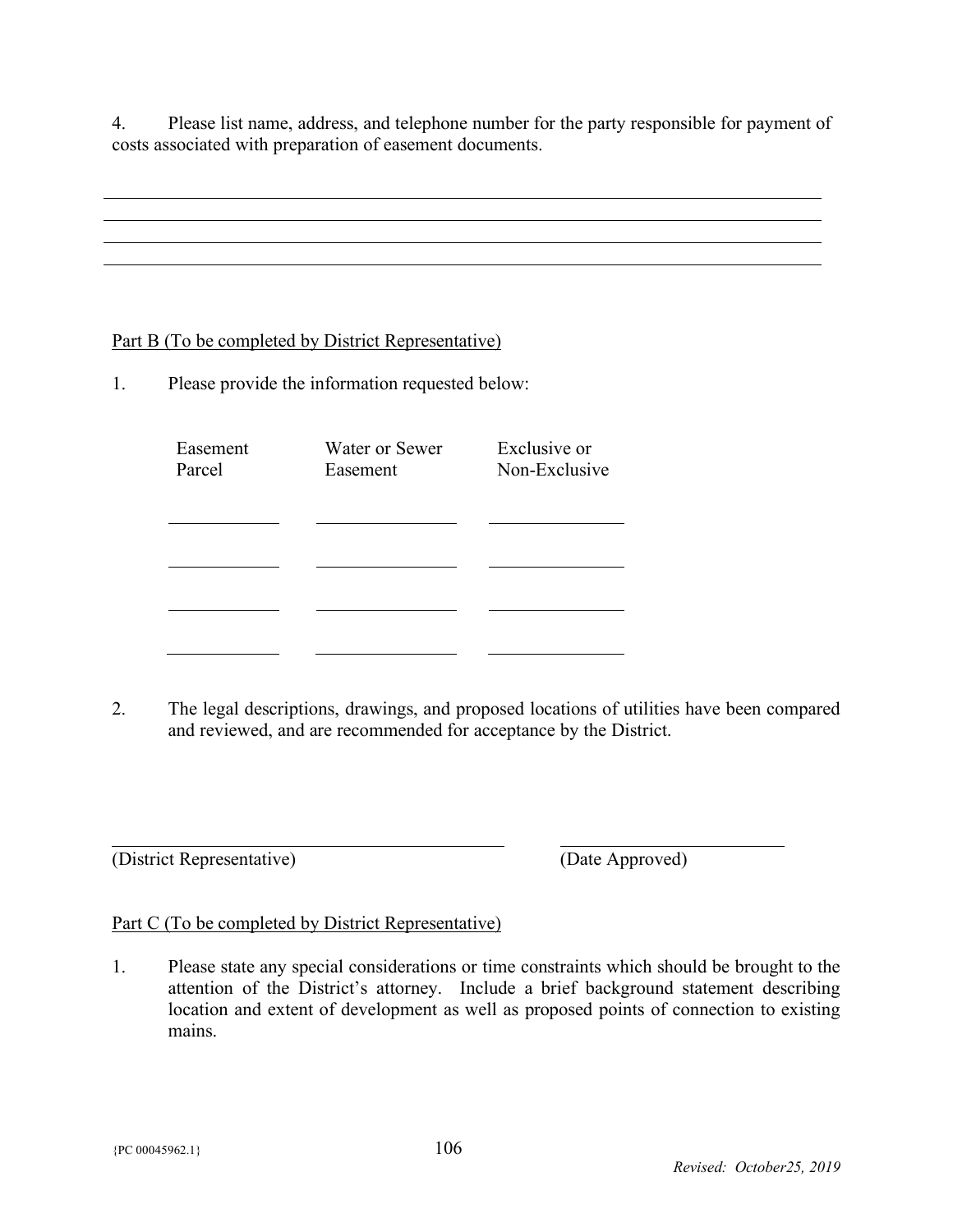4. Please list name, address, and telephone number for the party responsible for payment of costs associated with preparation of easement documents.

\_\_\_\_\_\_\_\_\_\_\_\_\_\_\_\_\_\_\_\_\_\_\_\_\_\_\_\_\_\_\_\_\_\_\_\_\_\_\_\_\_\_\_\_\_\_\_\_\_\_\_\_\_\_\_\_\_\_\_\_\_\_\_\_\_\_\_\_\_\_\_\_\_\_\_\_\_\_

\_\_\_\_\_\_\_\_\_\_\_\_\_\_\_\_\_\_\_\_\_\_\_\_\_\_\_\_\_\_\_\_\_\_\_\_\_\_\_\_\_\_\_\_\_\_\_\_\_\_\_\_\_\_\_\_\_\_\_\_\_\_\_\_\_\_\_\_\_\_\_\_\_\_\_\_\_\_

\_\_\_\_\_\_\_\_\_\_\_\_\_\_\_\_\_\_\_\_\_\_\_\_\_\_\_\_\_\_\_\_\_\_\_\_\_\_\_\_\_\_\_\_\_\_\_\_\_\_\_\_\_\_\_\_\_\_\_\_\_\_\_\_\_\_\_\_\_\_\_\_\_\_\_\_\_\_

\_\_\_\_\_\_\_\_\_\_\_\_\_\_\_\_\_\_\_\_\_\_\_\_\_\_\_\_\_\_\_\_\_\_\_\_\_\_\_\_\_\_\_\_\_\_\_\_\_\_\_\_\_\_\_\_\_\_\_\_\_\_\_\_\_\_\_\_\_\_\_\_\_\_\_\_\_\_

<u>Part B (To be completed by District Representative)</u>

1. Please provide the information requested below:

| Easement Parcel | Water or Sewer Easement | Exclusive or Non-Exclusive |
|---|---|---|
| | | |
| | | |
| | | |
| | | |

2. The legal descriptions, drawings, and proposed locations of utilities have been compared and reviewed, and are recommended for acceptance by the District.

\_\_\_\_\_\_\_\_\_\_\_\_\_\_\_\_\_\_\_\_\_\_\_\_\_\_\_\_\_\_\_\_\_\_\_\_\_\_\_\_ \_\_\_\_\_\_\_\_\_\_\_\_\_\_\_\_\_\_\_\_\_\_\_\_

(District Representative) (Date Approved)

<u>Part C (To be completed by District Representative)</u>

1. Please state any special considerations or time constraints which should be brought to the attention of the District's attorney. Include a brief background statement describing location and extent of development as well as proposed points of connection to existing mains.

{PC 00045962.1}

*Revised: October25, 2019*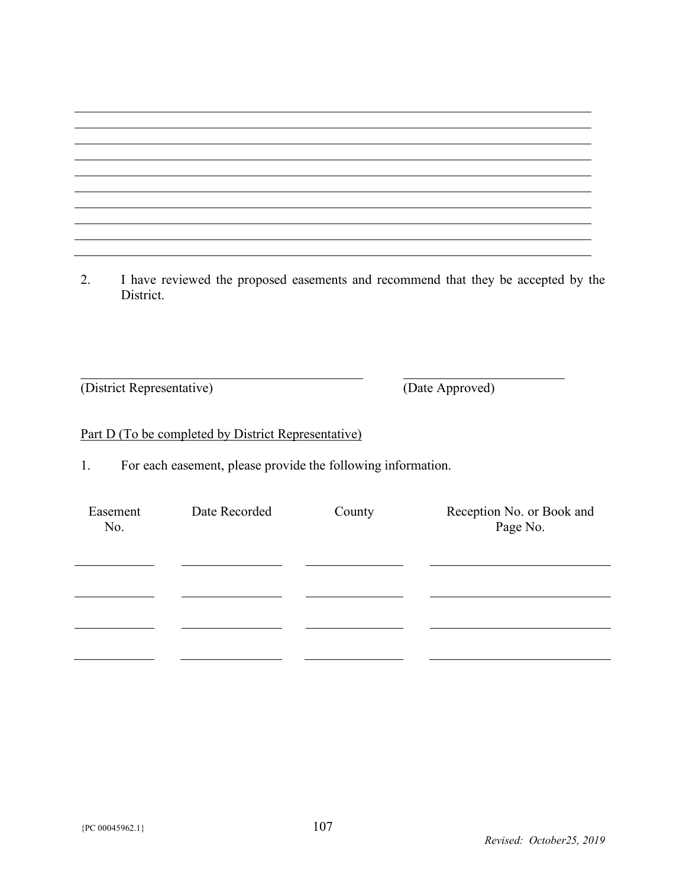\_\_\_\_\_\_\_\_\_\_\_\_\_\_\_\_\_\_\_\_\_\_\_\_\_\_\_\_\_\_\_\_\_\_\_\_\_\_\_\_\_\_\_\_\_\_\_\_\_\_\_\_\_\_\_\_\_\_\_\_\_\_\_\_\_\_\_\_\_\_

\_\_\_\_\_\_\_\_\_\_\_\_\_\_\_\_\_\_\_\_\_\_\_\_\_\_\_\_\_\_\_\_\_\_\_\_\_\_\_\_\_\_\_\_\_\_\_\_\_\_\_\_\_\_\_\_\_\_\_\_\_\_\_\_\_\_\_\_\_\_

\_\_\_\_\_\_\_\_\_\_\_\_\_\_\_\_\_\_\_\_\_\_\_\_\_\_\_\_\_\_\_\_\_\_\_\_\_\_\_\_\_\_\_\_\_\_\_\_\_\_\_\_\_\_\_\_\_\_\_\_\_\_\_\_\_\_\_\_\_\_

\_\_\_\_\_\_\_\_\_\_\_\_\_\_\_\_\_\_\_\_\_\_\_\_\_\_\_\_\_\_\_\_\_\_\_\_\_\_\_\_\_\_\_\_\_\_\_\_\_\_\_\_\_\_\_\_\_\_\_\_\_\_\_\_\_\_\_\_\_\_

\_\_\_\_\_\_\_\_\_\_\_\_\_\_\_\_\_\_\_\_\_\_\_\_\_\_\_\_\_\_\_\_\_\_\_\_\_\_\_\_\_\_\_\_\_\_\_\_\_\_\_\_\_\_\_\_\_\_\_\_\_\_\_\_\_\_\_\_\_\_

\_\_\_\_\_\_\_\_\_\_\_\_\_\_\_\_\_\_\_\_\_\_\_\_\_\_\_\_\_\_\_\_\_\_\_\_\_\_\_\_\_\_\_\_\_\_\_\_\_\_\_\_\_\_\_\_\_\_\_\_\_\_\_\_\_\_\_\_\_\_

\_\_\_\_\_\_\_\_\_\_\_\_\_\_\_\_\_\_\_\_\_\_\_\_\_\_\_\_\_\_\_\_\_\_\_\_\_\_\_\_\_\_\_\_\_\_\_\_\_\_\_\_\_\_\_\_\_\_\_\_\_\_\_\_\_\_\_\_\_\_

\_\_\_\_\_\_\_\_\_\_\_\_\_\_\_\_\_\_\_\_\_\_\_\_\_\_\_\_\_\_\_\_\_\_\_\_\_\_\_\_\_\_\_\_\_\_\_\_\_\_\_\_\_\_\_\_\_\_\_\_\_\_\_\_\_\_\_\_\_\_

\_\_\_\_\_\_\_\_\_\_\_\_\_\_\_\_\_\_\_\_\_\_\_\_\_\_\_\_\_\_\_\_\_\_\_\_\_\_\_\_\_\_\_\_\_\_\_\_\_\_\_\_\_\_\_\_\_\_\_\_\_\_\_\_\_\_\_\_\_\_

\_\_\_\_\_\_\_\_\_\_\_\_\_\_\_\_\_\_\_\_\_\_\_\_\_\_\_\_\_\_\_\_\_\_\_\_\_\_\_\_\_\_\_\_\_\_\_\_\_\_\_\_\_\_\_\_\_\_\_\_\_\_\_\_\_\_\_\_\_\_

2. I have reviewed the proposed easements and recommend that they be accepted by the District.

\_\_\_\_\_\_\_\_\_\_\_\_\_\_\_\_\_\_\_\_\_\_\_\_\_\_\_\_\_\_\_\_\_\_\_\_\_\_\_\_ \_\_\_\_\_\_\_\_\_\_\_\_\_\_\_\_\_\_\_\_\_\_\_\_
(District Representative) (Date Approved)

Part D (To be completed by District Representative)

1. For each easement, please provide the following information.

| Easement No. | Date Recorded | County | Reception No. or Book and Page No. |
|---|---|---|---|
| | | | |
| | | | |
| | | | |
| | | | |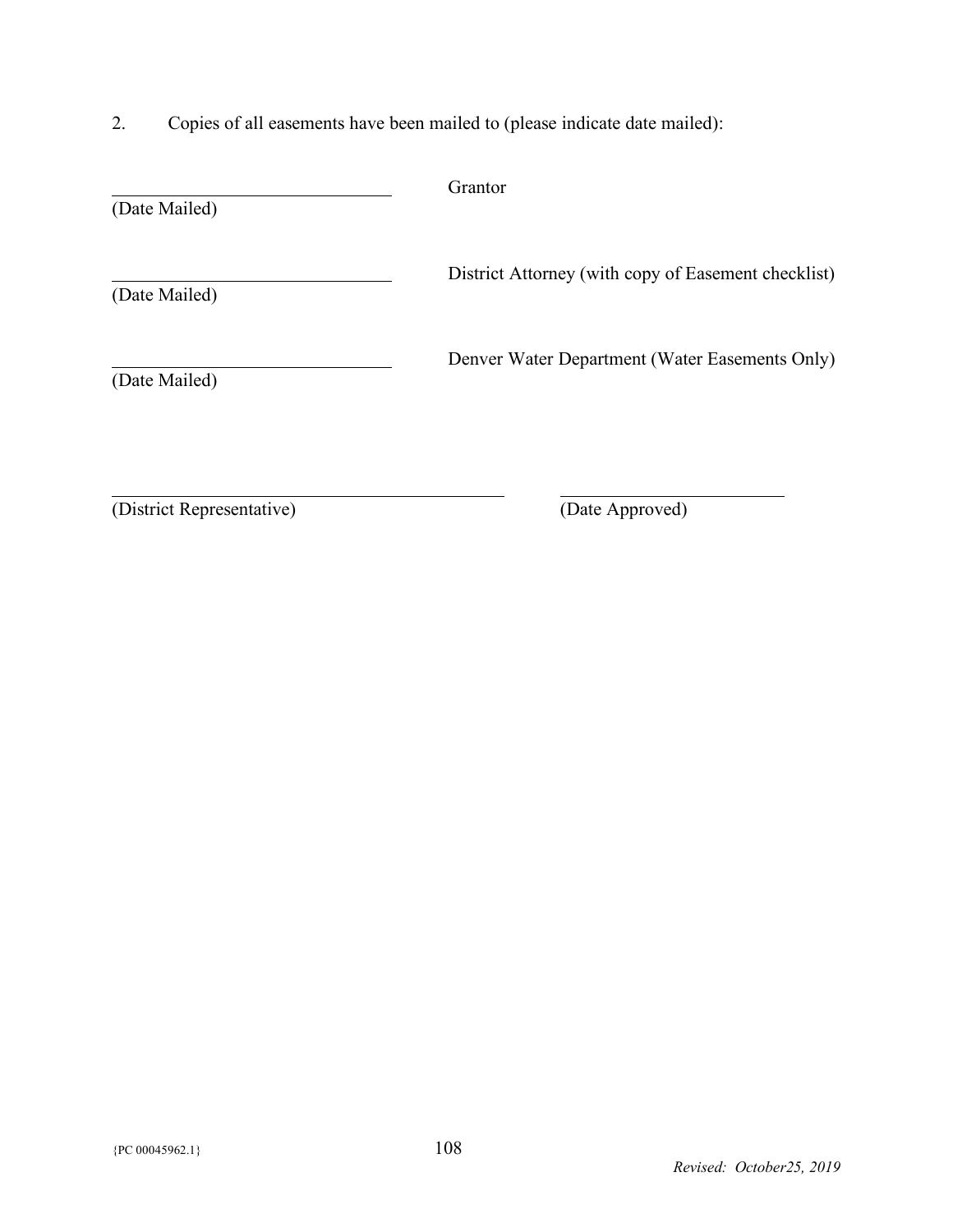2. Copies of all easements have been mailed to (please indicate date mailed):

| | |
|---|---|
| ______________________ (Date Mailed) | Grantor |
| ______________________ (Date Mailed) | District Attorney (with copy of Easement checklist) |
| ______________________ (Date Mailed) | Denver Water Department (Water Easements Only) |

______________________________ (District Representative)  ______________________ (Date Approved)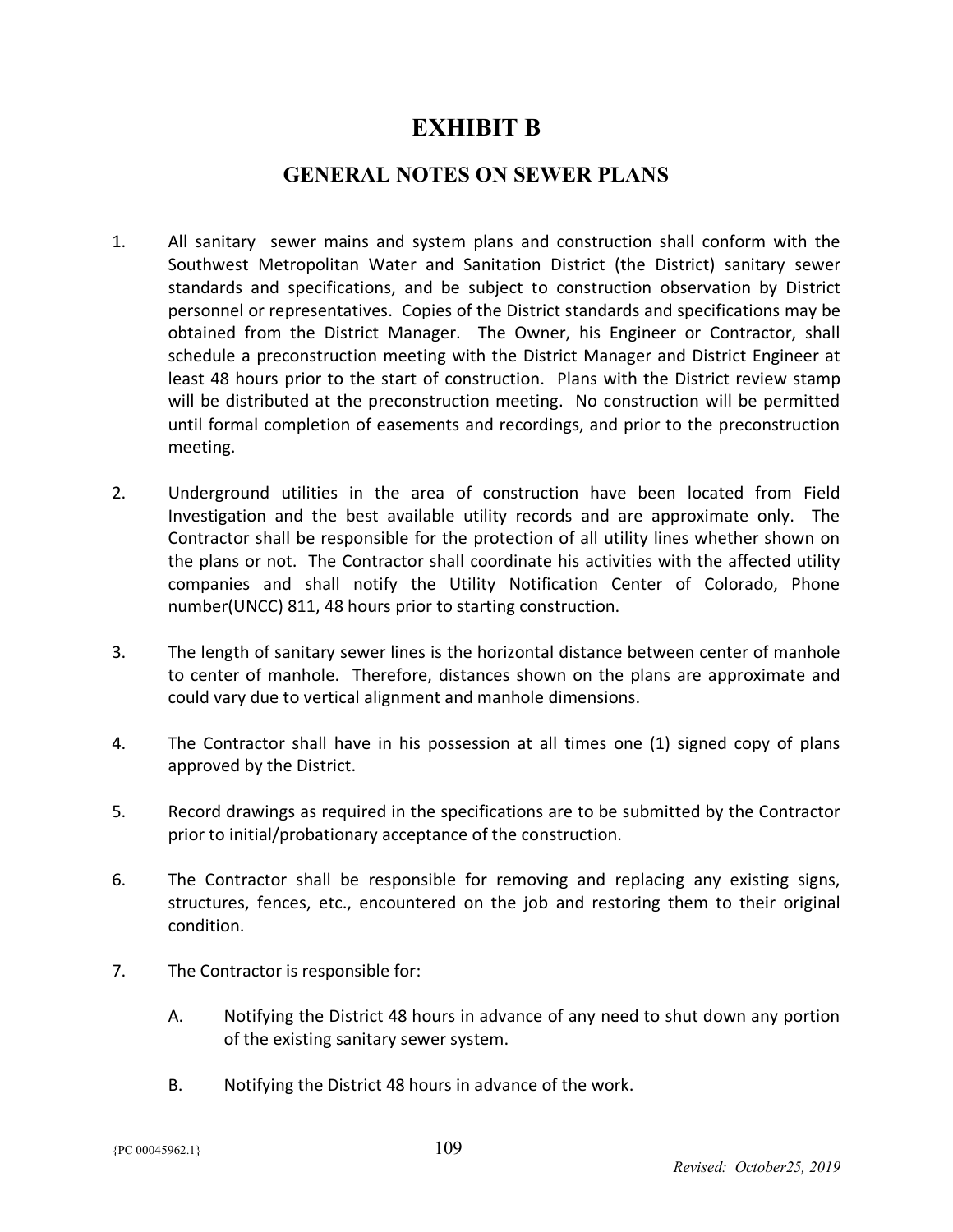# EXHIBIT B

## GENERAL NOTES ON SEWER PLANS

1. All sanitary sewer mains and system plans and construction shall conform with the Southwest Metropolitan Water and Sanitation District (the District) sanitary sewer standards and specifications, and be subject to construction observation by District personnel or representatives. Copies of the District standards and specifications may be obtained from the District Manager. The Owner, his Engineer or Contractor, shall schedule a preconstruction meeting with the District Manager and District Engineer at least 48 hours prior to the start of construction. Plans with the District review stamp will be distributed at the preconstruction meeting. No construction will be permitted until formal completion of easements and recordings, and prior to the preconstruction meeting.

2. Underground utilities in the area of construction have been located from Field Investigation and the best available utility records and are approximate only. The Contractor shall be responsible for the protection of all utility lines whether shown on the plans or not. The Contractor shall coordinate his activities with the affected utility companies and shall notify the Utility Notification Center of Colorado, Phone number(UNCC) 811, 48 hours prior to starting construction.

3. The length of sanitary sewer lines is the horizontal distance between center of manhole to center of manhole. Therefore, distances shown on the plans are approximate and could vary due to vertical alignment and manhole dimensions.

4. The Contractor shall have in his possession at all times one (1) signed copy of plans approved by the District.

5. Record drawings as required in the specifications are to be submitted by the Contractor prior to initial/probationary acceptance of the construction.

6. The Contractor shall be responsible for removing and replacing any existing signs, structures, fences, etc., encountered on the job and restoring them to their original condition.

7. The Contractor is responsible for:

   A. Notifying the District 48 hours in advance of any need to shut down any portion of the existing sanitary sewer system.

   B. Notifying the District 48 hours in advance of the work.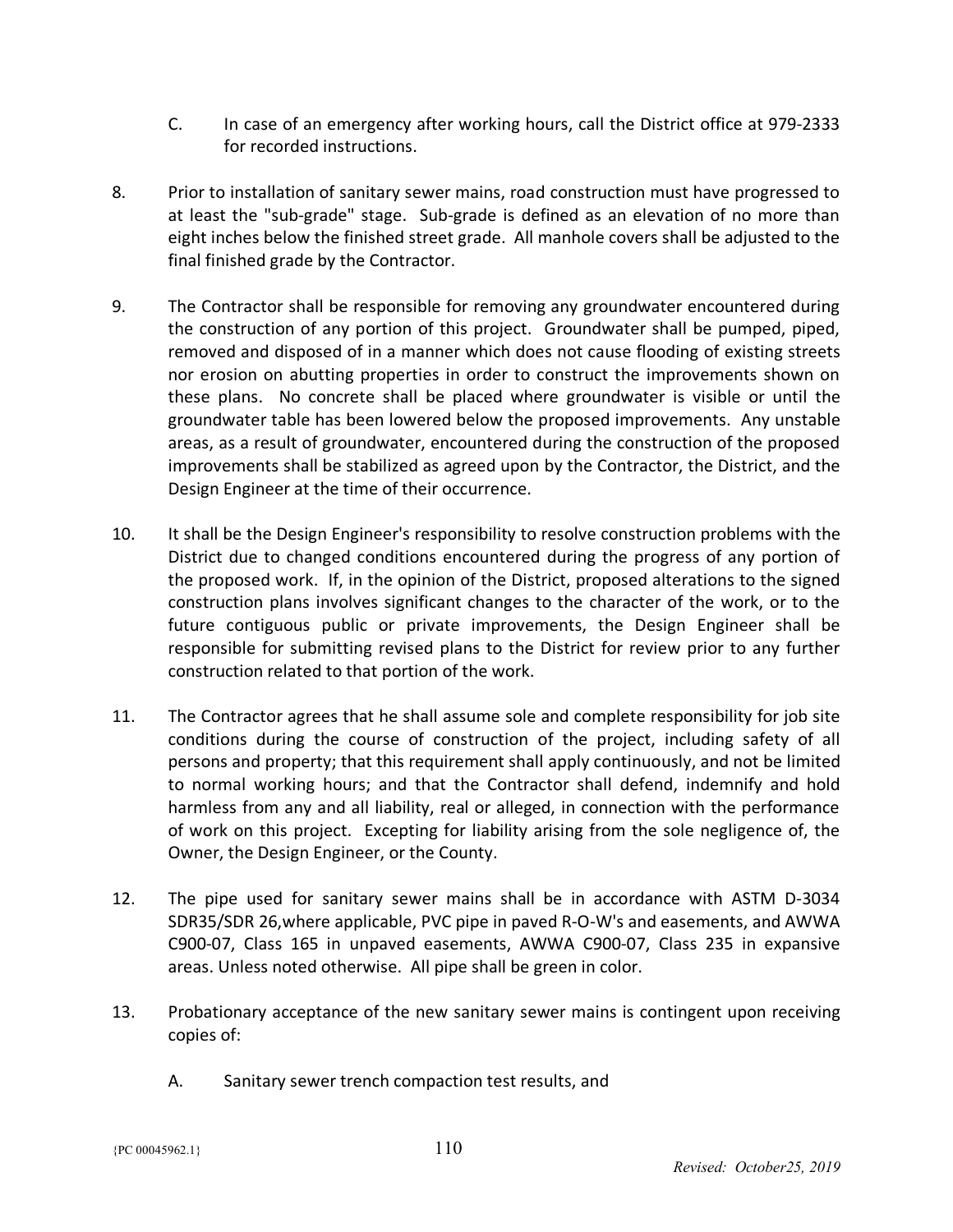C. In case of an emergency after working hours, call the District office at 979-2333 for recorded instructions.

8. Prior to installation of sanitary sewer mains, road construction must have progressed to at least the "sub-grade" stage. Sub-grade is defined as an elevation of no more than eight inches below the finished street grade. All manhole covers shall be adjusted to the final finished grade by the Contractor.

9. The Contractor shall be responsible for removing any groundwater encountered during the construction of any portion of this project. Groundwater shall be pumped, piped, removed and disposed of in a manner which does not cause flooding of existing streets nor erosion on abutting properties in order to construct the improvements shown on these plans. No concrete shall be placed where groundwater is visible or until the groundwater table has been lowered below the proposed improvements. Any unstable areas, as a result of groundwater, encountered during the construction of the proposed improvements shall be stabilized as agreed upon by the Contractor, the District, and the Design Engineer at the time of their occurrence.

10. It shall be the Design Engineer's responsibility to resolve construction problems with the District due to changed conditions encountered during the progress of any portion of the proposed work. If, in the opinion of the District, proposed alterations to the signed construction plans involves significant changes to the character of the work, or to the future contiguous public or private improvements, the Design Engineer shall be responsible for submitting revised plans to the District for review prior to any further construction related to that portion of the work.

11. The Contractor agrees that he shall assume sole and complete responsibility for job site conditions during the course of construction of the project, including safety of all persons and property; that this requirement shall apply continuously, and not be limited to normal working hours; and that the Contractor shall defend, indemnify and hold harmless from any and all liability, real or alleged, in connection with the performance of work on this project. Excepting for liability arising from the sole negligence of, the Owner, the Design Engineer, or the County.

12. The pipe used for sanitary sewer mains shall be in accordance with ASTM D-3034 SDR35/SDR 26,where applicable, PVC pipe in paved R-O-W's and easements, and AWWA C900-07, Class 165 in unpaved easements, AWWA C900-07, Class 235 in expansive areas. Unless noted otherwise. All pipe shall be green in color.

13. Probationary acceptance of the new sanitary sewer mains is contingent upon receiving copies of:

    A. Sanitary sewer trench compaction test results, and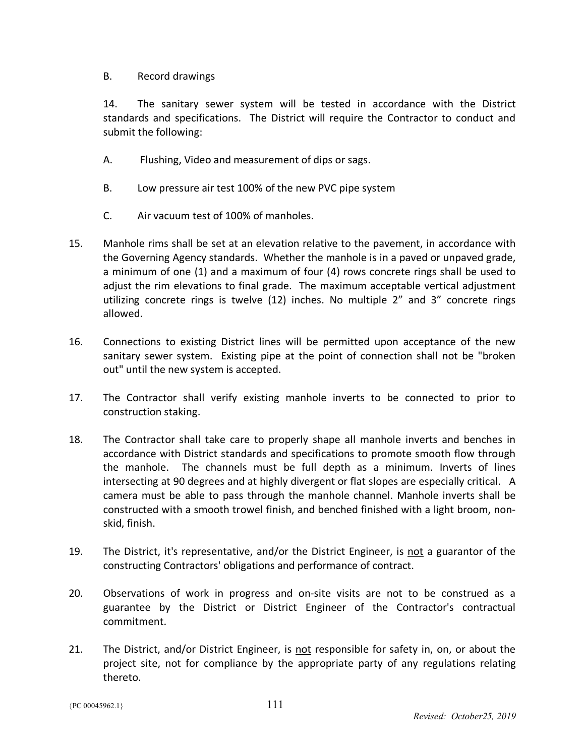B. Record drawings

14. The sanitary sewer system will be tested in accordance with the District standards and specifications. The District will require the Contractor to conduct and submit the following:

A. Flushing, Video and measurement of dips or sags.

B. Low pressure air test 100% of the new PVC pipe system

C. Air vacuum test of 100% of manholes.

15. Manhole rims shall be set at an elevation relative to the pavement, in accordance with the Governing Agency standards. Whether the manhole is in a paved or unpaved grade, a minimum of one (1) and a maximum of four (4) rows concrete rings shall be used to adjust the rim elevations to final grade. The maximum acceptable vertical adjustment utilizing concrete rings is twelve (12) inches. No multiple 2" and 3" concrete rings allowed.

16. Connections to existing District lines will be permitted upon acceptance of the new sanitary sewer system. Existing pipe at the point of connection shall not be "broken out" until the new system is accepted.

17. The Contractor shall verify existing manhole inverts to be connected to prior to construction staking.

18. The Contractor shall take care to properly shape all manhole inverts and benches in accordance with District standards and specifications to promote smooth flow through the manhole. The channels must be full depth as a minimum. Inverts of lines intersecting at 90 degrees and at highly divergent or flat slopes are especially critical. A camera must be able to pass through the manhole channel. Manhole inverts shall be constructed with a smooth trowel finish, and benched finished with a light broom, non-skid, finish.

19. The District, it's representative, and/or the District Engineer, is <u>not</u> a guarantor of the constructing Contractors' obligations and performance of contract.

20. Observations of work in progress and on-site visits are not to be construed as a guarantee by the District or District Engineer of the Contractor's contractual commitment.

21. The District, and/or District Engineer, is <u>not</u> responsible for safety in, on, or about the project site, not for compliance by the appropriate party of any regulations relating thereto.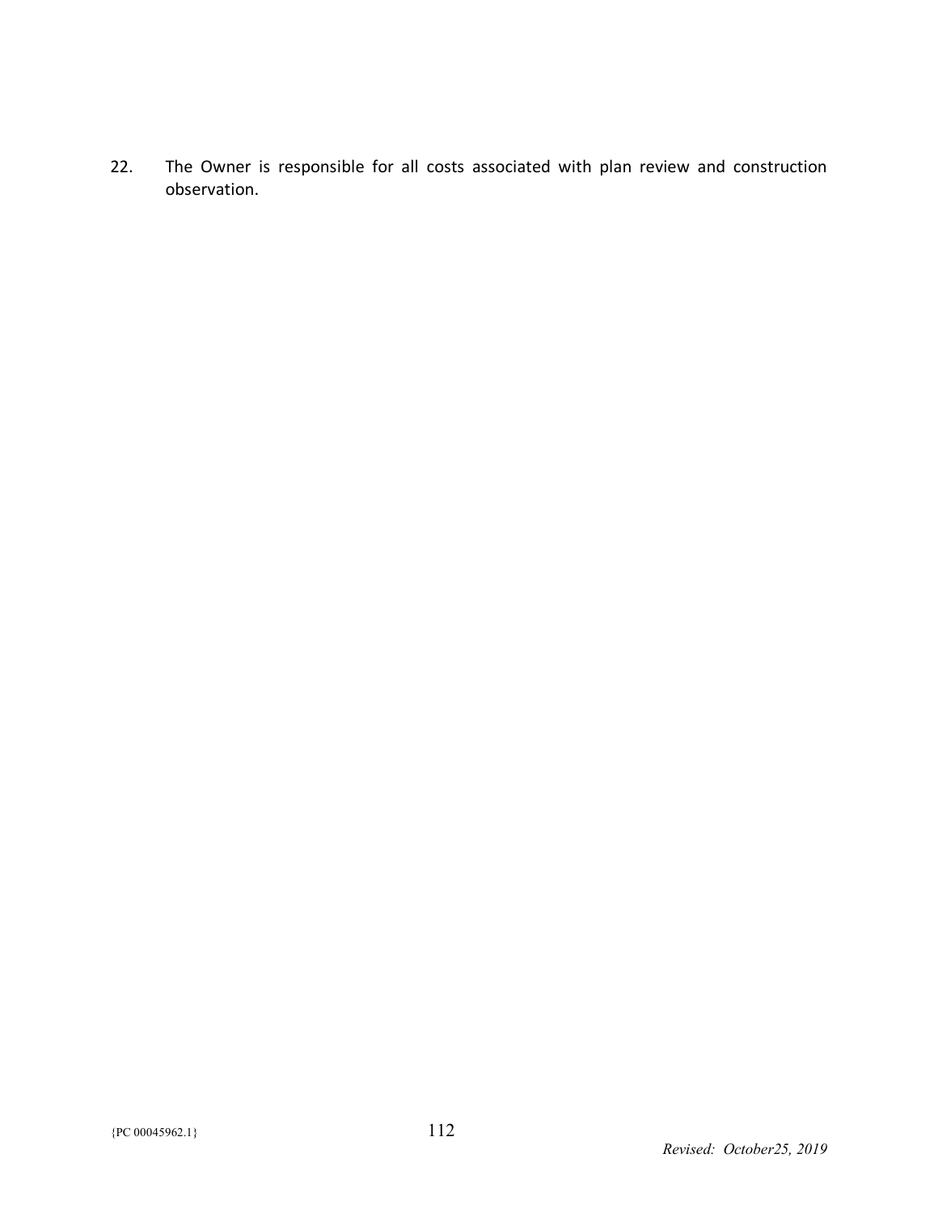22. The Owner is responsible for all costs associated with plan review and construction observation.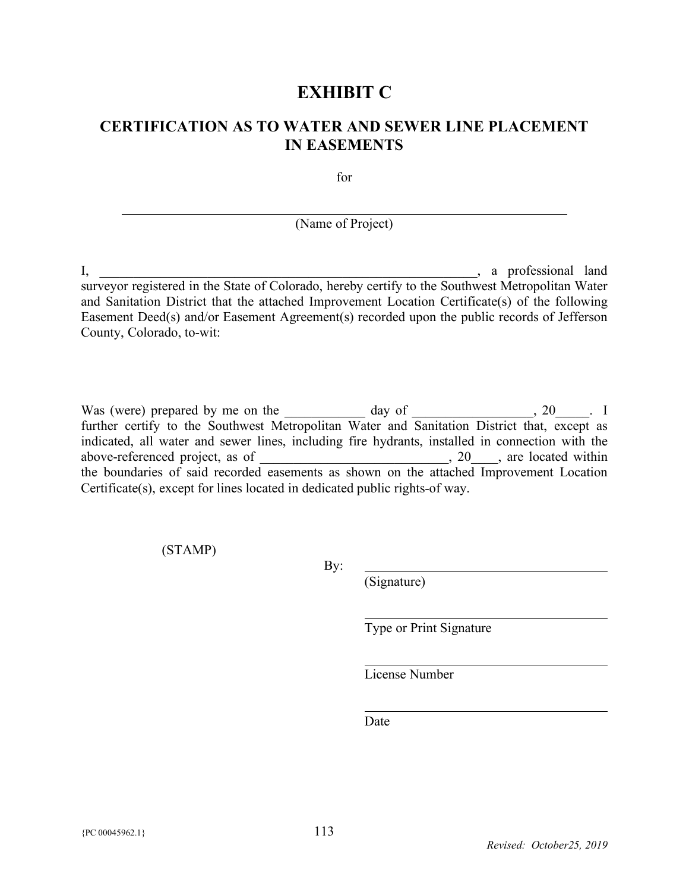# EXHIBIT C

## CERTIFICATION AS TO WATER AND SEWER LINE PLACEMENT IN EASEMENTS

for

______________________________________________

(Name of Project)

I, ____________________________________________________, a professional land surveyor registered in the State of Colorado, hereby certify to the Southwest Metropolitan Water and Sanitation District that the attached Improvement Location Certificate(s) of the following Easement Deed(s) and/or Easement Agreement(s) recorded upon the public records of Jefferson County, Colorado, to-wit:

Was (were) prepared by me on the ____________ day of __________________, 20_____. I further certify to the Southwest Metropolitan Water and Sanitation District that, except as indicated, all water and sewer lines, including fire hydrants, installed in connection with the above-referenced project, as of ____________________________, 20____, are located within the boundaries of said recorded easements as shown on the attached Improvement Location Certificate(s), except for lines located in dedicated public rights-of way.

(STAMP)

By: ______________________________
(Signature)

______________________________
Type or Print Signature

______________________________
License Number

______________________________
Date

{PC 00045962.1}

*Revised: October25, 2019*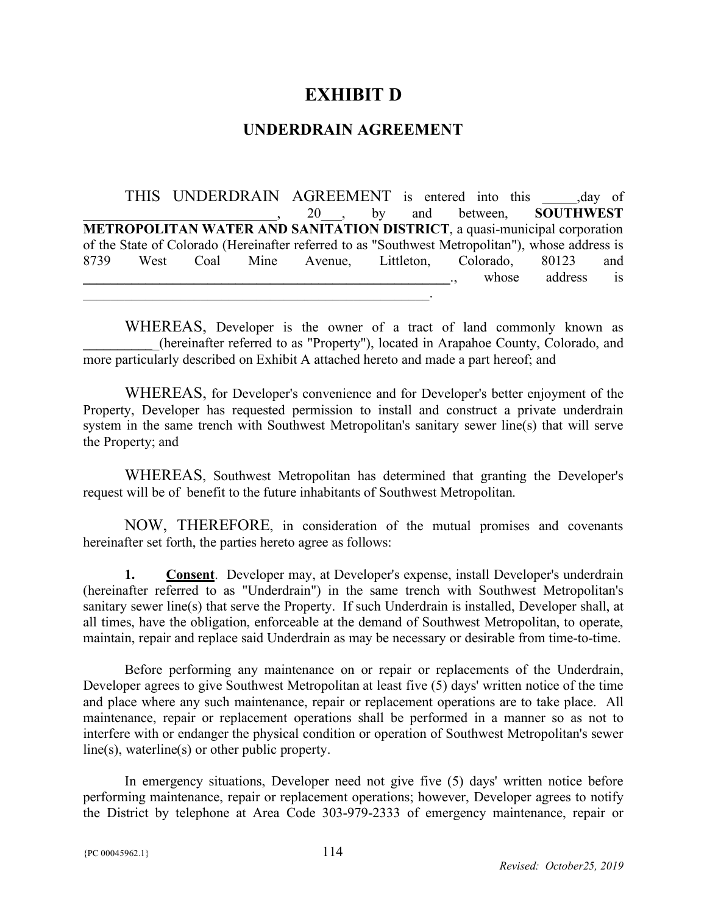# EXHIBIT D

## UNDERDRAIN AGREEMENT

THIS UNDERDRAIN AGREEMENT is entered into this _____,day of ___________________________, 20___, by and between, **SOUTHWEST METROPOLITAN WATER AND SANITATION DISTRICT**, a quasi-municipal corporation of the State of Colorado (Hereinafter referred to as "Southwest Metropolitan"), whose address is 8739 West Coal Mine Avenue, Littleton, Colorado, 80123 and **________________________________________________________**., whose address is ___________________________________________________.

WHEREAS, Developer is the owner of a tract of land commonly known as **__________**(hereinafter referred to as "Property"), located in Arapahoe County, Colorado, and more particularly described on Exhibit A attached hereto and made a part hereof; and

WHEREAS, for Developer's convenience and for Developer's better enjoyment of the Property, Developer has requested permission to install and construct a private underdrain system in the same trench with Southwest Metropolitan's sanitary sewer line(s) that will serve the Property; and

WHEREAS, Southwest Metropolitan has determined that granting the Developer's request will be of benefit to the future inhabitants of Southwest Metropolitan.

NOW, THEREFORE, in consideration of the mutual promises and covenants hereinafter set forth, the parties hereto agree as follows:

**1. Consent**. Developer may, at Developer's expense, install Developer's underdrain (hereinafter referred to as "Underdrain") in the same trench with Southwest Metropolitan's sanitary sewer line(s) that serve the Property. If such Underdrain is installed, Developer shall, at all times, have the obligation, enforceable at the demand of Southwest Metropolitan, to operate, maintain, repair and replace said Underdrain as may be necessary or desirable from time-to-time.

Before performing any maintenance on or repair or replacements of the Underdrain, Developer agrees to give Southwest Metropolitan at least five (5) days' written notice of the time and place where any such maintenance, repair or replacement operations are to take place. All maintenance, repair or replacement operations shall be performed in a manner so as not to interfere with or endanger the physical condition or operation of Southwest Metropolitan's sewer line(s), waterline(s) or other public property.

In emergency situations, Developer need not give five (5) days' written notice before performing maintenance, repair or replacement operations; however, Developer agrees to notify the District by telephone at Area Code 303-979-2333 of emergency maintenance, repair or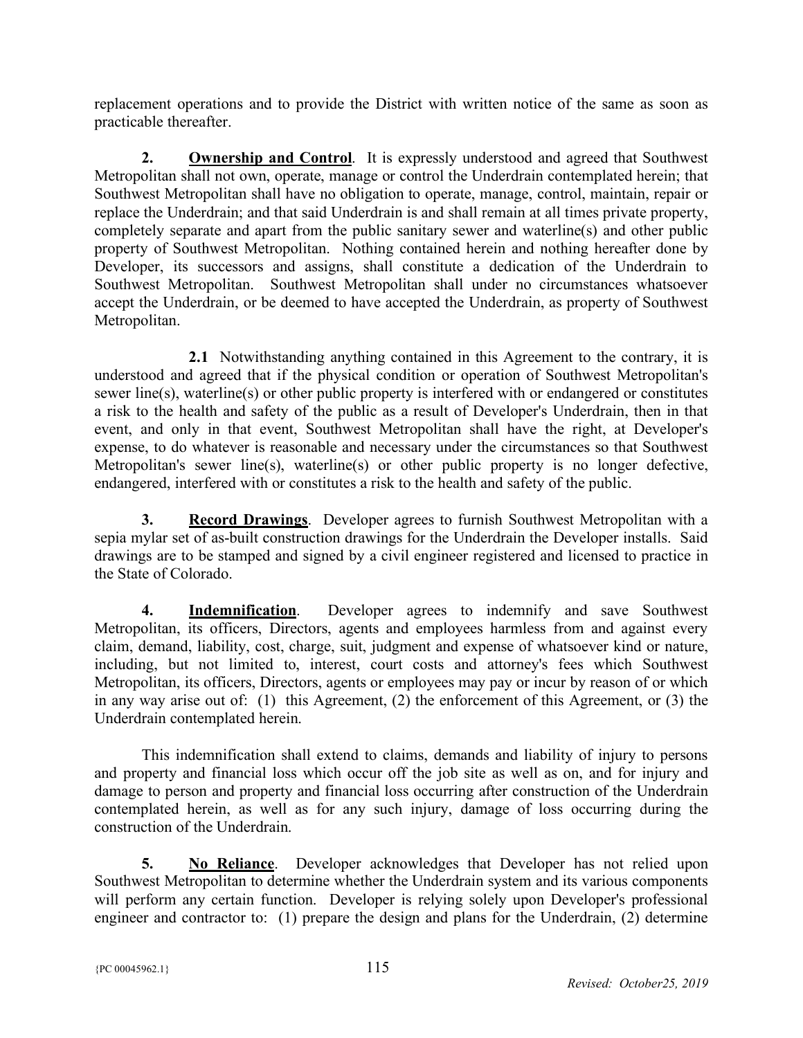replacement operations and to provide the District with written notice of the same as soon as practicable thereafter.

**2. Ownership and Control**. It is expressly understood and agreed that Southwest Metropolitan shall not own, operate, manage or control the Underdrain contemplated herein; that Southwest Metropolitan shall have no obligation to operate, manage, control, maintain, repair or replace the Underdrain; and that said Underdrain is and shall remain at all times private property, completely separate and apart from the public sanitary sewer and waterline(s) and other public property of Southwest Metropolitan. Nothing contained herein and nothing hereafter done by Developer, its successors and assigns, shall constitute a dedication of the Underdrain to Southwest Metropolitan. Southwest Metropolitan shall under no circumstances whatsoever accept the Underdrain, or be deemed to have accepted the Underdrain, as property of Southwest Metropolitan.

**2.1** Notwithstanding anything contained in this Agreement to the contrary, it is understood and agreed that if the physical condition or operation of Southwest Metropolitan's sewer line(s), waterline(s) or other public property is interfered with or endangered or constitutes a risk to the health and safety of the public as a result of Developer's Underdrain, then in that event, and only in that event, Southwest Metropolitan shall have the right, at Developer's expense, to do whatever is reasonable and necessary under the circumstances so that Southwest Metropolitan's sewer line(s), waterline(s) or other public property is no longer defective, endangered, interfered with or constitutes a risk to the health and safety of the public.

**3. Record Drawings**. Developer agrees to furnish Southwest Metropolitan with a sepia mylar set of as-built construction drawings for the Underdrain the Developer installs. Said drawings are to be stamped and signed by a civil engineer registered and licensed to practice in the State of Colorado.

**4. Indemnification**. Developer agrees to indemnify and save Southwest Metropolitan, its officers, Directors, agents and employees harmless from and against every claim, demand, liability, cost, charge, suit, judgment and expense of whatsoever kind or nature, including, but not limited to, interest, court costs and attorney's fees which Southwest Metropolitan, its officers, Directors, agents or employees may pay or incur by reason of or which in any way arise out of: (1) this Agreement, (2) the enforcement of this Agreement, or (3) the Underdrain contemplated herein.

This indemnification shall extend to claims, demands and liability of injury to persons and property and financial loss which occur off the job site as well as on, and for injury and damage to person and property and financial loss occurring after construction of the Underdrain contemplated herein, as well as for any such injury, damage of loss occurring during the construction of the Underdrain.

**5. No Reliance**. Developer acknowledges that Developer has not relied upon Southwest Metropolitan to determine whether the Underdrain system and its various components will perform any certain function. Developer is relying solely upon Developer's professional engineer and contractor to: (1) prepare the design and plans for the Underdrain, (2) determine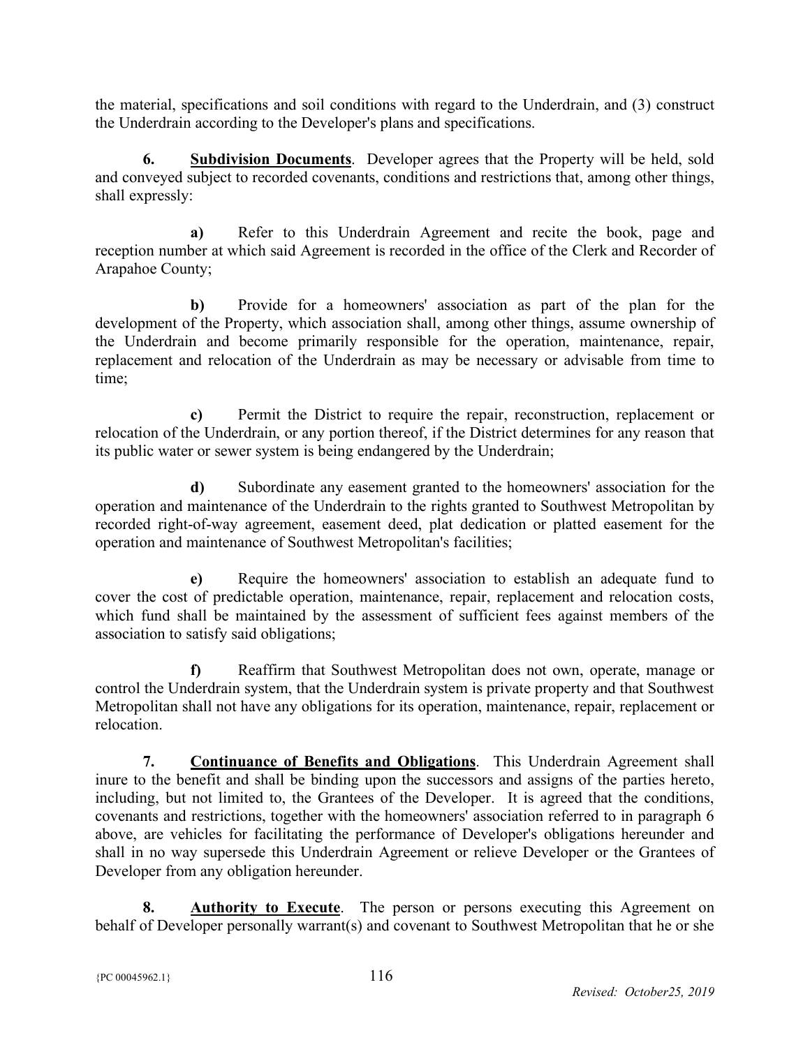the material, specifications and soil conditions with regard to the Underdrain, and (3) construct the Underdrain according to the Developer's plans and specifications.

**6. <u>Subdivision Documents</u>**. Developer agrees that the Property will be held, sold and conveyed subject to recorded covenants, conditions and restrictions that, among other things, shall expressly:

**a)** Refer to this Underdrain Agreement and recite the book, page and reception number at which said Agreement is recorded in the office of the Clerk and Recorder of Arapahoe County;

**b)** Provide for a homeowners' association as part of the plan for the development of the Property, which association shall, among other things, assume ownership of the Underdrain and become primarily responsible for the operation, maintenance, repair, replacement and relocation of the Underdrain as may be necessary or advisable from time to time;

**c)** Permit the District to require the repair, reconstruction, replacement or relocation of the Underdrain, or any portion thereof, if the District determines for any reason that its public water or sewer system is being endangered by the Underdrain;

**d)** Subordinate any easement granted to the homeowners' association for the operation and maintenance of the Underdrain to the rights granted to Southwest Metropolitan by recorded right-of-way agreement, easement deed, plat dedication or platted easement for the operation and maintenance of Southwest Metropolitan's facilities;

**e)** Require the homeowners' association to establish an adequate fund to cover the cost of predictable operation, maintenance, repair, replacement and relocation costs, which fund shall be maintained by the assessment of sufficient fees against members of the association to satisfy said obligations;

**f)** Reaffirm that Southwest Metropolitan does not own, operate, manage or control the Underdrain system, that the Underdrain system is private property and that Southwest Metropolitan shall not have any obligations for its operation, maintenance, repair, replacement or relocation.

**7. <u>Continuance of Benefits and Obligations</u>**. This Underdrain Agreement shall inure to the benefit and shall be binding upon the successors and assigns of the parties hereto, including, but not limited to, the Grantees of the Developer. It is agreed that the conditions, covenants and restrictions, together with the homeowners' association referred to in paragraph 6 above, are vehicles for facilitating the performance of Developer's obligations hereunder and shall in no way supersede this Underdrain Agreement or relieve Developer or the Grantees of Developer from any obligation hereunder.

**8. <u>Authority to Execute</u>**. The person or persons executing this Agreement on behalf of Developer personally warrant(s) and covenant to Southwest Metropolitan that he or she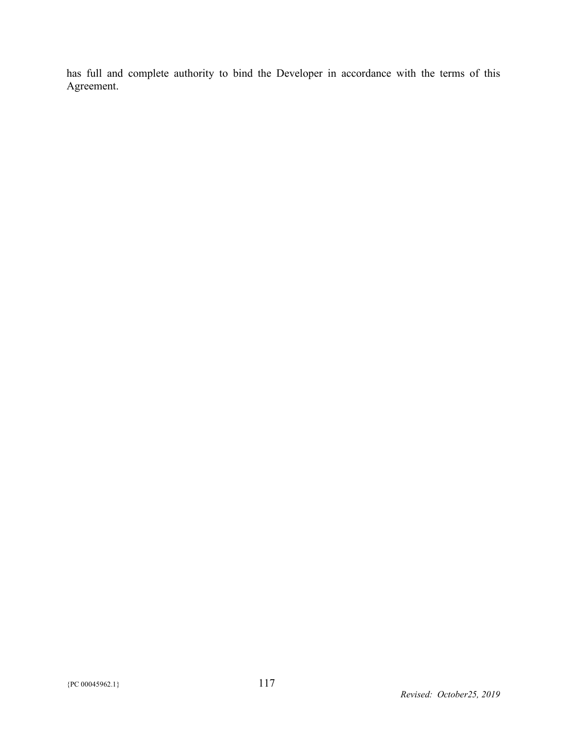has full and complete authority to bind the Developer in accordance with the terms of this Agreement.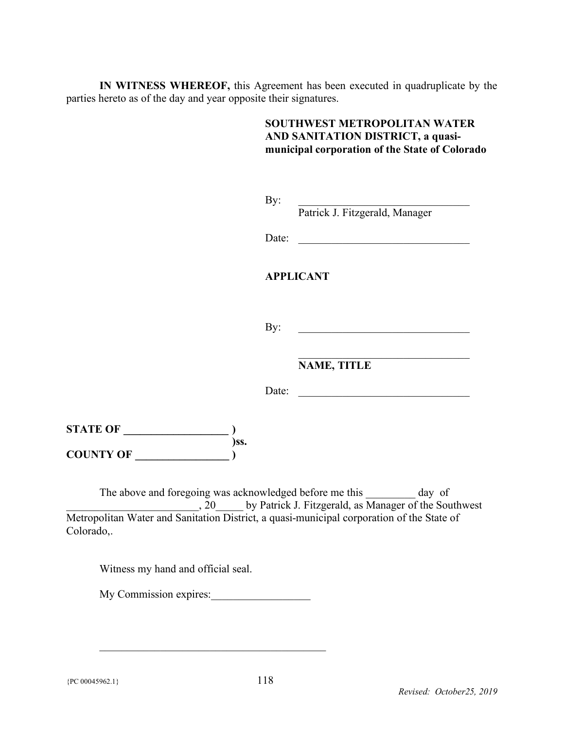**IN WITNESS WHEREOF,** this Agreement has been executed in quadruplicate by the parties hereto as of the day and year opposite their signatures.

**SOUTHWEST METROPOLITAN WATER AND SANITATION DISTRICT, a quasi-municipal corporation of the State of Colorado**

By: ________________________________
Patrick J. Fitzgerald, Manager

Date: ________________________________

**APPLICANT**

By: ________________________________

________________________________
**NAME, TITLE**

Date: ________________________________

**STATE OF ___________________ )**
**)ss.**
**COUNTY OF _________________ )**

The above and foregoing was acknowledged before me this _________ day of ________________________, 20_____ by Patrick J. Fitzgerald, as Manager of the Southwest Metropolitan Water and Sanitation District, a quasi-municipal corporation of the State of Colorado,.

Witness my hand and official seal.

My Commission expires:__________________

__________________________________________

{PC 00045962.1}

*Revised: October25, 2019*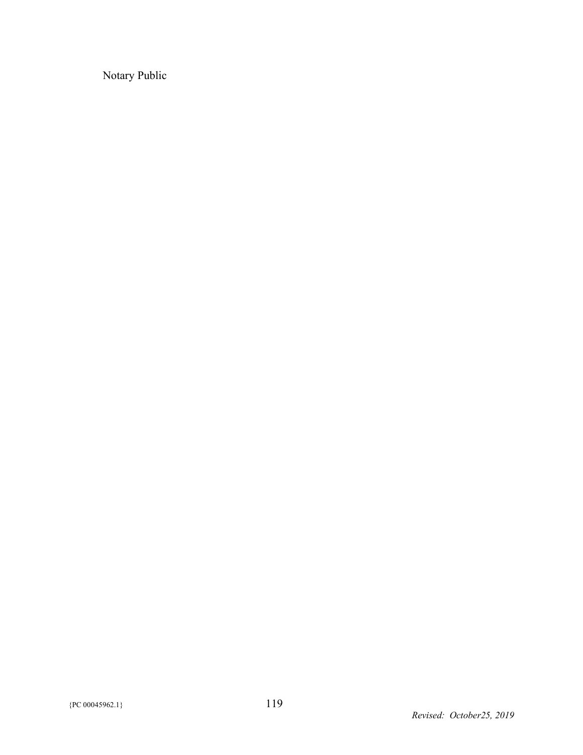Notary Public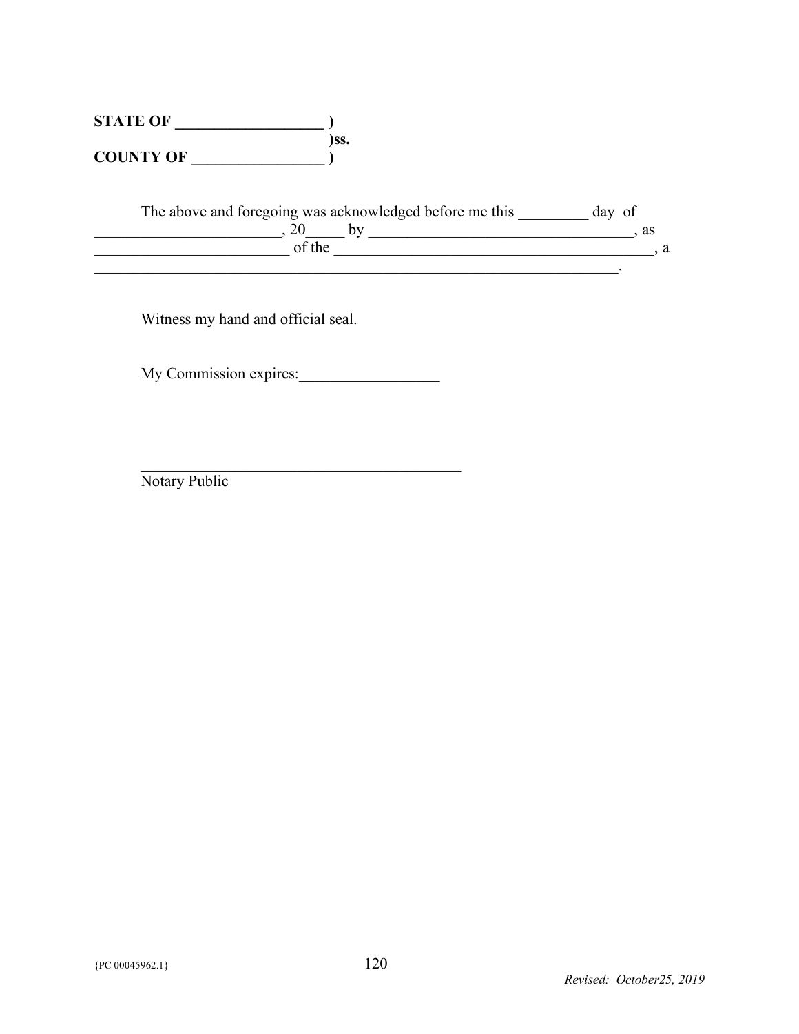**STATE OF ___________________ )**
**)ss.**
**COUNTY OF _________________ )**

The above and foregoing was acknowledged before me this _________ day of ________________________, 20_____ by ___________________________________, as _________________________ of the __________________________________________, a _______________________________________________________________________.

Witness my hand and official seal.

My Commission expires:__________________

___________________________________________
Notary Public

{PC 00045962.1}

*Revised: October25, 2019*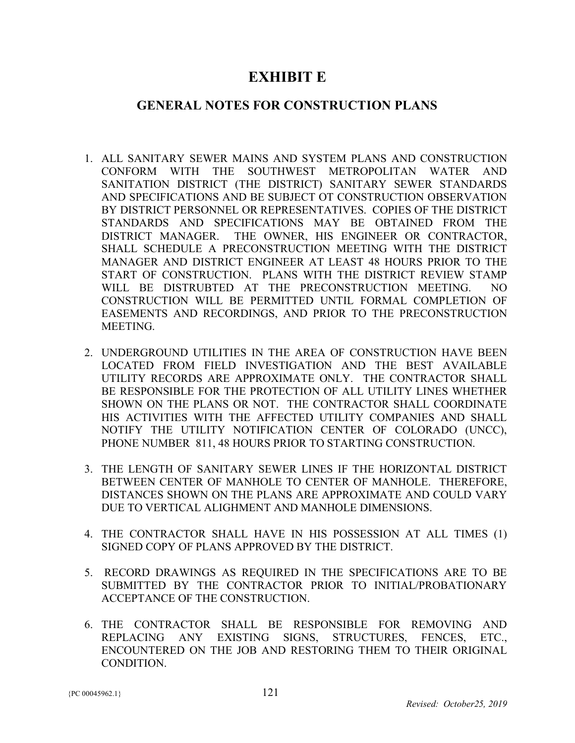# EXHIBIT E

## GENERAL NOTES FOR CONSTRUCTION PLANS

1. ALL SANITARY SEWER MAINS AND SYSTEM PLANS AND CONSTRUCTION CONFORM WITH THE SOUTHWEST METROPOLITAN WATER AND SANITATION DISTRICT (THE DISTRICT) SANITARY SEWER STANDARDS AND SPECIFICATIONS AND BE SUBJECT OT CONSTRUCTION OBSERVATION BY DISTRICT PERSONNEL OR REPRESENTATIVES. COPIES OF THE DISTRICT STANDARDS AND SPECIFICATIONS MAY BE OBTAINED FROM THE DISTRICT MANAGER. THE OWNER, HIS ENGINEER OR CONTRACTOR, SHALL SCHEDULE A PRECONSTRUCTION MEETING WITH THE DISTRICT MANAGER AND DISTRICT ENGINEER AT LEAST 48 HOURS PRIOR TO THE START OF CONSTRUCTION. PLANS WITH THE DISTRICT REVIEW STAMP WILL BE DISTRUBTED AT THE PRECONSTRUCTION MEETING. NO CONSTRUCTION WILL BE PERMITTED UNTIL FORMAL COMPLETION OF EASEMENTS AND RECORDINGS, AND PRIOR TO THE PRECONSTRUCTION MEETING.

2. UNDERGROUND UTILITIES IN THE AREA OF CONSTRUCTION HAVE BEEN LOCATED FROM FIELD INVESTIGATION AND THE BEST AVAILABLE UTILITY RECORDS ARE APPROXIMATE ONLY. THE CONTRACTOR SHALL BE RESPONSIBLE FOR THE PROTECTION OF ALL UTILITY LINES WHETHER SHOWN ON THE PLANS OR NOT. THE CONTRACTOR SHALL COORDINATE HIS ACTIVITIES WITH THE AFFECTED UTILITY COMPANIES AND SHALL NOTIFY THE UTILITY NOTIFICATION CENTER OF COLORADO (UNCC), PHONE NUMBER 811, 48 HOURS PRIOR TO STARTING CONSTRUCTION.

3. THE LENGTH OF SANITARY SEWER LINES IF THE HORIZONTAL DISTRICT BETWEEN CENTER OF MANHOLE TO CENTER OF MANHOLE. THEREFORE, DISTANCES SHOWN ON THE PLANS ARE APPROXIMATE AND COULD VARY DUE TO VERTICAL ALIGHMENT AND MANHOLE DIMENSIONS.

4. THE CONTRACTOR SHALL HAVE IN HIS POSSESSION AT ALL TIMES (1) SIGNED COPY OF PLANS APPROVED BY THE DISTRICT.

5. RECORD DRAWINGS AS REQUIRED IN THE SPECIFICATIONS ARE TO BE SUBMITTED BY THE CONTRACTOR PRIOR TO INITIAL/PROBATIONARY ACCEPTANCE OF THE CONSTRUCTION.

6. THE CONTRACTOR SHALL BE RESPONSIBLE FOR REMOVING AND REPLACING ANY EXISTING SIGNS, STRUCTURES, FENCES, ETC., ENCOUNTERED ON THE JOB AND RESTORING THEM TO THEIR ORIGINAL CONDITION.

{PC 00045962.1}

*Revised: October25, 2019*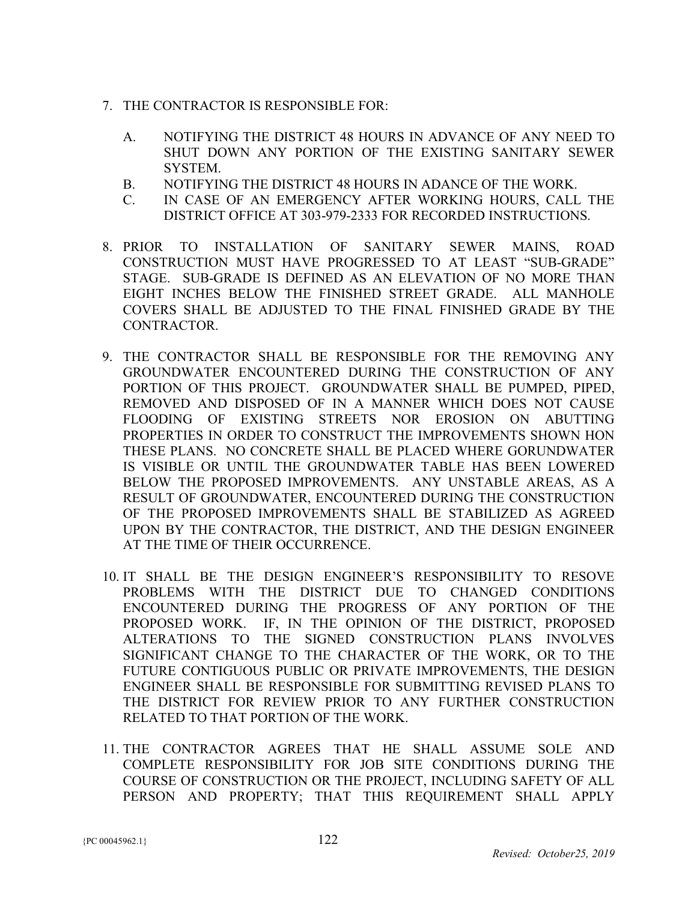7. THE CONTRACTOR IS RESPONSIBLE FOR:

   A. NOTIFYING THE DISTRICT 48 HOURS IN ADVANCE OF ANY NEED TO SHUT DOWN ANY PORTION OF THE EXISTING SANITARY SEWER SYSTEM.
   B. NOTIFYING THE DISTRICT 48 HOURS IN ADANCE OF THE WORK.
   C. IN CASE OF AN EMERGENCY AFTER WORKING HOURS, CALL THE DISTRICT OFFICE AT 303-979-2333 FOR RECORDED INSTRUCTIONS.

8. PRIOR TO INSTALLATION OF SANITARY SEWER MAINS, ROAD CONSTRUCTION MUST HAVE PROGRESSED TO AT LEAST "SUB-GRADE" STAGE. SUB-GRADE IS DEFINED AS AN ELEVATION OF NO MORE THAN EIGHT INCHES BELOW THE FINISHED STREET GRADE. ALL MANHOLE COVERS SHALL BE ADJUSTED TO THE FINAL FINISHED GRADE BY THE CONTRACTOR.

9. THE CONTRACTOR SHALL BE RESPONSIBLE FOR THE REMOVING ANY GROUNDWATER ENCOUNTERED DURING THE CONSTRUCTION OF ANY PORTION OF THIS PROJECT. GROUNDWATER SHALL BE PUMPED, PIPED, REMOVED AND DISPOSED OF IN A MANNER WHICH DOES NOT CAUSE FLOODING OF EXISTING STREETS NOR EROSION ON ABUTTING PROPERTIES IN ORDER TO CONSTRUCT THE IMPROVEMENTS SHOWN HON THESE PLANS. NO CONCRETE SHALL BE PLACED WHERE GORUNDWATER IS VISIBLE OR UNTIL THE GROUNDWATER TABLE HAS BEEN LOWERED BELOW THE PROPOSED IMPROVEMENTS. ANY UNSTABLE AREAS, AS A RESULT OF GROUNDWATER, ENCOUNTERED DURING THE CONSTRUCTION OF THE PROPOSED IMPROVEMENTS SHALL BE STABILIZED AS AGREED UPON BY THE CONTRACTOR, THE DISTRICT, AND THE DESIGN ENGINEER AT THE TIME OF THEIR OCCURRENCE.

10. IT SHALL BE THE DESIGN ENGINEER'S RESPONSIBILITY TO RESOVE PROBLEMS WITH THE DISTRICT DUE TO CHANGED CONDITIONS ENCOUNTERED DURING THE PROGRESS OF ANY PORTION OF THE PROPOSED WORK. IF, IN THE OPINION OF THE DISTRICT, PROPOSED ALTERATIONS TO THE SIGNED CONSTRUCTION PLANS INVOLVES SIGNIFICANT CHANGE TO THE CHARACTER OF THE WORK, OR TO THE FUTURE CONTIGUOUS PUBLIC OR PRIVATE IMPROVEMENTS, THE DESIGN ENGINEER SHALL BE RESPONSIBLE FOR SUBMITTING REVISED PLANS TO THE DISTRICT FOR REVIEW PRIOR TO ANY FURTHER CONSTRUCTION RELATED TO THAT PORTION OF THE WORK.

11. THE CONTRACTOR AGREES THAT HE SHALL ASSUME SOLE AND COMPLETE RESPONSIBILITY FOR JOB SITE CONDITIONS DURING THE COURSE OF CONSTRUCTION OR THE PROJECT, INCLUDING SAFETY OF ALL PERSON AND PROPERTY; THAT THIS REQUIREMENT SHALL APPLY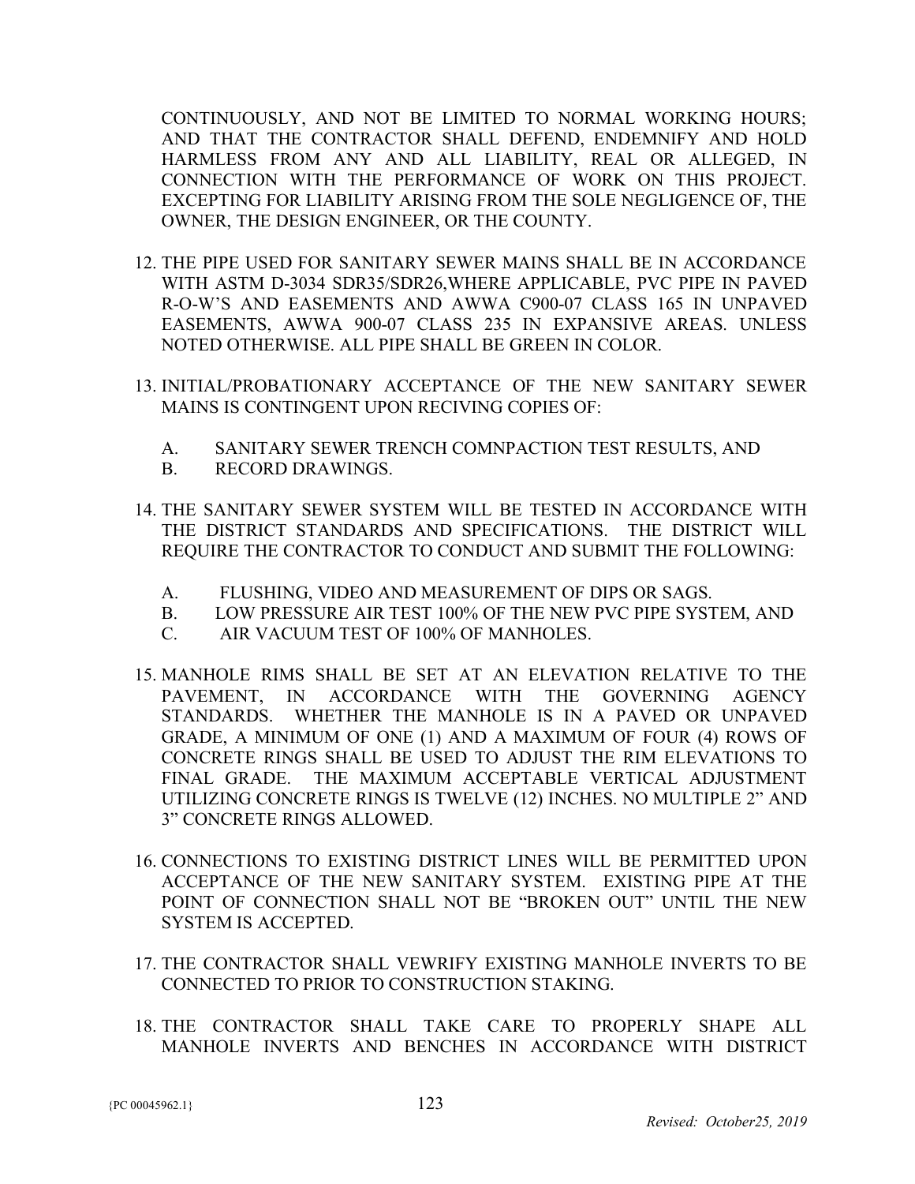CONTINUOUSLY, AND NOT BE LIMITED TO NORMAL WORKING HOURS; AND THAT THE CONTRACTOR SHALL DEFEND, ENDEMNIFY AND HOLD HARMLESS FROM ANY AND ALL LIABILITY, REAL OR ALLEGED, IN CONNECTION WITH THE PERFORMANCE OF WORK ON THIS PROJECT. EXCEPTING FOR LIABILITY ARISING FROM THE SOLE NEGLIGENCE OF, THE OWNER, THE DESIGN ENGINEER, OR THE COUNTY.

12. THE PIPE USED FOR SANITARY SEWER MAINS SHALL BE IN ACCORDANCE WITH ASTM D-3034 SDR35/SDR26,WHERE APPLICABLE, PVC PIPE IN PAVED R-O-W'S AND EASEMENTS AND AWWA C900-07 CLASS 165 IN UNPAVED EASEMENTS, AWWA 900-07 CLASS 235 IN EXPANSIVE AREAS. UNLESS NOTED OTHERWISE. ALL PIPE SHALL BE GREEN IN COLOR.

13. INITIAL/PROBATIONARY ACCEPTANCE OF THE NEW SANITARY SEWER MAINS IS CONTINGENT UPON RECIVING COPIES OF:

    A. SANITARY SEWER TRENCH COMNPACTION TEST RESULTS, AND
    B. RECORD DRAWINGS.

14. THE SANITARY SEWER SYSTEM WILL BE TESTED IN ACCORDANCE WITH THE DISTRICT STANDARDS AND SPECIFICATIONS. THE DISTRICT WILL REQUIRE THE CONTRACTOR TO CONDUCT AND SUBMIT THE FOLLOWING:

    A. FLUSHING, VIDEO AND MEASUREMENT OF DIPS OR SAGS.
    B. LOW PRESSURE AIR TEST 100% OF THE NEW PVC PIPE SYSTEM, AND
    C. AIR VACUUM TEST OF 100% OF MANHOLES.

15. MANHOLE RIMS SHALL BE SET AT AN ELEVATION RELATIVE TO THE PAVEMENT, IN ACCORDANCE WITH THE GOVERNING AGENCY STANDARDS. WHETHER THE MANHOLE IS IN A PAVED OR UNPAVED GRADE, A MINIMUM OF ONE (1) AND A MAXIMUM OF FOUR (4) ROWS OF CONCRETE RINGS SHALL BE USED TO ADJUST THE RIM ELEVATIONS TO FINAL GRADE. THE MAXIMUM ACCEPTABLE VERTICAL ADJUSTMENT UTILIZING CONCRETE RINGS IS TWELVE (12) INCHES. NO MULTIPLE 2" AND 3" CONCRETE RINGS ALLOWED.

16. CONNECTIONS TO EXISTING DISTRICT LINES WILL BE PERMITTED UPON ACCEPTANCE OF THE NEW SANITARY SYSTEM. EXISTING PIPE AT THE POINT OF CONNECTION SHALL NOT BE "BROKEN OUT" UNTIL THE NEW SYSTEM IS ACCEPTED.

17. THE CONTRACTOR SHALL VEWRIFY EXISTING MANHOLE INVERTS TO BE CONNECTED TO PRIOR TO CONSTRUCTION STAKING.

18. THE CONTRACTOR SHALL TAKE CARE TO PROPERLY SHAPE ALL MANHOLE INVERTS AND BENCHES IN ACCORDANCE WITH DISTRICT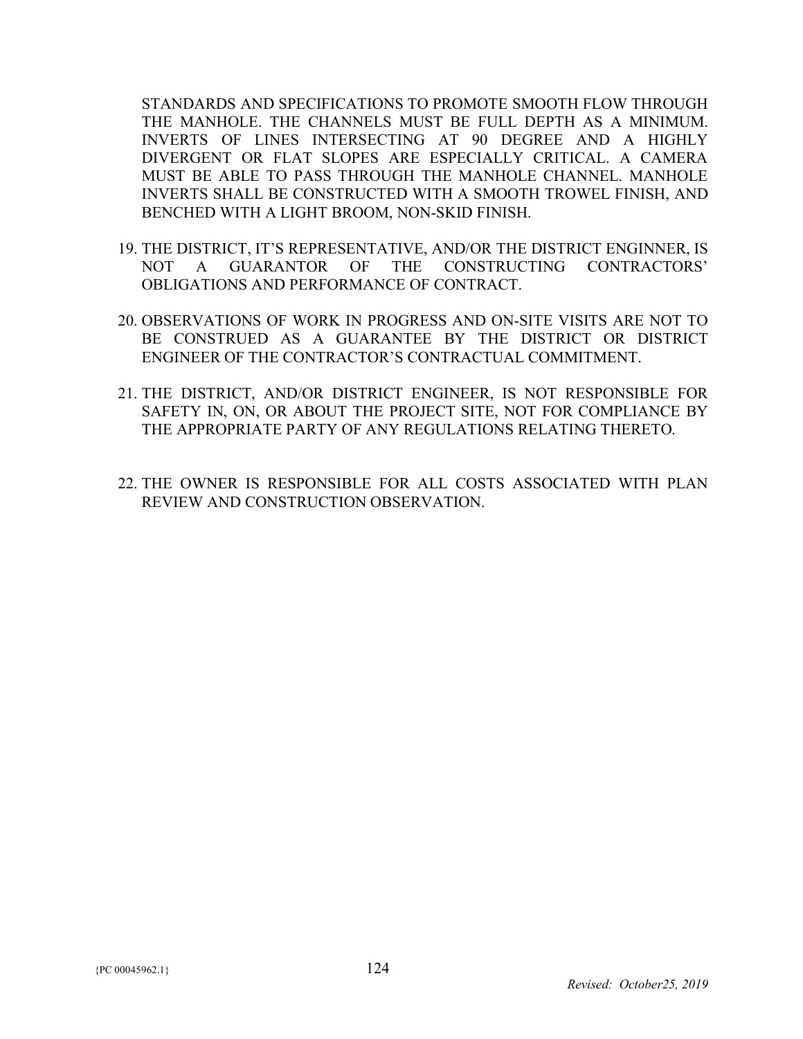STANDARDS AND SPECIFICATIONS TO PROMOTE SMOOTH FLOW THROUGH THE MANHOLE. THE CHANNELS MUST BE FULL DEPTH AS A MINIMUM. INVERTS OF LINES INTERSECTING AT 90 DEGREE AND A HIGHLY DIVERGENT OR FLAT SLOPES ARE ESPECIALLY CRITICAL. A CAMERA MUST BE ABLE TO PASS THROUGH THE MANHOLE CHANNEL. MANHOLE INVERTS SHALL BE CONSTRUCTED WITH A SMOOTH TROWEL FINISH, AND BENCHED WITH A LIGHT BROOM, NON-SKID FINISH.

19. THE DISTRICT, IT'S REPRESENTATIVE, AND/OR THE DISTRICT ENGINNER, IS NOT A GUARANTOR OF THE CONSTRUCTING CONTRACTORS' OBLIGATIONS AND PERFORMANCE OF CONTRACT.

20. OBSERVATIONS OF WORK IN PROGRESS AND ON-SITE VISITS ARE NOT TO BE CONSTRUED AS A GUARANTEE BY THE DISTRICT OR DISTRICT ENGINEER OF THE CONTRACTOR'S CONTRACTUAL COMMITMENT.

21. THE DISTRICT, AND/OR DISTRICT ENGINEER, IS NOT RESPONSIBLE FOR SAFETY IN, ON, OR ABOUT THE PROJECT SITE, NOT FOR COMPLIANCE BY THE APPROPRIATE PARTY OF ANY REGULATIONS RELATING THERETO.

22. THE OWNER IS RESPONSIBLE FOR ALL COSTS ASSOCIATED WITH PLAN REVIEW AND CONSTRUCTION OBSERVATION.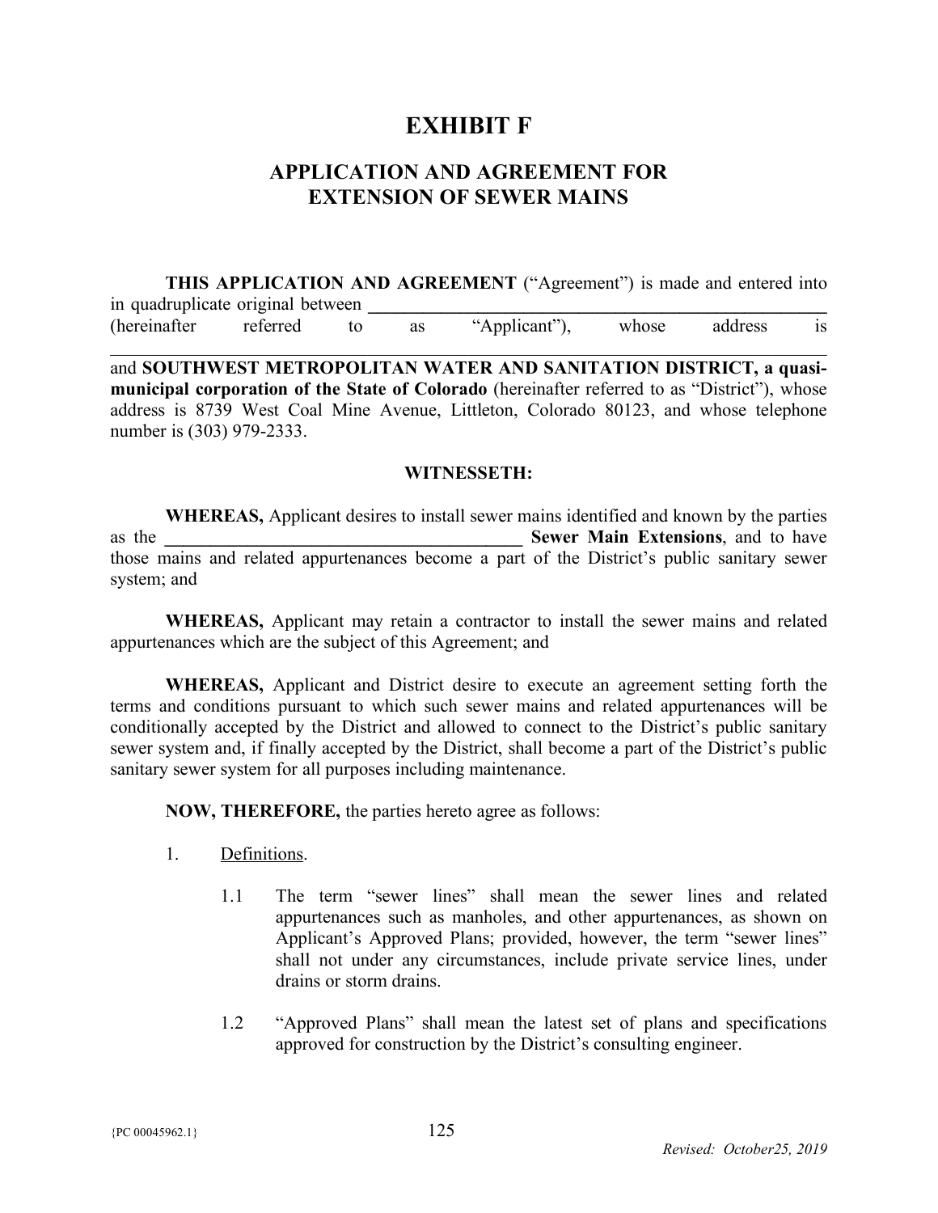# EXHIBIT F

## APPLICATION AND AGREEMENT FOR EXTENSION OF SEWER MAINS

**THIS APPLICATION AND AGREEMENT** ("Agreement") is made and entered into in quadruplicate original between ______________________________________________________ (hereinafter referred to as "Applicant"), whose address is ______________________________________________________ and **SOUTHWEST METROPOLITAN WATER AND SANITATION DISTRICT, a quasi-municipal corporation of the State of Colorado** (hereinafter referred to as "District"), whose address is 8739 West Coal Mine Avenue, Littleton, Colorado 80123, and whose telephone number is (303) 979-2333.

**WITNESSETH:**

**WHEREAS,** Applicant desires to install sewer mains identified and known by the parties as the __________________________________________ **Sewer Main Extensions**, and to have those mains and related appurtenances become a part of the District's public sanitary sewer system; and

**WHEREAS,** Applicant may retain a contractor to install the sewer mains and related appurtenances which are the subject of this Agreement; and

**WHEREAS,** Applicant and District desire to execute an agreement setting forth the terms and conditions pursuant to which such sewer mains and related appurtenances will be conditionally accepted by the District and allowed to connect to the District's public sanitary sewer system and, if finally accepted by the District, shall become a part of the District's public sanitary sewer system for all purposes including maintenance.

**NOW, THEREFORE,** the parties hereto agree as follows:

1. Definitions.

   1.1 The term "sewer lines" shall mean the sewer lines and related appurtenances such as manholes, and other appurtenances, as shown on Applicant's Approved Plans; provided, however, the term "sewer lines" shall not under any circumstances, include private service lines, under drains or storm drains.

   1.2 "Approved Plans" shall mean the latest set of plans and specifications approved for construction by the District's consulting engineer.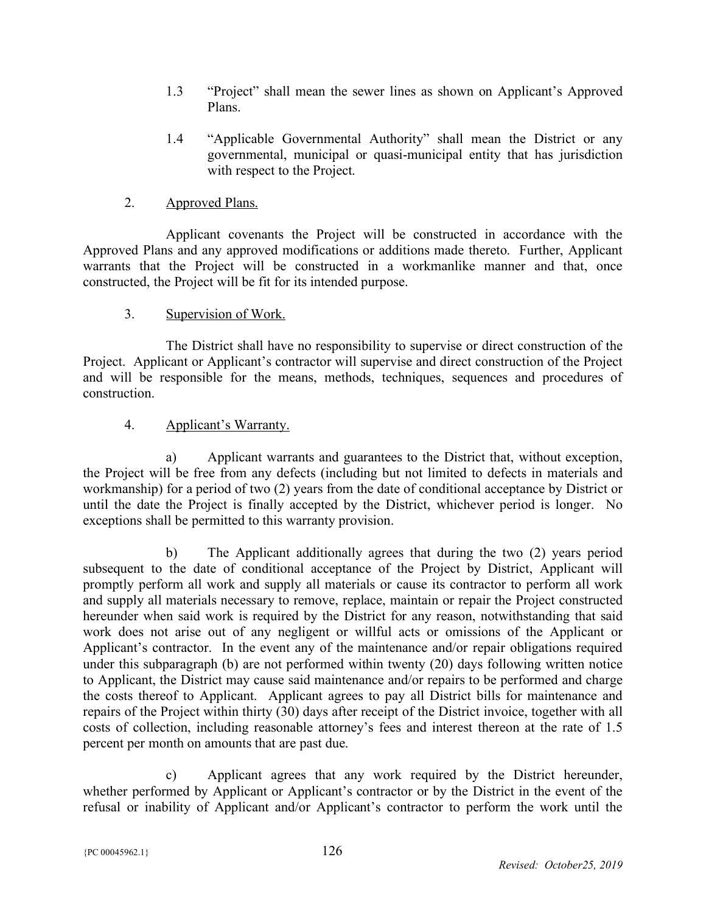1.3 "Project" shall mean the sewer lines as shown on Applicant's Approved Plans.

1.4 "Applicable Governmental Authority" shall mean the District or any governmental, municipal or quasi-municipal entity that has jurisdiction with respect to the Project.

2. Approved Plans.

Applicant covenants the Project will be constructed in accordance with the Approved Plans and any approved modifications or additions made thereto. Further, Applicant warrants that the Project will be constructed in a workmanlike manner and that, once constructed, the Project will be fit for its intended purpose.

3. Supervision of Work.

The District shall have no responsibility to supervise or direct construction of the Project. Applicant or Applicant's contractor will supervise and direct construction of the Project and will be responsible for the means, methods, techniques, sequences and procedures of construction.

4. Applicant's Warranty.

a) Applicant warrants and guarantees to the District that, without exception, the Project will be free from any defects (including but not limited to defects in materials and workmanship) for a period of two (2) years from the date of conditional acceptance by District or until the date the Project is finally accepted by the District, whichever period is longer. No exceptions shall be permitted to this warranty provision.

b) The Applicant additionally agrees that during the two (2) years period subsequent to the date of conditional acceptance of the Project by District, Applicant will promptly perform all work and supply all materials or cause its contractor to perform all work and supply all materials necessary to remove, replace, maintain or repair the Project constructed hereunder when said work is required by the District for any reason, notwithstanding that said work does not arise out of any negligent or willful acts or omissions of the Applicant or Applicant's contractor. In the event any of the maintenance and/or repair obligations required under this subparagraph (b) are not performed within twenty (20) days following written notice to Applicant, the District may cause said maintenance and/or repairs to be performed and charge the costs thereof to Applicant. Applicant agrees to pay all District bills for maintenance and repairs of the Project within thirty (30) days after receipt of the District invoice, together with all costs of collection, including reasonable attorney's fees and interest thereon at the rate of 1.5 percent per month on amounts that are past due.

c) Applicant agrees that any work required by the District hereunder, whether performed by Applicant or Applicant's contractor or by the District in the event of the refusal or inability of Applicant and/or Applicant's contractor to perform the work until the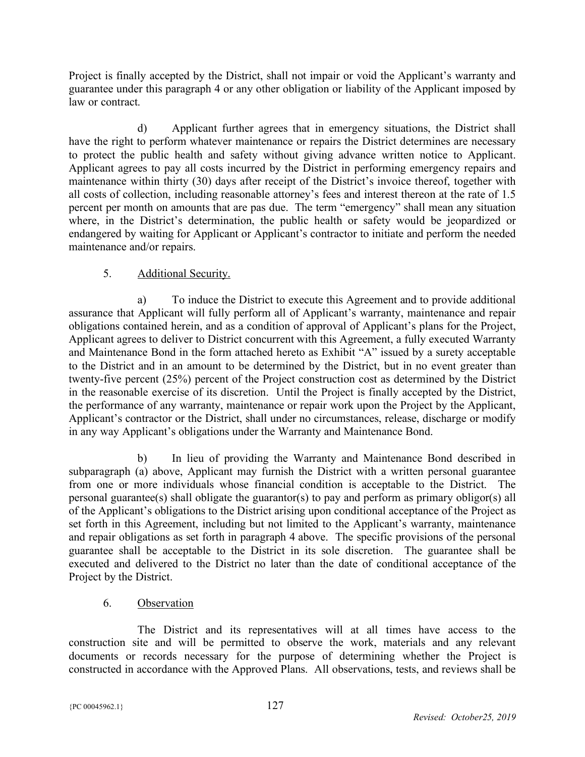Project is finally accepted by the District, shall not impair or void the Applicant's warranty and guarantee under this paragraph 4 or any other obligation or liability of the Applicant imposed by law or contract.

d) Applicant further agrees that in emergency situations, the District shall have the right to perform whatever maintenance or repairs the District determines are necessary to protect the public health and safety without giving advance written notice to Applicant. Applicant agrees to pay all costs incurred by the District in performing emergency repairs and maintenance within thirty (30) days after receipt of the District's invoice thereof, together with all costs of collection, including reasonable attorney's fees and interest thereon at the rate of 1.5 percent per month on amounts that are pas due. The term "emergency" shall mean any situation where, in the District's determination, the public health or safety would be jeopardized or endangered by waiting for Applicant or Applicant's contractor to initiate and perform the needed maintenance and/or repairs.

5. Additional Security.

a) To induce the District to execute this Agreement and to provide additional assurance that Applicant will fully perform all of Applicant's warranty, maintenance and repair obligations contained herein, and as a condition of approval of Applicant's plans for the Project, Applicant agrees to deliver to District concurrent with this Agreement, a fully executed Warranty and Maintenance Bond in the form attached hereto as Exhibit "A" issued by a surety acceptable to the District and in an amount to be determined by the District, but in no event greater than twenty-five percent (25%) percent of the Project construction cost as determined by the District in the reasonable exercise of its discretion. Until the Project is finally accepted by the District, the performance of any warranty, maintenance or repair work upon the Project by the Applicant, Applicant's contractor or the District, shall under no circumstances, release, discharge or modify in any way Applicant's obligations under the Warranty and Maintenance Bond.

b) In lieu of providing the Warranty and Maintenance Bond described in subparagraph (a) above, Applicant may furnish the District with a written personal guarantee from one or more individuals whose financial condition is acceptable to the District. The personal guarantee(s) shall obligate the guarantor(s) to pay and perform as primary obligor(s) all of the Applicant's obligations to the District arising upon conditional acceptance of the Project as set forth in this Agreement, including but not limited to the Applicant's warranty, maintenance and repair obligations as set forth in paragraph 4 above. The specific provisions of the personal guarantee shall be acceptable to the District in its sole discretion. The guarantee shall be executed and delivered to the District no later than the date of conditional acceptance of the Project by the District.

6. Observation

The District and its representatives will at all times have access to the construction site and will be permitted to observe the work, materials and any relevant documents or records necessary for the purpose of determining whether the Project is constructed in accordance with the Approved Plans. All observations, tests, and reviews shall be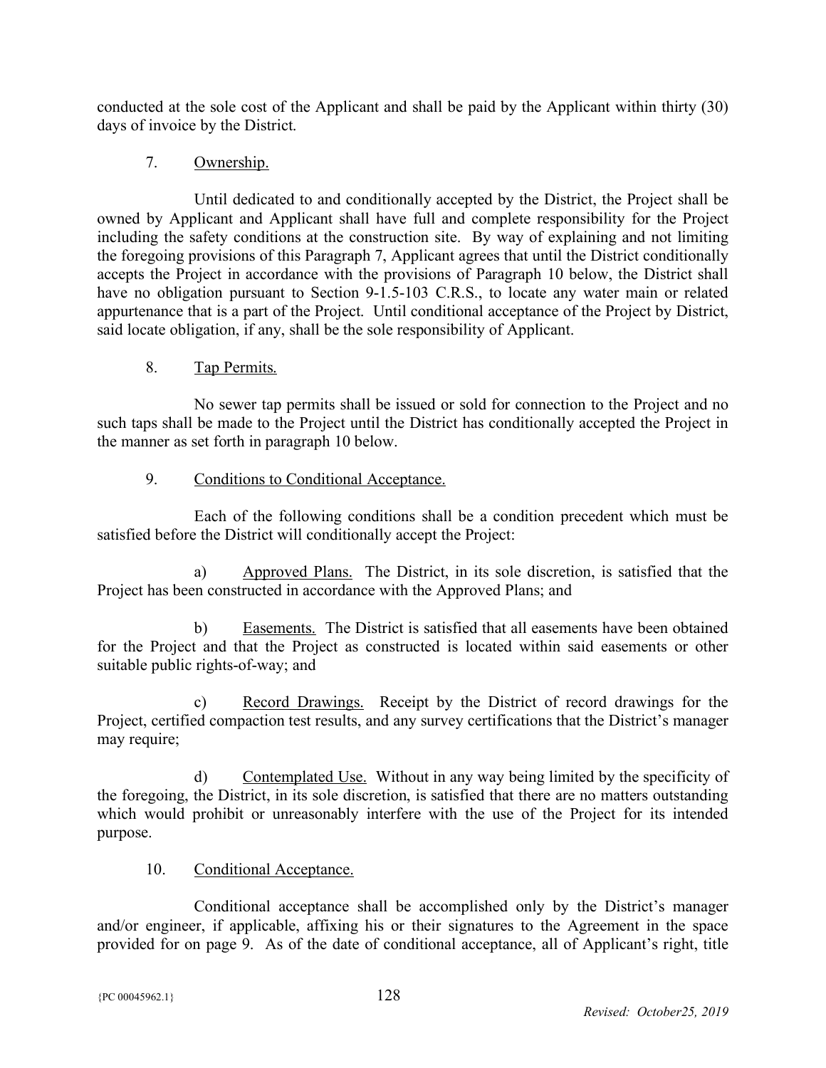conducted at the sole cost of the Applicant and shall be paid by the Applicant within thirty (30) days of invoice by the District.

7. Ownership.

Until dedicated to and conditionally accepted by the District, the Project shall be owned by Applicant and Applicant shall have full and complete responsibility for the Project including the safety conditions at the construction site. By way of explaining and not limiting the foregoing provisions of this Paragraph 7, Applicant agrees that until the District conditionally accepts the Project in accordance with the provisions of Paragraph 10 below, the District shall have no obligation pursuant to Section 9-1.5-103 C.R.S., to locate any water main or related appurtenance that is a part of the Project. Until conditional acceptance of the Project by District, said locate obligation, if any, shall be the sole responsibility of Applicant.

8. Tap Permits.

No sewer tap permits shall be issued or sold for connection to the Project and no such taps shall be made to the Project until the District has conditionally accepted the Project in the manner as set forth in paragraph 10 below.

9. Conditions to Conditional Acceptance.

Each of the following conditions shall be a condition precedent which must be satisfied before the District will conditionally accept the Project:

a) Approved Plans. The District, in its sole discretion, is satisfied that the Project has been constructed in accordance with the Approved Plans; and

b) Easements. The District is satisfied that all easements have been obtained for the Project and that the Project as constructed is located within said easements or other suitable public rights-of-way; and

c) Record Drawings. Receipt by the District of record drawings for the Project, certified compaction test results, and any survey certifications that the District's manager may require;

d) Contemplated Use. Without in any way being limited by the specificity of the foregoing, the District, in its sole discretion, is satisfied that there are no matters outstanding which would prohibit or unreasonably interfere with the use of the Project for its intended purpose.

10. Conditional Acceptance.

Conditional acceptance shall be accomplished only by the District's manager and/or engineer, if applicable, affixing his or their signatures to the Agreement in the space provided for on page 9. As of the date of conditional acceptance, all of Applicant's right, title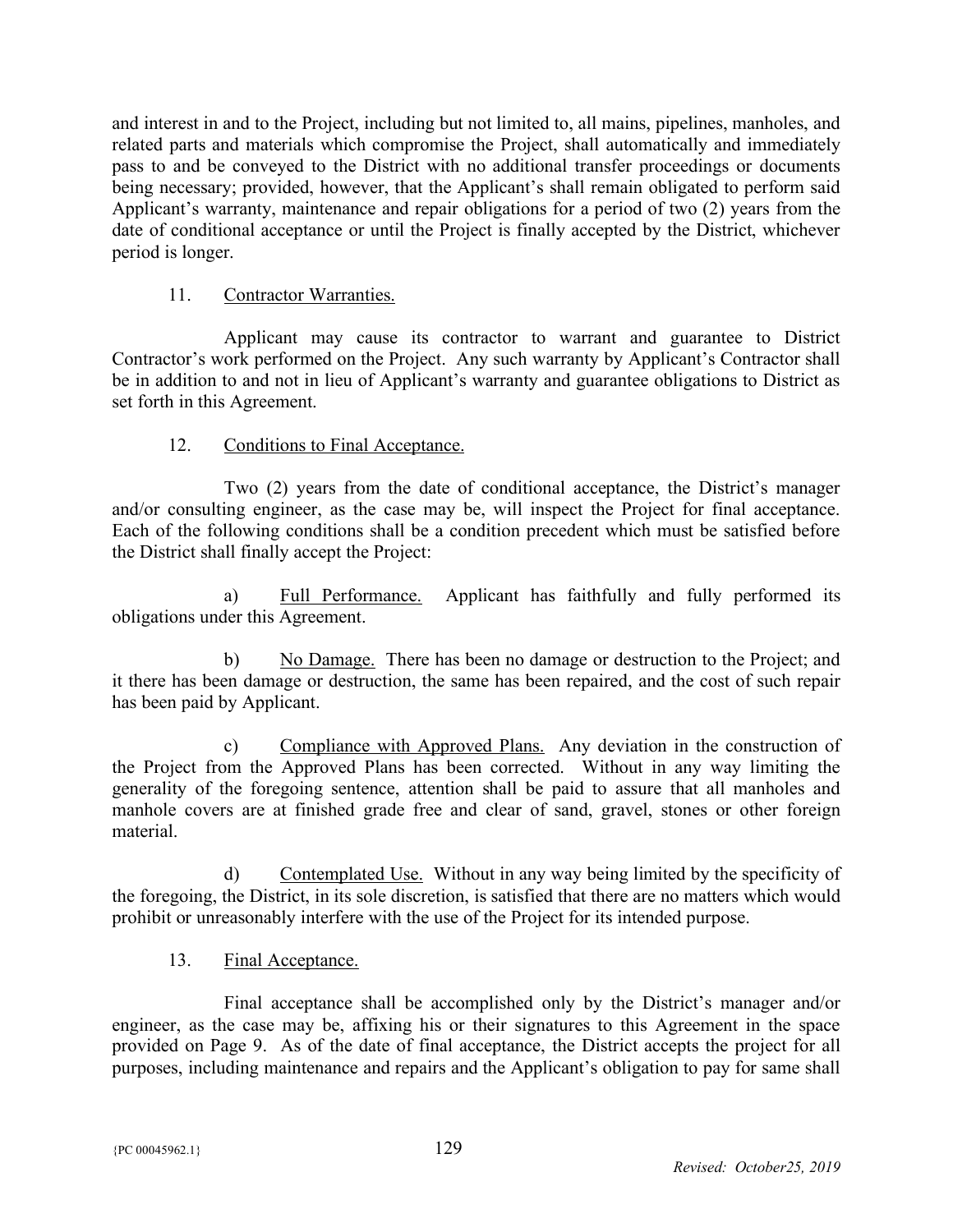and interest in and to the Project, including but not limited to, all mains, pipelines, manholes, and related parts and materials which compromise the Project, shall automatically and immediately pass to and be conveyed to the District with no additional transfer proceedings or documents being necessary; provided, however, that the Applicant's shall remain obligated to perform said Applicant's warranty, maintenance and repair obligations for a period of two (2) years from the date of conditional acceptance or until the Project is finally accepted by the District, whichever period is longer.

11. Contractor Warranties.

Applicant may cause its contractor to warrant and guarantee to District Contractor's work performed on the Project. Any such warranty by Applicant's Contractor shall be in addition to and not in lieu of Applicant's warranty and guarantee obligations to District as set forth in this Agreement.

12. Conditions to Final Acceptance.

Two (2) years from the date of conditional acceptance, the District's manager and/or consulting engineer, as the case may be, will inspect the Project for final acceptance. Each of the following conditions shall be a condition precedent which must be satisfied before the District shall finally accept the Project:

a) Full Performance. Applicant has faithfully and fully performed its obligations under this Agreement.

b) No Damage. There has been no damage or destruction to the Project; and it there has been damage or destruction, the same has been repaired, and the cost of such repair has been paid by Applicant.

c) Compliance with Approved Plans. Any deviation in the construction of the Project from the Approved Plans has been corrected. Without in any way limiting the generality of the foregoing sentence, attention shall be paid to assure that all manholes and manhole covers are at finished grade free and clear of sand, gravel, stones or other foreign material.

d) Contemplated Use. Without in any way being limited by the specificity of the foregoing, the District, in its sole discretion, is satisfied that there are no matters which would prohibit or unreasonably interfere with the use of the Project for its intended purpose.

13. Final Acceptance.

Final acceptance shall be accomplished only by the District's manager and/or engineer, as the case may be, affixing his or their signatures to this Agreement in the space provided on Page 9. As of the date of final acceptance, the District accepts the project for all purposes, including maintenance and repairs and the Applicant's obligation to pay for same shall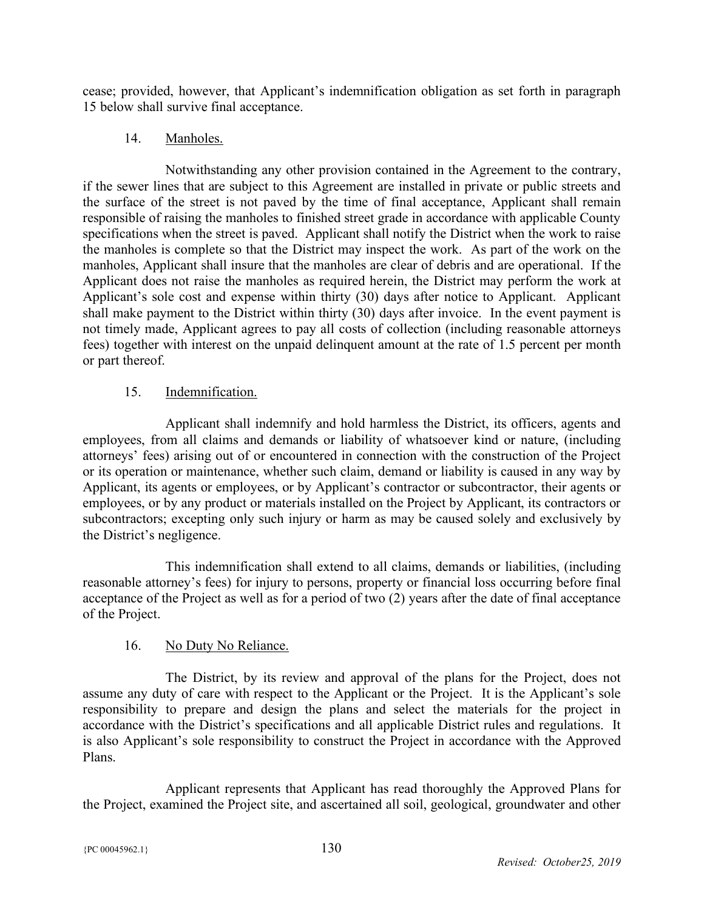cease; provided, however, that Applicant's indemnification obligation as set forth in paragraph 15 below shall survive final acceptance.

14. Manholes.

Notwithstanding any other provision contained in the Agreement to the contrary, if the sewer lines that are subject to this Agreement are installed in private or public streets and the surface of the street is not paved by the time of final acceptance, Applicant shall remain responsible of raising the manholes to finished street grade in accordance with applicable County specifications when the street is paved. Applicant shall notify the District when the work to raise the manholes is complete so that the District may inspect the work. As part of the work on the manholes, Applicant shall insure that the manholes are clear of debris and are operational. If the Applicant does not raise the manholes as required herein, the District may perform the work at Applicant's sole cost and expense within thirty (30) days after notice to Applicant. Applicant shall make payment to the District within thirty (30) days after invoice. In the event payment is not timely made, Applicant agrees to pay all costs of collection (including reasonable attorneys fees) together with interest on the unpaid delinquent amount at the rate of 1.5 percent per month or part thereof.

15. Indemnification.

Applicant shall indemnify and hold harmless the District, its officers, agents and employees, from all claims and demands or liability of whatsoever kind or nature, (including attorneys' fees) arising out of or encountered in connection with the construction of the Project or its operation or maintenance, whether such claim, demand or liability is caused in any way by Applicant, its agents or employees, or by Applicant's contractor or subcontractor, their agents or employees, or by any product or materials installed on the Project by Applicant, its contractors or subcontractors; excepting only such injury or harm as may be caused solely and exclusively by the District's negligence.

This indemnification shall extend to all claims, demands or liabilities, (including reasonable attorney's fees) for injury to persons, property or financial loss occurring before final acceptance of the Project as well as for a period of two (2) years after the date of final acceptance of the Project.

16. No Duty No Reliance.

The District, by its review and approval of the plans for the Project, does not assume any duty of care with respect to the Applicant or the Project. It is the Applicant's sole responsibility to prepare and design the plans and select the materials for the project in accordance with the District's specifications and all applicable District rules and regulations. It is also Applicant's sole responsibility to construct the Project in accordance with the Approved Plans.

Applicant represents that Applicant has read thoroughly the Approved Plans for the Project, examined the Project site, and ascertained all soil, geological, groundwater and other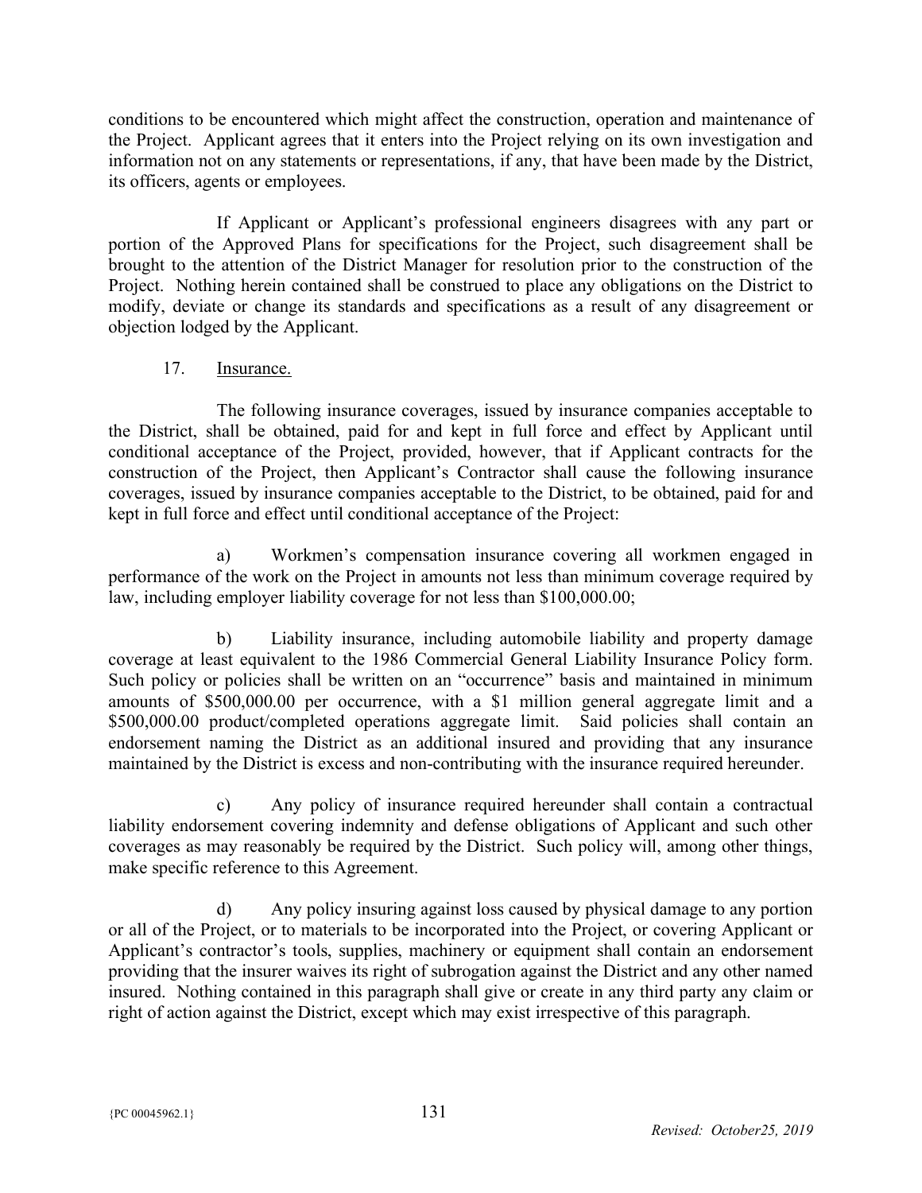conditions to be encountered which might affect the construction, operation and maintenance of the Project. Applicant agrees that it enters into the Project relying on its own investigation and information not on any statements or representations, if any, that have been made by the District, its officers, agents or employees.

If Applicant or Applicant's professional engineers disagrees with any part or portion of the Approved Plans for specifications for the Project, such disagreement shall be brought to the attention of the District Manager for resolution prior to the construction of the Project. Nothing herein contained shall be construed to place any obligations on the District to modify, deviate or change its standards and specifications as a result of any disagreement or objection lodged by the Applicant.

17. Insurance.

The following insurance coverages, issued by insurance companies acceptable to the District, shall be obtained, paid for and kept in full force and effect by Applicant until conditional acceptance of the Project, provided, however, that if Applicant contracts for the construction of the Project, then Applicant's Contractor shall cause the following insurance coverages, issued by insurance companies acceptable to the District, to be obtained, paid for and kept in full force and effect until conditional acceptance of the Project:

a) Workmen's compensation insurance covering all workmen engaged in performance of the work on the Project in amounts not less than minimum coverage required by law, including employer liability coverage for not less than $100,000.00;

b) Liability insurance, including automobile liability and property damage coverage at least equivalent to the 1986 Commercial General Liability Insurance Policy form. Such policy or policies shall be written on an "occurrence" basis and maintained in minimum amounts of $500,000.00 per occurrence, with a $1 million general aggregate limit and a $500,000.00 product/completed operations aggregate limit. Said policies shall contain an endorsement naming the District as an additional insured and providing that any insurance maintained by the District is excess and non-contributing with the insurance required hereunder.

c) Any policy of insurance required hereunder shall contain a contractual liability endorsement covering indemnity and defense obligations of Applicant and such other coverages as may reasonably be required by the District. Such policy will, among other things, make specific reference to this Agreement.

d) Any policy insuring against loss caused by physical damage to any portion or all of the Project, or to materials to be incorporated into the Project, or covering Applicant or Applicant's contractor's tools, supplies, machinery or equipment shall contain an endorsement providing that the insurer waives its right of subrogation against the District and any other named insured. Nothing contained in this paragraph shall give or create in any third party any claim or right of action against the District, except which may exist irrespective of this paragraph.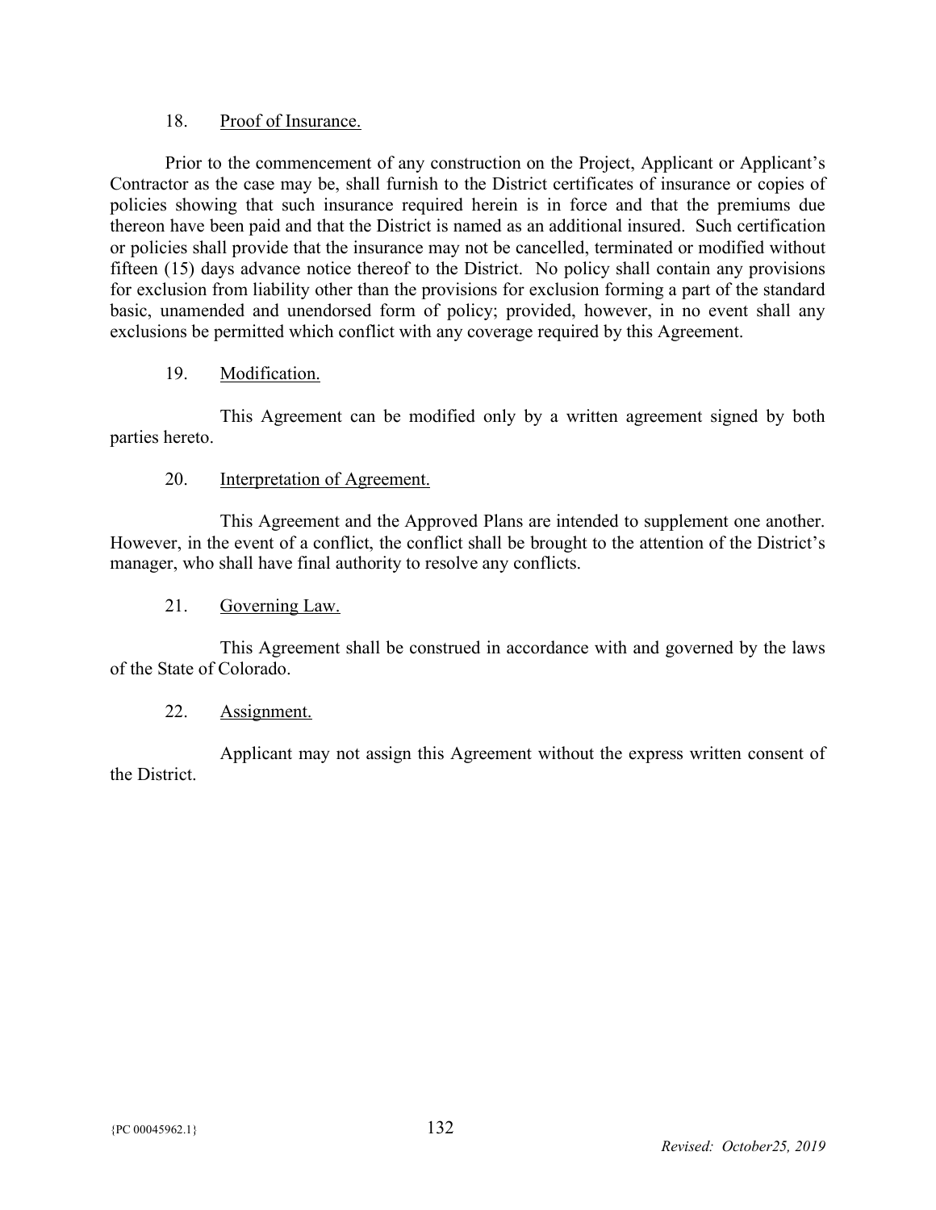18. Proof of Insurance.

Prior to the commencement of any construction on the Project, Applicant or Applicant's Contractor as the case may be, shall furnish to the District certificates of insurance or copies of policies showing that such insurance required herein is in force and that the premiums due thereon have been paid and that the District is named as an additional insured. Such certification or policies shall provide that the insurance may not be cancelled, terminated or modified without fifteen (15) days advance notice thereof to the District. No policy shall contain any provisions for exclusion from liability other than the provisions for exclusion forming a part of the standard basic, unamended and unendorsed form of policy; provided, however, in no event shall any exclusions be permitted which conflict with any coverage required by this Agreement.

19. Modification.

This Agreement can be modified only by a written agreement signed by both parties hereto.

20. Interpretation of Agreement.

This Agreement and the Approved Plans are intended to supplement one another. However, in the event of a conflict, the conflict shall be brought to the attention of the District's manager, who shall have final authority to resolve any conflicts.

21. Governing Law.

This Agreement shall be construed in accordance with and governed by the laws of the State of Colorado.

22. Assignment.

Applicant may not assign this Agreement without the express written consent of the District.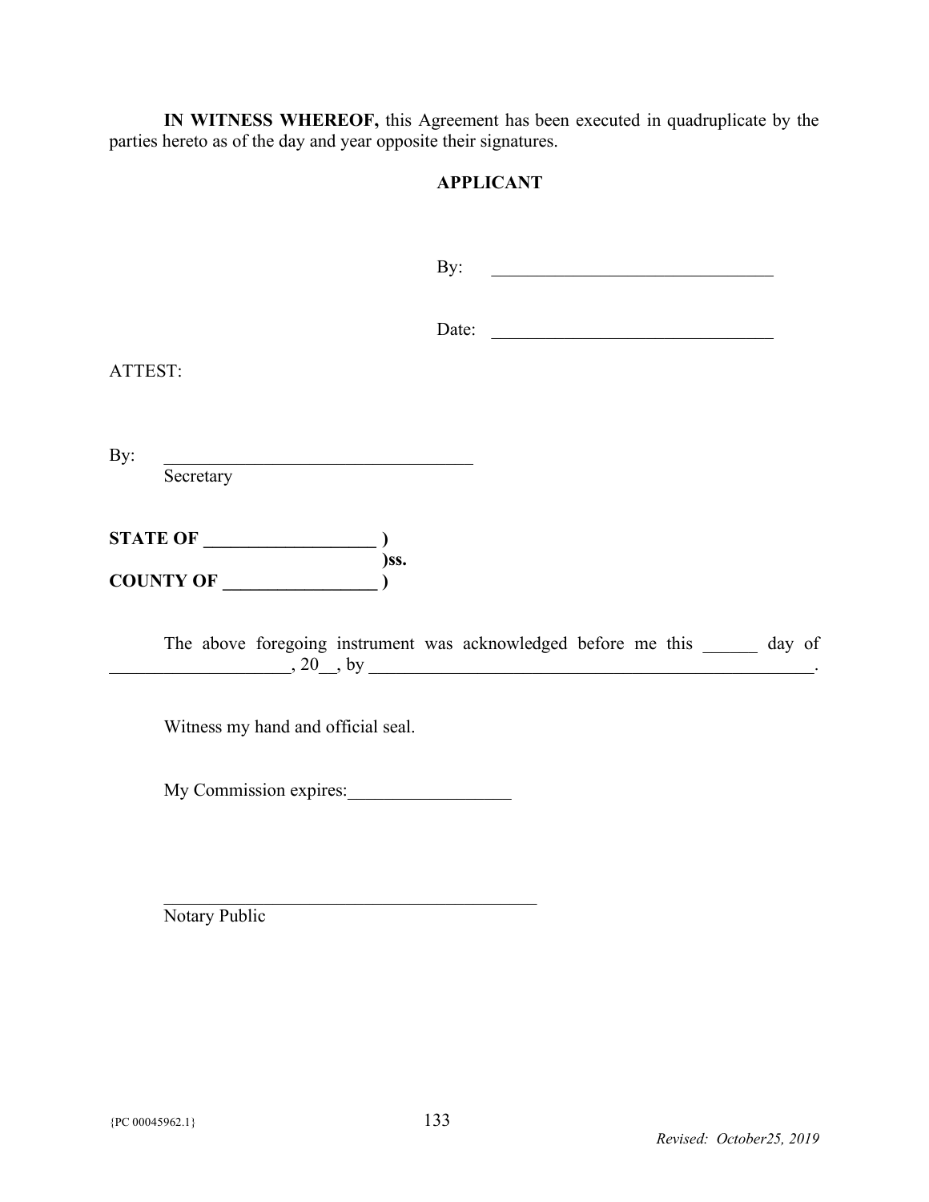**IN WITNESS WHEREOF,** this Agreement has been executed in quadruplicate by the parties hereto as of the day and year opposite their signatures.

**APPLICANT**

By: ________________________________

Date: ________________________________

ATTEST:

By: ___________________________________
Secretary

**STATE OF ___________________ )**
**)ss.**
**COUNTY OF _________________ )**

The above foregoing instrument was acknowledged before me this ______ day of ____________________, 20__, by _____________________________________________________.

Witness my hand and official seal.

My Commission expires:__________________

___________________________________________
Notary Public

{PC 00045962.1}

*Revised: October25, 2019*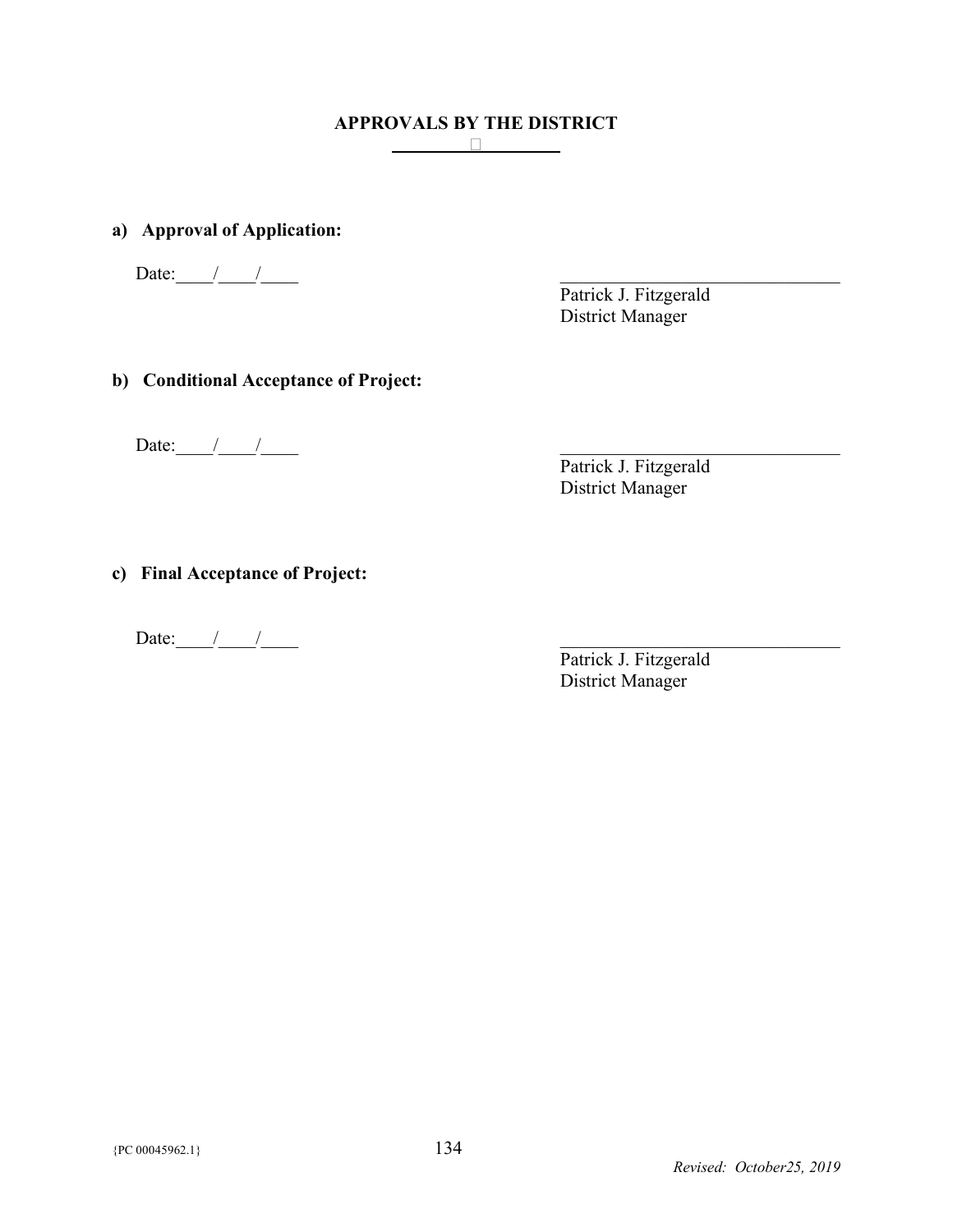# APPROVALS BY THE DISTRICT

**a) Approval of Application:**

Date:____/____/____

______________________________
Patrick J. Fitzgerald
District Manager

**b) Conditional Acceptance of Project:**

Date:____/____/____

______________________________
Patrick J. Fitzgerald
District Manager

**c) Final Acceptance of Project:**

Date:____/____/____

______________________________
Patrick J. Fitzgerald
District Manager

{PC 00045962.1}

*Revised: October25, 2019*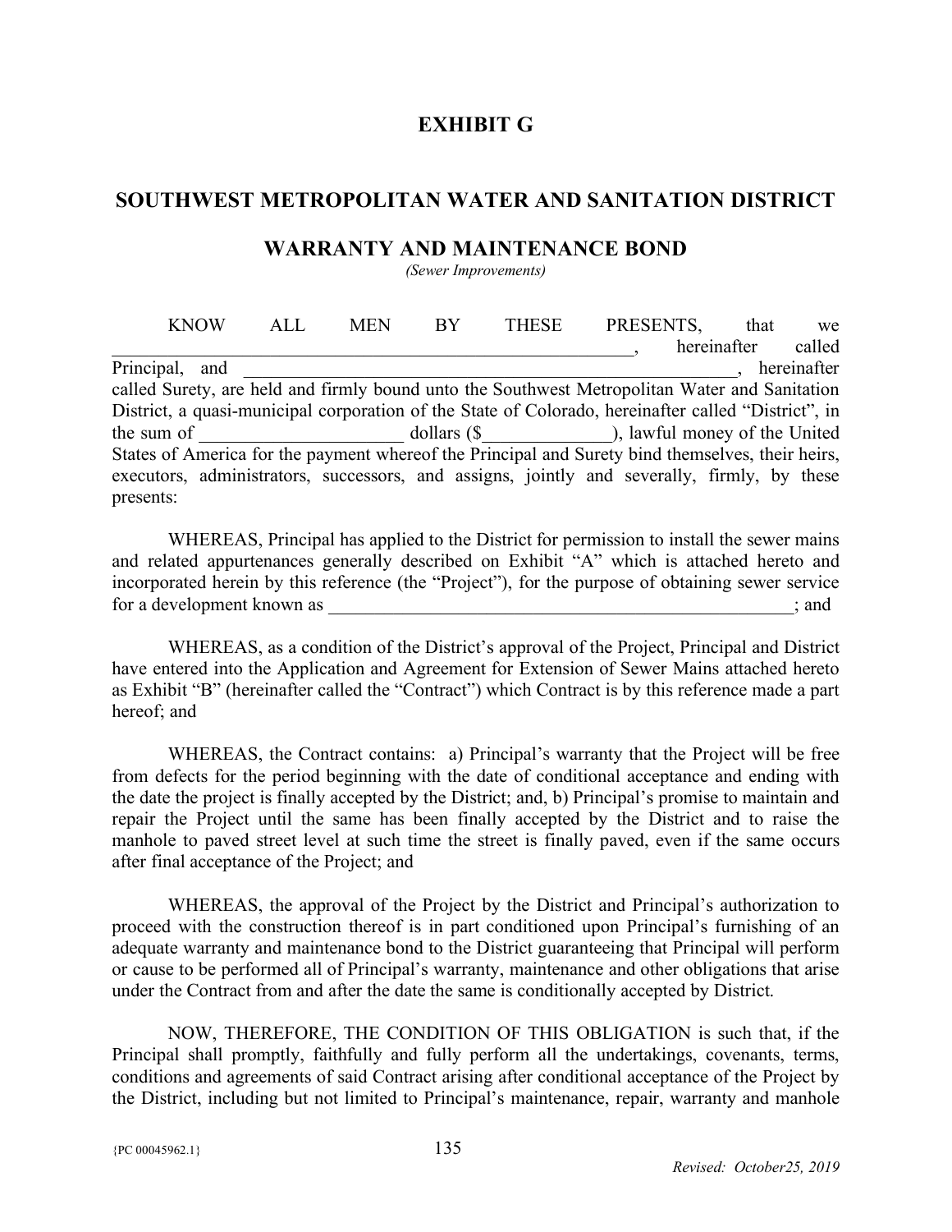# EXHIBIT G

## SOUTHWEST METROPOLITAN WATER AND SANITATION DISTRICT

## WARRANTY AND MAINTENANCE BOND

*(Sewer Improvements)*

KNOW ALL MEN BY THESE PRESENTS, that we \_\_\_\_\_\_\_\_\_\_\_\_\_\_\_\_\_\_\_\_\_\_\_\_\_\_\_\_\_\_\_\_\_\_\_\_\_\_\_\_\_\_\_\_\_\_\_\_\_\_\_\_\_\_, hereinafter called Principal, and \_\_\_\_\_\_\_\_\_\_\_\_\_\_\_\_\_\_\_\_\_\_\_\_\_\_\_\_\_\_\_\_\_\_\_\_\_\_\_\_\_\_\_\_\_\_\_\_\_\_\_\_\_\_, hereinafter called Surety, are held and firmly bound unto the Southwest Metropolitan Water and Sanitation District, a quasi-municipal corporation of the State of Colorado, hereinafter called "District", in the sum of \_\_\_\_\_\_\_\_\_\_\_\_\_\_\_\_\_\_\_\_\_\_ dollars ($\_\_\_\_\_\_\_\_\_\_\_\_\_\_), lawful money of the United States of America for the payment whereof the Principal and Surety bind themselves, their heirs, executors, administrators, successors, and assigns, jointly and severally, firmly, by these presents:

WHEREAS, Principal has applied to the District for permission to install the sewer mains and related appurtenances generally described on Exhibit "A" which is attached hereto and incorporated herein by this reference (the "Project"), for the purpose of obtaining sewer service for a development known as \_\_\_\_\_\_\_\_\_\_\_\_\_\_\_\_\_\_\_\_\_\_\_\_\_\_\_\_\_\_\_\_\_\_\_\_\_\_\_\_\_\_\_\_\_\_\_\_\_\_\_\_\_\_; and

WHEREAS, as a condition of the District's approval of the Project, Principal and District have entered into the Application and Agreement for Extension of Sewer Mains attached hereto as Exhibit "B" (hereinafter called the "Contract") which Contract is by this reference made a part hereof; and

WHEREAS, the Contract contains: a) Principal's warranty that the Project will be free from defects for the period beginning with the date of conditional acceptance and ending with the date the project is finally accepted by the District; and, b) Principal's promise to maintain and repair the Project until the same has been finally accepted by the District and to raise the manhole to paved street level at such time the street is finally paved, even if the same occurs after final acceptance of the Project; and

WHEREAS, the approval of the Project by the District and Principal's authorization to proceed with the construction thereof is in part conditioned upon Principal's furnishing of an adequate warranty and maintenance bond to the District guaranteeing that Principal will perform or cause to be performed all of Principal's warranty, maintenance and other obligations that arise under the Contract from and after the date the same is conditionally accepted by District.

NOW, THEREFORE, THE CONDITION OF THIS OBLIGATION is such that, if the Principal shall promptly, faithfully and fully perform all the undertakings, covenants, terms, conditions and agreements of said Contract arising after conditional acceptance of the Project by the District, including but not limited to Principal's maintenance, repair, warranty and manhole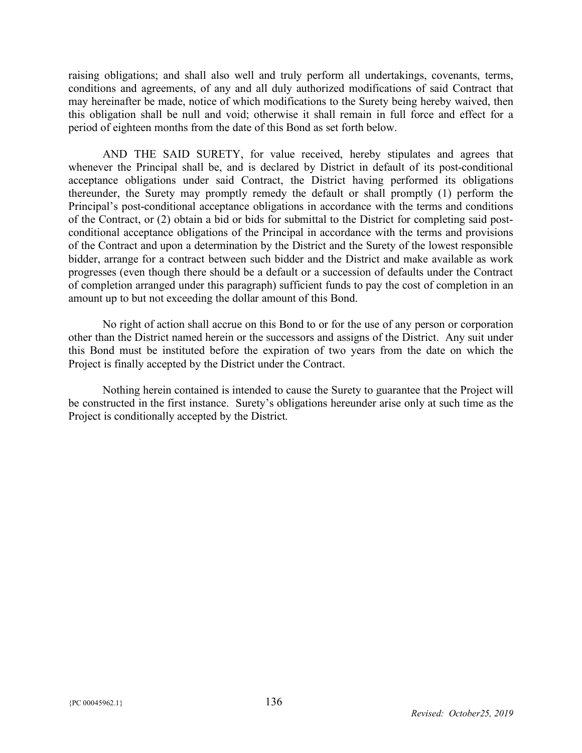raising obligations; and shall also well and truly perform all undertakings, covenants, terms, conditions and agreements, of any and all duly authorized modifications of said Contract that may hereinafter be made, notice of which modifications to the Surety being hereby waived, then this obligation shall be null and void; otherwise it shall remain in full force and effect for a period of eighteen months from the date of this Bond as set forth below.

AND THE SAID SURETY, for value received, hereby stipulates and agrees that whenever the Principal shall be, and is declared by District in default of its post-conditional acceptance obligations under said Contract, the District having performed its obligations thereunder, the Surety may promptly remedy the default or shall promptly (1) perform the Principal's post-conditional acceptance obligations in accordance with the terms and conditions of the Contract, or (2) obtain a bid or bids for submittal to the District for completing said post-conditional acceptance obligations of the Principal in accordance with the terms and provisions of the Contract and upon a determination by the District and the Surety of the lowest responsible bidder, arrange for a contract between such bidder and the District and make available as work progresses (even though there should be a default or a succession of defaults under the Contract of completion arranged under this paragraph) sufficient funds to pay the cost of completion in an amount up to but not exceeding the dollar amount of this Bond.

No right of action shall accrue on this Bond to or for the use of any person or corporation other than the District named herein or the successors and assigns of the District. Any suit under this Bond must be instituted before the expiration of two years from the date on which the Project is finally accepted by the District under the Contract.

Nothing herein contained is intended to cause the Surety to guarantee that the Project will be constructed in the first instance. Surety's obligations hereunder arise only at such time as the Project is conditionally accepted by the District.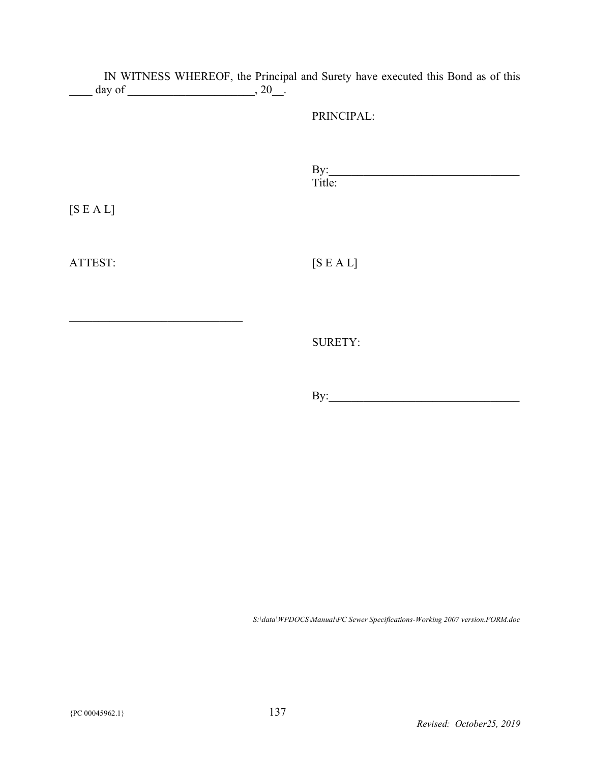IN WITNESS WHEREOF, the Principal and Surety have executed this Bond as of this ____ day of ______________________, 20__.

PRINCIPAL:

By:__________________________________
Title:

[S E A L]

ATTEST:

[S E A L]

______________________________

SURETY:

By:__________________________________

*S:\data\WPDOCS\Manual\PC Sewer Specifications-Working 2007 version.FORM.doc*

{PC 00045962.1}

*Revised: October25, 2019*